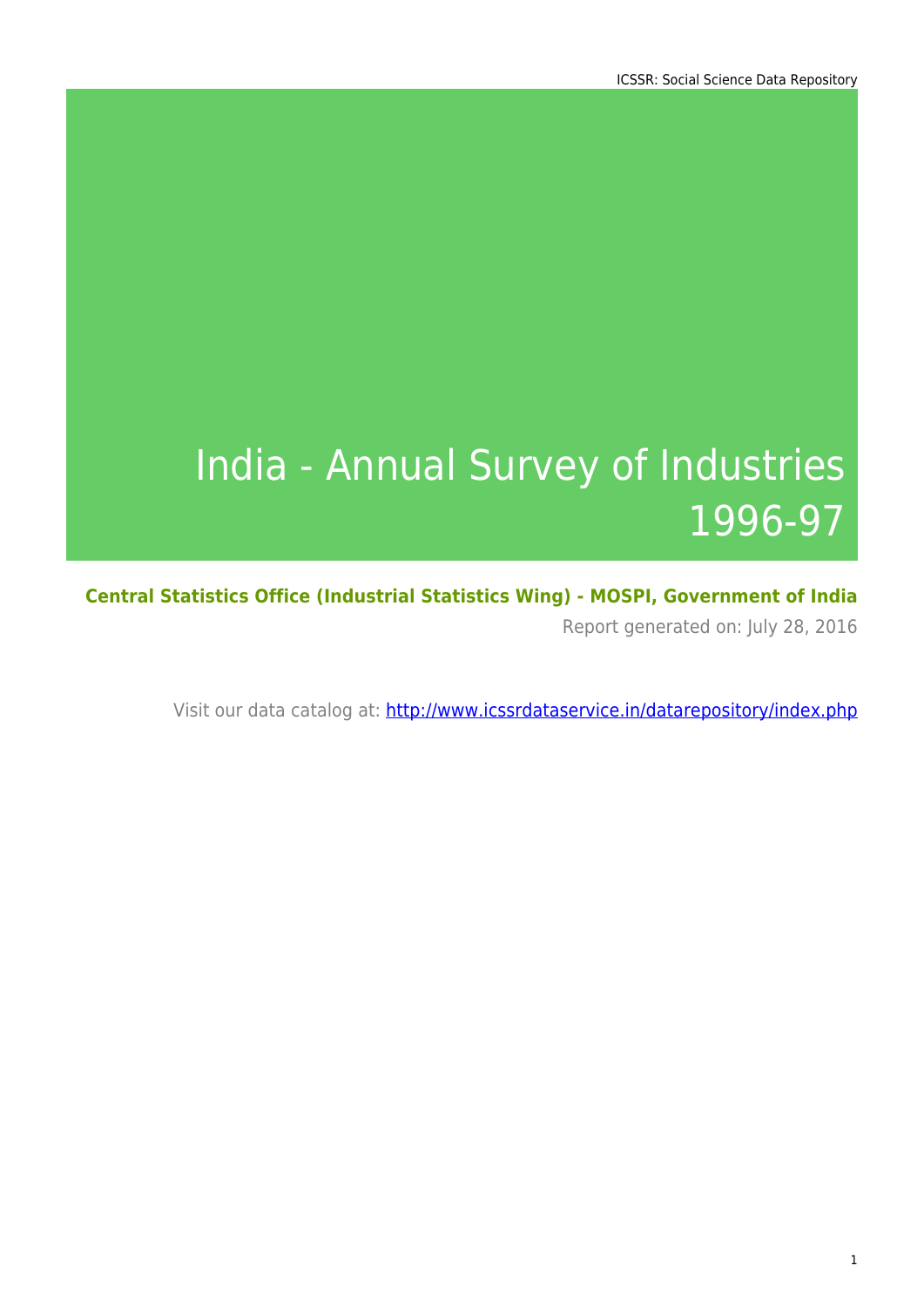# India - Annual Survey of Industries 1996-97

**Central Statistics Office (Industrial Statistics Wing) - MOSPI, Government of India**

Report generated on: July 28, 2016

Visit our data catalog at: http://www.icssrdataservice.in/datarepository/index.php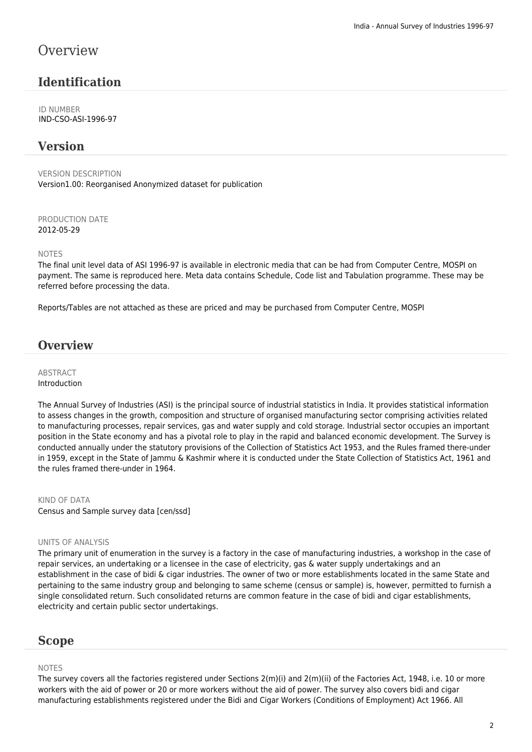# Overview

## Identification

ID NUMBER
IND-CSO-ASI-1996-97

## Version

VERSION DESCRIPTION
Version1.00: Reorganised Anonymized dataset for publication

PRODUCTION DATE
2012-05-29

NOTES
The final unit level data of ASI 1996-97 is available in electronic media that can be had from Computer Centre, MOSPI on payment. The same is reproduced here. Meta data contains Schedule, Code list and Tabulation programme. These may be referred before processing the data.

Reports/Tables are not attached as these are priced and may be purchased from Computer Centre, MOSPI

## Overview

ABSTRACT
Introduction

The Annual Survey of Industries (ASI) is the principal source of industrial statistics in India. It provides statistical information to assess changes in the growth, composition and structure of organised manufacturing sector comprising activities related to manufacturing processes, repair services, gas and water supply and cold storage. Industrial sector occupies an important position in the State economy and has a pivotal role to play in the rapid and balanced economic development. The Survey is conducted annually under the statutory provisions of the Collection of Statistics Act 1953, and the Rules framed there-under in 1959, except in the State of Jammu & Kashmir where it is conducted under the State Collection of Statistics Act, 1961 and the rules framed there-under in 1964.

KIND OF DATA
Census and Sample survey data [cen/ssd]

UNITS OF ANALYSIS
The primary unit of enumeration in the survey is a factory in the case of manufacturing industries, a workshop in the case of repair services, an undertaking or a licensee in the case of electricity, gas & water supply undertakings and an establishment in the case of bidi & cigar industries. The owner of two or more establishments located in the same State and pertaining to the same industry group and belonging to same scheme (census or sample) is, however, permitted to furnish a single consolidated return. Such consolidated returns are common feature in the case of bidi and cigar establishments, electricity and certain public sector undertakings.

## Scope

NOTES
The survey covers all the factories registered under Sections 2(m)(i) and 2(m)(ii) of the Factories Act, 1948, i.e. 10 or more workers with the aid of power or 20 or more workers without the aid of power. The survey also covers bidi and cigar manufacturing establishments registered under the Bidi and Cigar Workers (Conditions of Employment) Act 1966. All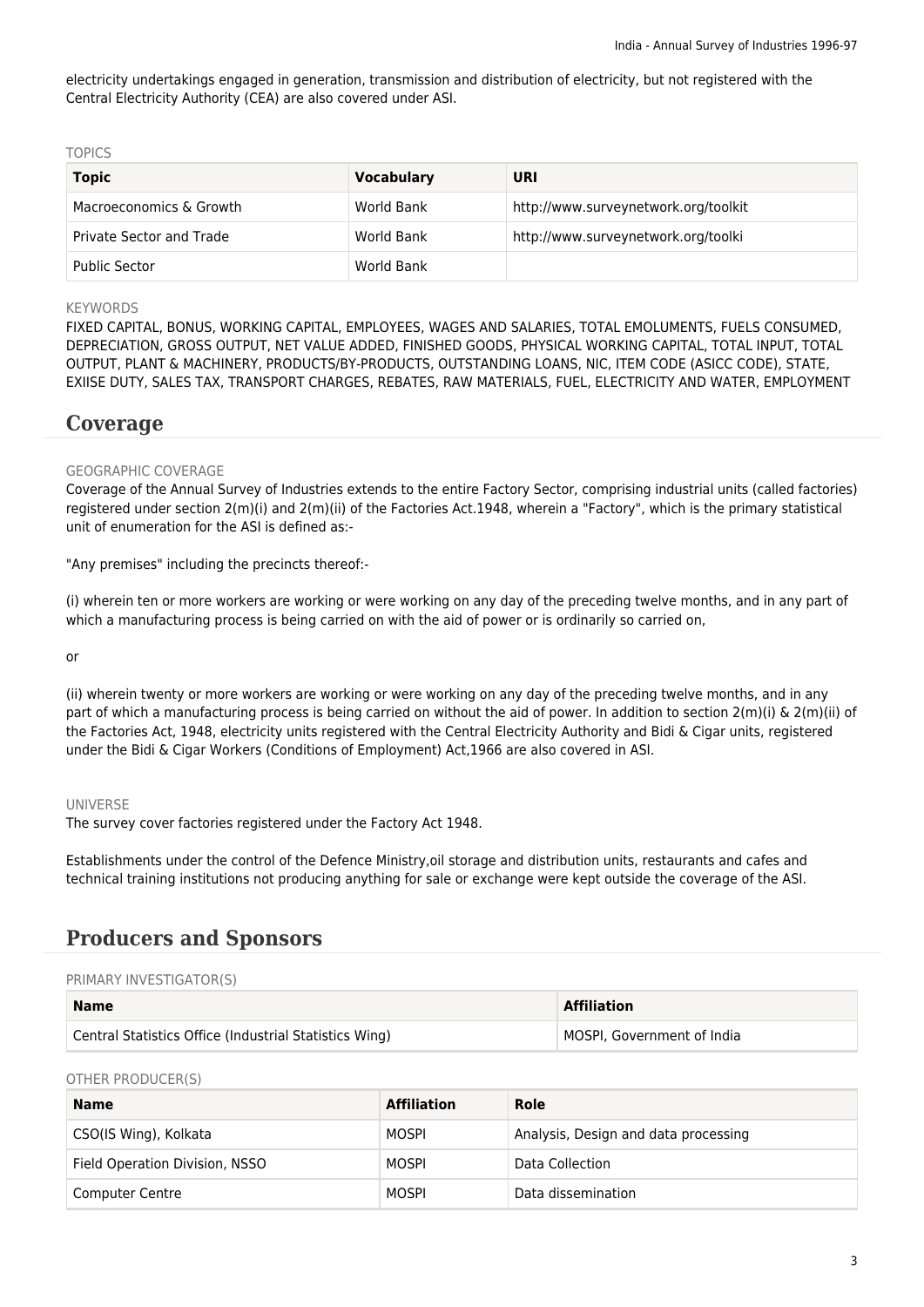electricity undertakings engaged in generation, transmission and distribution of electricity, but not registered with the Central Electricity Authority (CEA) are also covered under ASI.

TOPICS

| Topic | Vocabulary | URI |
|---|---|---|
| Macroeconomics & Growth | World Bank | http://www.surveynetwork.org/toolkit |
| Private Sector and Trade | World Bank | http://www.surveynetwork.org/toolki |
| Public Sector | World Bank | |

KEYWORDS

FIXED CAPITAL, BONUS, WORKING CAPITAL, EMPLOYEES, WAGES AND SALARIES, TOTAL EMOLUMENTS, FUELS CONSUMED, DEPRECIATION, GROSS OUTPUT, NET VALUE ADDED, FINISHED GOODS, PHYSICAL WORKING CAPITAL, TOTAL INPUT, TOTAL OUTPUT, PLANT & MACHINERY, PRODUCTS/BY-PRODUCTS, OUTSTANDING LOANS, NIC, ITEM CODE (ASICC CODE), STATE, EXIISE DUTY, SALES TAX, TRANSPORT CHARGES, REBATES, RAW MATERIALS, FUEL, ELECTRICITY AND WATER, EMPLOYMENT

## Coverage

GEOGRAPHIC COVERAGE

Coverage of the Annual Survey of Industries extends to the entire Factory Sector, comprising industrial units (called factories) registered under section 2(m)(i) and 2(m)(ii) of the Factories Act.1948, wherein a "Factory", which is the primary statistical unit of enumeration for the ASI is defined as:-

"Any premises" including the precincts thereof:-

(i) wherein ten or more workers are working or were working on any day of the preceding twelve months, and in any part of which a manufacturing process is being carried on with the aid of power or is ordinarily so carried on,

or

(ii) wherein twenty or more workers are working or were working on any day of the preceding twelve months, and in any part of which a manufacturing process is being carried on without the aid of power. In addition to section 2(m)(i) & 2(m)(ii) of the Factories Act, 1948, electricity units registered with the Central Electricity Authority and Bidi & Cigar units, registered under the Bidi & Cigar Workers (Conditions of Employment) Act,1966 are also covered in ASI.

UNIVERSE

The survey cover factories registered under the Factory Act 1948.

Establishments under the control of the Defence Ministry,oil storage and distribution units, restaurants and cafes and technical training institutions not producing anything for sale or exchange were kept outside the coverage of the ASI.

## Producers and Sponsors

PRIMARY INVESTIGATOR(S)

| Name | Affiliation |
|---|---|
| Central Statistics Office (Industrial Statistics Wing) | MOSPI, Government of India |

OTHER PRODUCER(S)

| Name | Affiliation | Role |
|---|---|---|
| CSO(IS Wing), Kolkata | MOSPI | Analysis, Design and data processing |
| Field Operation Division, NSSO | MOSPI | Data Collection |
| Computer Centre | MOSPI | Data dissemination |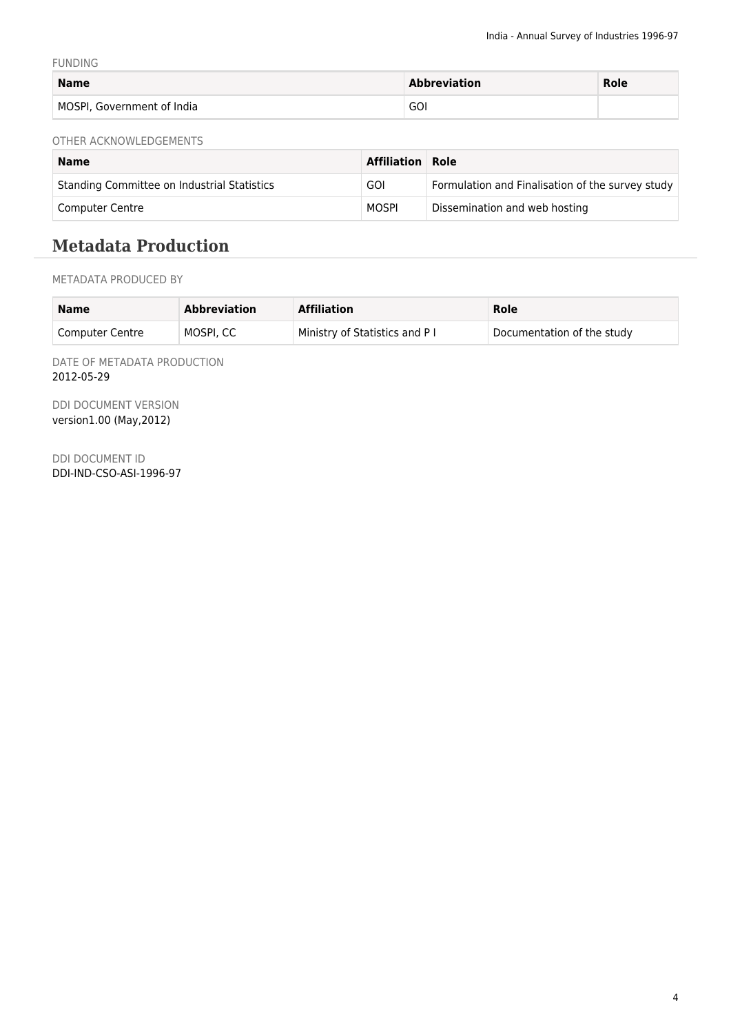FUNDING

| Name | Abbreviation | Role |
|---|---|---|
| MOSPI, Government of India | GOI | |

OTHER ACKNOWLEDGEMENTS

| Name | Affiliation | Role |
|---|---|---|
| Standing Committee on Industrial Statistics | GOI | Formulation and Finalisation of the survey study |
| Computer Centre | MOSPI | Dissemination and web hosting |

## Metadata Production

METADATA PRODUCED BY

| Name | Abbreviation | Affiliation | Role |
|---|---|---|---|
| Computer Centre | MOSPI, CC | Ministry of Statistics and P I | Documentation of the study |

DATE OF METADATA PRODUCTION
2012-05-29

DDI DOCUMENT VERSION
version1.00 (May,2012)

DDI DOCUMENT ID
DDI-IND-CSO-ASI-1996-97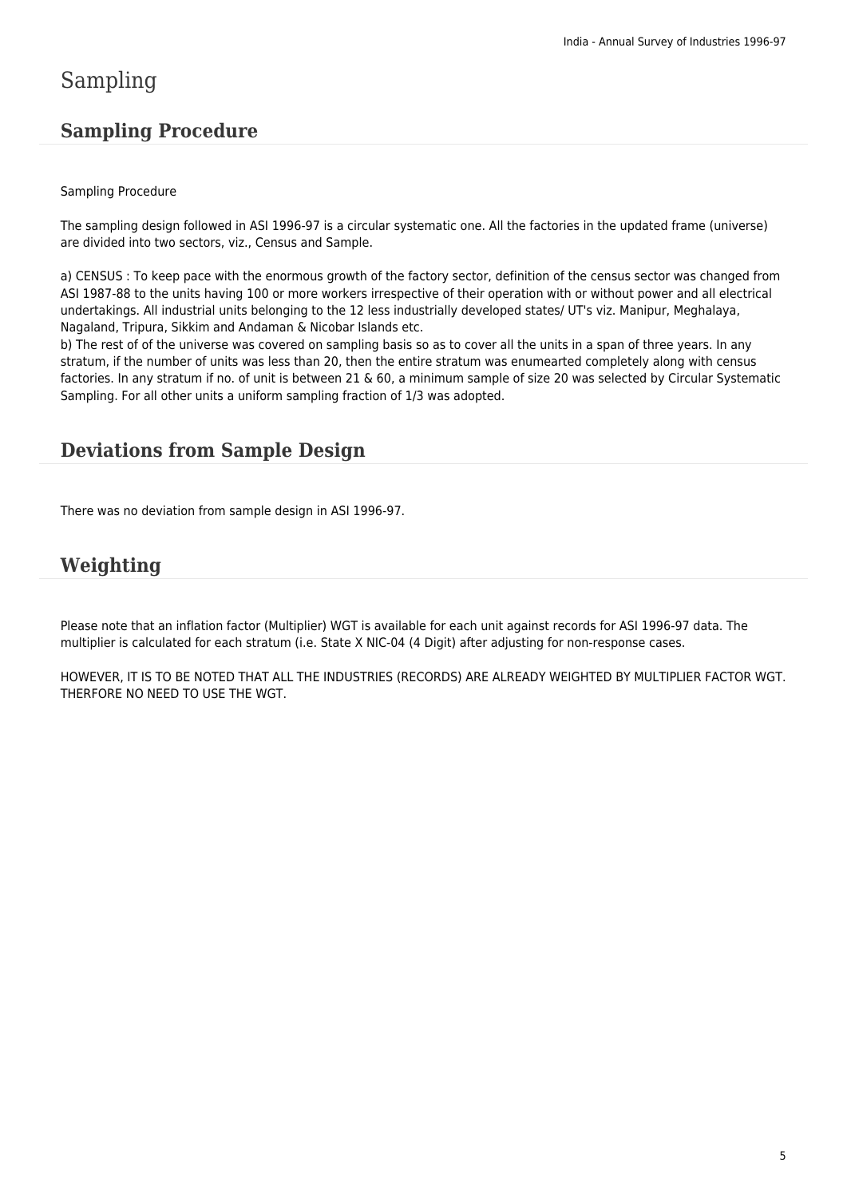# Sampling

## Sampling Procedure

Sampling Procedure

The sampling design followed in ASI 1996-97 is a circular systematic one. All the factories in the updated frame (universe) are divided into two sectors, viz., Census and Sample.

a) CENSUS : To keep pace with the enormous growth of the factory sector, definition of the census sector was changed from ASI 1987-88 to the units having 100 or more workers irrespective of their operation with or without power and all electrical undertakings. All industrial units belonging to the 12 less industrially developed states/ UT's viz. Manipur, Meghalaya, Nagaland, Tripura, Sikkim and Andaman & Nicobar Islands etc.
b) The rest of of the universe was covered on sampling basis so as to cover all the units in a span of three years. In any stratum, if the number of units was less than 20, then the entire stratum was enumearted completely along with census factories. In any stratum if no. of unit is between 21 & 60, a minimum sample of size 20 was selected by Circular Systematic Sampling. For all other units a uniform sampling fraction of 1/3 was adopted.

## Deviations from Sample Design

There was no deviation from sample design in ASI 1996-97.

## Weighting

Please note that an inflation factor (Multiplier) WGT is available for each unit against records for ASI 1996-97 data. The multiplier is calculated for each stratum (i.e. State X NIC-04 (4 Digit) after adjusting for non-response cases.

HOWEVER, IT IS TO BE NOTED THAT ALL THE INDUSTRIES (RECORDS) ARE ALREADY WEIGHTED BY MULTIPLIER FACTOR WGT. THERFORE NO NEED TO USE THE WGT.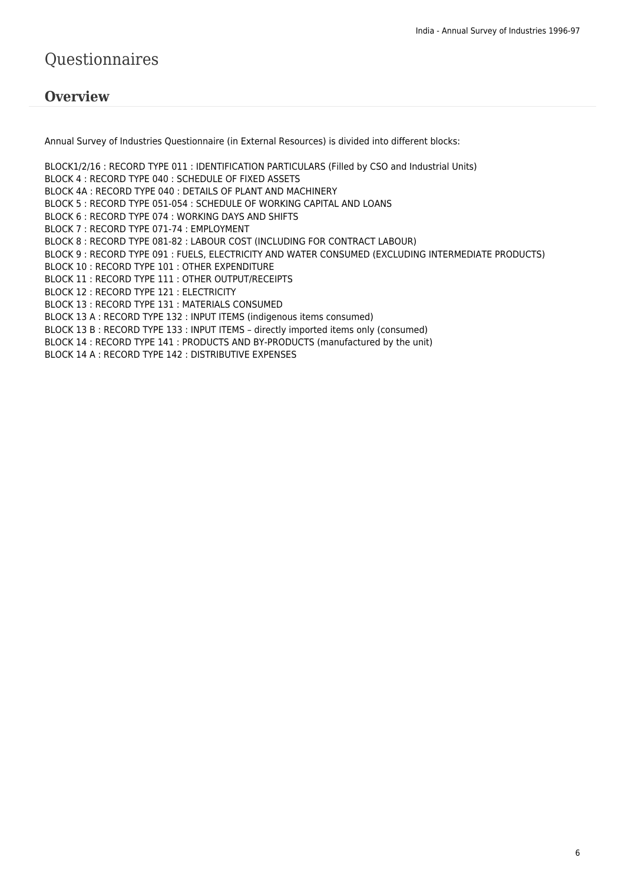# Questionnaires

## Overview

Annual Survey of Industries Questionnaire (in External Resources) is divided into different blocks:

BLOCK1/2/16 : RECORD TYPE 011 : IDENTIFICATION PARTICULARS (Filled by CSO and Industrial Units)
BLOCK 4 : RECORD TYPE 040 : SCHEDULE OF FIXED ASSETS
BLOCK 4A : RECORD TYPE 040 : DETAILS OF PLANT AND MACHINERY
BLOCK 5 : RECORD TYPE 051-054 : SCHEDULE OF WORKING CAPITAL AND LOANS
BLOCK 6 : RECORD TYPE 074 : WORKING DAYS AND SHIFTS
BLOCK 7 : RECORD TYPE 071-74 : EMPLOYMENT
BLOCK 8 : RECORD TYPE 081-82 : LABOUR COST (INCLUDING FOR CONTRACT LABOUR)
BLOCK 9 : RECORD TYPE 091 : FUELS, ELECTRICITY AND WATER CONSUMED (EXCLUDING INTERMEDIATE PRODUCTS)
BLOCK 10 : RECORD TYPE 101 : OTHER EXPENDITURE
BLOCK 11 : RECORD TYPE 111 : OTHER OUTPUT/RECEIPTS
BLOCK 12 : RECORD TYPE 121 : ELECTRICITY
BLOCK 13 : RECORD TYPE 131 : MATERIALS CONSUMED
BLOCK 13 A : RECORD TYPE 132 : INPUT ITEMS (indigenous items consumed)
BLOCK 13 B : RECORD TYPE 133 : INPUT ITEMS – directly imported items only (consumed)
BLOCK 14 : RECORD TYPE 141 : PRODUCTS AND BY-PRODUCTS (manufactured by the unit)
BLOCK 14 A : RECORD TYPE 142 : DISTRIBUTIVE EXPENSES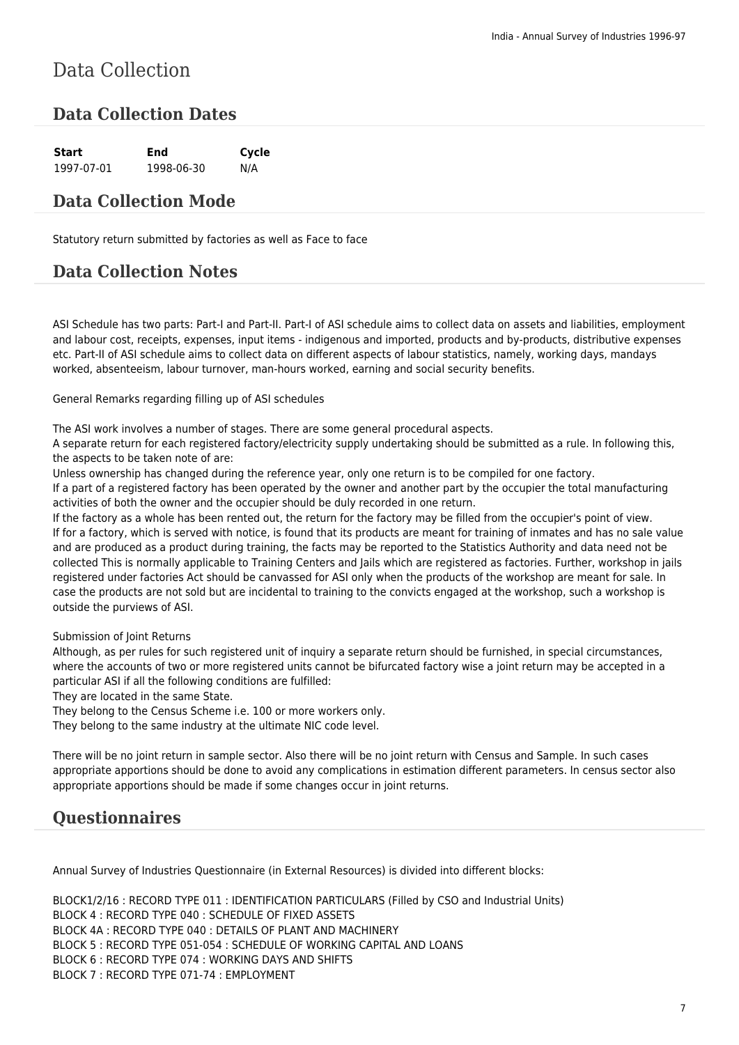# Data Collection

## Data Collection Dates

| Start | End | Cycle |
|---|---|---|
| 1997-07-01 | 1998-06-30 | N/A |

## Data Collection Mode

Statutory return submitted by factories as well as Face to face

## Data Collection Notes

ASI Schedule has two parts: Part-I and Part-II. Part-I of ASI schedule aims to collect data on assets and liabilities, employment and labour cost, receipts, expenses, input items - indigenous and imported, products and by-products, distributive expenses etc. Part-II of ASI schedule aims to collect data on different aspects of labour statistics, namely, working days, mandays worked, absenteeism, labour turnover, man-hours worked, earning and social security benefits.

General Remarks regarding filling up of ASI schedules

The ASI work involves a number of stages. There are some general procedural aspects.
A separate return for each registered factory/electricity supply undertaking should be submitted as a rule. In following this, the aspects to be taken note of are:
Unless ownership has changed during the reference year, only one return is to be compiled for one factory.
If a part of a registered factory has been operated by the owner and another part by the occupier the total manufacturing activities of both the owner and the occupier should be duly recorded in one return.
If the factory as a whole has been rented out, the return for the factory may be filled from the occupier's point of view.
If for a factory, which is served with notice, is found that its products are meant for training of inmates and has no sale value and are produced as a product during training, the facts may be reported to the Statistics Authority and data need not be collected This is normally applicable to Training Centers and Jails which are registered as factories. Further, workshop in jails registered under factories Act should be canvassed for ASI only when the products of the workshop are meant for sale. In case the products are not sold but are incidental to training to the convicts engaged at the workshop, such a workshop is outside the purviews of ASI.

Submission of Joint Returns
Although, as per rules for such registered unit of inquiry a separate return should be furnished, in special circumstances, where the accounts of two or more registered units cannot be bifurcated factory wise a joint return may be accepted in a particular ASI if all the following conditions are fulfilled:
They are located in the same State.
They belong to the Census Scheme i.e. 100 or more workers only.
They belong to the same industry at the ultimate NIC code level.

There will be no joint return in sample sector. Also there will be no joint return with Census and Sample. In such cases appropriate apportions should be done to avoid any complications in estimation different parameters. In census sector also appropriate apportions should be made if some changes occur in joint returns.

## Questionnaires

Annual Survey of Industries Questionnaire (in External Resources) is divided into different blocks:

BLOCK1/2/16 : RECORD TYPE 011 : IDENTIFICATION PARTICULARS (Filled by CSO and Industrial Units)
BLOCK 4 : RECORD TYPE 040 : SCHEDULE OF FIXED ASSETS
BLOCK 4A : RECORD TYPE 040 : DETAILS OF PLANT AND MACHINERY
BLOCK 5 : RECORD TYPE 051-054 : SCHEDULE OF WORKING CAPITAL AND LOANS
BLOCK 6 : RECORD TYPE 074 : WORKING DAYS AND SHIFTS
BLOCK 7 : RECORD TYPE 071-74 : EMPLOYMENT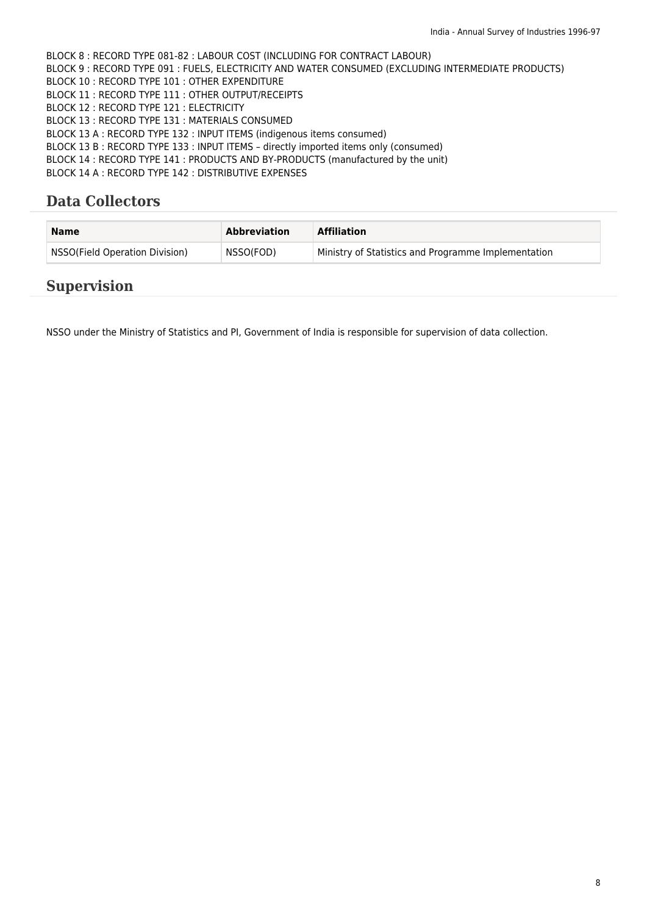BLOCK 8 : RECORD TYPE 081-82 : LABOUR COST (INCLUDING FOR CONTRACT LABOUR)
BLOCK 9 : RECORD TYPE 091 : FUELS, ELECTRICITY AND WATER CONSUMED (EXCLUDING INTERMEDIATE PRODUCTS)
BLOCK 10 : RECORD TYPE 101 : OTHER EXPENDITURE
BLOCK 11 : RECORD TYPE 111 : OTHER OUTPUT/RECEIPTS
BLOCK 12 : RECORD TYPE 121 : ELECTRICITY
BLOCK 13 : RECORD TYPE 131 : MATERIALS CONSUMED
BLOCK 13 A : RECORD TYPE 132 : INPUT ITEMS (indigenous items consumed)
BLOCK 13 B : RECORD TYPE 133 : INPUT ITEMS – directly imported items only (consumed)
BLOCK 14 : RECORD TYPE 141 : PRODUCTS AND BY-PRODUCTS (manufactured by the unit)
BLOCK 14 A : RECORD TYPE 142 : DISTRIBUTIVE EXPENSES

## Data Collectors

| Name | Abbreviation | Affiliation |
| --- | --- | --- |
| NSSO(Field Operation Division) | NSSO(FOD) | Ministry of Statistics and Programme Implementation |

## Supervision

NSSO under the Ministry of Statistics and PI, Government of India is responsible for supervision of data collection.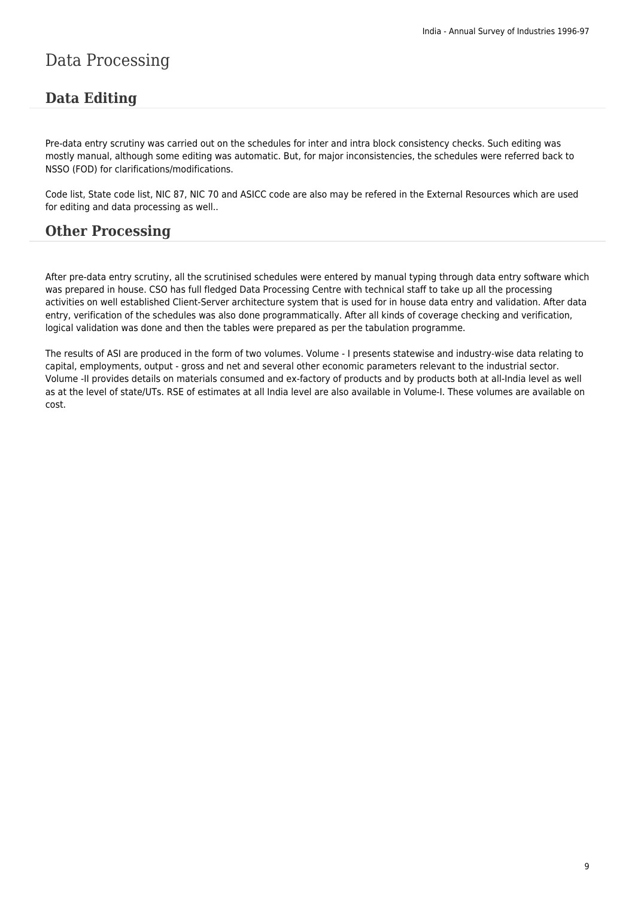# Data Processing

## Data Editing

Pre-data entry scrutiny was carried out on the schedules for inter and intra block consistency checks. Such editing was mostly manual, although some editing was automatic. But, for major inconsistencies, the schedules were referred back to NSSO (FOD) for clarifications/modifications.

Code list, State code list, NIC 87, NIC 70 and ASICC code are also may be refered in the External Resources which are used for editing and data processing as well..

## Other Processing

After pre-data entry scrutiny, all the scrutinised schedules were entered by manual typing through data entry software which was prepared in house. CSO has full fledged Data Processing Centre with technical staff to take up all the processing activities on well established Client-Server architecture system that is used for in house data entry and validation. After data entry, verification of the schedules was also done programmatically. After all kinds of coverage checking and verification, logical validation was done and then the tables were prepared as per the tabulation programme.

The results of ASI are produced in the form of two volumes. Volume - I presents statewise and industry-wise data relating to capital, employments, output - gross and net and several other economic parameters relevant to the industrial sector. Volume -II provides details on materials consumed and ex-factory of products and by products both at all-India level as well as at the level of state/UTs. RSE of estimates at all India level are also available in Volume-I. These volumes are available on cost.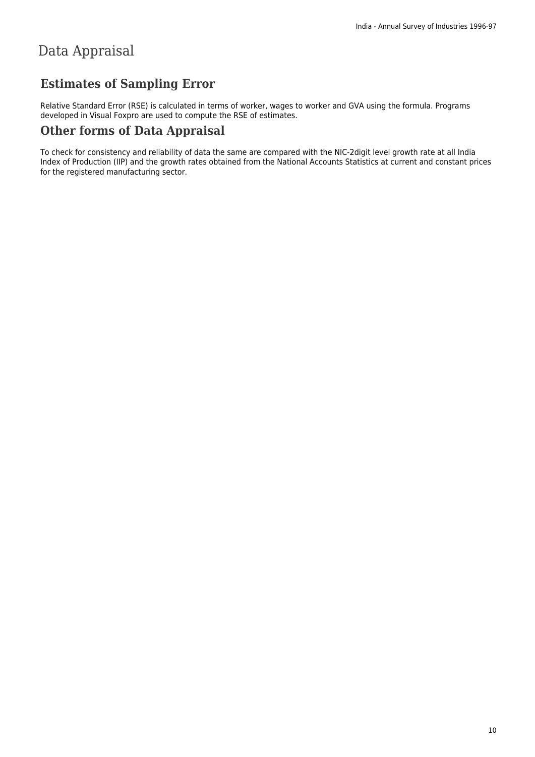# Data Appraisal

## Estimates of Sampling Error

Relative Standard Error (RSE) is calculated in terms of worker, wages to worker and GVA using the formula. Programs developed in Visual Foxpro are used to compute the RSE of estimates.

## Other forms of Data Appraisal

To check for consistency and reliability of data the same are compared with the NIC-2digit level growth rate at all India Index of Production (IIP) and the growth rates obtained from the National Accounts Statistics at current and constant prices for the registered manufacturing sector.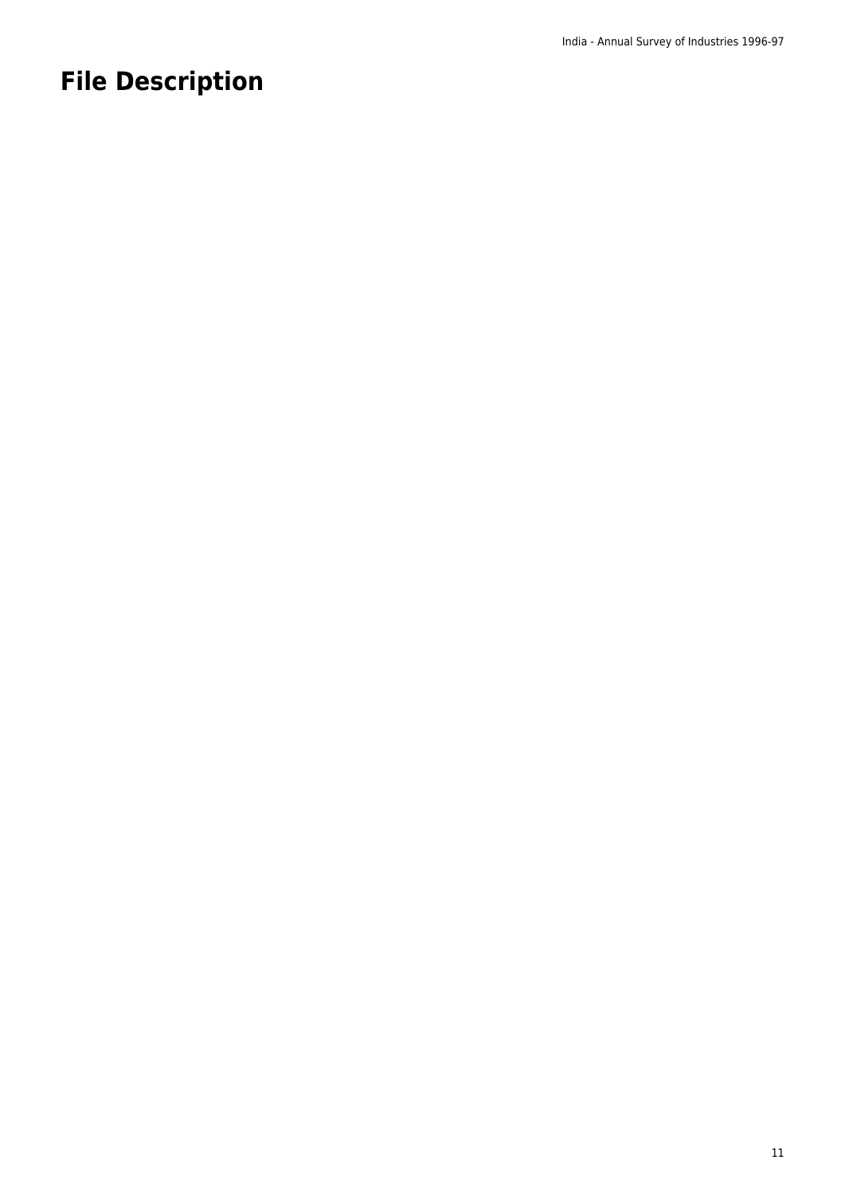# File Description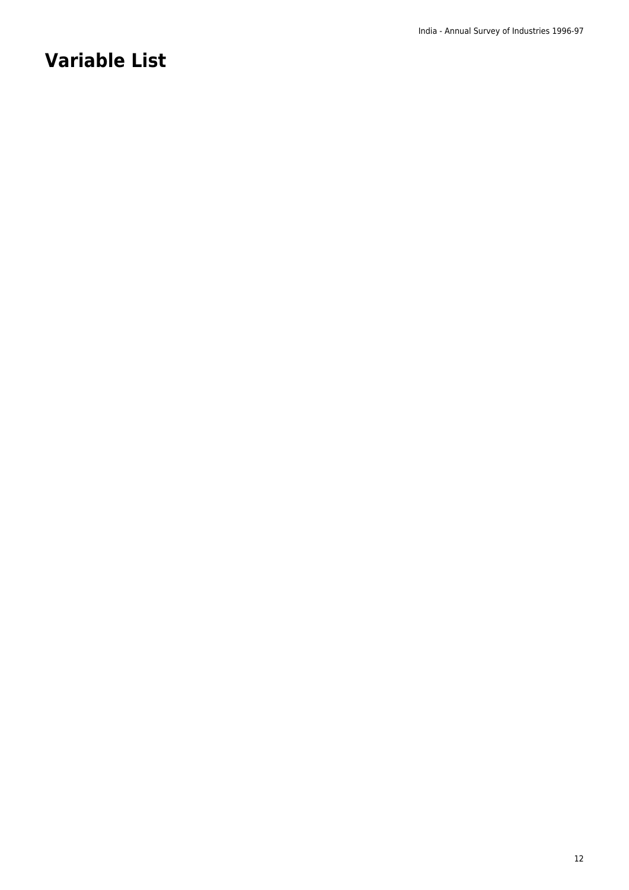# Variable List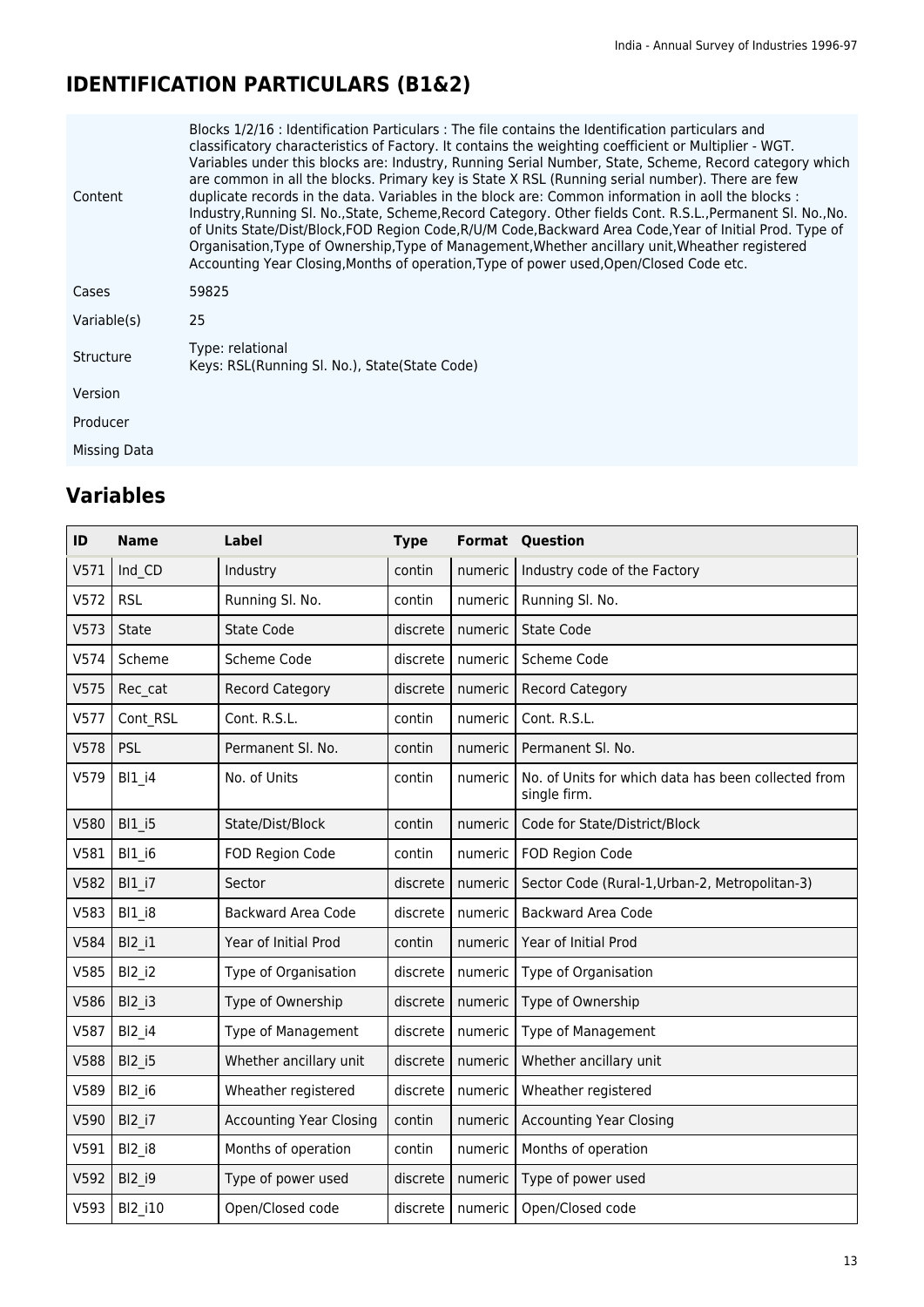# IDENTIFICATION PARTICULARS (B1&2)

| | |
|---|---|
| Content | Blocks 1/2/16 : Identification Particulars : The file contains the Identification particulars and classificatory characteristics of Factory. It contains the weighting coefficient or Multiplier - WGT. Variables under this blocks are: Industry, Running Serial Number, State, Scheme, Record category which are common in all the blocks. Primary key is State X RSL (Running serial number). There are few duplicate records in the data. Variables in the block are: Common information in aoll the blocks : Industry,Running Sl. No.,State, Scheme,Record Category. Other fields Cont. R.S.L.,Permanent Sl. No.,No. of Units State/Dist/Block,FOD Region Code,R/U/M Code,Backward Area Code,Year of Initial Prod. Type of Organisation,Type of Ownership,Type of Management,Whether ancillary unit,Wheather registered Accounting Year Closing,Months of operation,Type of power used,Open/Closed Code etc. |
| Cases | 59825 |
| Variable(s) | 25 |
| Structure | Type: relational<br>Keys: RSL(Running Sl. No.), State(State Code) |
| Version | |
| Producer | |
| Missing Data | |

## Variables

| ID | Name | Label | Type | Format | Question |
|---|---|---|---|---|---|
| V571 | Ind_CD | Industry | contin | numeric | Industry code of the Factory |
| V572 | RSL | Running Sl. No. | contin | numeric | Running Sl. No. |
| V573 | State | State Code | discrete | numeric | State Code |
| V574 | Scheme | Scheme Code | discrete | numeric | Scheme Code |
| V575 | Rec_cat | Record Category | discrete | numeric | Record Category |
| V577 | Cont_RSL | Cont. R.S.L. | contin | numeric | Cont. R.S.L. |
| V578 | PSL | Permanent Sl. No. | contin | numeric | Permanent Sl. No. |
| V579 | Bl1_i4 | No. of Units | contin | numeric | No. of Units for which data has been collected from single firm. |
| V580 | Bl1_i5 | State/Dist/Block | contin | numeric | Code for State/District/Block |
| V581 | Bl1_i6 | FOD Region Code | contin | numeric | FOD Region Code |
| V582 | Bl1_i7 | Sector | discrete | numeric | Sector Code (Rural-1,Urban-2, Metropolitan-3) |
| V583 | Bl1_i8 | Backward Area Code | discrete | numeric | Backward Area Code |
| V584 | Bl2_i1 | Year of Initial Prod | contin | numeric | Year of Initial Prod |
| V585 | Bl2_i2 | Type of Organisation | discrete | numeric | Type of Organisation |
| V586 | Bl2_i3 | Type of Ownership | discrete | numeric | Type of Ownership |
| V587 | Bl2_i4 | Type of Management | discrete | numeric | Type of Management |
| V588 | Bl2_i5 | Whether ancillary unit | discrete | numeric | Whether ancillary unit |
| V589 | Bl2_i6 | Wheather registered | discrete | numeric | Wheather registered |
| V590 | Bl2_i7 | Accounting Year Closing | contin | numeric | Accounting Year Closing |
| V591 | Bl2_i8 | Months of operation | contin | numeric | Months of operation |
| V592 | Bl2_i9 | Type of power used | discrete | numeric | Type of power used |
| V593 | Bl2_i10 | Open/Closed code | discrete | numeric | Open/Closed code |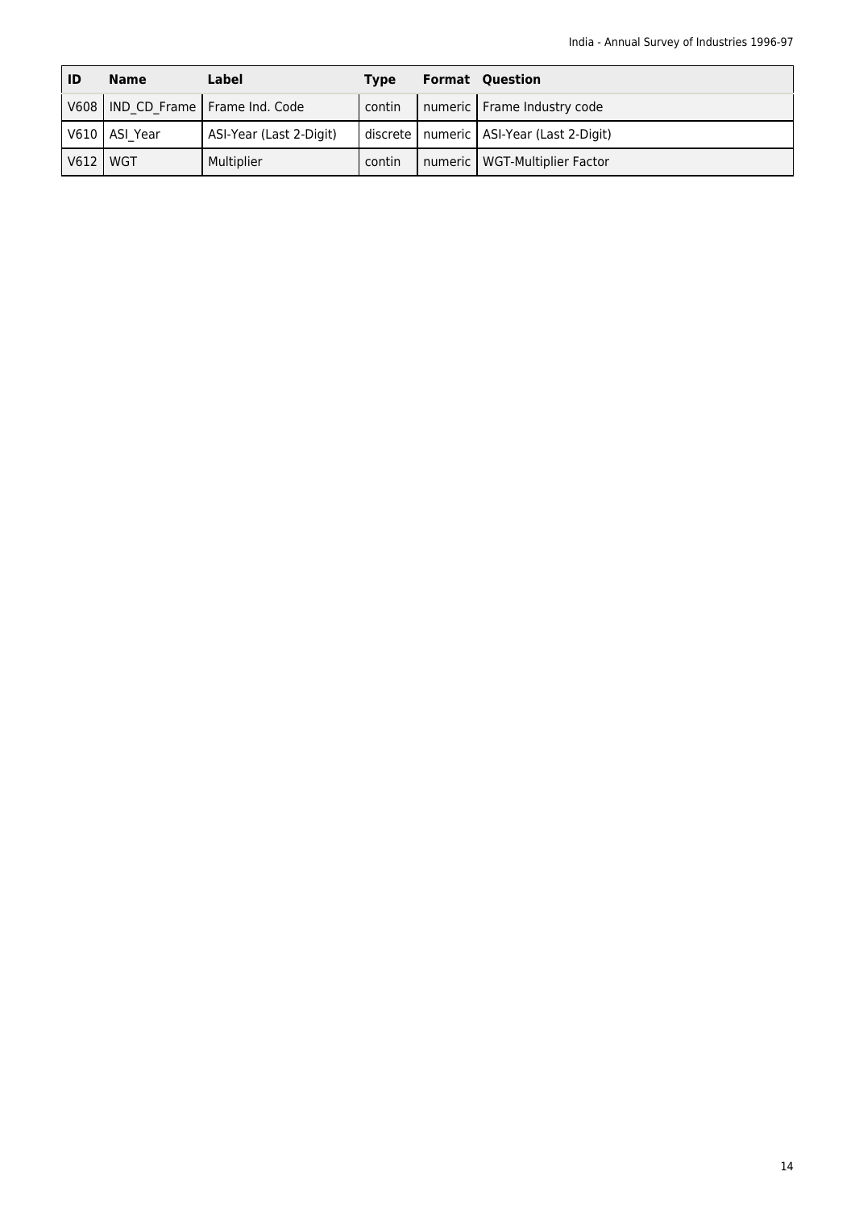| ID | Name | Label | Type | Format | Question |
|---|---|---|---|---|---|
| V608 | IND_CD_Frame | Frame Ind. Code | contin | numeric | Frame Industry code |
| V610 | ASI_Year | ASI-Year (Last 2-Digit) | discrete | numeric | ASI-Year (Last 2-Digit) |
| V612 | WGT | Multiplier | contin | numeric | WGT-Multiplier Factor |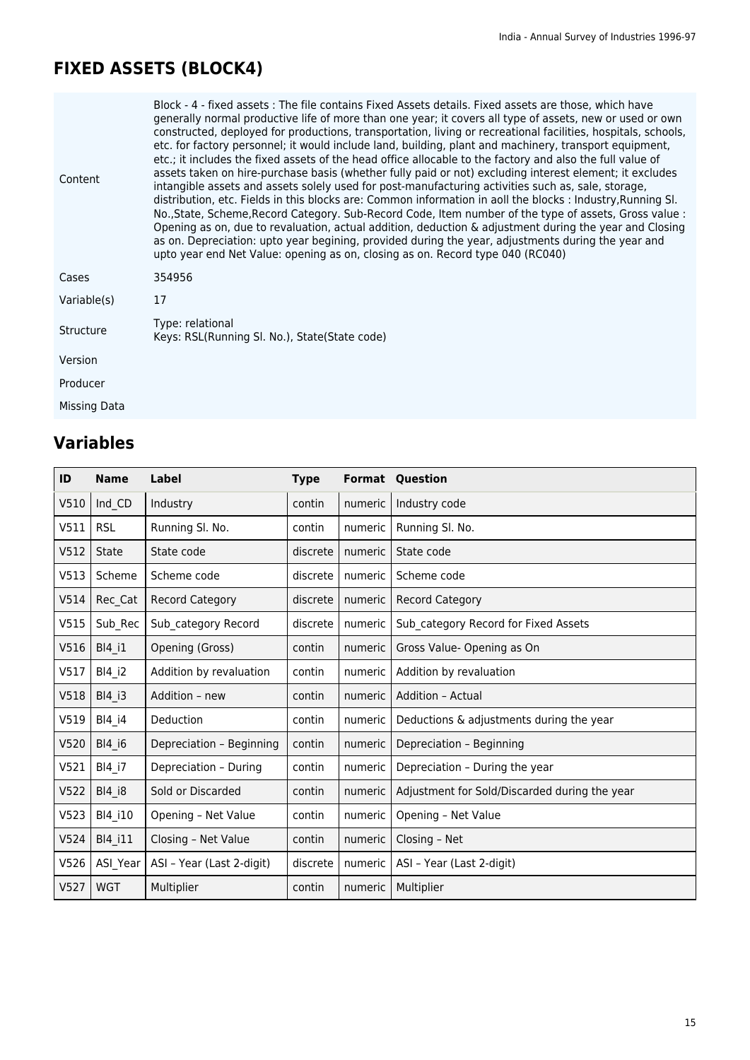## FIXED ASSETS (BLOCK4)

| | |
|---|---|
| Content | Block - 4 - fixed assets : The file contains Fixed Assets details. Fixed assets are those, which have generally normal productive life of more than one year; it covers all type of assets, new or used or own constructed, deployed for productions, transportation, living or recreational facilities, hospitals, schools, etc. for factory personnel; it would include land, building, plant and machinery, transport equipment, etc.; it includes the fixed assets of the head office allocable to the factory and also the full value of assets taken on hire-purchase basis (whether fully paid or not) excluding interest element; it excludes intangible assets and assets solely used for post-manufacturing activities such as, sale, storage, distribution, etc. Fields in this blocks are: Common information in aoll the blocks : Industry,Running Sl. No.,State, Scheme,Record Category. Sub-Record Code, Item number of the type of assets, Gross value : Opening as on, due to revaluation, actual addition, deduction & adjustment during the year and Closing as on. Depreciation: upto year begining, provided during the year, adjustments during the year and upto year end Net Value: opening as on, closing as on. Record type 040 (RC040) |
| Cases | 354956 |
| Variable(s) | 17 |
| Structure | Type: relational<br>Keys: RSL(Running Sl. No.), State(State code) |
| Version | |
| Producer | |
| Missing Data | |

## Variables

| ID | Name | Label | Type | Format | Question |
|---|---|---|---|---|---|
| V510 | Ind_CD | Industry | contin | numeric | Industry code |
| V511 | RSL | Running Sl. No. | contin | numeric | Running Sl. No. |
| V512 | State | State code | discrete | numeric | State code |
| V513 | Scheme | Scheme code | discrete | numeric | Scheme code |
| V514 | Rec_Cat | Record Category | discrete | numeric | Record Category |
| V515 | Sub_Rec | Sub_category Record | discrete | numeric | Sub_category Record for Fixed Assets |
| V516 | Bl4_i1 | Opening (Gross) | contin | numeric | Gross Value- Opening as On |
| V517 | Bl4_i2 | Addition by revaluation | contin | numeric | Addition by revaluation |
| V518 | Bl4_i3 | Addition – new | contin | numeric | Addition – Actual |
| V519 | Bl4_i4 | Deduction | contin | numeric | Deductions & adjustments during the year |
| V520 | Bl4_i6 | Depreciation – Beginning | contin | numeric | Depreciation – Beginning |
| V521 | Bl4_i7 | Depreciation – During | contin | numeric | Depreciation – During the year |
| V522 | Bl4_i8 | Sold or Discarded | contin | numeric | Adjustment for Sold/Discarded during the year |
| V523 | Bl4_i10 | Opening – Net Value | contin | numeric | Opening – Net Value |
| V524 | Bl4_i11 | Closing – Net Value | contin | numeric | Closing – Net |
| V526 | ASI_Year | ASI – Year (Last 2-digit) | discrete | numeric | ASI – Year (Last 2-digit) |
| V527 | WGT | Multiplier | contin | numeric | Multiplier |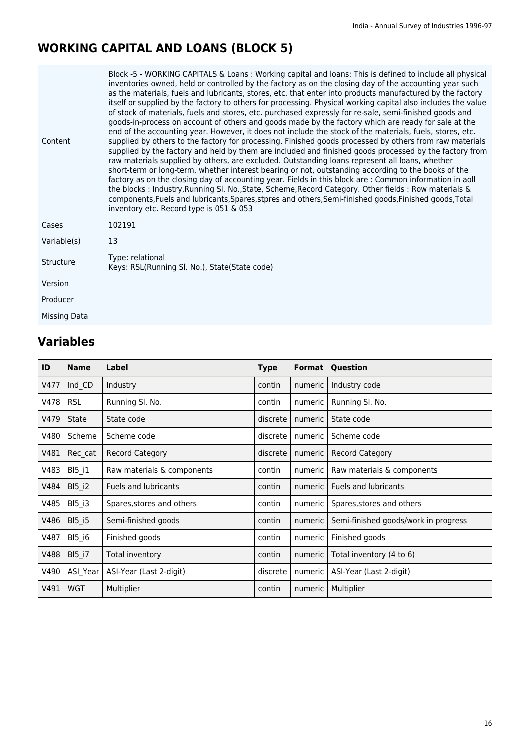## WORKING CAPITAL AND LOANS (BLOCK 5)

| | |
|---|---|
| Content | Block -5 - WORKING CAPITALS & Loans : Working capital and loans: This is defined to include all physical inventories owned, held or controlled by the factory as on the closing day of the accounting year such as the materials, fuels and lubricants, stores, etc. that enter into products manufactured by the factory itself or supplied by the factory to others for processing. Physical working capital also includes the value of stock of materials, fuels and stores, etc. purchased expressly for re-sale, semi-finished goods and goods-in-process on account of others and goods made by the factory which are ready for sale at the end of the accounting year. However, it does not include the stock of the materials, fuels, stores, etc. supplied by others to the factory for processing. Finished goods processed by others from raw materials supplied by the factory and held by them are included and finished goods processed by the factory from raw materials supplied by others, are excluded. Outstanding loans represent all loans, whether short-term or long-term, whether interest bearing or not, outstanding according to the books of the factory as on the closing day of accounting year. Fields in this block are : Common information in aoll the blocks : Industry,Running Sl. No.,State, Scheme,Record Category. Other fields : Row materials & components,Fuels and lubricants,Spares,stpres and others,Semi-finished goods,Finished goods,Total inventory etc. Record type is 051 & 053 |
| Cases | 102191 |
| Variable(s) | 13 |
| Structure | Type: relational<br>Keys: RSL(Running Sl. No.), State(State code) |
| Version | |
| Producer | |
| Missing Data | |

## Variables

| ID | Name | Label | Type | Format | Question |
|---|---|---|---|---|---|
| V477 | Ind_CD | Industry | contin | numeric | Industry code |
| V478 | RSL | Running Sl. No. | contin | numeric | Running Sl. No. |
| V479 | State | State code | discrete | numeric | State code |
| V480 | Scheme | Scheme code | discrete | numeric | Scheme code |
| V481 | Rec_cat | Record Category | discrete | numeric | Record Category |
| V483 | Bl5_i1 | Raw materials & components | contin | numeric | Raw materials & components |
| V484 | Bl5_i2 | Fuels and lubricants | contin | numeric | Fuels and lubricants |
| V485 | Bl5_i3 | Spares,stores and others | contin | numeric | Spares,stores and others |
| V486 | Bl5_i5 | Semi-finished goods | contin | numeric | Semi-finished goods/work in progress |
| V487 | Bl5_i6 | Finished goods | contin | numeric | Finished goods |
| V488 | Bl5_i7 | Total inventory | contin | numeric | Total inventory (4 to 6) |
| V490 | ASI_Year | ASI-Year (Last 2-digit) | discrete | numeric | ASI-Year (Last 2-digit) |
| V491 | WGT | Multiplier | contin | numeric | Multiplier |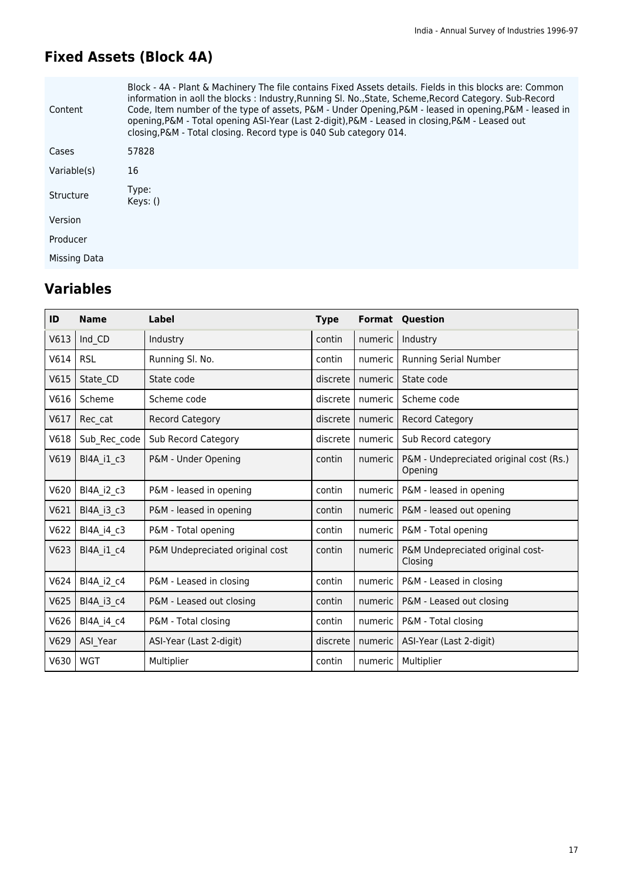## Fixed Assets (Block 4A)

| | |
|---|---|
| Content | Block - 4A - Plant & Machinery The file contains Fixed Assets details. Fields in this blocks are: Common information in aoll the blocks : Industry,Running Sl. No.,State, Scheme,Record Category. Sub-Record Code, Item number of the type of assets, P&M - Under Opening,P&M - leased in opening,P&M - leased in opening,P&M - Total opening ASI-Year (Last 2-digit),P&M - Leased in closing,P&M - Leased out closing,P&M - Total closing. Record type is 040 Sub category 014. |
| Cases | 57828 |
| Variable(s) | 16 |
| Structure | Type:<br>Keys: () |
| Version | |
| Producer | |
| Missing Data | |

## Variables

| ID | Name | Label | Type | Format | Question |
|---|---|---|---|---|---|
| V613 | Ind_CD | Industry | contin | numeric | Industry |
| V614 | RSL | Running Sl. No. | contin | numeric | Running Serial Number |
| V615 | State_CD | State code | discrete | numeric | State code |
| V616 | Scheme | Scheme code | discrete | numeric | Scheme code |
| V617 | Rec_cat | Record Category | discrete | numeric | Record Category |
| V618 | Sub_Rec_code | Sub Record Category | discrete | numeric | Sub Record category |
| V619 | Bl4A_i1_c3 | P&M - Under Opening | contin | numeric | P&M - Undepreciated original cost (Rs.) Opening |
| V620 | Bl4A_i2_c3 | P&M - leased in opening | contin | numeric | P&M - leased in opening |
| V621 | Bl4A_i3_c3 | P&M - leased in opening | contin | numeric | P&M - leased out opening |
| V622 | Bl4A_i4_c3 | P&M - Total opening | contin | numeric | P&M - Total opening |
| V623 | Bl4A_i1_c4 | P&M Undepreciated original cost | contin | numeric | P&M Undepreciated original cost-Closing |
| V624 | Bl4A_i2_c4 | P&M - Leased in closing | contin | numeric | P&M - Leased in closing |
| V625 | Bl4A_i3_c4 | P&M - Leased out closing | contin | numeric | P&M - Leased out closing |
| V626 | Bl4A_i4_c4 | P&M - Total closing | contin | numeric | P&M - Total closing |
| V629 | ASI_Year | ASI-Year (Last 2-digit) | discrete | numeric | ASI-Year (Last 2-digit) |
| V630 | WGT | Multiplier | contin | numeric | Multiplier |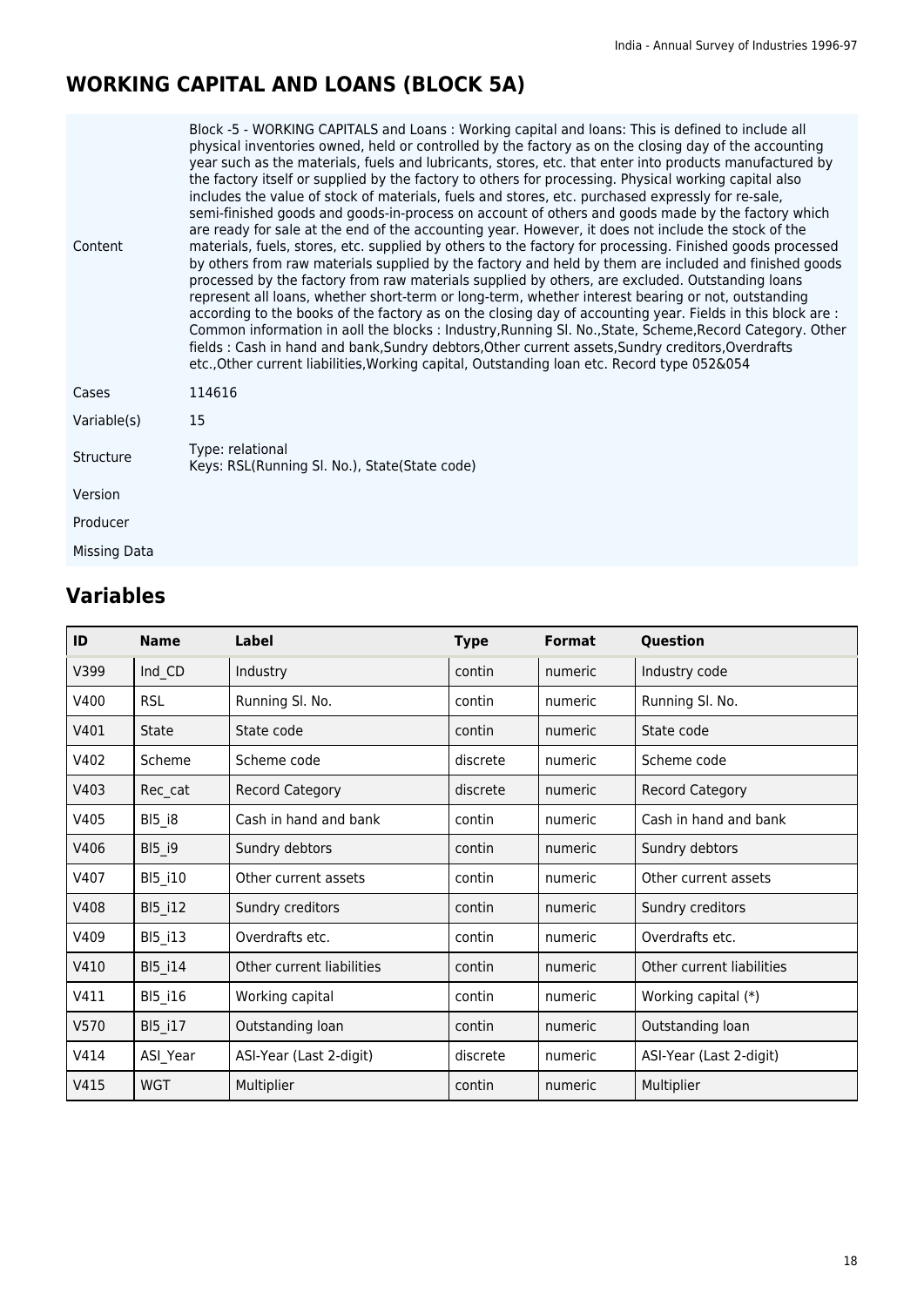## WORKING CAPITAL AND LOANS (BLOCK 5A)

| | |
|---|---|
| Content | Block -5 - WORKING CAPITALS and Loans : Working capital and loans: This is defined to include all physical inventories owned, held or controlled by the factory as on the closing day of the accounting year such as the materials, fuels and lubricants, stores, etc. that enter into products manufactured by the factory itself or supplied by the factory to others for processing. Physical working capital also includes the value of stock of materials, fuels and stores, etc. purchased expressly for re-sale, semi-finished goods and goods-in-process on account of others and goods made by the factory which are ready for sale at the end of the accounting year. However, it does not include the stock of the materials, fuels, stores, etc. supplied by others to the factory for processing. Finished goods processed by others from raw materials supplied by the factory and held by them are included and finished goods processed by the factory from raw materials supplied by others, are excluded. Outstanding loans represent all loans, whether short-term or long-term, whether interest bearing or not, outstanding according to the books of the factory as on the closing day of accounting year. Fields in this block are : Common information in aoll the blocks : Industry,Running Sl. No.,State, Scheme,Record Category. Other fields : Cash in hand and bank,Sundry debtors,Other current assets,Sundry creditors,Overdrafts etc.,Other current liabilities,Working capital, Outstanding loan etc. Record type 052&054 |
| Cases | 114616 |
| Variable(s) | 15 |
| Structure | Type: relational<br>Keys: RSL(Running Sl. No.), State(State code) |
| Version | |
| Producer | |
| Missing Data | |

## Variables

| ID | Name | Label | Type | Format | Question |
|---|---|---|---|---|---|
| V399 | Ind_CD | Industry | contin | numeric | Industry code |
| V400 | RSL | Running Sl. No. | contin | numeric | Running Sl. No. |
| V401 | State | State code | contin | numeric | State code |
| V402 | Scheme | Scheme code | discrete | numeric | Scheme code |
| V403 | Rec_cat | Record Category | discrete | numeric | Record Category |
| V405 | Bl5_i8 | Cash in hand and bank | contin | numeric | Cash in hand and bank |
| V406 | Bl5_i9 | Sundry debtors | contin | numeric | Sundry debtors |
| V407 | Bl5_i10 | Other current assets | contin | numeric | Other current assets |
| V408 | Bl5_i12 | Sundry creditors | contin | numeric | Sundry creditors |
| V409 | Bl5_i13 | Overdrafts etc. | contin | numeric | Overdrafts etc. |
| V410 | Bl5_i14 | Other current liabilities | contin | numeric | Other current liabilities |
| V411 | Bl5_i16 | Working capital | contin | numeric | Working capital (*) |
| V570 | Bl5_i17 | Outstanding loan | contin | numeric | Outstanding loan |
| V414 | ASI_Year | ASI-Year (Last 2-digit) | discrete | numeric | ASI-Year (Last 2-digit) |
| V415 | WGT | Multiplier | contin | numeric | Multiplier |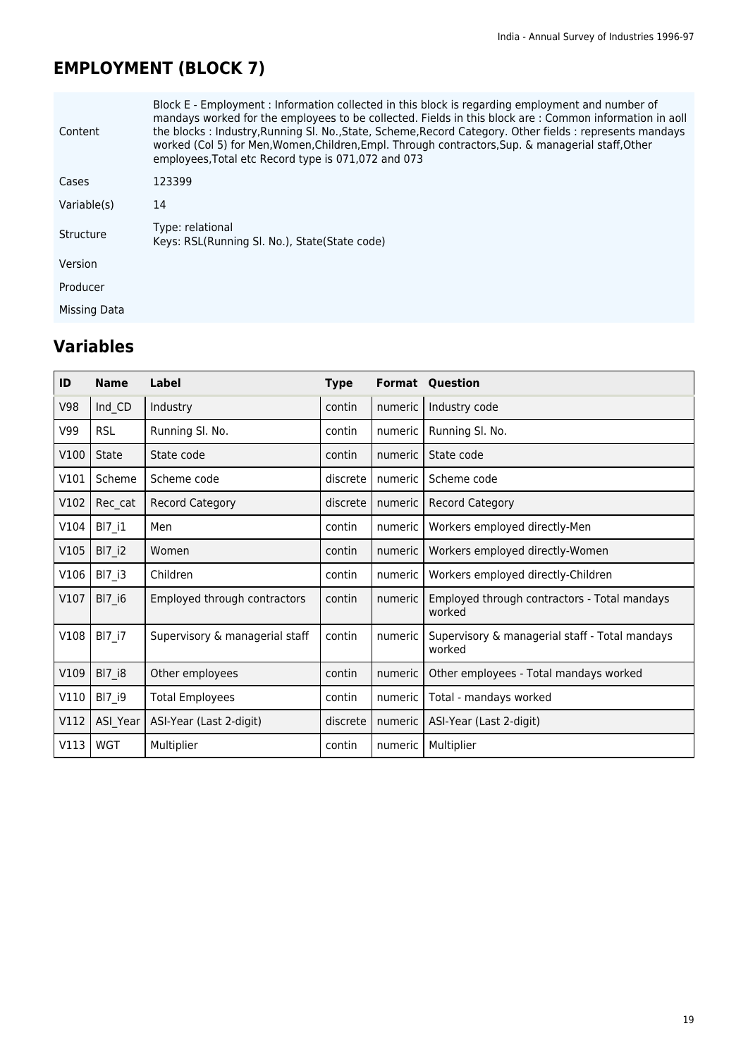## EMPLOYMENT (BLOCK 7)

| | |
|---|---|
| Content | Block E - Employment : Information collected in this block is regarding employment and number of mandays worked for the employees to be collected. Fields in this block are : Common information in aoll the blocks : Industry,Running Sl. No.,State, Scheme,Record Category. Other fields : represents mandays worked (Col 5) for Men,Women,Children,Empl. Through contractors,Sup. & managerial staff,Other employees,Total etc Record type is 071,072 and 073 |
| Cases | 123399 |
| Variable(s) | 14 |
| Structure | Type: relational<br>Keys: RSL(Running Sl. No.), State(State code) |
| Version | |
| Producer | |
| Missing Data | |

## Variables

| ID | Name | Label | Type | Format | Question |
|---|---|---|---|---|---|
| V98 | Ind_CD | Industry | contin | numeric | Industry code |
| V99 | RSL | Running Sl. No. | contin | numeric | Running Sl. No. |
| V100 | State | State code | contin | numeric | State code |
| V101 | Scheme | Scheme code | discrete | numeric | Scheme code |
| V102 | Rec_cat | Record Category | discrete | numeric | Record Category |
| V104 | Bl7_i1 | Men | contin | numeric | Workers employed directly-Men |
| V105 | Bl7_i2 | Women | contin | numeric | Workers employed directly-Women |
| V106 | Bl7_i3 | Children | contin | numeric | Workers employed directly-Children |
| V107 | Bl7_i6 | Employed through contractors | contin | numeric | Employed through contractors - Total mandays worked |
| V108 | Bl7_i7 | Supervisory & managerial staff | contin | numeric | Supervisory & managerial staff - Total mandays worked |
| V109 | Bl7_i8 | Other employees | contin | numeric | Other employees - Total mandays worked |
| V110 | Bl7_i9 | Total Employees | contin | numeric | Total - mandays worked |
| V112 | ASI_Year | ASI-Year (Last 2-digit) | discrete | numeric | ASI-Year (Last 2-digit) |
| V113 | WGT | Multiplier | contin | numeric | Multiplier |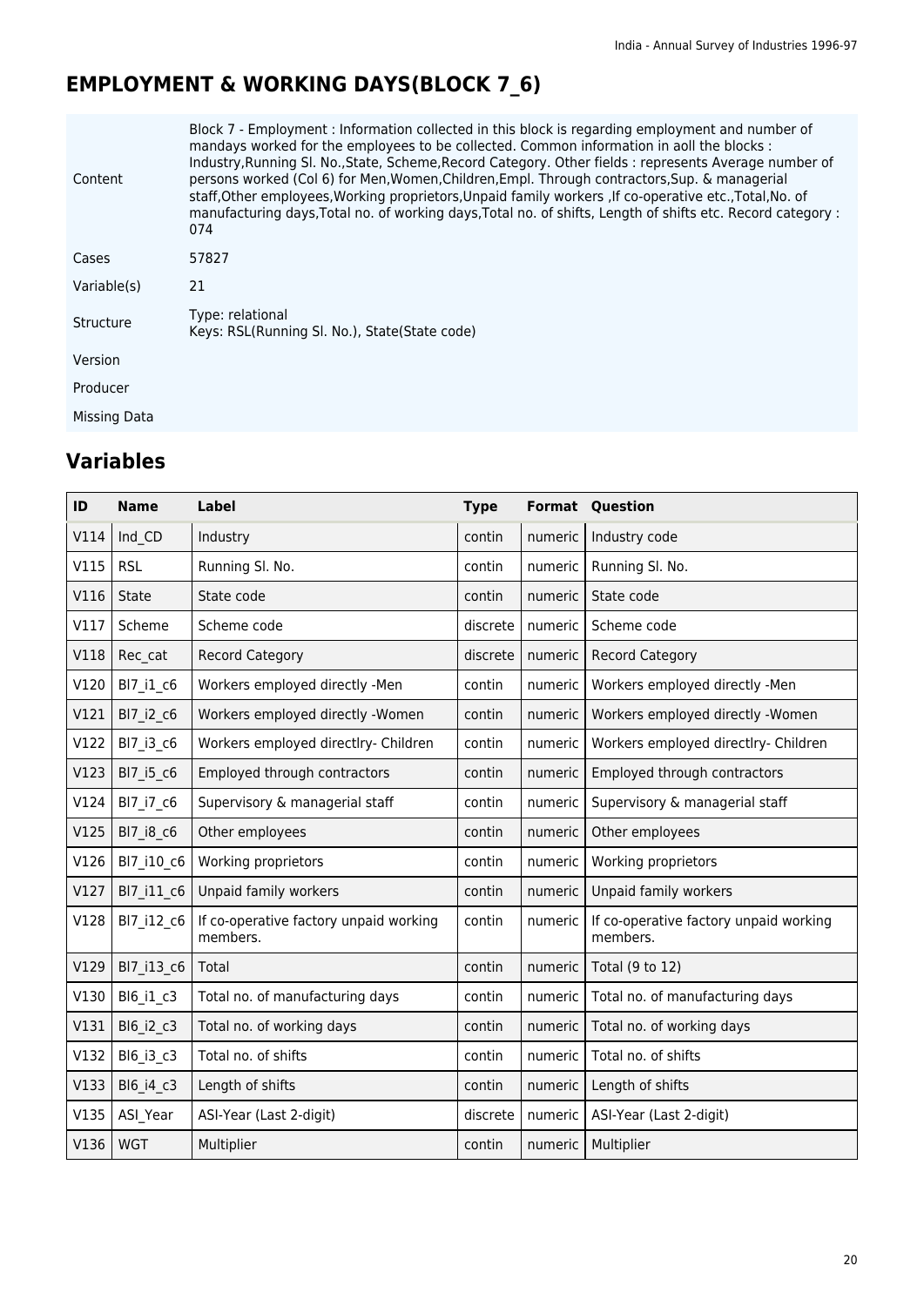# EMPLOYMENT & WORKING DAYS(BLOCK 7_6)

| | |
|---|---|
| Content | Block 7 - Employment : Information collected in this block is regarding employment and number of mandays worked for the employees to be collected. Common information in aoll the blocks : Industry,Running Sl. No.,State, Scheme,Record Category. Other fields : represents Average number of persons worked (Col 6) for Men,Women,Children,Empl. Through contractors,Sup. & managerial staff,Other employees,Working proprietors,Unpaid family workers ,If co-operative etc.,Total,No. of manufacturing days,Total no. of working days,Total no. of shifts, Length of shifts etc. Record category : 074 |
| Cases | 57827 |
| Variable(s) | 21 |
| Structure | Type: relational<br>Keys: RSL(Running Sl. No.), State(State code) |
| Version | |
| Producer | |
| Missing Data | |

## Variables

| ID | Name | Label | Type | Format | Question |
|---|---|---|---|---|---|
| V114 | Ind_CD | Industry | contin | numeric | Industry code |
| V115 | RSL | Running Sl. No. | contin | numeric | Running Sl. No. |
| V116 | State | State code | contin | numeric | State code |
| V117 | Scheme | Scheme code | discrete | numeric | Scheme code |
| V118 | Rec_cat | Record Category | discrete | numeric | Record Category |
| V120 | Bl7_i1_c6 | Workers employed directly -Men | contin | numeric | Workers employed directly -Men |
| V121 | Bl7_i2_c6 | Workers employed directly -Women | contin | numeric | Workers employed directly -Women |
| V122 | Bl7_i3_c6 | Workers employed directlry- Children | contin | numeric | Workers employed directlry- Children |
| V123 | Bl7_i5_c6 | Employed through contractors | contin | numeric | Employed through contractors |
| V124 | Bl7_i7_c6 | Supervisory & managerial staff | contin | numeric | Supervisory & managerial staff |
| V125 | Bl7_i8_c6 | Other employees | contin | numeric | Other employees |
| V126 | Bl7_i10_c6 | Working proprietors | contin | numeric | Working proprietors |
| V127 | Bl7_i11_c6 | Unpaid family workers | contin | numeric | Unpaid family workers |
| V128 | Bl7_i12_c6 | If co-operative factory unpaid working members. | contin | numeric | If co-operative factory unpaid working members. |
| V129 | Bl7_i13_c6 | Total | contin | numeric | Total (9 to 12) |
| V130 | Bl6_i1_c3 | Total no. of manufacturing days | contin | numeric | Total no. of manufacturing days |
| V131 | Bl6_i2_c3 | Total no. of working days | contin | numeric | Total no. of working days |
| V132 | Bl6_i3_c3 | Total no. of shifts | contin | numeric | Total no. of shifts |
| V133 | Bl6_i4_c3 | Length of shifts | contin | numeric | Length of shifts |
| V135 | ASI_Year | ASI-Year (Last 2-digit) | discrete | numeric | ASI-Year (Last 2-digit) |
| V136 | WGT | Multiplier | contin | numeric | Multiplier |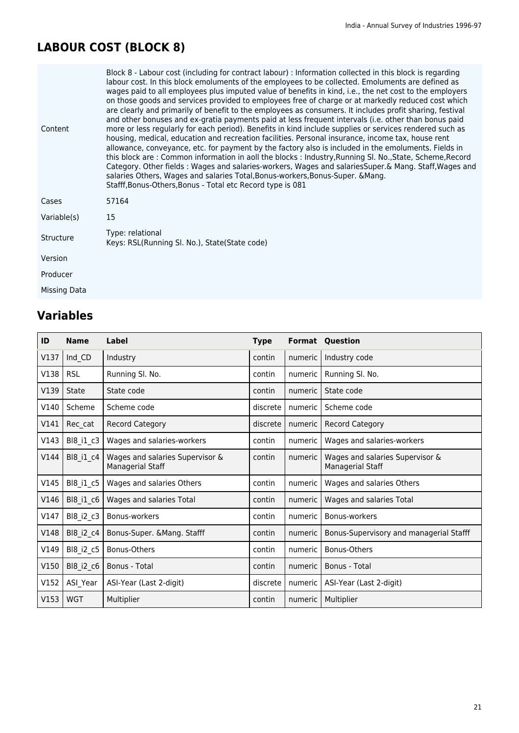# LABOUR COST (BLOCK 8)

| | |
|---|---|
| Content | Block 8 - Labour cost (including for contract labour) : Information collected in this block is regarding labour cost. In this block emoluments of the employees to be collected. Emoluments are defined as wages paid to all employees plus imputed value of benefits in kind, i.e., the net cost to the employers on those goods and services provided to employees free of charge or at markedly reduced cost which are clearly and primarily of benefit to the employees as consumers. It includes profit sharing, festival and other bonuses and ex-gratia payments paid at less frequent intervals (i.e. other than bonus paid more or less regularly for each period). Benefits in kind include supplies or services rendered such as housing, medical, education and recreation facilities. Personal insurance, income tax, house rent allowance, conveyance, etc. for payment by the factory also is included in the emoluments. Fields in this block are : Common information in aoll the blocks : Industry,Running Sl. No.,State, Scheme,Record Category. Other fields : Wages and salaries-workers, Wages and salariesSuper.& Mang. Staff,Wages and salaries Others, Wages and salaries Total,Bonus-workers,Bonus-Super. &Mang. Stafff,Bonus-Others,Bonus - Total etc Record type is 081 |
| Cases | 57164 |
| Variable(s) | 15 |
| Structure | Type: relational<br>Keys: RSL(Running Sl. No.), State(State code) |
| Version | |
| Producer | |
| Missing Data | |

## Variables

| ID | Name | Label | Type | Format | Question |
|---|---|---|---|---|---|
| V137 | Ind_CD | Industry | contin | numeric | Industry code |
| V138 | RSL | Running Sl. No. | contin | numeric | Running Sl. No. |
| V139 | State | State code | contin | numeric | State code |
| V140 | Scheme | Scheme code | discrete | numeric | Scheme code |
| V141 | Rec_cat | Record Category | discrete | numeric | Record Category |
| V143 | Bl8_i1_c3 | Wages and salaries-workers | contin | numeric | Wages and salaries-workers |
| V144 | Bl8_i1_c4 | Wages and salaries Supervisor & Managerial Staff | contin | numeric | Wages and salaries Supervisor & Managerial Staff |
| V145 | Bl8_i1_c5 | Wages and salaries Others | contin | numeric | Wages and salaries Others |
| V146 | Bl8_i1_c6 | Wages and salaries Total | contin | numeric | Wages and salaries Total |
| V147 | Bl8_i2_c3 | Bonus-workers | contin | numeric | Bonus-workers |
| V148 | Bl8_i2_c4 | Bonus-Super. &Mang. Stafff | contin | numeric | Bonus-Supervisory and managerial Stafff |
| V149 | Bl8_i2_c5 | Bonus-Others | contin | numeric | Bonus-Others |
| V150 | Bl8_i2_c6 | Bonus - Total | contin | numeric | Bonus - Total |
| V152 | ASI_Year | ASI-Year (Last 2-digit) | discrete | numeric | ASI-Year (Last 2-digit) |
| V153 | WGT | Multiplier | contin | numeric | Multiplier |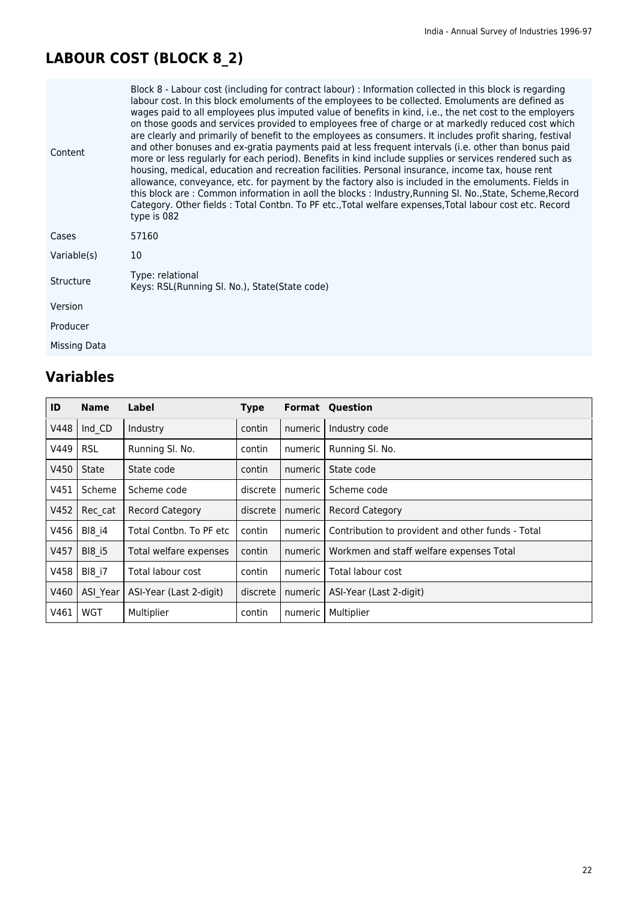# LABOUR COST (BLOCK 8_2)

| | |
|---|---|
| Content | Block 8 - Labour cost (including for contract labour) : Information collected in this block is regarding labour cost. In this block emoluments of the employees to be collected. Emoluments are defined as wages paid to all employees plus imputed value of benefits in kind, i.e., the net cost to the employers on those goods and services provided to employees free of charge or at markedly reduced cost which are clearly and primarily of benefit to the employees as consumers. It includes profit sharing, festival and other bonuses and ex-gratia payments paid at less frequent intervals (i.e. other than bonus paid more or less regularly for each period). Benefits in kind include supplies or services rendered such as housing, medical, education and recreation facilities. Personal insurance, income tax, house rent allowance, conveyance, etc. for payment by the factory also is included in the emoluments. Fields in this block are : Common information in aoll the blocks : Industry,Running Sl. No.,State, Scheme,Record Category. Other fields : Total Contbn. To PF etc.,Total welfare expenses,Total labour cost etc. Record type is 082 |
| Cases | 57160 |
| Variable(s) | 10 |
| Structure | Type: relational<br>Keys: RSL(Running Sl. No.), State(State code) |
| Version | |
| Producer | |
| Missing Data | |

## Variables

| ID | Name | Label | Type | Format | Question |
|---|---|---|---|---|---|
| V448 | Ind_CD | Industry | contin | numeric | Industry code |
| V449 | RSL | Running Sl. No. | contin | numeric | Running Sl. No. |
| V450 | State | State code | contin | numeric | State code |
| V451 | Scheme | Scheme code | discrete | numeric | Scheme code |
| V452 | Rec_cat | Record Category | discrete | numeric | Record Category |
| V456 | Bl8_i4 | Total Contbn. To PF etc | contin | numeric | Contribution to provident and other funds - Total |
| V457 | Bl8_i5 | Total welfare expenses | contin | numeric | Workmen and staff welfare expenses Total |
| V458 | Bl8_i7 | Total labour cost | contin | numeric | Total labour cost |
| V460 | ASI_Year | ASI-Year (Last 2-digit) | discrete | numeric | ASI-Year (Last 2-digit) |
| V461 | WGT | Multiplier | contin | numeric | Multiplier |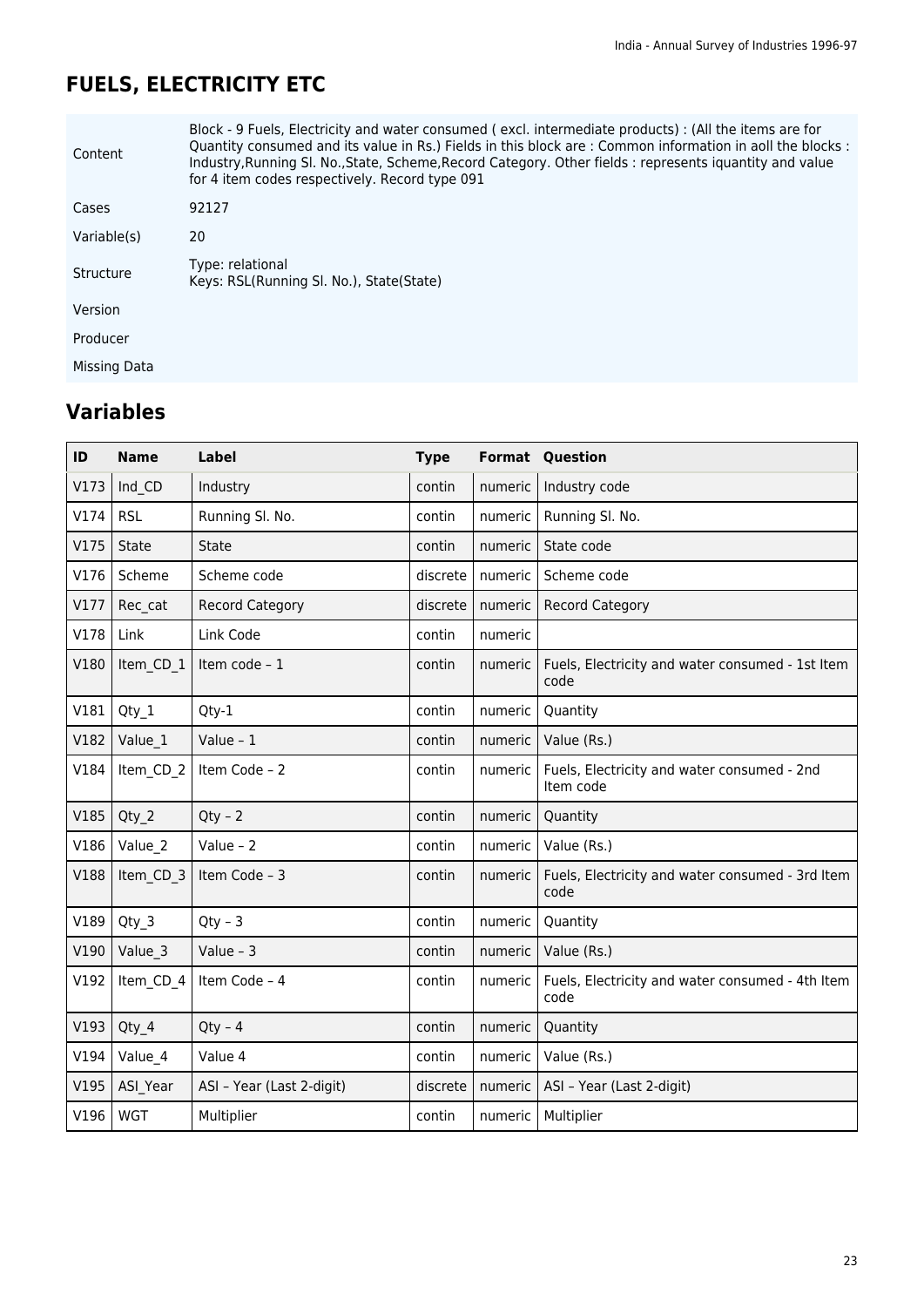# FUELS, ELECTRICITY ETC

| | |
|---|---|
| Content | Block - 9 Fuels, Electricity and water consumed ( excl. intermediate products) : (All the items are for Quantity consumed and its value in Rs.) Fields in this block are : Common information in aoll the blocks : Industry,Running Sl. No.,State, Scheme,Record Category. Other fields : represents iquantity and value for 4 item codes respectively. Record type 091 |
| Cases | 92127 |
| Variable(s) | 20 |
| Structure | Type: relational<br>Keys: RSL(Running Sl. No.), State(State) |
| Version | |
| Producer | |
| Missing Data | |

## Variables

| ID | Name | Label | Type | Format | Question |
|---|---|---|---|---|---|
| V173 | Ind_CD | Industry | contin | numeric | Industry code |
| V174 | RSL | Running Sl. No. | contin | numeric | Running Sl. No. |
| V175 | State | State | contin | numeric | State code |
| V176 | Scheme | Scheme code | discrete | numeric | Scheme code |
| V177 | Rec_cat | Record Category | discrete | numeric | Record Category |
| V178 | Link | Link Code | contin | numeric | |
| V180 | Item_CD_1 | Item code – 1 | contin | numeric | Fuels, Electricity and water consumed - 1st Item code |
| V181 | Qty_1 | Qty-1 | contin | numeric | Quantity |
| V182 | Value_1 | Value – 1 | contin | numeric | Value (Rs.) |
| V184 | Item_CD_2 | Item Code – 2 | contin | numeric | Fuels, Electricity and water consumed - 2nd Item code |
| V185 | Qty_2 | Qty – 2 | contin | numeric | Quantity |
| V186 | Value_2 | Value – 2 | contin | numeric | Value (Rs.) |
| V188 | Item_CD_3 | Item Code – 3 | contin | numeric | Fuels, Electricity and water consumed - 3rd Item code |
| V189 | Qty_3 | Qty – 3 | contin | numeric | Quantity |
| V190 | Value_3 | Value – 3 | contin | numeric | Value (Rs.) |
| V192 | Item_CD_4 | Item Code – 4 | contin | numeric | Fuels, Electricity and water consumed - 4th Item code |
| V193 | Qty_4 | Qty – 4 | contin | numeric | Quantity |
| V194 | Value_4 | Value 4 | contin | numeric | Value (Rs.) |
| V195 | ASI_Year | ASI – Year (Last 2-digit) | discrete | numeric | ASI – Year (Last 2-digit) |
| V196 | WGT | Multiplier | contin | numeric | Multiplier |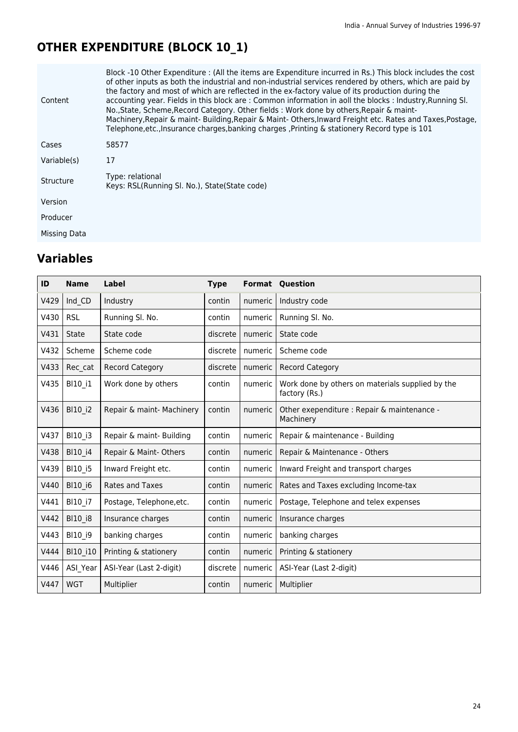## OTHER EXPENDITURE (BLOCK 10_1)

| | |
|---|---|
| Content | Block -10 Other Expenditure : (All the items are Expenditure incurred in Rs.) This block includes the cost of other inputs as both the industrial and non-industrial services rendered by others, which are paid by the factory and most of which are reflected in the ex-factory value of its production during the accounting year. Fields in this block are : Common information in aoll the blocks : Industry,Running Sl. No.,State, Scheme,Record Category. Other fields : Work done by others,Repair & maint- Machinery,Repair & maint- Building,Repair & Maint- Others,Inward Freight etc. Rates and Taxes,Postage, Telephone,etc.,Insurance charges,banking charges ,Printing & stationery Record type is 101 |
| Cases | 58577 |
| Variable(s) | 17 |
| Structure | Type: relational<br>Keys: RSL(Running Sl. No.), State(State code) |
| Version | |
| Producer | |
| Missing Data | |

## Variables

| ID | Name | Label | Type | Format | Question |
|---|---|---|---|---|---|
| V429 | Ind_CD | Industry | contin | numeric | Industry code |
| V430 | RSL | Running Sl. No. | contin | numeric | Running Sl. No. |
| V431 | State | State code | discrete | numeric | State code |
| V432 | Scheme | Scheme code | discrete | numeric | Scheme code |
| V433 | Rec_cat | Record Category | discrete | numeric | Record Category |
| V435 | Bl10_i1 | Work done by others | contin | numeric | Work done by others on materials supplied by the factory (Rs.) |
| V436 | Bl10_i2 | Repair & maint- Machinery | contin | numeric | Other exependiture : Repair & maintenance - Machinery |
| V437 | Bl10_i3 | Repair & maint- Building | contin | numeric | Repair & maintenance - Building |
| V438 | Bl10_i4 | Repair & Maint- Others | contin | numeric | Repair & Maintenance - Others |
| V439 | Bl10_i5 | Inward Freight etc. | contin | numeric | Inward Freight and transport charges |
| V440 | Bl10_i6 | Rates and Taxes | contin | numeric | Rates and Taxes excluding Income-tax |
| V441 | Bl10_i7 | Postage, Telephone,etc. | contin | numeric | Postage, Telephone and telex expenses |
| V442 | Bl10_i8 | Insurance charges | contin | numeric | Insurance charges |
| V443 | Bl10_i9 | banking charges | contin | numeric | banking charges |
| V444 | Bl10_i10 | Printing & stationery | contin | numeric | Printing & stationery |
| V446 | ASI_Year | ASI-Year (Last 2-digit) | discrete | numeric | ASI-Year (Last 2-digit) |
| V447 | WGT | Multiplier | contin | numeric | Multiplier |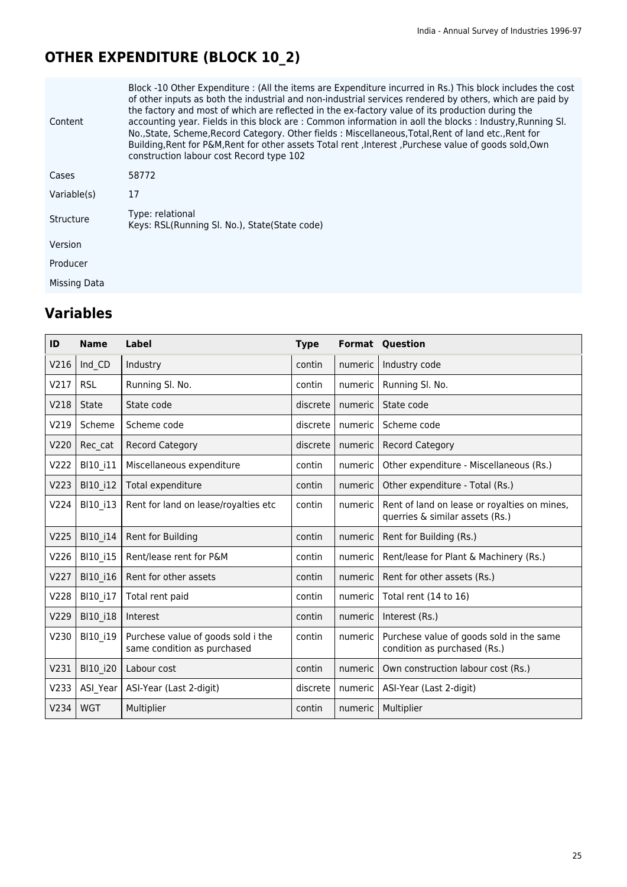## OTHER EXPENDITURE (BLOCK 10_2)

| | |
|---|---|
| Content | Block -10 Other Expenditure : (All the items are Expenditure incurred in Rs.) This block includes the cost of other inputs as both the industrial and non-industrial services rendered by others, which are paid by the factory and most of which are reflected in the ex-factory value of its production during the accounting year. Fields in this block are : Common information in aoll the blocks : Industry,Running Sl. No.,State, Scheme,Record Category. Other fields : Miscellaneous,Total,Rent of land etc.,Rent for Building,Rent for P&M,Rent for other assets Total rent ,Interest ,Purchese value of goods sold,Own construction labour cost Record type 102 |
| Cases | 58772 |
| Variable(s) | 17 |
| Structure | Type: relational<br>Keys: RSL(Running Sl. No.), State(State code) |
| Version | |
| Producer | |
| Missing Data | |

## Variables

| ID | Name | Label | Type | Format | Question |
|---|---|---|---|---|---|
| V216 | Ind_CD | Industry | contin | numeric | Industry code |
| V217 | RSL | Running Sl. No. | contin | numeric | Running Sl. No. |
| V218 | State | State code | discrete | numeric | State code |
| V219 | Scheme | Scheme code | discrete | numeric | Scheme code |
| V220 | Rec_cat | Record Category | discrete | numeric | Record Category |
| V222 | Bl10_i11 | Miscellaneous expenditure | contin | numeric | Other expenditure - Miscellaneous (Rs.) |
| V223 | Bl10_i12 | Total expenditure | contin | numeric | Other expenditure - Total (Rs.) |
| V224 | Bl10_i13 | Rent for land on lease/royalties etc | contin | numeric | Rent of land on lease or royalties on mines, querries & similar assets (Rs.) |
| V225 | Bl10_i14 | Rent for Building | contin | numeric | Rent for Building (Rs.) |
| V226 | Bl10_i15 | Rent/lease rent for P&M | contin | numeric | Rent/lease for Plant & Machinery (Rs.) |
| V227 | Bl10_i16 | Rent for other assets | contin | numeric | Rent for other assets (Rs.) |
| V228 | Bl10_i17 | Total rent paid | contin | numeric | Total rent (14 to 16) |
| V229 | Bl10_i18 | Interest | contin | numeric | Interest (Rs.) |
| V230 | Bl10_i19 | Purchese value of goods sold i the same condition as purchased | contin | numeric | Purchese value of goods sold in the same condition as purchased (Rs.) |
| V231 | Bl10_i20 | Labour cost | contin | numeric | Own construction labour cost (Rs.) |
| V233 | ASI_Year | ASI-Year (Last 2-digit) | discrete | numeric | ASI-Year (Last 2-digit) |
| V234 | WGT | Multiplier | contin | numeric | Multiplier |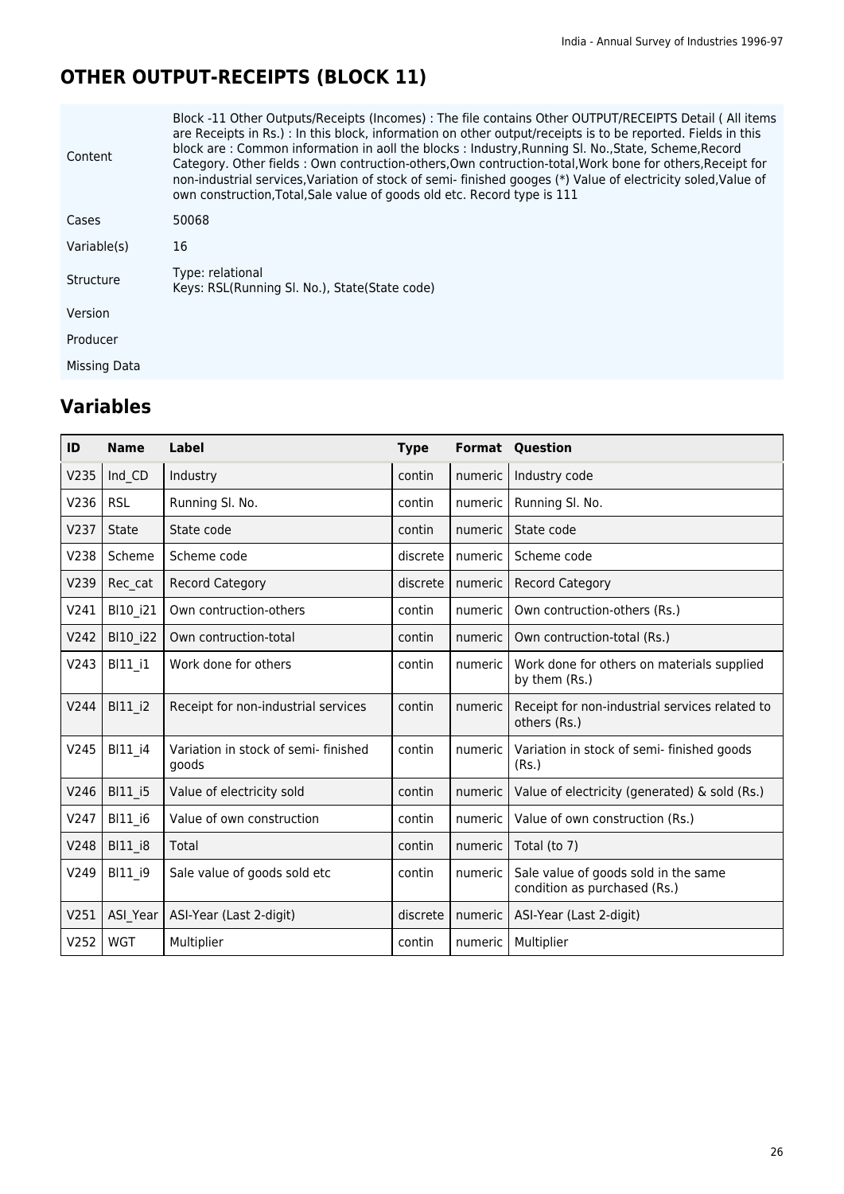## OTHER OUTPUT-RECEIPTS (BLOCK 11)

| | |
|---|---|
| Content | Block -11 Other Outputs/Receipts (Incomes) : The file contains Other OUTPUT/RECEIPTS Detail ( All items are Receipts in Rs.) : In this block, information on other output/receipts is to be reported. Fields in this block are : Common information in aoll the blocks : Industry,Running Sl. No.,State, Scheme,Record Category. Other fields : Own contruction-others,Own contruction-total,Work bone for others,Receipt for non-industrial services,Variation of stock of semi- finished googes (*) Value of electricity soled,Value of own construction,Total,Sale value of goods old etc. Record type is 111 |
| Cases | 50068 |
| Variable(s) | 16 |
| Structure | Type: relational<br>Keys: RSL(Running Sl. No.), State(State code) |
| Version | |
| Producer | |
| Missing Data | |

## Variables

| ID | Name | Label | Type | Format | Question |
|---|---|---|---|---|---|
| V235 | Ind_CD | Industry | contin | numeric | Industry code |
| V236 | RSL | Running Sl. No. | contin | numeric | Running Sl. No. |
| V237 | State | State code | contin | numeric | State code |
| V238 | Scheme | Scheme code | discrete | numeric | Scheme code |
| V239 | Rec_cat | Record Category | discrete | numeric | Record Category |
| V241 | Bl10_i21 | Own contruction-others | contin | numeric | Own contruction-others (Rs.) |
| V242 | Bl10_i22 | Own contruction-total | contin | numeric | Own contruction-total (Rs.) |
| V243 | Bl11_i1 | Work done for others | contin | numeric | Work done for others on materials supplied by them (Rs.) |
| V244 | Bl11_i2 | Receipt for non-industrial services | contin | numeric | Receipt for non-industrial services related to others (Rs.) |
| V245 | Bl11_i4 | Variation in stock of semi- finished goods | contin | numeric | Variation in stock of semi- finished goods (Rs.) |
| V246 | Bl11_i5 | Value of electricity sold | contin | numeric | Value of electricity (generated) & sold (Rs.) |
| V247 | Bl11_i6 | Value of own construction | contin | numeric | Value of own construction (Rs.) |
| V248 | Bl11_i8 | Total | contin | numeric | Total (to 7) |
| V249 | Bl11_i9 | Sale value of goods sold etc | contin | numeric | Sale value of goods sold in the same condition as purchased (Rs.) |
| V251 | ASI_Year | ASI-Year (Last 2-digit) | discrete | numeric | ASI-Year (Last 2-digit) |
| V252 | WGT | Multiplier | contin | numeric | Multiplier |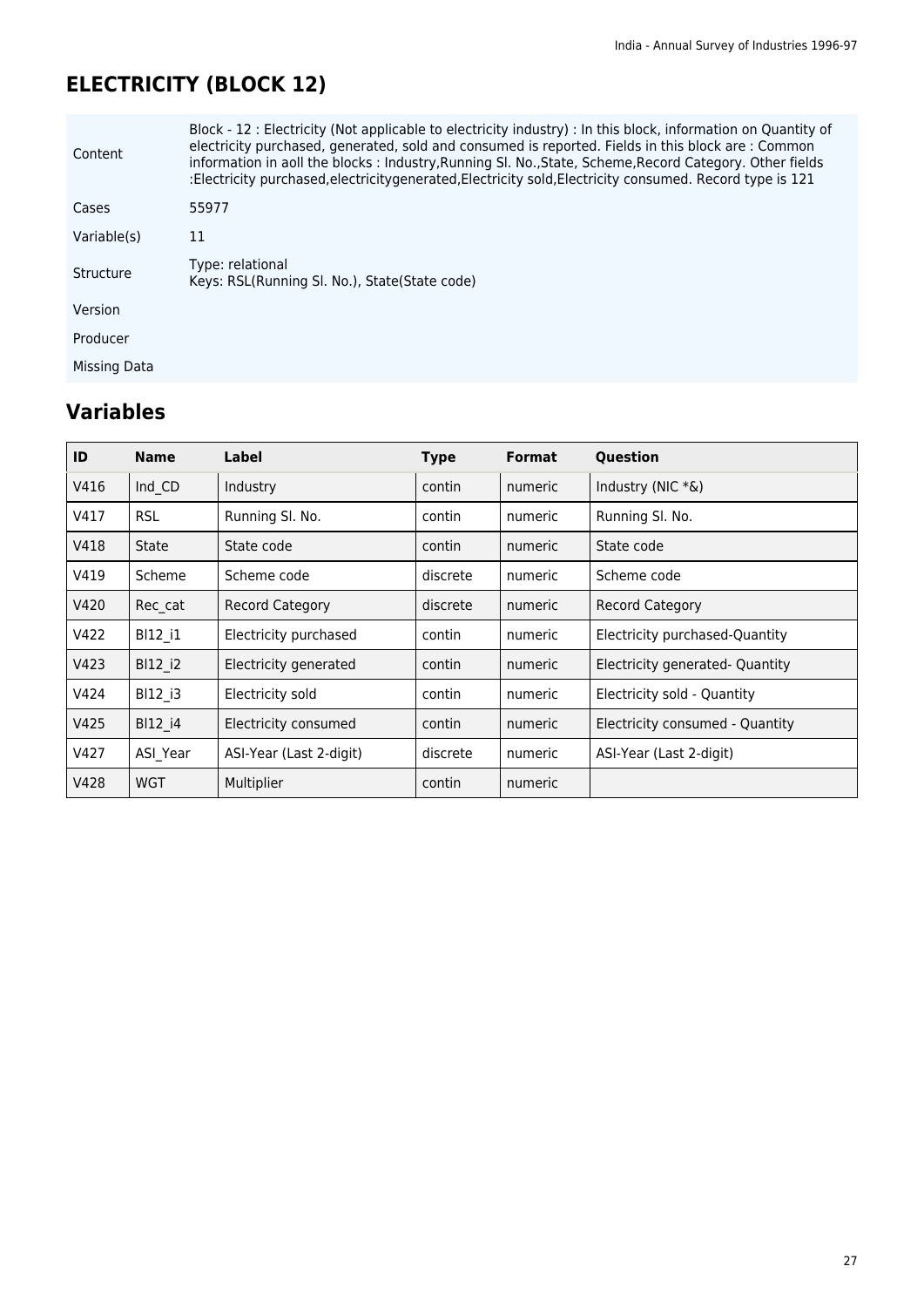# ELECTRICITY (BLOCK 12)

| | |
|---|---|
| Content | Block - 12 : Electricity (Not applicable to electricity industry) : In this block, information on Quantity of electricity purchased, generated, sold and consumed is reported. Fields in this block are : Common information in aoll the blocks : Industry,Running Sl. No.,State, Scheme,Record Category. Other fields :Electricity purchased,electricitygenerated,Electricity sold,Electricity consumed. Record type is 121 |
| Cases | 55977 |
| Variable(s) | 11 |
| Structure | Type: relational<br>Keys: RSL(Running Sl. No.), State(State code) |
| Version | |
| Producer | |
| Missing Data | |

## Variables

| ID | Name | Label | Type | Format | Question |
|---|---|---|---|---|---|
| V416 | Ind_CD | Industry | contin | numeric | Industry (NIC *&) |
| V417 | RSL | Running Sl. No. | contin | numeric | Running Sl. No. |
| V418 | State | State code | contin | numeric | State code |
| V419 | Scheme | Scheme code | discrete | numeric | Scheme code |
| V420 | Rec_cat | Record Category | discrete | numeric | Record Category |
| V422 | Bl12_i1 | Electricity purchased | contin | numeric | Electricity purchased-Quantity |
| V423 | Bl12_i2 | Electricity generated | contin | numeric | Electricity generated- Quantity |
| V424 | Bl12_i3 | Electricity sold | contin | numeric | Electricity sold - Quantity |
| V425 | Bl12_i4 | Electricity consumed | contin | numeric | Electricity consumed - Quantity |
| V427 | ASI_Year | ASI-Year (Last 2-digit) | discrete | numeric | ASI-Year (Last 2-digit) |
| V428 | WGT | Multiplier | contin | numeric | |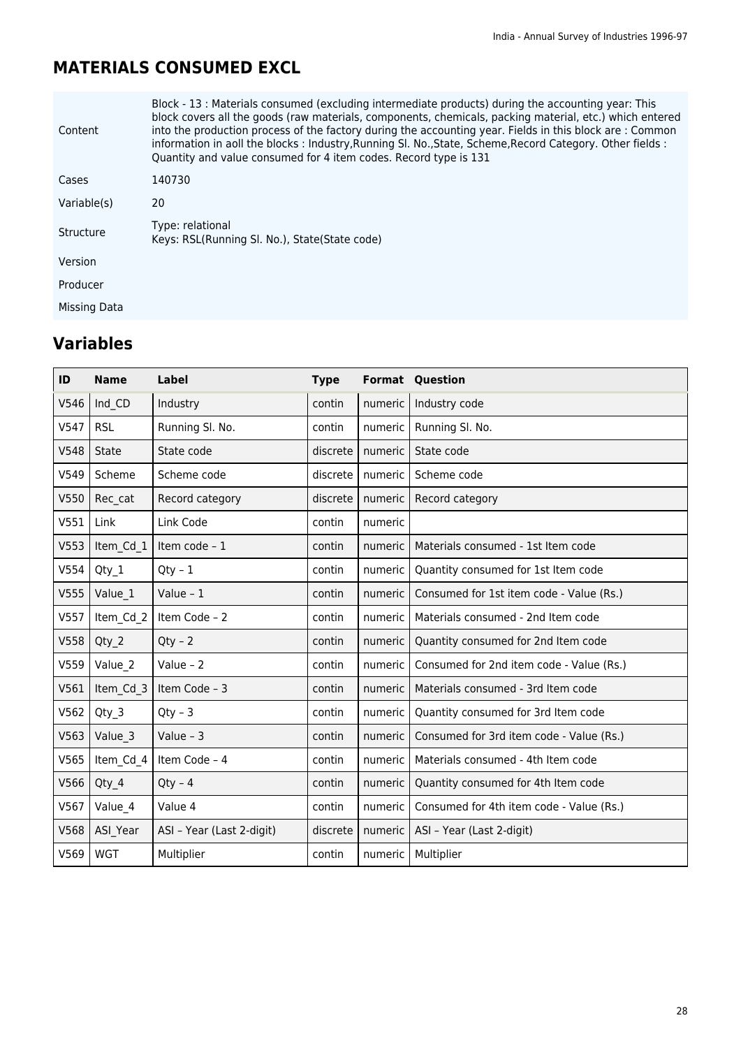## MATERIALS CONSUMED EXCL

| | |
|---|---|
| Content | Block - 13 : Materials consumed (excluding intermediate products) during the accounting year: This block covers all the goods (raw materials, components, chemicals, packing material, etc.) which entered into the production process of the factory during the accounting year. Fields in this block are : Common information in aoll the blocks : Industry,Running Sl. No.,State, Scheme,Record Category. Other fields : Quantity and value consumed for 4 item codes. Record type is 131 |
| Cases | 140730 |
| Variable(s) | 20 |
| Structure | Type: relational<br>Keys: RSL(Running Sl. No.), State(State code) |
| Version | |
| Producer | |
| Missing Data | |

## Variables

| ID | Name | Label | Type | Format | Question |
|---|---|---|---|---|---|
| V546 | Ind_CD | Industry | contin | numeric | Industry code |
| V547 | RSL | Running Sl. No. | contin | numeric | Running Sl. No. |
| V548 | State | State code | discrete | numeric | State code |
| V549 | Scheme | Scheme code | discrete | numeric | Scheme code |
| V550 | Rec_cat | Record category | discrete | numeric | Record category |
| V551 | Link | Link Code | contin | numeric | |
| V553 | Item_Cd_1 | Item code – 1 | contin | numeric | Materials consumed - 1st Item code |
| V554 | Qty_1 | Qty – 1 | contin | numeric | Quantity consumed for 1st Item code |
| V555 | Value_1 | Value – 1 | contin | numeric | Consumed for 1st item code - Value (Rs.) |
| V557 | Item_Cd_2 | Item Code – 2 | contin | numeric | Materials consumed - 2nd Item code |
| V558 | Qty_2 | Qty – 2 | contin | numeric | Quantity consumed for 2nd Item code |
| V559 | Value_2 | Value – 2 | contin | numeric | Consumed for 2nd item code - Value (Rs.) |
| V561 | Item_Cd_3 | Item Code – 3 | contin | numeric | Materials consumed - 3rd Item code |
| V562 | Qty_3 | Qty – 3 | contin | numeric | Quantity consumed for 3rd Item code |
| V563 | Value_3 | Value – 3 | contin | numeric | Consumed for 3rd item code - Value (Rs.) |
| V565 | Item_Cd_4 | Item Code – 4 | contin | numeric | Materials consumed - 4th Item code |
| V566 | Qty_4 | Qty – 4 | contin | numeric | Quantity consumed for 4th Item code |
| V567 | Value_4 | Value 4 | contin | numeric | Consumed for 4th item code - Value (Rs.) |
| V568 | ASI_Year | ASI – Year (Last 2-digit) | discrete | numeric | ASI – Year (Last 2-digit) |
| V569 | WGT | Multiplier | contin | numeric | Multiplier |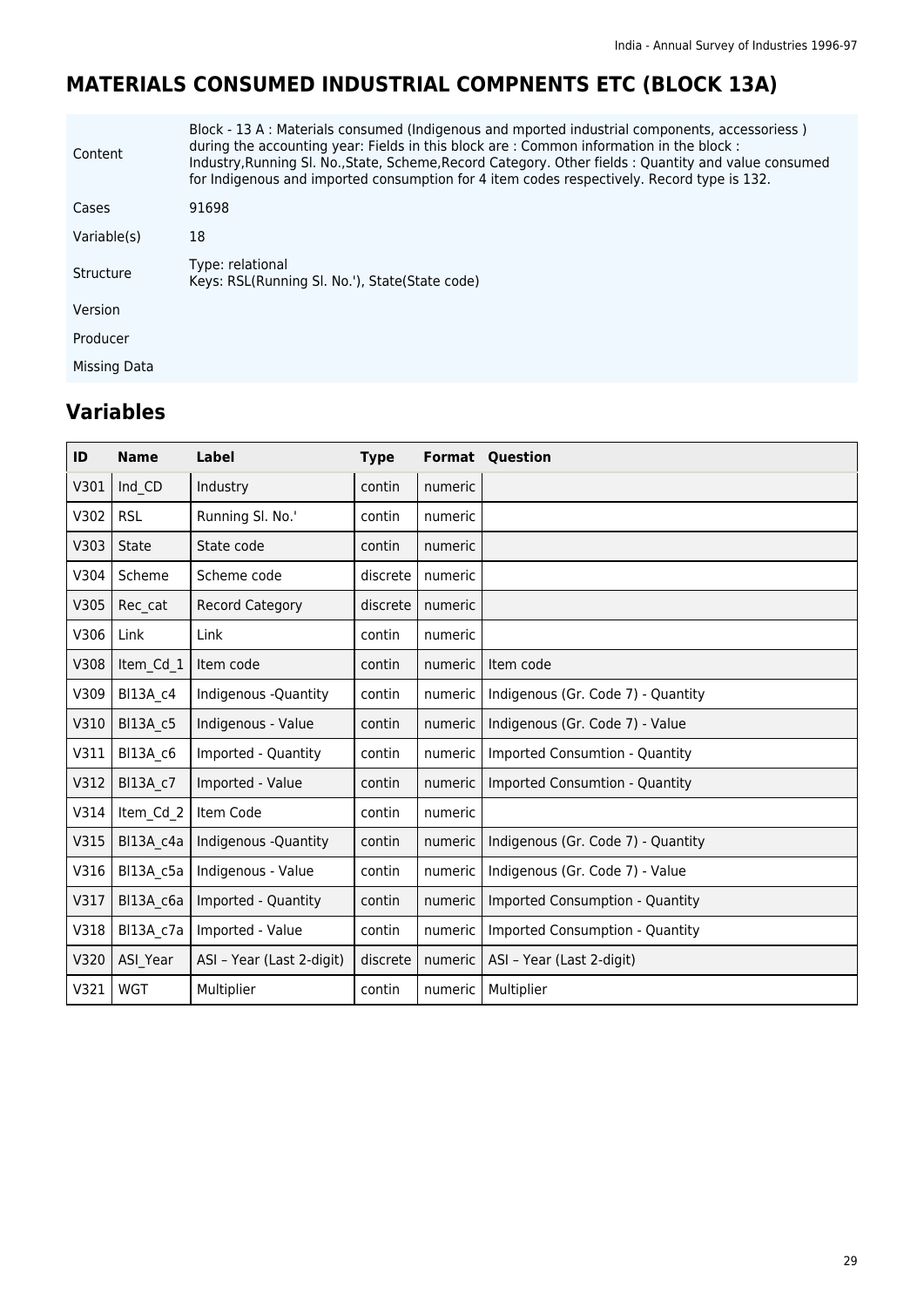# MATERIALS CONSUMED INDUSTRIAL COMPNENTS ETC (BLOCK 13A)

| | |
|---|---|
| Content | Block - 13 A : Materials consumed (Indigenous and mported industrial components, accessoriess ) during the accounting year: Fields in this block are : Common information in the block : Industry,Running Sl. No.,State, Scheme,Record Category. Other fields : Quantity and value consumed for Indigenous and imported consumption for 4 item codes respectively. Record type is 132. |
| Cases | 91698 |
| Variable(s) | 18 |
| Structure | Type: relational<br>Keys: RSL(Running Sl. No.'), State(State code) |
| Version | |
| Producer | |
| Missing Data | |

## Variables

| ID | Name | Label | Type | Format | Question |
|---|---|---|---|---|---|
| V301 | Ind_CD | Industry | contin | numeric | |
| V302 | RSL | Running Sl. No.' | contin | numeric | |
| V303 | State | State code | contin | numeric | |
| V304 | Scheme | Scheme code | discrete | numeric | |
| V305 | Rec_cat | Record Category | discrete | numeric | |
| V306 | Link | Link | contin | numeric | |
| V308 | Item_Cd_1 | Item code | contin | numeric | Item code |
| V309 | Bl13A_c4 | Indigenous -Quantity | contin | numeric | Indigenous (Gr. Code 7) - Quantity |
| V310 | Bl13A_c5 | Indigenous - Value | contin | numeric | Indigenous (Gr. Code 7) - Value |
| V311 | Bl13A_c6 | Imported - Quantity | contin | numeric | Imported Consumtion - Quantity |
| V312 | Bl13A_c7 | Imported - Value | contin | numeric | Imported Consumtion - Quantity |
| V314 | Item_Cd_2 | Item Code | contin | numeric | |
| V315 | Bl13A_c4a | Indigenous -Quantity | contin | numeric | Indigenous (Gr. Code 7) - Quantity |
| V316 | Bl13A_c5a | Indigenous - Value | contin | numeric | Indigenous (Gr. Code 7) - Value |
| V317 | Bl13A_c6a | Imported - Quantity | contin | numeric | Imported Consumption - Quantity |
| V318 | Bl13A_c7a | Imported - Value | contin | numeric | Imported Consumption - Quantity |
| V320 | ASI_Year | ASI – Year (Last 2-digit) | discrete | numeric | ASI – Year (Last 2-digit) |
| V321 | WGT | Multiplier | contin | numeric | Multiplier |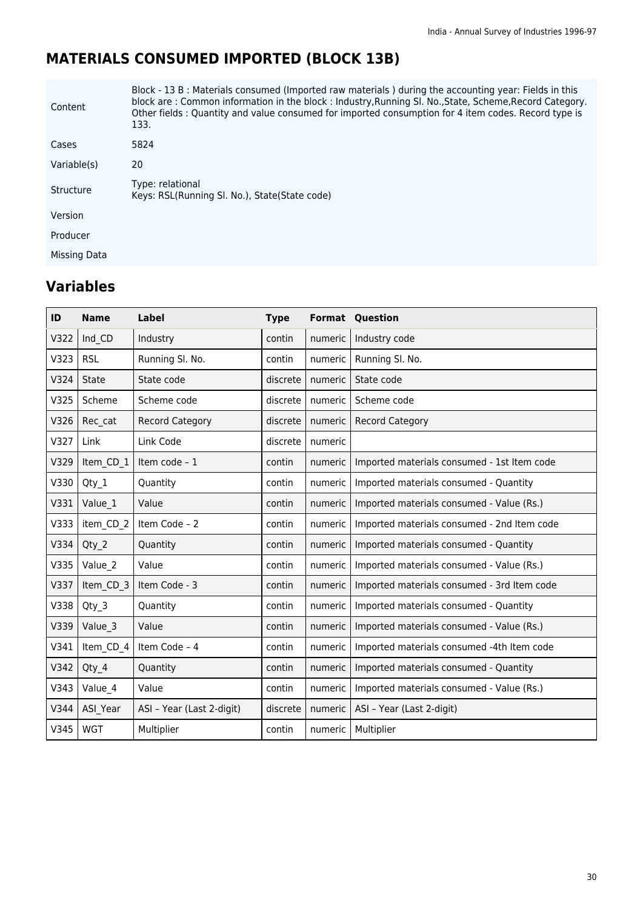## MATERIALS CONSUMED IMPORTED (BLOCK 13B)

| | |
|---|---|
| Content | Block - 13 B : Materials consumed (Imported raw materials ) during the accounting year: Fields in this block are : Common information in the block : Industry,Running Sl. No.,State, Scheme,Record Category. Other fields : Quantity and value consumed for imported consumption for 4 item codes. Record type is 133. |
| Cases | 5824 |
| Variable(s) | 20 |
| Structure | Type: relational<br>Keys: RSL(Running Sl. No.), State(State code) |
| Version | |
| Producer | |
| Missing Data | |

## Variables

| ID | Name | Label | Type | Format | Question |
|---|---|---|---|---|---|
| V322 | Ind_CD | Industry | contin | numeric | Industry code |
| V323 | RSL | Running Sl. No. | contin | numeric | Running Sl. No. |
| V324 | State | State code | discrete | numeric | State code |
| V325 | Scheme | Scheme code | discrete | numeric | Scheme code |
| V326 | Rec_cat | Record Category | discrete | numeric | Record Category |
| V327 | Link | Link Code | discrete | numeric | |
| V329 | Item_CD_1 | Item code – 1 | contin | numeric | Imported materials consumed - 1st Item code |
| V330 | Qty_1 | Quantity | contin | numeric | Imported materials consumed - Quantity |
| V331 | Value_1 | Value | contin | numeric | Imported materials consumed - Value (Rs.) |
| V333 | item_CD_2 | Item Code – 2 | contin | numeric | Imported materials consumed - 2nd Item code |
| V334 | Qty_2 | Quantity | contin | numeric | Imported materials consumed - Quantity |
| V335 | Value_2 | Value | contin | numeric | Imported materials consumed - Value (Rs.) |
| V337 | Item_CD_3 | Item Code - 3 | contin | numeric | Imported materials consumed - 3rd Item code |
| V338 | Qty_3 | Quantity | contin | numeric | Imported materials consumed - Quantity |
| V339 | Value_3 | Value | contin | numeric | Imported materials consumed - Value (Rs.) |
| V341 | Item_CD_4 | Item Code – 4 | contin | numeric | Imported materials consumed -4th Item code |
| V342 | Qty_4 | Quantity | contin | numeric | Imported materials consumed - Quantity |
| V343 | Value_4 | Value | contin | numeric | Imported materials consumed - Value (Rs.) |
| V344 | ASI_Year | ASI – Year (Last 2-digit) | discrete | numeric | ASI – Year (Last 2-digit) |
| V345 | WGT | Multiplier | contin | numeric | Multiplier |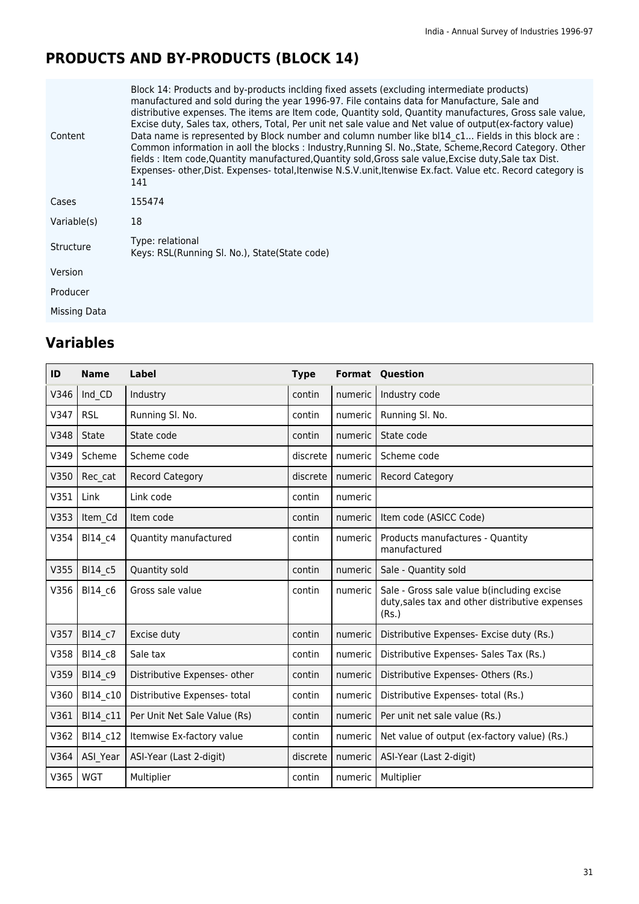# PRODUCTS AND BY-PRODUCTS (BLOCK 14)

| | |
|---|---|
| Content | Block 14: Products and by-products inclding fixed assets (excluding intermediate products) manufactured and sold during the year 1996-97. File contains data for Manufacture, Sale and distributive expenses. The items are Item code, Quantity sold, Quantity manufactures, Gross sale value, Excise duty, Sales tax, others, Total, Per unit net sale value and Net value of output(ex-factory value) Data name is represented by Block number and column number like bl14_c1... Fields in this block are : Common information in aoll the blocks : Industry,Running Sl. No.,State, Scheme,Record Category. Other fields : Item code,Quantity manufactured,Quantity sold,Gross sale value,Excise duty,Sale tax Dist. Expenses- other,Dist. Expenses- total,Itenwise N.S.V.unit,Itenwise Ex.fact. Value etc. Record category is 141 |
| Cases | 155474 |
| Variable(s) | 18 |
| Structure | Type: relational<br>Keys: RSL(Running Sl. No.), State(State code) |
| Version | |
| Producer | |
| Missing Data | |

## Variables

| ID | Name | Label | Type | Format | Question |
|---|---|---|---|---|---|
| V346 | Ind_CD | Industry | contin | numeric | Industry code |
| V347 | RSL | Running Sl. No. | contin | numeric | Running Sl. No. |
| V348 | State | State code | contin | numeric | State code |
| V349 | Scheme | Scheme code | discrete | numeric | Scheme code |
| V350 | Rec_cat | Record Category | discrete | numeric | Record Category |
| V351 | Link | Link code | contin | numeric | |
| V353 | Item_Cd | Item code | contin | numeric | Item code (ASICC Code) |
| V354 | Bl14_c4 | Quantity manufactured | contin | numeric | Products manufactures - Quantity manufactured |
| V355 | Bl14_c5 | Quantity sold | contin | numeric | Sale - Quantity sold |
| V356 | Bl14_c6 | Gross sale value | contin | numeric | Sale - Gross sale value b(including excise duty,sales tax and other distributive expenses (Rs.) |
| V357 | Bl14_c7 | Excise duty | contin | numeric | Distributive Expenses- Excise duty (Rs.) |
| V358 | Bl14_c8 | Sale tax | contin | numeric | Distributive Expenses- Sales Tax (Rs.) |
| V359 | Bl14_c9 | Distributive Expenses- other | contin | numeric | Distributive Expenses- Others (Rs.) |
| V360 | Bl14_c10 | Distributive Expenses- total | contin | numeric | Distributive Expenses- total (Rs.) |
| V361 | Bl14_c11 | Per Unit Net Sale Value (Rs) | contin | numeric | Per unit net sale value (Rs.) |
| V362 | Bl14_c12 | Itemwise Ex-factory value | contin | numeric | Net value of output (ex-factory value) (Rs.) |
| V364 | ASI_Year | ASI-Year (Last 2-digit) | discrete | numeric | ASI-Year (Last 2-digit) |
| V365 | WGT | Multiplier | contin | numeric | Multiplier |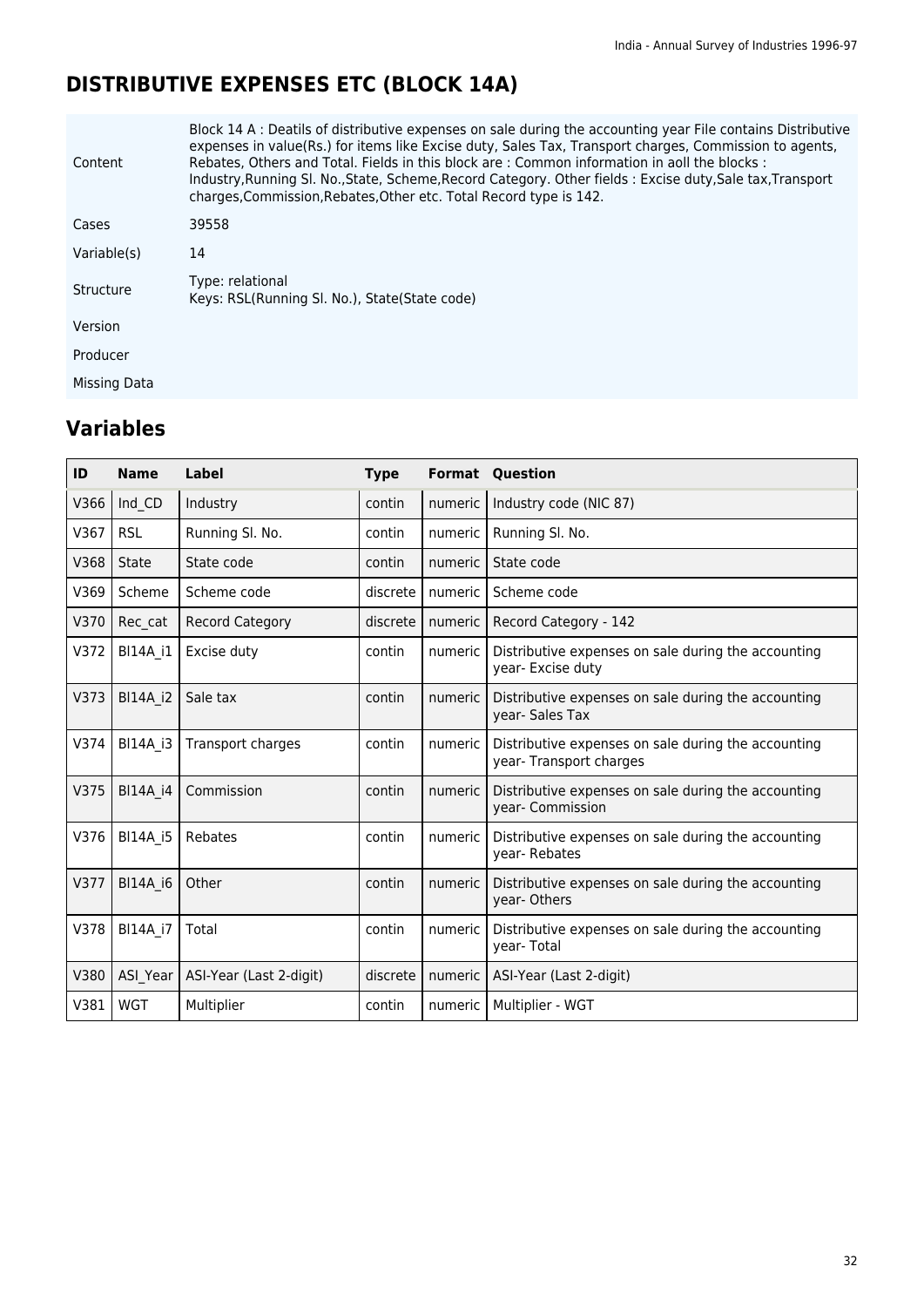## DISTRIBUTIVE EXPENSES ETC (BLOCK 14A)

| | |
|---|---|
| Content | Block 14 A : Deatils of distributive expenses on sale during the accounting year File contains Distributive expenses in value(Rs.) for items like Excise duty, Sales Tax, Transport charges, Commission to agents, Rebates, Others and Total. Fields in this block are : Common information in aoll the blocks : Industry,Running Sl. No.,State, Scheme,Record Category. Other fields : Excise duty,Sale tax,Transport charges,Commission,Rebates,Other etc. Total Record type is 142. |
| Cases | 39558 |
| Variable(s) | 14 |
| Structure | Type: relational<br>Keys: RSL(Running Sl. No.), State(State code) |
| Version | |
| Producer | |
| Missing Data | |

## Variables

| ID | Name | Label | Type | Format | Question |
|---|---|---|---|---|---|
| V366 | Ind_CD | Industry | contin | numeric | Industry code (NIC 87) |
| V367 | RSL | Running Sl. No. | contin | numeric | Running Sl. No. |
| V368 | State | State code | contin | numeric | State code |
| V369 | Scheme | Scheme code | discrete | numeric | Scheme code |
| V370 | Rec_cat | Record Category | discrete | numeric | Record Category - 142 |
| V372 | Bl14A_i1 | Excise duty | contin | numeric | Distributive expenses on sale during the accounting year- Excise duty |
| V373 | Bl14A_i2 | Sale tax | contin | numeric | Distributive expenses on sale during the accounting year- Sales Tax |
| V374 | Bl14A_i3 | Transport charges | contin | numeric | Distributive expenses on sale during the accounting year- Transport charges |
| V375 | Bl14A_i4 | Commission | contin | numeric | Distributive expenses on sale during the accounting year- Commission |
| V376 | Bl14A_i5 | Rebates | contin | numeric | Distributive expenses on sale during the accounting year- Rebates |
| V377 | Bl14A_i6 | Other | contin | numeric | Distributive expenses on sale during the accounting year- Others |
| V378 | Bl14A_i7 | Total | contin | numeric | Distributive expenses on sale during the accounting year- Total |
| V380 | ASI_Year | ASI-Year (Last 2-digit) | discrete | numeric | ASI-Year (Last 2-digit) |
| V381 | WGT | Multiplier | contin | numeric | Multiplier - WGT |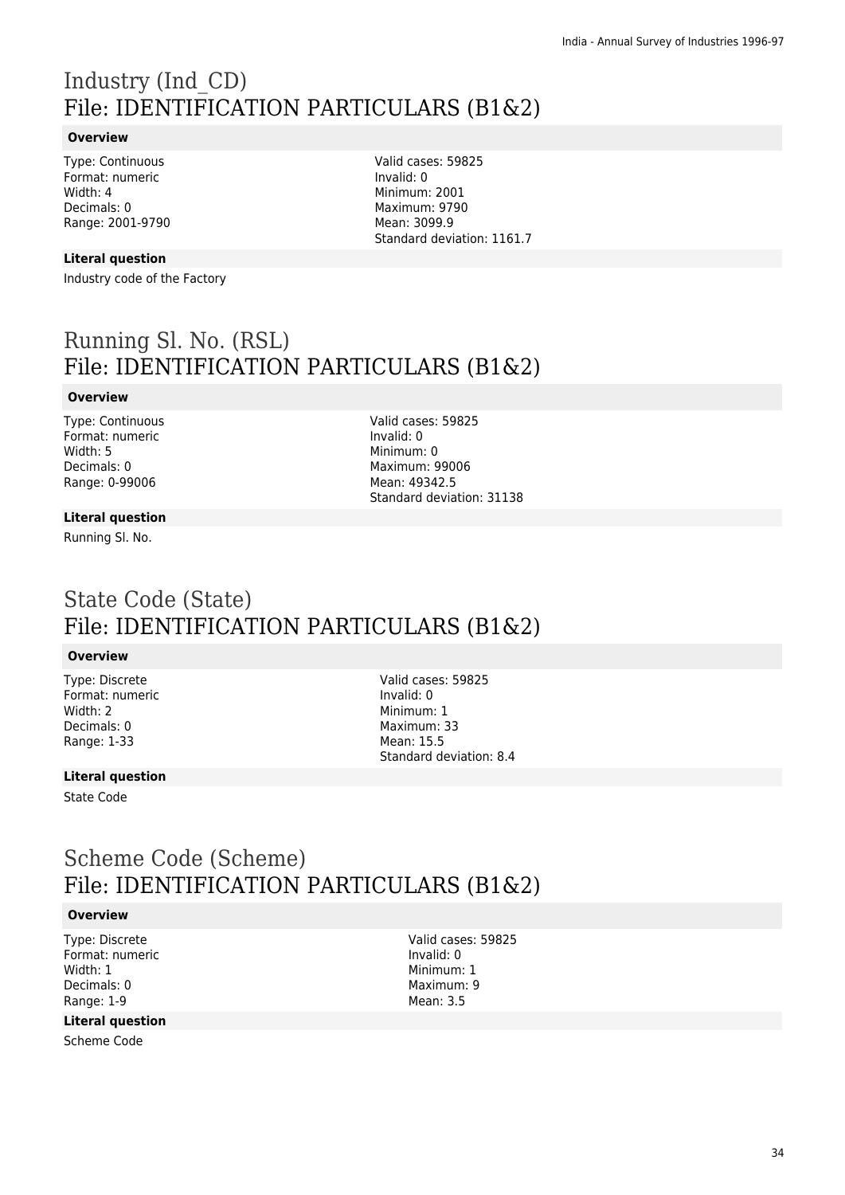# Industry (Ind_CD)
## File: IDENTIFICATION PARTICULARS (B1&2)

### Overview

Type: Continuous
Format: numeric
Width: 4
Decimals: 0
Range: 2001-9790

Valid cases: 59825
Invalid: 0
Minimum: 2001
Maximum: 9790
Mean: 3099.9
Standard deviation: 1161.7

### Literal question

Industry code of the Factory

# Running Sl. No. (RSL)
## File: IDENTIFICATION PARTICULARS (B1&2)

### Overview

Type: Continuous
Format: numeric
Width: 5
Decimals: 0
Range: 0-99006

Valid cases: 59825
Invalid: 0
Minimum: 0
Maximum: 99006
Mean: 49342.5
Standard deviation: 31138

### Literal question

Running Sl. No.

# State Code (State)
## File: IDENTIFICATION PARTICULARS (B1&2)

### Overview

Type: Discrete
Format: numeric
Width: 2
Decimals: 0
Range: 1-33

Valid cases: 59825
Invalid: 0
Minimum: 1
Maximum: 33
Mean: 15.5
Standard deviation: 8.4

### Literal question

State Code

# Scheme Code (Scheme)
## File: IDENTIFICATION PARTICULARS (B1&2)

### Overview

Type: Discrete
Format: numeric
Width: 1
Decimals: 0
Range: 1-9

Valid cases: 59825
Invalid: 0
Minimum: 1
Maximum: 9
Mean: 3.5

### Literal question

Scheme Code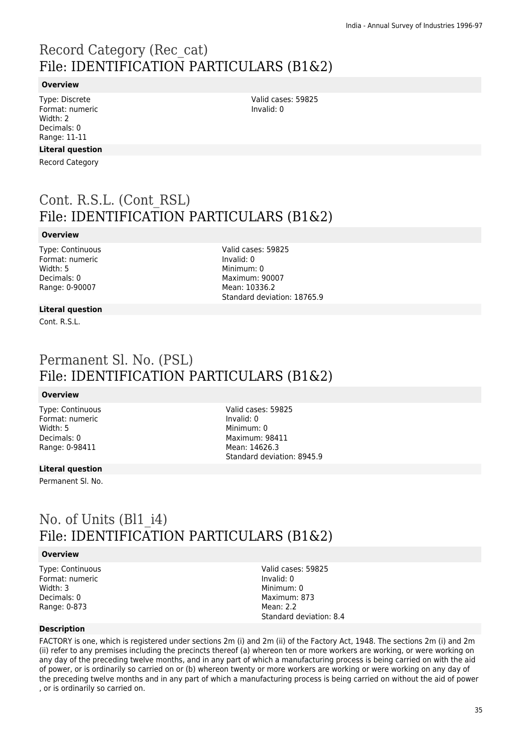# Record Category (Rec_cat)
## File: IDENTIFICATION PARTICULARS (B1&2)

**Overview**

Type: Discrete
Format: numeric
Width: 2
Decimals: 0
Range: 11-11

Valid cases: 59825
Invalid: 0

**Literal question**

Record Category

# Cont. R.S.L. (Cont_RSL)
## File: IDENTIFICATION PARTICULARS (B1&2)

**Overview**

Type: Continuous
Format: numeric
Width: 5
Decimals: 0
Range: 0-90007

Valid cases: 59825
Invalid: 0
Minimum: 0
Maximum: 90007
Mean: 10336.2
Standard deviation: 18765.9

**Literal question**

Cont. R.S.L.

# Permanent Sl. No. (PSL)
## File: IDENTIFICATION PARTICULARS (B1&2)

**Overview**

Type: Continuous
Format: numeric
Width: 5
Decimals: 0
Range: 0-98411

Valid cases: 59825
Invalid: 0
Minimum: 0
Maximum: 98411
Mean: 14626.3
Standard deviation: 8945.9

**Literal question**

Permanent Sl. No.

# No. of Units (Bl1_i4)
## File: IDENTIFICATION PARTICULARS (B1&2)

**Overview**

Type: Continuous
Format: numeric
Width: 3
Decimals: 0
Range: 0-873

Valid cases: 59825
Invalid: 0
Minimum: 0
Maximum: 873
Mean: 2.2
Standard deviation: 8.4

**Description**

FACTORY is one, which is registered under sections 2m (i) and 2m (ii) of the Factory Act, 1948. The sections 2m (i) and 2m (ii) refer to any premises including the precincts thereof (a) whereon ten or more workers are working, or were working on any day of the preceding twelve months, and in any part of which a manufacturing process is being carried on with the aid of power, or is ordinarily so carried on or (b) whereon twenty or more workers are working or were working on any day of the preceding twelve months and in any part of which a manufacturing process is being carried on without the aid of power , or is ordinarily so carried on.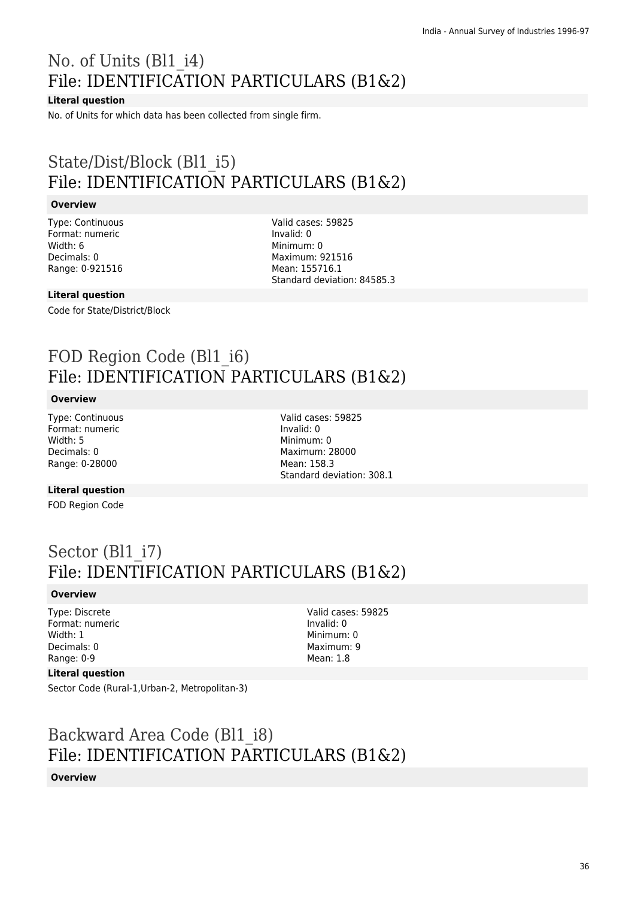# No. of Units (Bl1_i4)
# File: IDENTIFICATION PARTICULARS (B1&2)

**Literal question**

No. of Units for which data has been collected from single firm.

# State/Dist/Block (Bl1_i5)
# File: IDENTIFICATION PARTICULARS (B1&2)

**Overview**

Type: Continuous
Format: numeric
Width: 6
Decimals: 0
Range: 0-921516

Valid cases: 59825
Invalid: 0
Minimum: 0
Maximum: 921516
Mean: 155716.1
Standard deviation: 84585.3

**Literal question**

Code for State/District/Block

# FOD Region Code (Bl1_i6)
# File: IDENTIFICATION PARTICULARS (B1&2)

**Overview**

Type: Continuous
Format: numeric
Width: 5
Decimals: 0
Range: 0-28000

Valid cases: 59825
Invalid: 0
Minimum: 0
Maximum: 28000
Mean: 158.3
Standard deviation: 308.1

**Literal question**

FOD Region Code

# Sector (Bl1_i7)
# File: IDENTIFICATION PARTICULARS (B1&2)

**Overview**

Type: Discrete
Format: numeric
Width: 1
Decimals: 0
Range: 0-9

Valid cases: 59825
Invalid: 0
Minimum: 0
Maximum: 9
Mean: 1.8

**Literal question**

Sector Code (Rural-1,Urban-2, Metropolitan-3)

# Backward Area Code (Bl1_i8)
# File: IDENTIFICATION PARTICULARS (B1&2)

**Overview**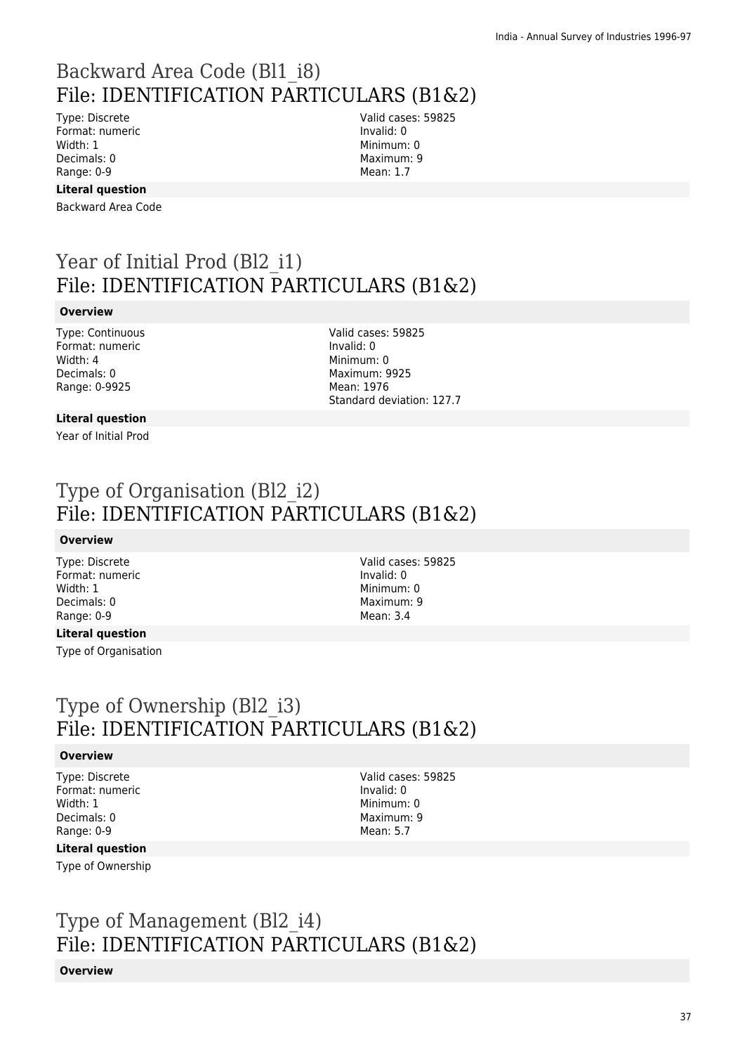## Backward Area Code (Bl1_i8)
## File: IDENTIFICATION PARTICULARS (B1&2)

Type: Discrete
Format: numeric
Width: 1
Decimals: 0
Range: 0-9

Valid cases: 59825
Invalid: 0
Minimum: 0
Maximum: 9
Mean: 1.7

**Literal question**

Backward Area Code

## Year of Initial Prod (Bl2_i1)
## File: IDENTIFICATION PARTICULARS (B1&2)

**Overview**

Type: Continuous
Format: numeric
Width: 4
Decimals: 0
Range: 0-9925

Valid cases: 59825
Invalid: 0
Minimum: 0
Maximum: 9925
Mean: 1976
Standard deviation: 127.7

**Literal question**

Year of Initial Prod

## Type of Organisation (Bl2_i2)
## File: IDENTIFICATION PARTICULARS (B1&2)

**Overview**

Type: Discrete
Format: numeric
Width: 1
Decimals: 0
Range: 0-9

Valid cases: 59825
Invalid: 0
Minimum: 0
Maximum: 9
Mean: 3.4

**Literal question**

Type of Organisation

## Type of Ownership (Bl2_i3)
## File: IDENTIFICATION PARTICULARS (B1&2)

**Overview**

Type: Discrete
Format: numeric
Width: 1
Decimals: 0
Range: 0-9

Valid cases: 59825
Invalid: 0
Minimum: 0
Maximum: 9
Mean: 5.7

**Literal question**

Type of Ownership

## Type of Management (Bl2_i4)
## File: IDENTIFICATION PARTICULARS (B1&2)

**Overview**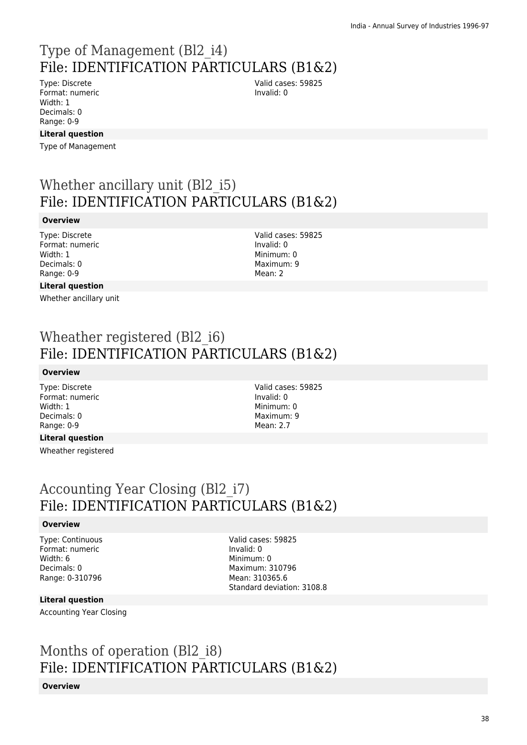# Type of Management (Bl2_i4)
# File: IDENTIFICATION PARTICULARS (B1&2)

Type: Discrete
Format: numeric
Width: 1
Decimals: 0
Range: 0-9

Valid cases: 59825
Invalid: 0

**Literal question**

Type of Management

# Whether ancillary unit (Bl2_i5)
# File: IDENTIFICATION PARTICULARS (B1&2)

**Overview**

Type: Discrete
Format: numeric
Width: 1
Decimals: 0
Range: 0-9

Valid cases: 59825
Invalid: 0
Minimum: 0
Maximum: 9
Mean: 2

**Literal question**

Whether ancillary unit

# Wheather registered (Bl2_i6)
# File: IDENTIFICATION PARTICULARS (B1&2)

**Overview**

Type: Discrete
Format: numeric
Width: 1
Decimals: 0
Range: 0-9

Valid cases: 59825
Invalid: 0
Minimum: 0
Maximum: 9
Mean: 2.7

**Literal question**

Wheather registered

# Accounting Year Closing (Bl2_i7)
# File: IDENTIFICATION PARTICULARS (B1&2)

**Overview**

Type: Continuous
Format: numeric
Width: 6
Decimals: 0
Range: 0-310796

Valid cases: 59825
Invalid: 0
Minimum: 0
Maximum: 310796
Mean: 310365.6
Standard deviation: 3108.8

**Literal question**

Accounting Year Closing

# Months of operation (Bl2_i8)
# File: IDENTIFICATION PARTICULARS (B1&2)

**Overview**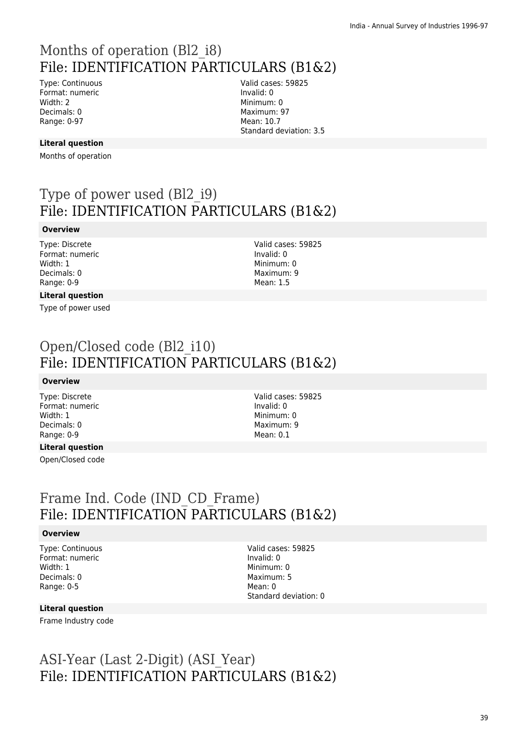# Months of operation (Bl2_i8)
# File: IDENTIFICATION PARTICULARS (B1&2)

Type: Continuous
Format: numeric
Width: 2
Decimals: 0
Range: 0-97

Valid cases: 59825
Invalid: 0
Minimum: 0
Maximum: 97
Mean: 10.7
Standard deviation: 3.5

**Literal question**

Months of operation

# Type of power used (Bl2_i9)
# File: IDENTIFICATION PARTICULARS (B1&2)

**Overview**

Type: Discrete
Format: numeric
Width: 1
Decimals: 0
Range: 0-9

Valid cases: 59825
Invalid: 0
Minimum: 0
Maximum: 9
Mean: 1.5

**Literal question**

Type of power used

# Open/Closed code (Bl2_i10)
# File: IDENTIFICATION PARTICULARS (B1&2)

**Overview**

Type: Discrete
Format: numeric
Width: 1
Decimals: 0
Range: 0-9

Valid cases: 59825
Invalid: 0
Minimum: 0
Maximum: 9
Mean: 0.1

**Literal question**

Open/Closed code

# Frame Ind. Code (IND_CD_Frame)
# File: IDENTIFICATION PARTICULARS (B1&2)

**Overview**

Type: Continuous
Format: numeric
Width: 1
Decimals: 0
Range: 0-5

Valid cases: 59825
Invalid: 0
Minimum: 0
Maximum: 5
Mean: 0
Standard deviation: 0

**Literal question**

Frame Industry code

# ASI-Year (Last 2-Digit) (ASI_Year)
# File: IDENTIFICATION PARTICULARS (B1&2)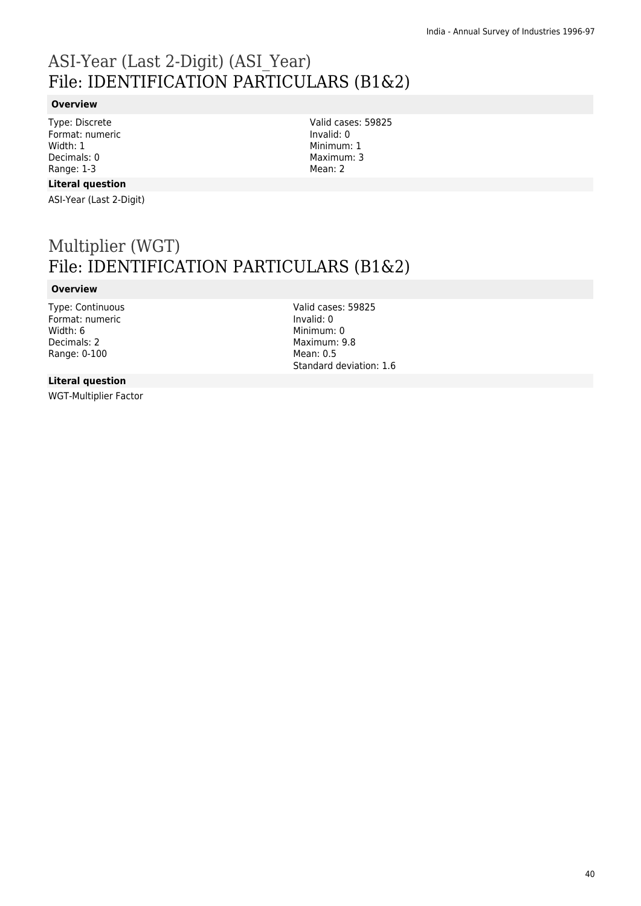# ASI-Year (Last 2-Digit) (ASI_Year)
## File: IDENTIFICATION PARTICULARS (B1&2)

### Overview

Type: Discrete
Format: numeric
Width: 1
Decimals: 0
Range: 1-3

Valid cases: 59825
Invalid: 0
Minimum: 1
Maximum: 3
Mean: 2

### Literal question

ASI-Year (Last 2-Digit)

# Multiplier (WGT)
## File: IDENTIFICATION PARTICULARS (B1&2)

### Overview

Type: Continuous
Format: numeric
Width: 6
Decimals: 2
Range: 0-100

Valid cases: 59825
Invalid: 0
Minimum: 0
Maximum: 9.8
Mean: 0.5
Standard deviation: 1.6

### Literal question

WGT-Multiplier Factor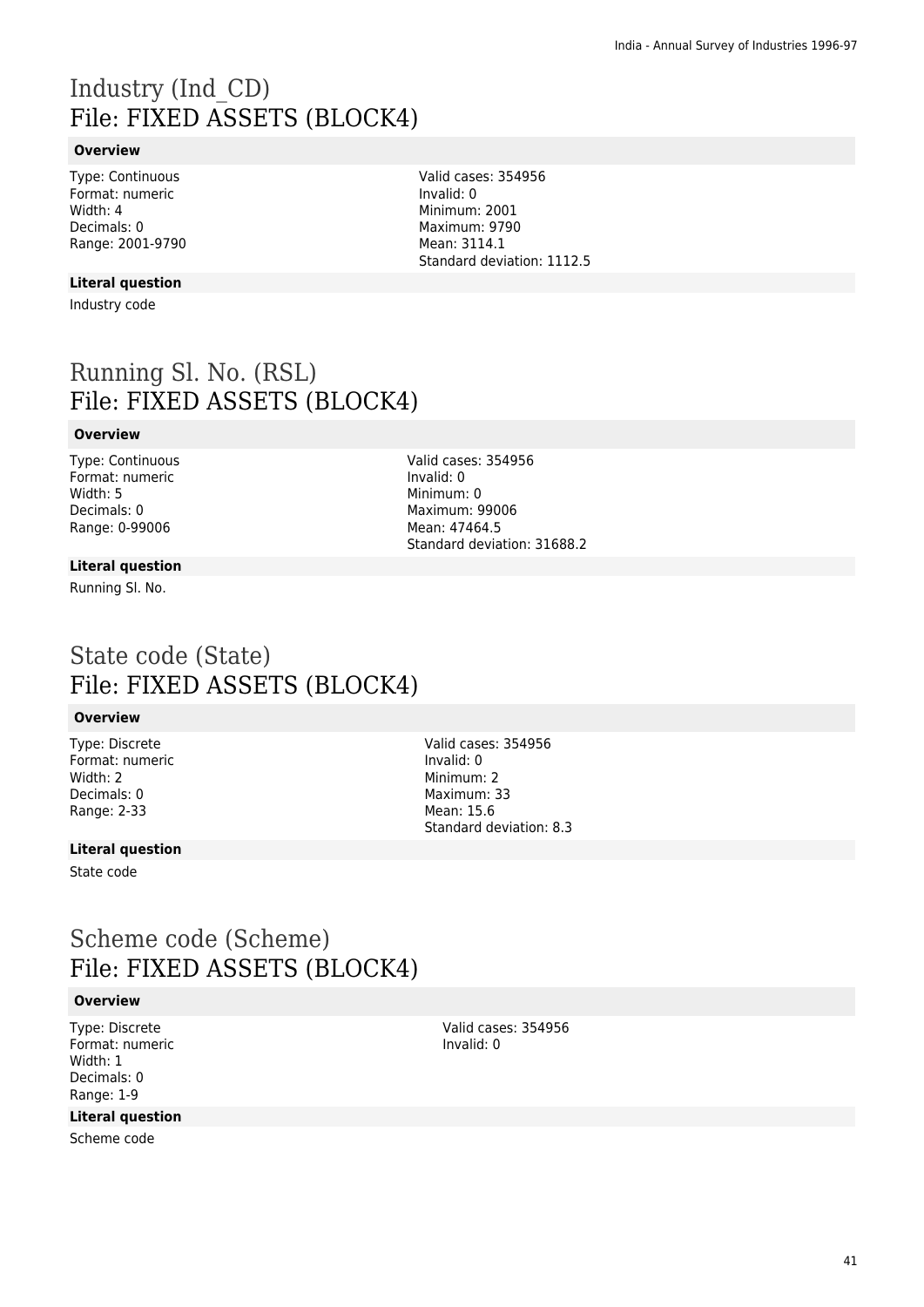# Industry (Ind_CD)
# File: FIXED ASSETS (BLOCK4)

**Overview**

Type: Continuous
Format: numeric
Width: 4
Decimals: 0
Range: 2001-9790

Valid cases: 354956
Invalid: 0
Minimum: 2001
Maximum: 9790
Mean: 3114.1
Standard deviation: 1112.5

**Literal question**

Industry code

# Running Sl. No. (RSL)
# File: FIXED ASSETS (BLOCK4)

**Overview**

Type: Continuous
Format: numeric
Width: 5
Decimals: 0
Range: 0-99006

Valid cases: 354956
Invalid: 0
Minimum: 0
Maximum: 99006
Mean: 47464.5
Standard deviation: 31688.2

**Literal question**

Running Sl. No.

# State code (State)
# File: FIXED ASSETS (BLOCK4)

**Overview**

Type: Discrete
Format: numeric
Width: 2
Decimals: 0
Range: 2-33

Valid cases: 354956
Invalid: 0
Minimum: 2
Maximum: 33
Mean: 15.6
Standard deviation: 8.3

**Literal question**

State code

# Scheme code (Scheme)
# File: FIXED ASSETS (BLOCK4)

**Overview**

Type: Discrete
Format: numeric
Width: 1
Decimals: 0
Range: 1-9

Valid cases: 354956
Invalid: 0

**Literal question**

Scheme code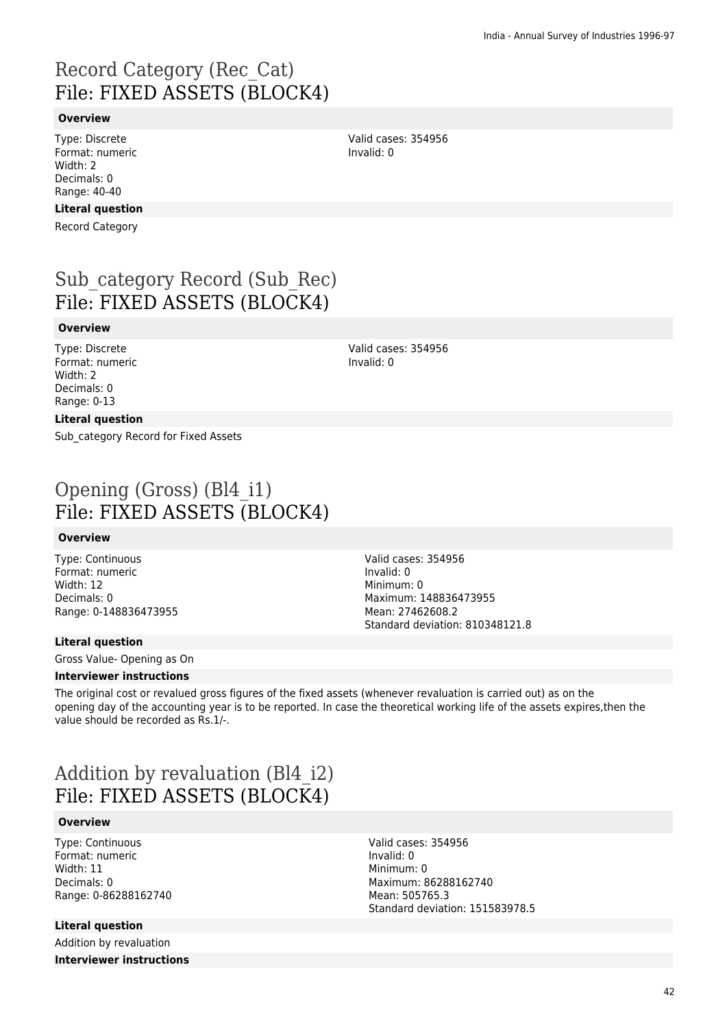# Record Category (Rec_Cat)
## File: FIXED ASSETS (BLOCK4)

### Overview

Type: Discrete
Format: numeric
Width: 2
Decimals: 0
Range: 40-40

Valid cases: 354956
Invalid: 0

### Literal question

Record Category

# Sub_category Record (Sub_Rec)
## File: FIXED ASSETS (BLOCK4)

### Overview

Type: Discrete
Format: numeric
Width: 2
Decimals: 0
Range: 0-13

Valid cases: 354956
Invalid: 0

### Literal question

Sub_category Record for Fixed Assets

# Opening (Gross) (Bl4_i1)
## File: FIXED ASSETS (BLOCK4)

### Overview

Type: Continuous
Format: numeric
Width: 12
Decimals: 0
Range: 0-148836473955

Valid cases: 354956
Invalid: 0
Minimum: 0
Maximum: 148836473955
Mean: 27462608.2
Standard deviation: 810348121.8

### Literal question

Gross Value- Opening as On

### Interviewer instructions

The original cost or revalued gross figures of the fixed assets (whenever revaluation is carried out) as on the opening day of the accounting year is to be reported. In case the theoretical working life of the assets expires,then the value should be recorded as Rs.1/-.

# Addition by revaluation (Bl4_i2)
## File: FIXED ASSETS (BLOCK4)

### Overview

Type: Continuous
Format: numeric
Width: 11
Decimals: 0
Range: 0-86288162740

Valid cases: 354956
Invalid: 0
Minimum: 0
Maximum: 86288162740
Mean: 505765.3
Standard deviation: 151583978.5

### Literal question

Addition by revaluation

### Interviewer instructions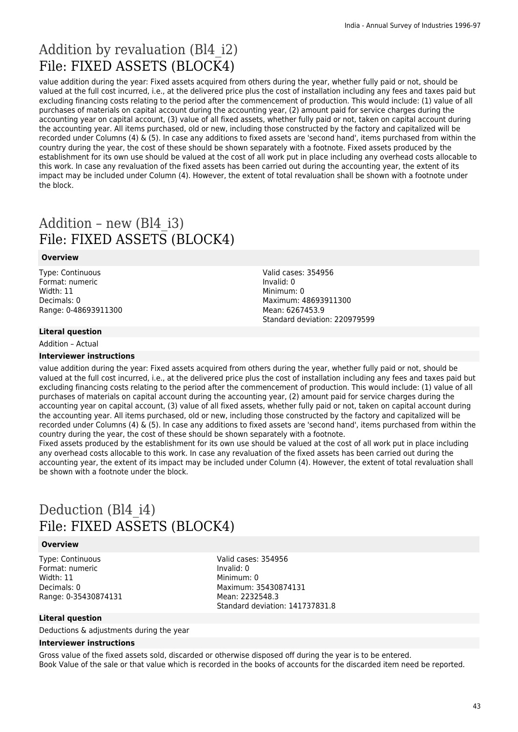# Addition by revaluation (Bl4_i2)
## File: FIXED ASSETS (BLOCK4)

value addition during the year: Fixed assets acquired from others during the year, whether fully paid or not, should be valued at the full cost incurred, i.e., at the delivered price plus the cost of installation including any fees and taxes paid but excluding financing costs relating to the period after the commencement of production. This would include: (1) value of all purchases of materials on capital account during the accounting year, (2) amount paid for service charges during the accounting year on capital account, (3) value of all fixed assets, whether fully paid or not, taken on capital account during the accounting year. All items purchased, old or new, including those constructed by the factory and capitalized will be recorded under Columns (4) & (5). In case any additions to fixed assets are 'second hand', items purchased from within the country during the year, the cost of these should be shown separately with a footnote. Fixed assets produced by the establishment for its own use should be valued at the cost of all work put in place including any overhead costs allocable to this work. In case any revaluation of the fixed assets has been carried out during the accounting year, the extent of its impact may be included under Column (4). However, the extent of total revaluation shall be shown with a footnote under the block.

# Addition – new (Bl4_i3)
## File: FIXED ASSETS (BLOCK4)

**Overview**

Type: Continuous
Format: numeric
Width: 11
Decimals: 0
Range: 0-48693911300

Valid cases: 354956
Invalid: 0
Minimum: 0
Maximum: 48693911300
Mean: 6267453.9
Standard deviation: 220979599

**Literal question**

Addition – Actual

**Interviewer instructions**

value addition during the year: Fixed assets acquired from others during the year, whether fully paid or not, should be valued at the full cost incurred, i.e., at the delivered price plus the cost of installation including any fees and taxes paid but excluding financing costs relating to the period after the commencement of production. This would include: (1) value of all purchases of materials on capital account during the accounting year, (2) amount paid for service charges during the accounting year on capital account, (3) value of all fixed assets, whether fully paid or not, taken on capital account during the accounting year. All items purchased, old or new, including those constructed by the factory and capitalized will be recorded under Columns (4) & (5). In case any additions to fixed assets are 'second hand', items purchased from within the country during the year, the cost of these should be shown separately with a footnote.
Fixed assets produced by the establishment for its own use should be valued at the cost of all work put in place including any overhead costs allocable to this work. In case any revaluation of the fixed assets has been carried out during the accounting year, the extent of its impact may be included under Column (4). However, the extent of total revaluation shall be shown with a footnote under the block.

# Deduction (Bl4_i4)
## File: FIXED ASSETS (BLOCK4)

**Overview**

Type: Continuous
Format: numeric
Width: 11
Decimals: 0
Range: 0-35430874131

Valid cases: 354956
Invalid: 0
Minimum: 0
Maximum: 35430874131
Mean: 2232548.3
Standard deviation: 141737831.8

**Literal question**

Deductions & adjustments during the year

**Interviewer instructions**

Gross value of the fixed assets sold, discarded or otherwise disposed off during the year is to be entered.
Book Value of the sale or that value which is recorded in the books of accounts for the discarded item need be reported.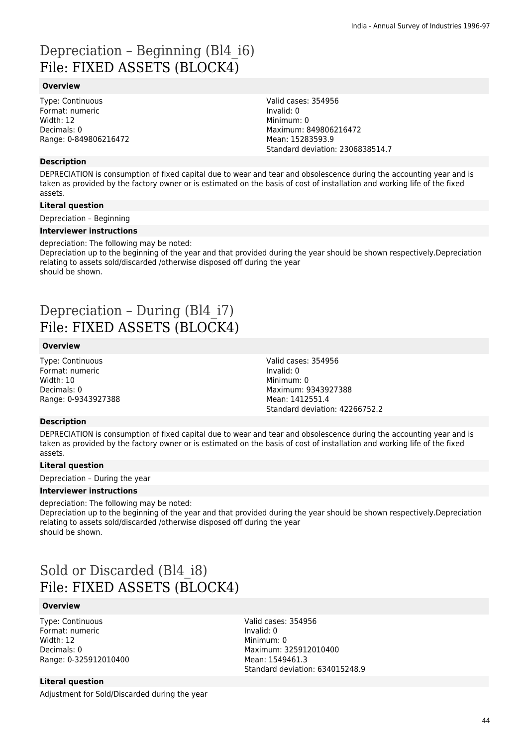# Depreciation – Beginning (Bl4_i6)
# File: FIXED ASSETS (BLOCK4)

### Overview

Type: Continuous
Format: numeric
Width: 12
Decimals: 0
Range: 0-849806216472

Valid cases: 354956
Invalid: 0
Minimum: 0
Maximum: 849806216472
Mean: 15283593.9
Standard deviation: 2306838514.7

### Description

DEPRECIATION is consumption of fixed capital due to wear and tear and obsolescence during the accounting year and is taken as provided by the factory owner or is estimated on the basis of cost of installation and working life of the fixed assets.

### Literal question

Depreciation – Beginning

### Interviewer instructions

depreciation: The following may be noted:
Depreciation up to the beginning of the year and that provided during the year should be shown respectively.Depreciation relating to assets sold/discarded /otherwise disposed off during the year
should be shown.

# Depreciation – During (Bl4_i7)
# File: FIXED ASSETS (BLOCK4)

### Overview

Type: Continuous
Format: numeric
Width: 10
Decimals: 0
Range: 0-9343927388

Valid cases: 354956
Invalid: 0
Minimum: 0
Maximum: 9343927388
Mean: 1412551.4
Standard deviation: 42266752.2

### Description

DEPRECIATION is consumption of fixed capital due to wear and tear and obsolescence during the accounting year and is taken as provided by the factory owner or is estimated on the basis of cost of installation and working life of the fixed assets.

### Literal question

Depreciation – During the year

### Interviewer instructions

depreciation: The following may be noted:
Depreciation up to the beginning of the year and that provided during the year should be shown respectively.Depreciation relating to assets sold/discarded /otherwise disposed off during the year
should be shown.

# Sold or Discarded (Bl4_i8)
# File: FIXED ASSETS (BLOCK4)

### Overview

Type: Continuous
Format: numeric
Width: 12
Decimals: 0
Range: 0-325912010400

Valid cases: 354956
Invalid: 0
Minimum: 0
Maximum: 325912010400
Mean: 1549461.3
Standard deviation: 634015248.9

### Literal question

Adjustment for Sold/Discarded during the year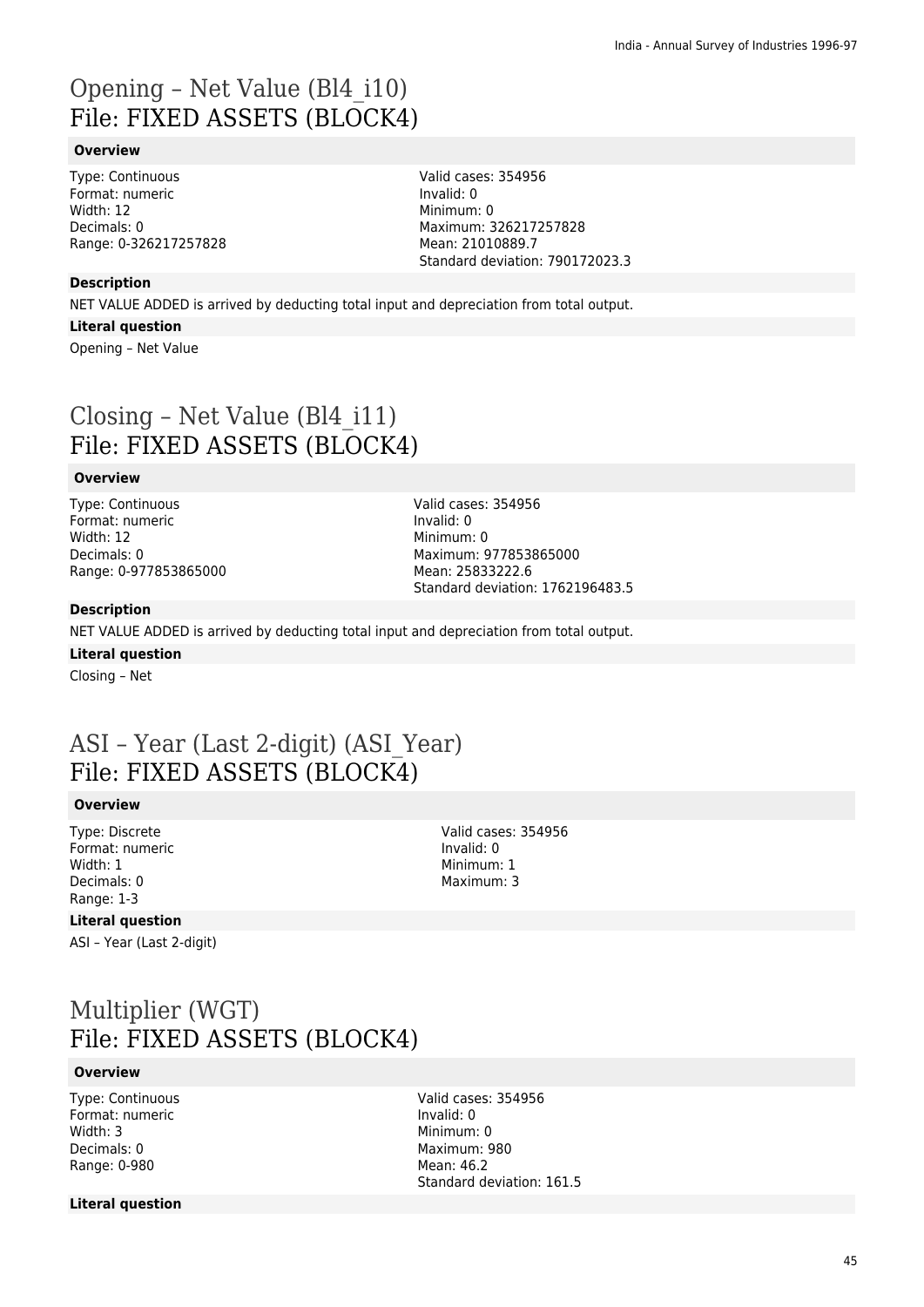# Opening – Net Value (Bl4_i10)
# File: FIXED ASSETS (BLOCK4)

### Overview

Type: Continuous
Format: numeric
Width: 12
Decimals: 0
Range: 0-326217257828

Valid cases: 354956
Invalid: 0
Minimum: 0
Maximum: 326217257828
Mean: 21010889.7
Standard deviation: 790172023.3

### Description

NET VALUE ADDED is arrived by deducting total input and depreciation from total output.

### Literal question

Opening – Net Value

# Closing – Net Value (Bl4_i11)
# File: FIXED ASSETS (BLOCK4)

### Overview

Type: Continuous
Format: numeric
Width: 12
Decimals: 0
Range: 0-977853865000

Valid cases: 354956
Invalid: 0
Minimum: 0
Maximum: 977853865000
Mean: 25833222.6
Standard deviation: 1762196483.5

### Description

NET VALUE ADDED is arrived by deducting total input and depreciation from total output.

### Literal question

Closing – Net

# ASI – Year (Last 2-digit) (ASI_Year)
# File: FIXED ASSETS (BLOCK4)

### Overview

Type: Discrete
Format: numeric
Width: 1
Decimals: 0
Range: 1-3

Valid cases: 354956
Invalid: 0
Minimum: 1
Maximum: 3

### Literal question

ASI – Year (Last 2-digit)

# Multiplier (WGT)
# File: FIXED ASSETS (BLOCK4)

### Overview

Type: Continuous
Format: numeric
Width: 3
Decimals: 0
Range: 0-980

Valid cases: 354956
Invalid: 0
Minimum: 0
Maximum: 980
Mean: 46.2
Standard deviation: 161.5

### Literal question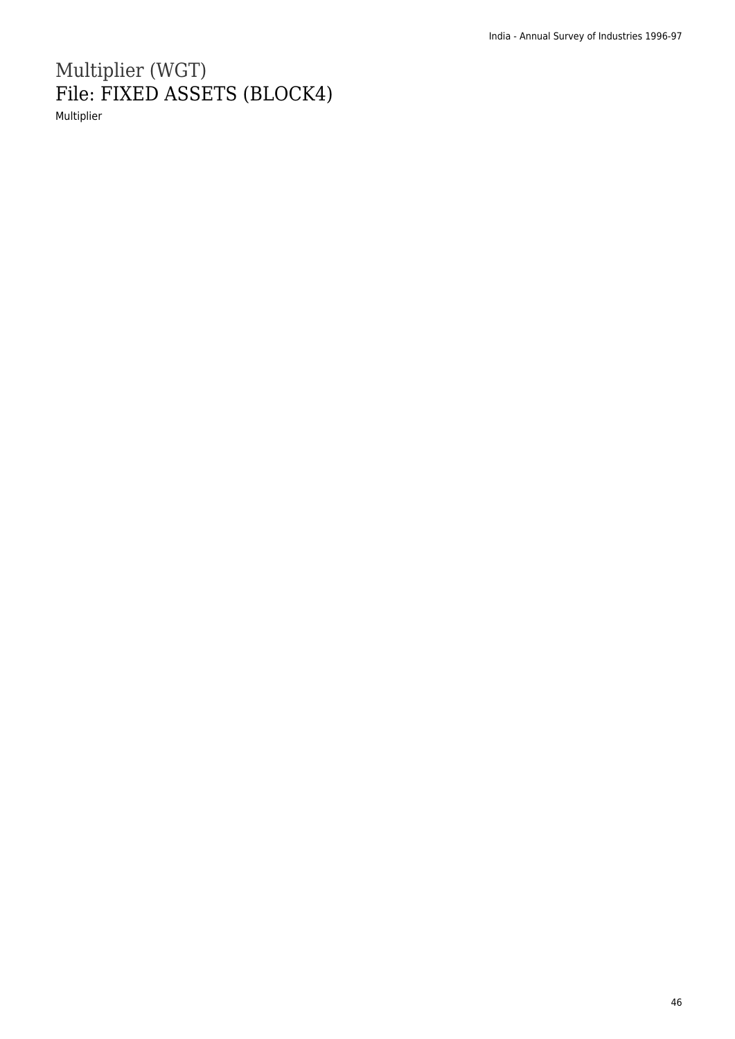# Multiplier (WGT)
## File: FIXED ASSETS (BLOCK4)

Multiplier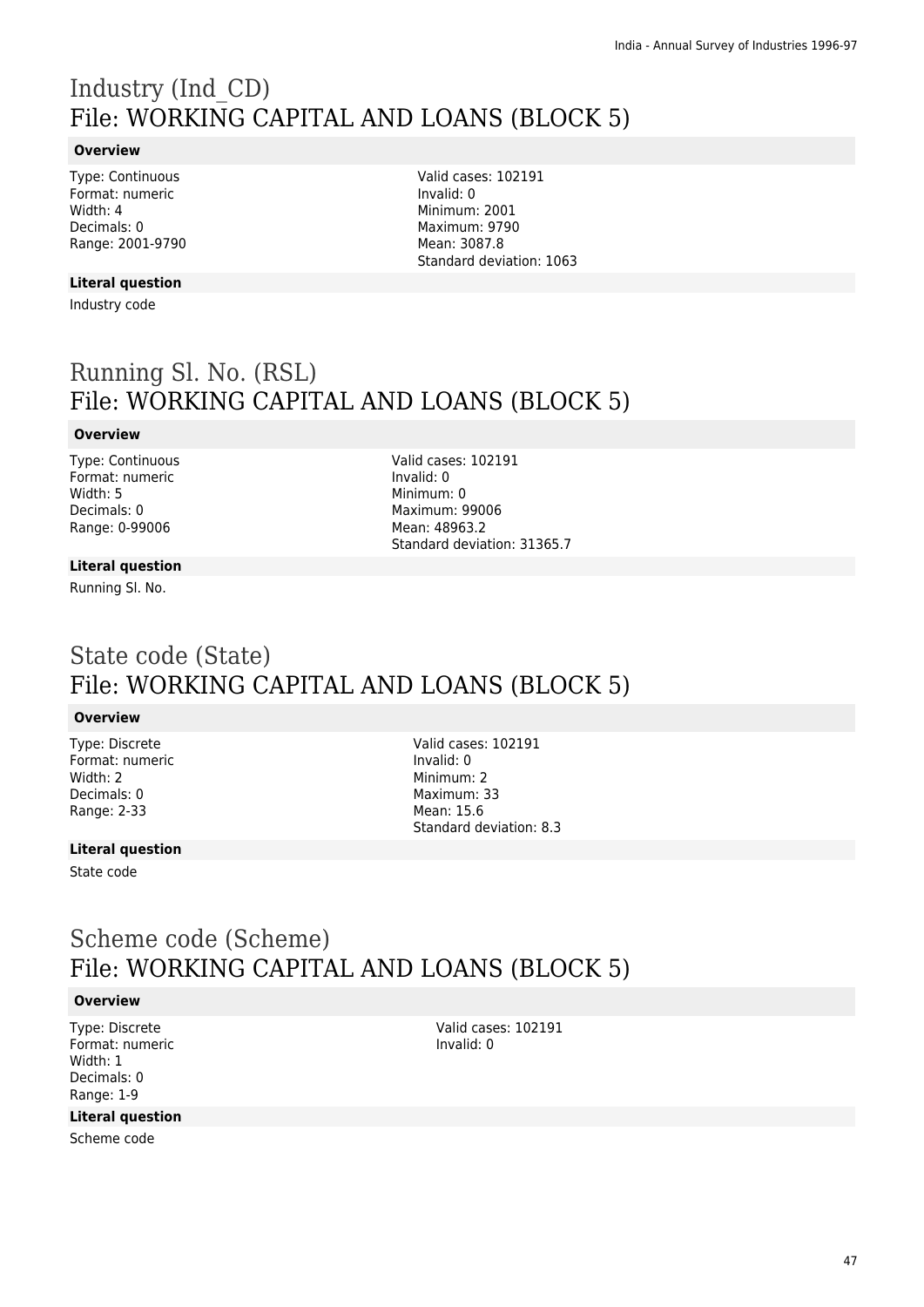# Industry (Ind_CD)
## File: WORKING CAPITAL AND LOANS (BLOCK 5)

**Overview**

Type: Continuous
Format: numeric
Width: 4
Decimals: 0
Range: 2001-9790

Valid cases: 102191
Invalid: 0
Minimum: 2001
Maximum: 9790
Mean: 3087.8
Standard deviation: 1063

**Literal question**

Industry code

# Running Sl. No. (RSL)
## File: WORKING CAPITAL AND LOANS (BLOCK 5)

**Overview**

Type: Continuous
Format: numeric
Width: 5
Decimals: 0
Range: 0-99006

Valid cases: 102191
Invalid: 0
Minimum: 0
Maximum: 99006
Mean: 48963.2
Standard deviation: 31365.7

**Literal question**

Running Sl. No.

# State code (State)
## File: WORKING CAPITAL AND LOANS (BLOCK 5)

**Overview**

Type: Discrete
Format: numeric
Width: 2
Decimals: 0
Range: 2-33

Valid cases: 102191
Invalid: 0
Minimum: 2
Maximum: 33
Mean: 15.6
Standard deviation: 8.3

**Literal question**

State code

# Scheme code (Scheme)
## File: WORKING CAPITAL AND LOANS (BLOCK 5)

**Overview**

Type: Discrete
Format: numeric
Width: 1
Decimals: 0
Range: 1-9

Valid cases: 102191
Invalid: 0

**Literal question**

Scheme code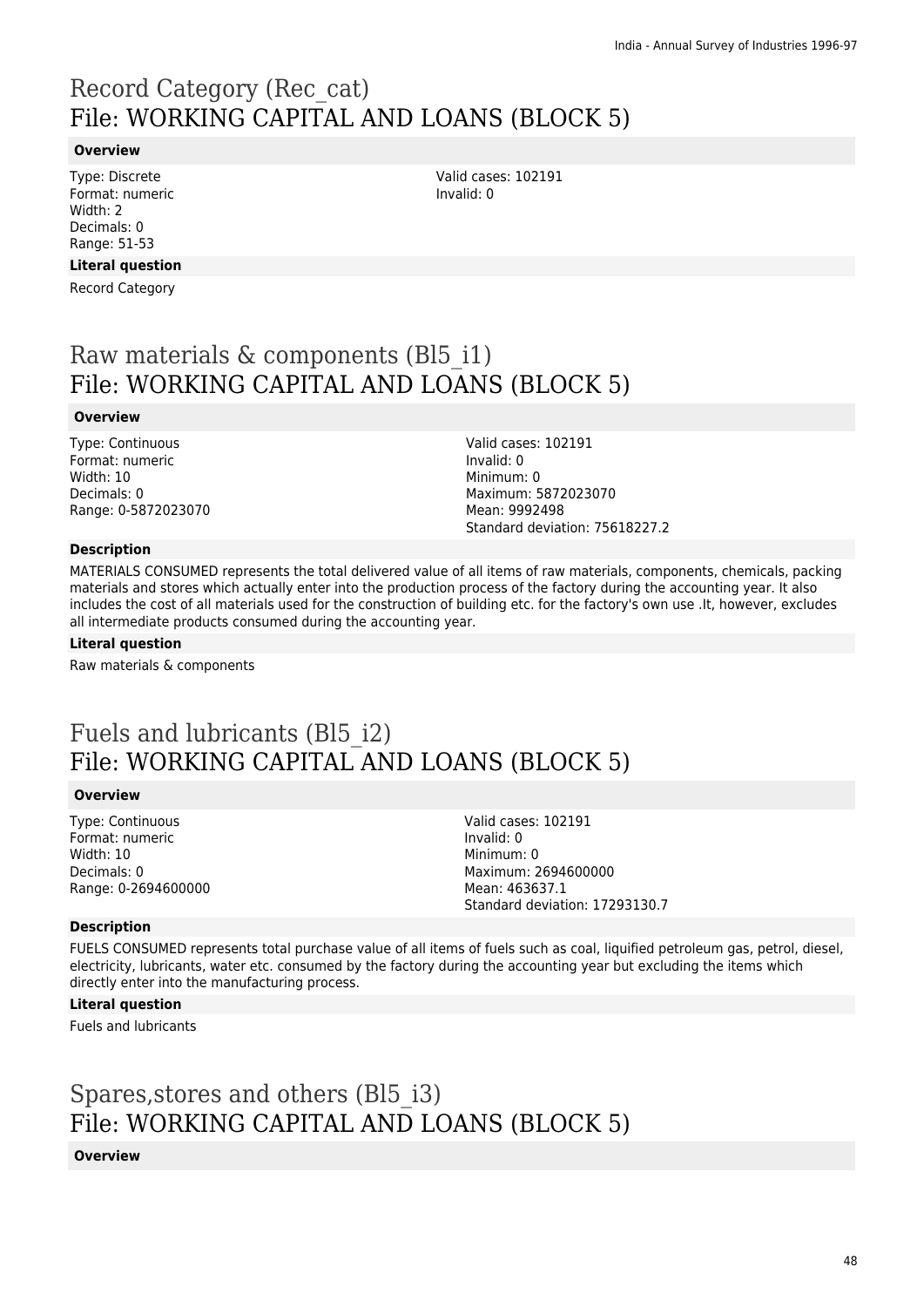# Record Category (Rec_cat)
# File: WORKING CAPITAL AND LOANS (BLOCK 5)

**Overview**

Type: Discrete
Format: numeric
Width: 2
Decimals: 0
Range: 51-53

Valid cases: 102191
Invalid: 0

**Literal question**

Record Category

# Raw materials & components (Bl5_i1)
# File: WORKING CAPITAL AND LOANS (BLOCK 5)

**Overview**

Type: Continuous
Format: numeric
Width: 10
Decimals: 0
Range: 0-5872023070

Valid cases: 102191
Invalid: 0
Minimum: 0
Maximum: 5872023070
Mean: 9992498
Standard deviation: 75618227.2

**Description**

MATERIALS CONSUMED represents the total delivered value of all items of raw materials, components, chemicals, packing materials and stores which actually enter into the production process of the factory during the accounting year. It also includes the cost of all materials used for the construction of building etc. for the factory's own use .It, however, excludes all intermediate products consumed during the accounting year.

**Literal question**

Raw materials & components

# Fuels and lubricants (Bl5_i2)
# File: WORKING CAPITAL AND LOANS (BLOCK 5)

**Overview**

Type: Continuous
Format: numeric
Width: 10
Decimals: 0
Range: 0-2694600000

Valid cases: 102191
Invalid: 0
Minimum: 0
Maximum: 2694600000
Mean: 463637.1
Standard deviation: 17293130.7

**Description**

FUELS CONSUMED represents total purchase value of all items of fuels such as coal, liquified petroleum gas, petrol, diesel, electricity, lubricants, water etc. consumed by the factory during the accounting year but excluding the items which directly enter into the manufacturing process.

**Literal question**

Fuels and lubricants

# Spares,stores and others (Bl5_i3)
# File: WORKING CAPITAL AND LOANS (BLOCK 5)

**Overview**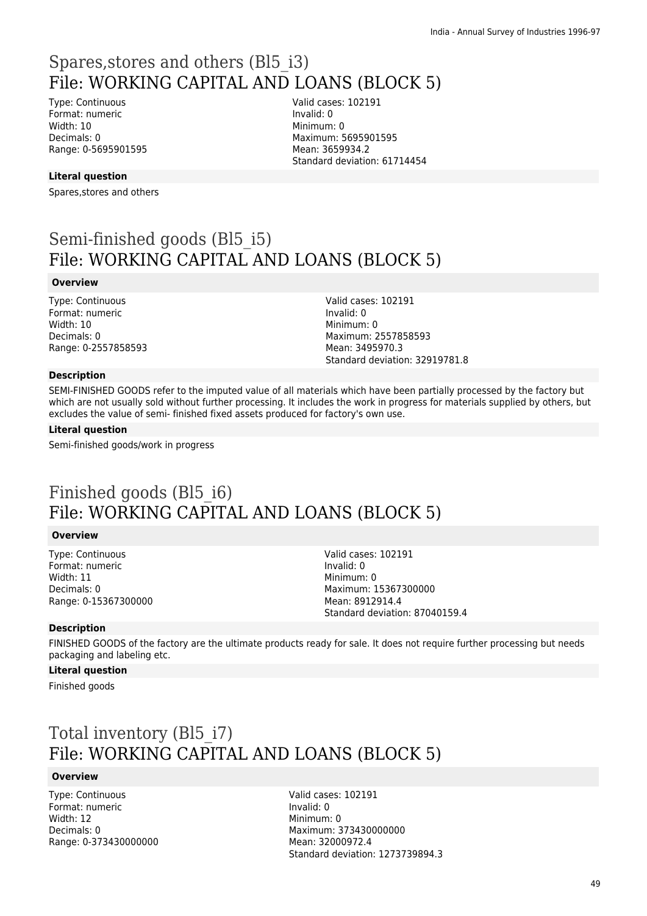# Spares,stores and others (Bl5_i3)
# File: WORKING CAPITAL AND LOANS (BLOCK 5)

Type: Continuous
Format: numeric
Width: 10
Decimals: 0
Range: 0-5695901595

Valid cases: 102191
Invalid: 0
Minimum: 0
Maximum: 5695901595
Mean: 3659934.2
Standard deviation: 61714454

**Literal question**

Spares,stores and others

# Semi-finished goods (Bl5_i5)
# File: WORKING CAPITAL AND LOANS (BLOCK 5)

**Overview**

Type: Continuous
Format: numeric
Width: 10
Decimals: 0
Range: 0-2557858593

Valid cases: 102191
Invalid: 0
Minimum: 0
Maximum: 2557858593
Mean: 3495970.3
Standard deviation: 32919781.8

**Description**

SEMI-FINISHED GOODS refer to the imputed value of all materials which have been partially processed by the factory but which are not usually sold without further processing. It includes the work in progress for materials supplied by others, but excludes the value of semi- finished fixed assets produced for factory's own use.

**Literal question**

Semi-finished goods/work in progress

# Finished goods (Bl5_i6)
# File: WORKING CAPITAL AND LOANS (BLOCK 5)

**Overview**

Type: Continuous
Format: numeric
Width: 11
Decimals: 0
Range: 0-15367300000

Valid cases: 102191
Invalid: 0
Minimum: 0
Maximum: 15367300000
Mean: 8912914.4
Standard deviation: 87040159.4

**Description**

FINISHED GOODS of the factory are the ultimate products ready for sale. It does not require further processing but needs packaging and labeling etc.

**Literal question**

Finished goods

# Total inventory (Bl5_i7)
# File: WORKING CAPITAL AND LOANS (BLOCK 5)

**Overview**

Type: Continuous
Format: numeric
Width: 12
Decimals: 0
Range: 0-373430000000

Valid cases: 102191
Invalid: 0
Minimum: 0
Maximum: 373430000000
Mean: 32000972.4
Standard deviation: 1273739894.3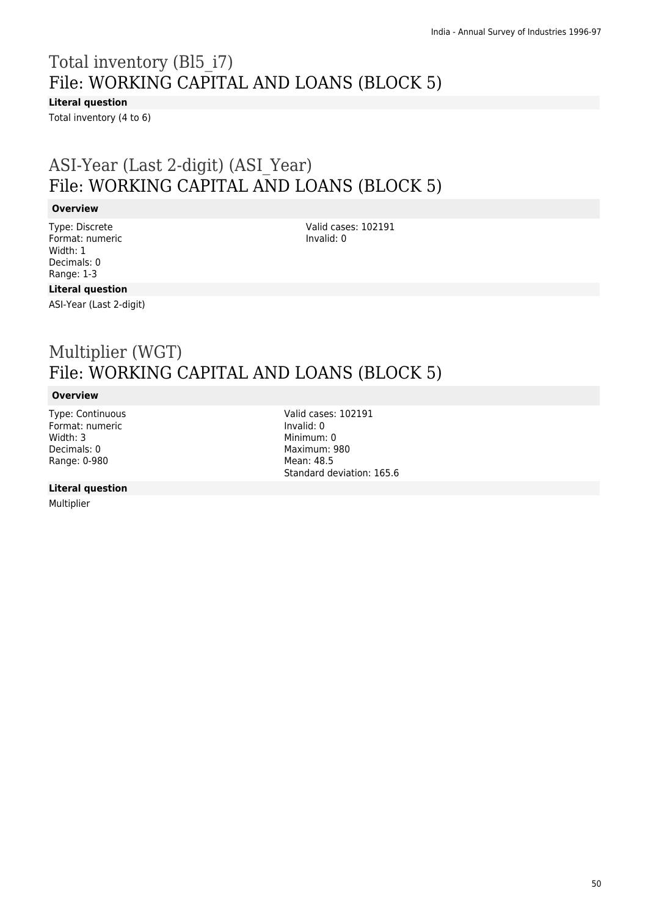## Total inventory (Bl5_i7)
## File: WORKING CAPITAL AND LOANS (BLOCK 5)

**Literal question**

Total inventory (4 to 6)

## ASI-Year (Last 2-digit) (ASI_Year)
## File: WORKING CAPITAL AND LOANS (BLOCK 5)

**Overview**

Type: Discrete
Format: numeric
Width: 1
Decimals: 0
Range: 1-3

Valid cases: 102191
Invalid: 0

**Literal question**

ASI-Year (Last 2-digit)

## Multiplier (WGT)
## File: WORKING CAPITAL AND LOANS (BLOCK 5)

**Overview**

Type: Continuous
Format: numeric
Width: 3
Decimals: 0
Range: 0-980

Valid cases: 102191
Invalid: 0
Minimum: 0
Maximum: 980
Mean: 48.5
Standard deviation: 165.6

**Literal question**

Multiplier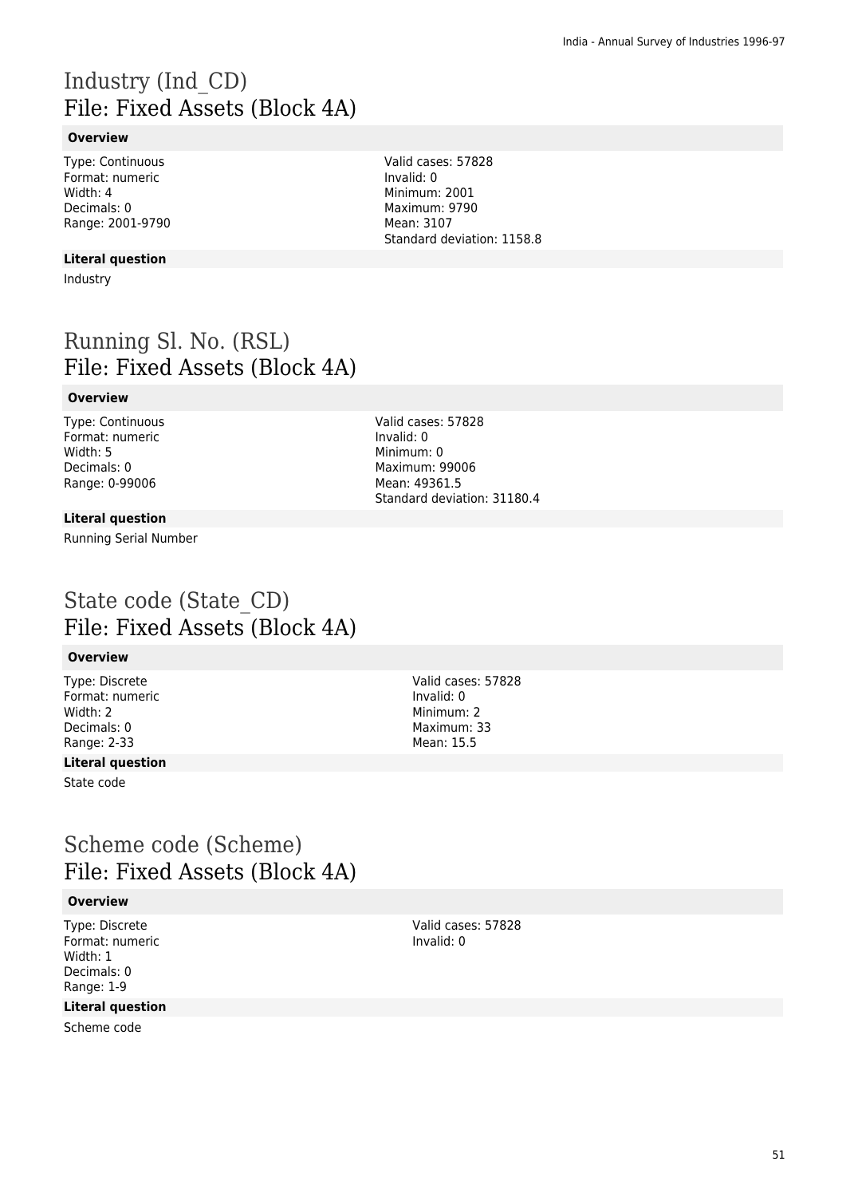# Industry (Ind_CD)
## File: Fixed Assets (Block 4A)

**Overview**

Type: Continuous
Format: numeric
Width: 4
Decimals: 0
Range: 2001-9790

Valid cases: 57828
Invalid: 0
Minimum: 2001
Maximum: 9790
Mean: 3107
Standard deviation: 1158.8

**Literal question**

Industry

# Running Sl. No. (RSL)
## File: Fixed Assets (Block 4A)

**Overview**

Type: Continuous
Format: numeric
Width: 5
Decimals: 0
Range: 0-99006

Valid cases: 57828
Invalid: 0
Minimum: 0
Maximum: 99006
Mean: 49361.5
Standard deviation: 31180.4

**Literal question**

Running Serial Number

# State code (State_CD)
## File: Fixed Assets (Block 4A)

**Overview**

Type: Discrete
Format: numeric
Width: 2
Decimals: 0
Range: 2-33

Valid cases: 57828
Invalid: 0
Minimum: 2
Maximum: 33
Mean: 15.5

**Literal question**

State code

# Scheme code (Scheme)
## File: Fixed Assets (Block 4A)

**Overview**

Type: Discrete
Format: numeric
Width: 1
Decimals: 0
Range: 1-9

Valid cases: 57828
Invalid: 0

**Literal question**

Scheme code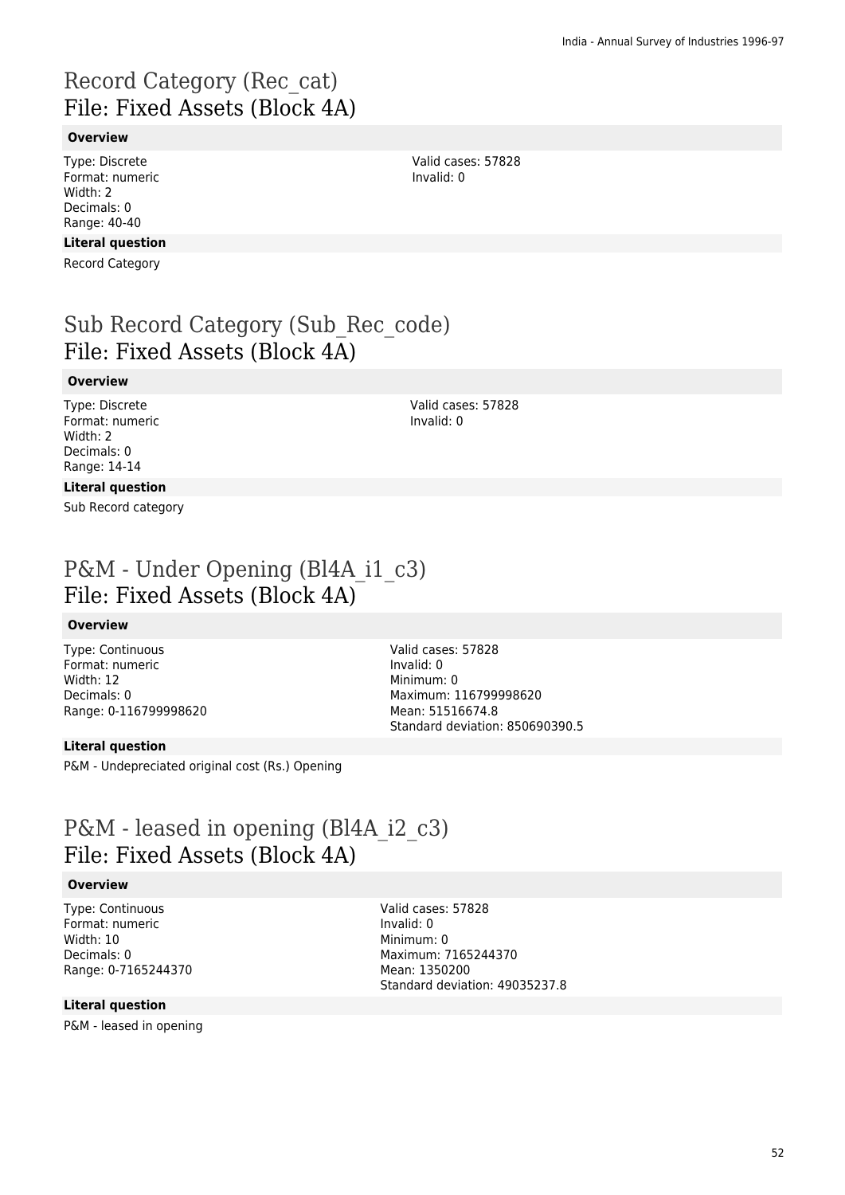# Record Category (Rec_cat)
## File: Fixed Assets (Block 4A)

**Overview**

Type: Discrete
Format: numeric
Width: 2
Decimals: 0
Range: 40-40

Valid cases: 57828
Invalid: 0

**Literal question**

Record Category

# Sub Record Category (Sub_Rec_code)
## File: Fixed Assets (Block 4A)

**Overview**

Type: Discrete
Format: numeric
Width: 2
Decimals: 0
Range: 14-14

Valid cases: 57828
Invalid: 0

**Literal question**

Sub Record category

# P&M - Under Opening (Bl4A_i1_c3)
## File: Fixed Assets (Block 4A)

**Overview**

Type: Continuous
Format: numeric
Width: 12
Decimals: 0
Range: 0-116799998620

Valid cases: 57828
Invalid: 0
Minimum: 0
Maximum: 116799998620
Mean: 51516674.8
Standard deviation: 850690390.5

**Literal question**

P&M - Undepreciated original cost (Rs.) Opening

# P&M - leased in opening (Bl4A_i2_c3)
## File: Fixed Assets (Block 4A)

**Overview**

Type: Continuous
Format: numeric
Width: 10
Decimals: 0
Range: 0-7165244370

Valid cases: 57828
Invalid: 0
Minimum: 0
Maximum: 7165244370
Mean: 1350200
Standard deviation: 49035237.8

**Literal question**

P&M - leased in opening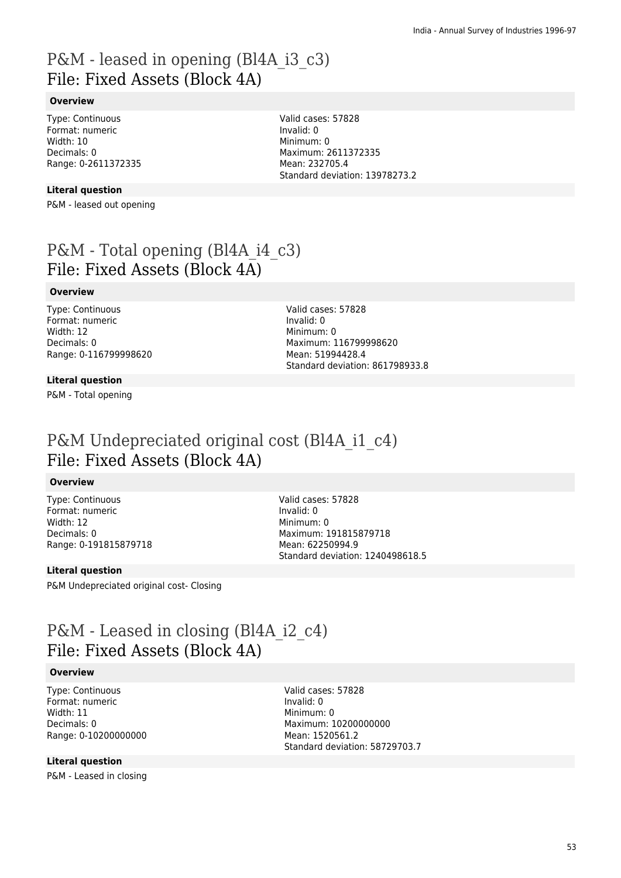# P&M - leased in opening (Bl4A_i3_c3)
# File: Fixed Assets (Block 4A)

**Overview**

Type: Continuous
Format: numeric
Width: 10
Decimals: 0
Range: 0-2611372335

Valid cases: 57828
Invalid: 0
Minimum: 0
Maximum: 2611372335
Mean: 232705.4
Standard deviation: 13978273.2

**Literal question**

P&M - leased out opening

# P&M - Total opening (Bl4A_i4_c3)
# File: Fixed Assets (Block 4A)

**Overview**

Type: Continuous
Format: numeric
Width: 12
Decimals: 0
Range: 0-116799998620

Valid cases: 57828
Invalid: 0
Minimum: 0
Maximum: 116799998620
Mean: 51994428.4
Standard deviation: 861798933.8

**Literal question**

P&M - Total opening

# P&M Undepreciated original cost (Bl4A_i1_c4)
# File: Fixed Assets (Block 4A)

**Overview**

Type: Continuous
Format: numeric
Width: 12
Decimals: 0
Range: 0-191815879718

Valid cases: 57828
Invalid: 0
Minimum: 0
Maximum: 191815879718
Mean: 62250994.9
Standard deviation: 1240498618.5

**Literal question**

P&M Undepreciated original cost- Closing

# P&M - Leased in closing (Bl4A_i2_c4)
# File: Fixed Assets (Block 4A)

**Overview**

Type: Continuous
Format: numeric
Width: 11
Decimals: 0
Range: 0-10200000000

Valid cases: 57828
Invalid: 0
Minimum: 0
Maximum: 10200000000
Mean: 1520561.2
Standard deviation: 58729703.7

**Literal question**

P&M - Leased in closing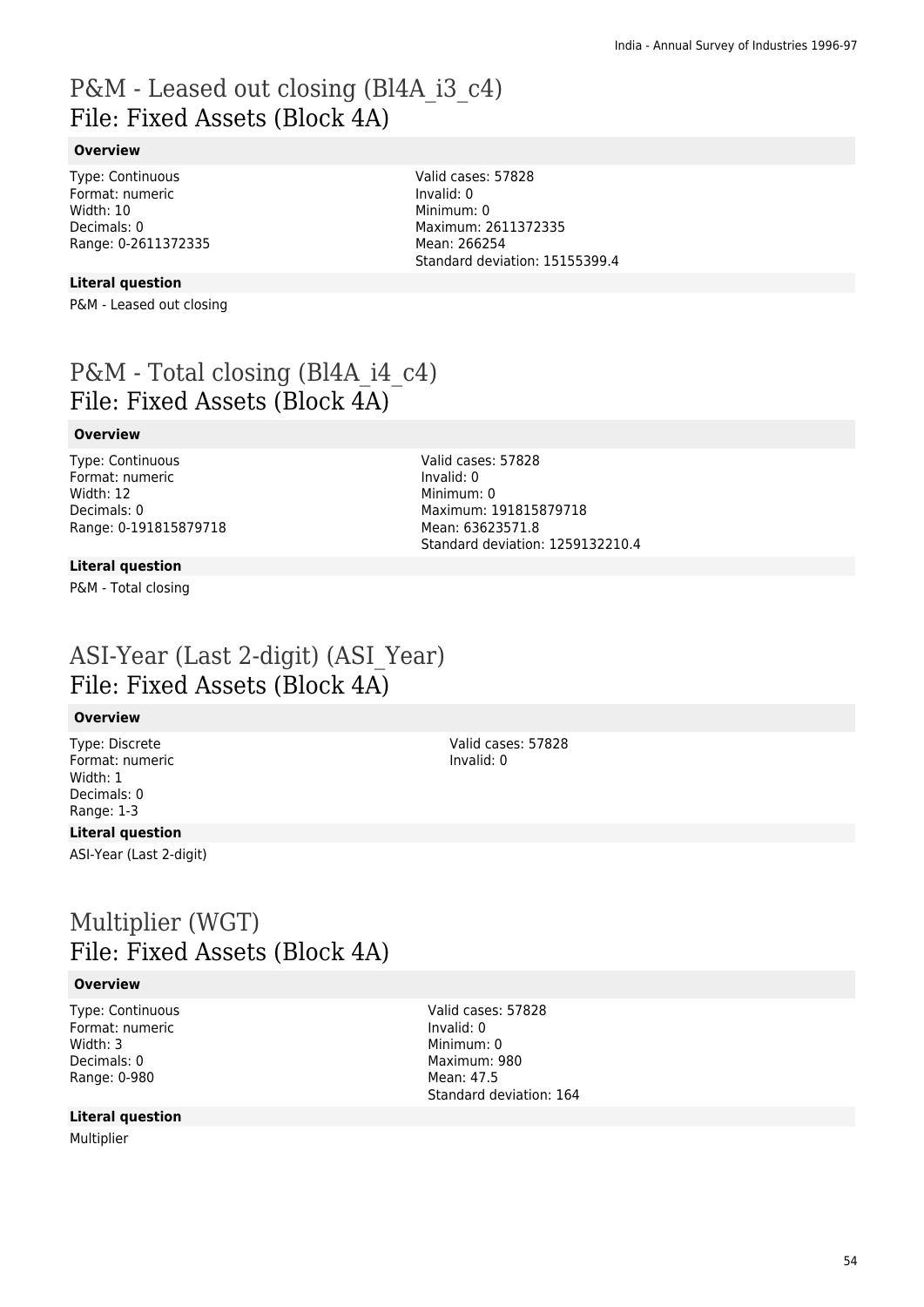# P&M - Leased out closing (Bl4A_i3_c4)
## File: Fixed Assets (Block 4A)

**Overview**

Type: Continuous
Format: numeric
Width: 10
Decimals: 0
Range: 0-2611372335

Valid cases: 57828
Invalid: 0
Minimum: 0
Maximum: 2611372335
Mean: 266254
Standard deviation: 15155399.4

**Literal question**

P&M - Leased out closing

# P&M - Total closing (Bl4A_i4_c4)
## File: Fixed Assets (Block 4A)

**Overview**

Type: Continuous
Format: numeric
Width: 12
Decimals: 0
Range: 0-191815879718

Valid cases: 57828
Invalid: 0
Minimum: 0
Maximum: 191815879718
Mean: 63623571.8
Standard deviation: 1259132210.4

**Literal question**

P&M - Total closing

# ASI-Year (Last 2-digit) (ASI_Year)
## File: Fixed Assets (Block 4A)

**Overview**

Type: Discrete
Format: numeric
Width: 1
Decimals: 0
Range: 1-3

Valid cases: 57828
Invalid: 0

**Literal question**

ASI-Year (Last 2-digit)

# Multiplier (WGT)
## File: Fixed Assets (Block 4A)

**Overview**

Type: Continuous
Format: numeric
Width: 3
Decimals: 0
Range: 0-980

Valid cases: 57828
Invalid: 0
Minimum: 0
Maximum: 980
Mean: 47.5
Standard deviation: 164

**Literal question**

Multiplier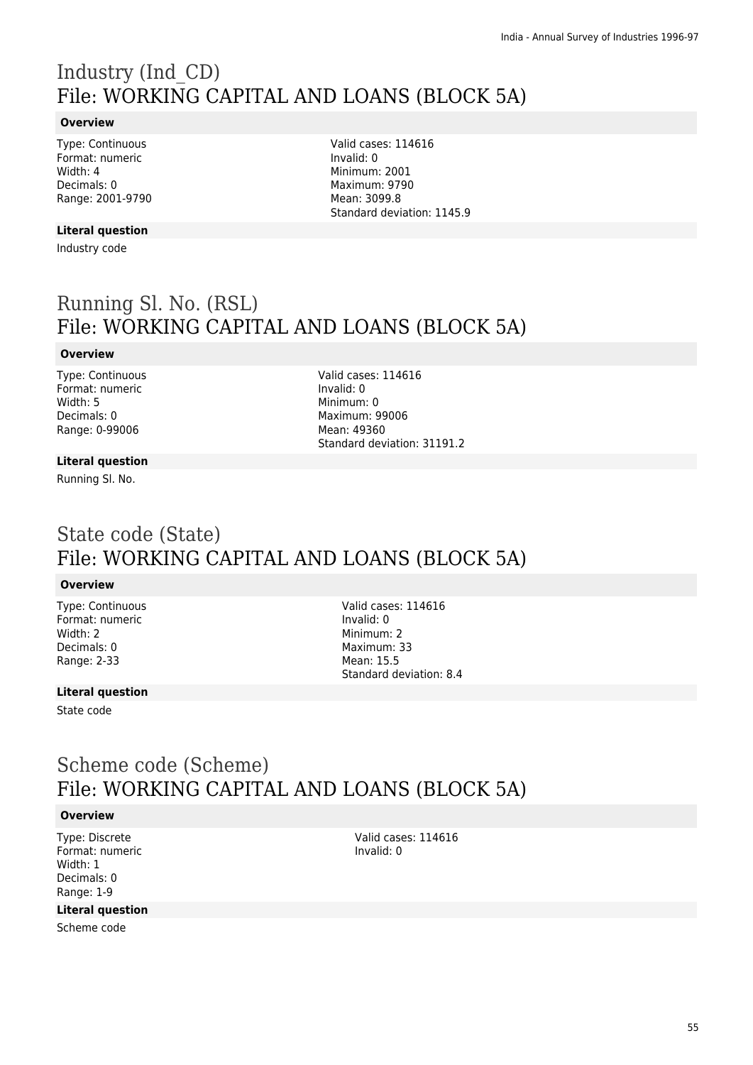# Industry (Ind_CD)
## File: WORKING CAPITAL AND LOANS (BLOCK 5A)

**Overview**

Type: Continuous
Format: numeric
Width: 4
Decimals: 0
Range: 2001-9790

Valid cases: 114616
Invalid: 0
Minimum: 2001
Maximum: 9790
Mean: 3099.8
Standard deviation: 1145.9

**Literal question**

Industry code

# Running Sl. No. (RSL)
## File: WORKING CAPITAL AND LOANS (BLOCK 5A)

**Overview**

Type: Continuous
Format: numeric
Width: 5
Decimals: 0
Range: 0-99006

Valid cases: 114616
Invalid: 0
Minimum: 0
Maximum: 99006
Mean: 49360
Standard deviation: 31191.2

**Literal question**

Running Sl. No.

# State code (State)
## File: WORKING CAPITAL AND LOANS (BLOCK 5A)

**Overview**

Type: Continuous
Format: numeric
Width: 2
Decimals: 0
Range: 2-33

Valid cases: 114616
Invalid: 0
Minimum: 2
Maximum: 33
Mean: 15.5
Standard deviation: 8.4

**Literal question**

State code

# Scheme code (Scheme)
## File: WORKING CAPITAL AND LOANS (BLOCK 5A)

**Overview**

Type: Discrete
Format: numeric
Width: 1
Decimals: 0
Range: 1-9

Valid cases: 114616
Invalid: 0

**Literal question**

Scheme code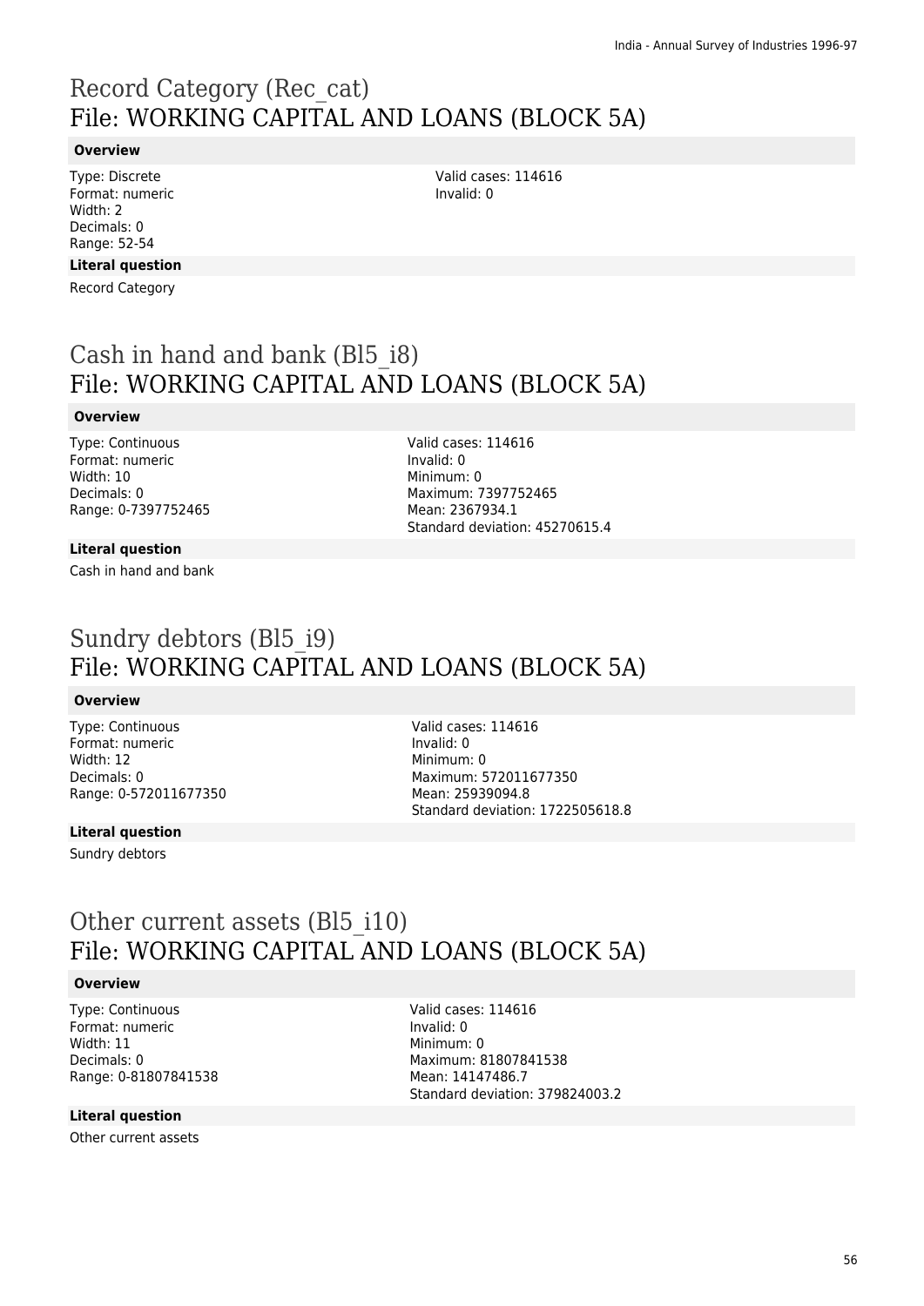# Record Category (Rec_cat)
## File: WORKING CAPITAL AND LOANS (BLOCK 5A)

### Overview

Type: Discrete
Format: numeric
Width: 2
Decimals: 0
Range: 52-54

Valid cases: 114616
Invalid: 0

### Literal question

Record Category

# Cash in hand and bank (Bl5_i8)
## File: WORKING CAPITAL AND LOANS (BLOCK 5A)

### Overview

Type: Continuous
Format: numeric
Width: 10
Decimals: 0
Range: 0-7397752465

Valid cases: 114616
Invalid: 0
Minimum: 0
Maximum: 7397752465
Mean: 2367934.1
Standard deviation: 45270615.4

### Literal question

Cash in hand and bank

# Sundry debtors (Bl5_i9)
## File: WORKING CAPITAL AND LOANS (BLOCK 5A)

### Overview

Type: Continuous
Format: numeric
Width: 12
Decimals: 0
Range: 0-572011677350

Valid cases: 114616
Invalid: 0
Minimum: 0
Maximum: 572011677350
Mean: 25939094.8
Standard deviation: 1722505618.8

### Literal question

Sundry debtors

# Other current assets (Bl5_i10)
## File: WORKING CAPITAL AND LOANS (BLOCK 5A)

### Overview

Type: Continuous
Format: numeric
Width: 11
Decimals: 0
Range: 0-81807841538

Valid cases: 114616
Invalid: 0
Minimum: 0
Maximum: 81807841538
Mean: 14147486.7
Standard deviation: 379824003.2

### Literal question

Other current assets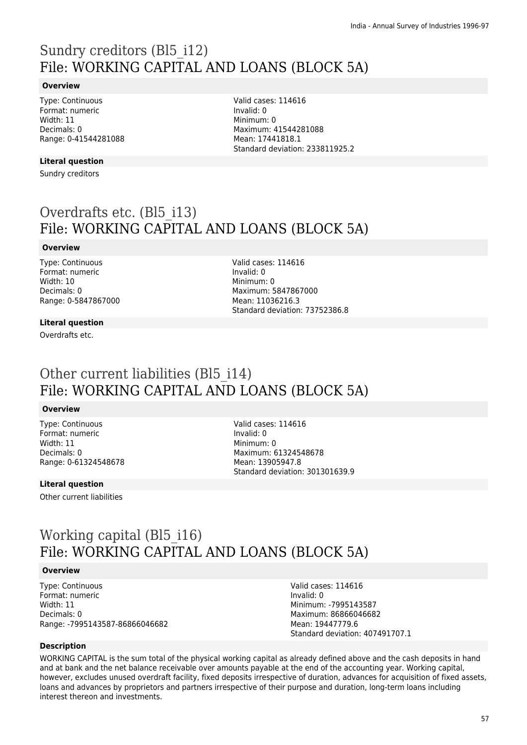# Sundry creditors (Bl5_i12)
## File: WORKING CAPITAL AND LOANS (BLOCK 5A)

### Overview

Type: Continuous
Format: numeric
Width: 11
Decimals: 0
Range: 0-41544281088

Valid cases: 114616
Invalid: 0
Minimum: 0
Maximum: 41544281088
Mean: 17441818.1
Standard deviation: 233811925.2

### Literal question

Sundry creditors

# Overdrafts etc. (Bl5_i13)
## File: WORKING CAPITAL AND LOANS (BLOCK 5A)

### Overview

Type: Continuous
Format: numeric
Width: 10
Decimals: 0
Range: 0-5847867000

Valid cases: 114616
Invalid: 0
Minimum: 0
Maximum: 5847867000
Mean: 11036216.3
Standard deviation: 73752386.8

### Literal question

Overdrafts etc.

# Other current liabilities (Bl5_i14)
## File: WORKING CAPITAL AND LOANS (BLOCK 5A)

### Overview

Type: Continuous
Format: numeric
Width: 11
Decimals: 0
Range: 0-61324548678

Valid cases: 114616
Invalid: 0
Minimum: 0
Maximum: 61324548678
Mean: 13905947.8
Standard deviation: 301301639.9

### Literal question

Other current liabilities

# Working capital (Bl5_i16)
## File: WORKING CAPITAL AND LOANS (BLOCK 5A)

### Overview

Type: Continuous
Format: numeric
Width: 11
Decimals: 0
Range: -7995143587-86866046682

Valid cases: 114616
Invalid: 0
Minimum: -7995143587
Maximum: 86866046682
Mean: 19447779.6
Standard deviation: 407491707.1

### Description

WORKING CAPITAL is the sum total of the physical working capital as already defined above and the cash deposits in hand and at bank and the net balance receivable over amounts payable at the end of the accounting year. Working capital, however, excludes unused overdraft facility, fixed deposits irrespective of duration, advances for acquisition of fixed assets, loans and advances by proprietors and partners irrespective of their purpose and duration, long-term loans including interest thereon and investments.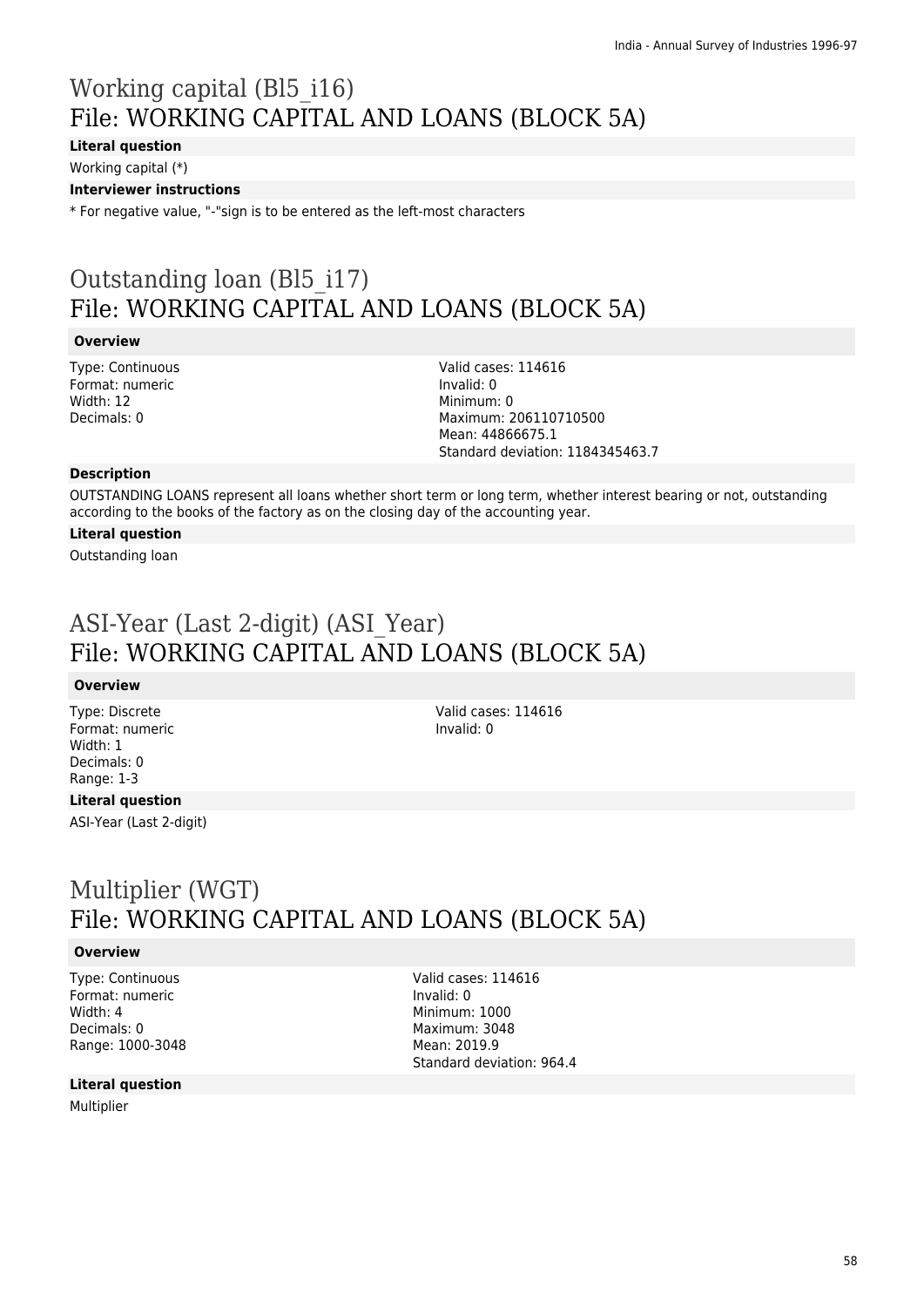# Working capital (Bl5_i16)
## File: WORKING CAPITAL AND LOANS (BLOCK 5A)

**Literal question**

Working capital (*)

**Interviewer instructions**

* For negative value, "-"sign is to be entered as the left-most characters

# Outstanding loan (Bl5_i17)
## File: WORKING CAPITAL AND LOANS (BLOCK 5A)

**Overview**

Type: Continuous
Format: numeric
Width: 12
Decimals: 0

Valid cases: 114616
Invalid: 0
Minimum: 0
Maximum: 206110710500
Mean: 44866675.1
Standard deviation: 1184345463.7

**Description**

OUTSTANDING LOANS represent all loans whether short term or long term, whether interest bearing or not, outstanding according to the books of the factory as on the closing day of the accounting year.

**Literal question**

Outstanding loan

# ASI-Year (Last 2-digit) (ASI_Year)
## File: WORKING CAPITAL AND LOANS (BLOCK 5A)

**Overview**

Type: Discrete
Format: numeric
Width: 1
Decimals: 0
Range: 1-3

Valid cases: 114616
Invalid: 0

**Literal question**

ASI-Year (Last 2-digit)

# Multiplier (WGT)
## File: WORKING CAPITAL AND LOANS (BLOCK 5A)

**Overview**

Type: Continuous
Format: numeric
Width: 4
Decimals: 0
Range: 1000-3048

Valid cases: 114616
Invalid: 0
Minimum: 1000
Maximum: 3048
Mean: 2019.9
Standard deviation: 964.4

**Literal question**

Multiplier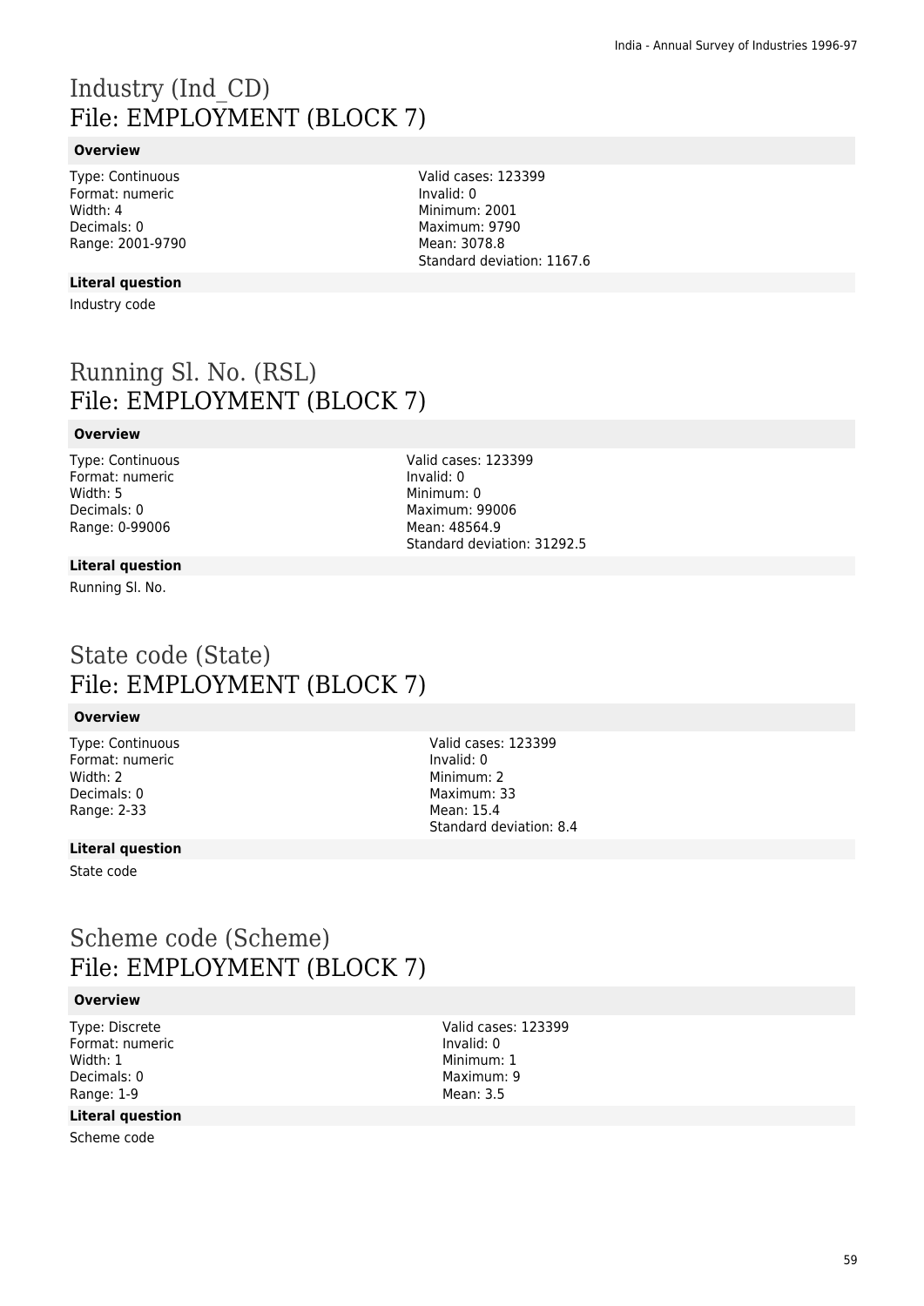# Industry (Ind_CD)
## File: EMPLOYMENT (BLOCK 7)

**Overview**

Type: Continuous
Format: numeric
Width: 4
Decimals: 0
Range: 2001-9790

Valid cases: 123399
Invalid: 0
Minimum: 2001
Maximum: 9790
Mean: 3078.8
Standard deviation: 1167.6

**Literal question**

Industry code

# Running Sl. No. (RSL)
## File: EMPLOYMENT (BLOCK 7)

**Overview**

Type: Continuous
Format: numeric
Width: 5
Decimals: 0
Range: 0-99006

Valid cases: 123399
Invalid: 0
Minimum: 0
Maximum: 99006
Mean: 48564.9
Standard deviation: 31292.5

**Literal question**

Running Sl. No.

# State code (State)
## File: EMPLOYMENT (BLOCK 7)

**Overview**

Type: Continuous
Format: numeric
Width: 2
Decimals: 0
Range: 2-33

Valid cases: 123399
Invalid: 0
Minimum: 2
Maximum: 33
Mean: 15.4
Standard deviation: 8.4

**Literal question**

State code

# Scheme code (Scheme)
## File: EMPLOYMENT (BLOCK 7)

**Overview**

Type: Discrete
Format: numeric
Width: 1
Decimals: 0
Range: 1-9

Valid cases: 123399
Invalid: 0
Minimum: 1
Maximum: 9
Mean: 3.5

**Literal question**

Scheme code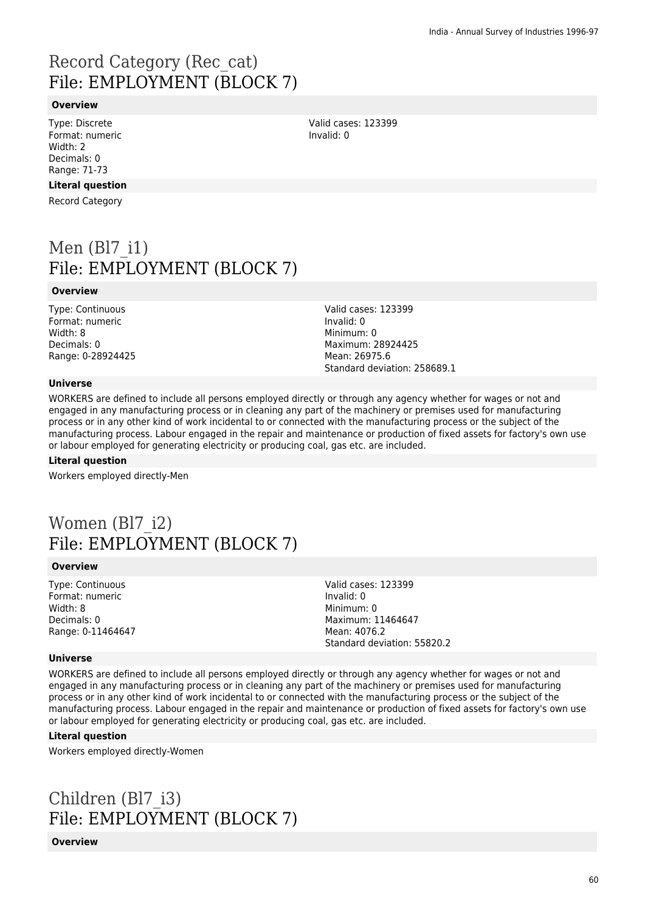# Record Category (Rec_cat)
## File: EMPLOYMENT (BLOCK 7)

### Overview

Type: Discrete
Format: numeric
Width: 2
Decimals: 0
Range: 71-73

Valid cases: 123399
Invalid: 0

### Literal question

Record Category

# Men (Bl7_i1)
## File: EMPLOYMENT (BLOCK 7)

### Overview

Type: Continuous
Format: numeric
Width: 8
Decimals: 0
Range: 0-28924425

Valid cases: 123399
Invalid: 0
Minimum: 0
Maximum: 28924425
Mean: 26975.6
Standard deviation: 258689.1

### Universe

WORKERS are defined to include all persons employed directly or through any agency whether for wages or not and engaged in any manufacturing process or in cleaning any part of the machinery or premises used for manufacturing process or in any other kind of work incidental to or connected with the manufacturing process or the subject of the manufacturing process. Labour engaged in the repair and maintenance or production of fixed assets for factory's own use or labour employed for generating electricity or producing coal, gas etc. are included.

### Literal question

Workers employed directly-Men

# Women (Bl7_i2)
## File: EMPLOYMENT (BLOCK 7)

### Overview

Type: Continuous
Format: numeric
Width: 8
Decimals: 0
Range: 0-11464647

Valid cases: 123399
Invalid: 0
Minimum: 0
Maximum: 11464647
Mean: 4076.2
Standard deviation: 55820.2

### Universe

WORKERS are defined to include all persons employed directly or through any agency whether for wages or not and engaged in any manufacturing process or in cleaning any part of the machinery or premises used for manufacturing process or in any other kind of work incidental to or connected with the manufacturing process or the subject of the manufacturing process. Labour engaged in the repair and maintenance or production of fixed assets for factory's own use or labour employed for generating electricity or producing coal, gas etc. are included.

### Literal question

Workers employed directly-Women

# Children (Bl7_i3)
## File: EMPLOYMENT (BLOCK 7)

### Overview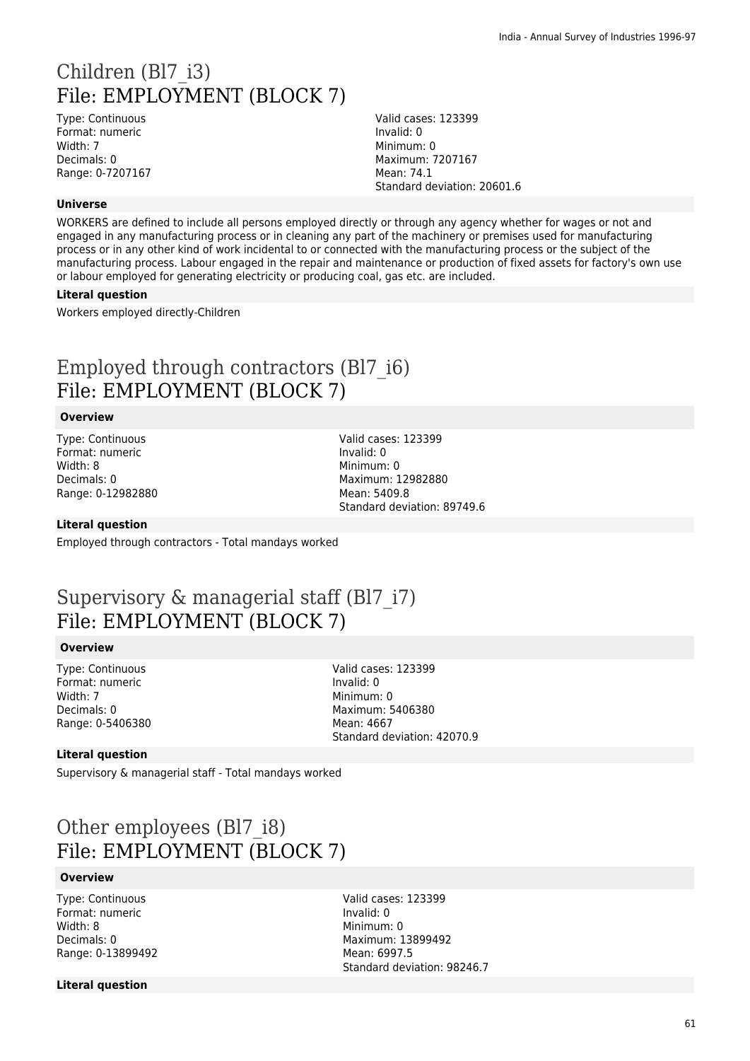# Children (Bl7_i3)
## File: EMPLOYMENT (BLOCK 7)

Type: Continuous
Format: numeric
Width: 7
Decimals: 0
Range: 0-7207167

Valid cases: 123399
Invalid: 0
Minimum: 0
Maximum: 7207167
Mean: 74.1
Standard deviation: 20601.6

**Universe**

WORKERS are defined to include all persons employed directly or through any agency whether for wages or not and engaged in any manufacturing process or in cleaning any part of the machinery or premises used for manufacturing process or in any other kind of work incidental to or connected with the manufacturing process or the subject of the manufacturing process. Labour engaged in the repair and maintenance or production of fixed assets for factory's own use or labour employed for generating electricity or producing coal, gas etc. are included.

**Literal question**

Workers employed directly-Children

# Employed through contractors (Bl7_i6)
## File: EMPLOYMENT (BLOCK 7)

**Overview**

Type: Continuous
Format: numeric
Width: 8
Decimals: 0
Range: 0-12982880

Valid cases: 123399
Invalid: 0
Minimum: 0
Maximum: 12982880
Mean: 5409.8
Standard deviation: 89749.6

**Literal question**

Employed through contractors - Total mandays worked

# Supervisory & managerial staff (Bl7_i7)
## File: EMPLOYMENT (BLOCK 7)

**Overview**

Type: Continuous
Format: numeric
Width: 7
Decimals: 0
Range: 0-5406380

Valid cases: 123399
Invalid: 0
Minimum: 0
Maximum: 5406380
Mean: 4667
Standard deviation: 42070.9

**Literal question**

Supervisory & managerial staff - Total mandays worked

# Other employees (Bl7_i8)
## File: EMPLOYMENT (BLOCK 7)

**Overview**

Type: Continuous
Format: numeric
Width: 8
Decimals: 0
Range: 0-13899492

Valid cases: 123399
Invalid: 0
Minimum: 0
Maximum: 13899492
Mean: 6997.5
Standard deviation: 98246.7

**Literal question**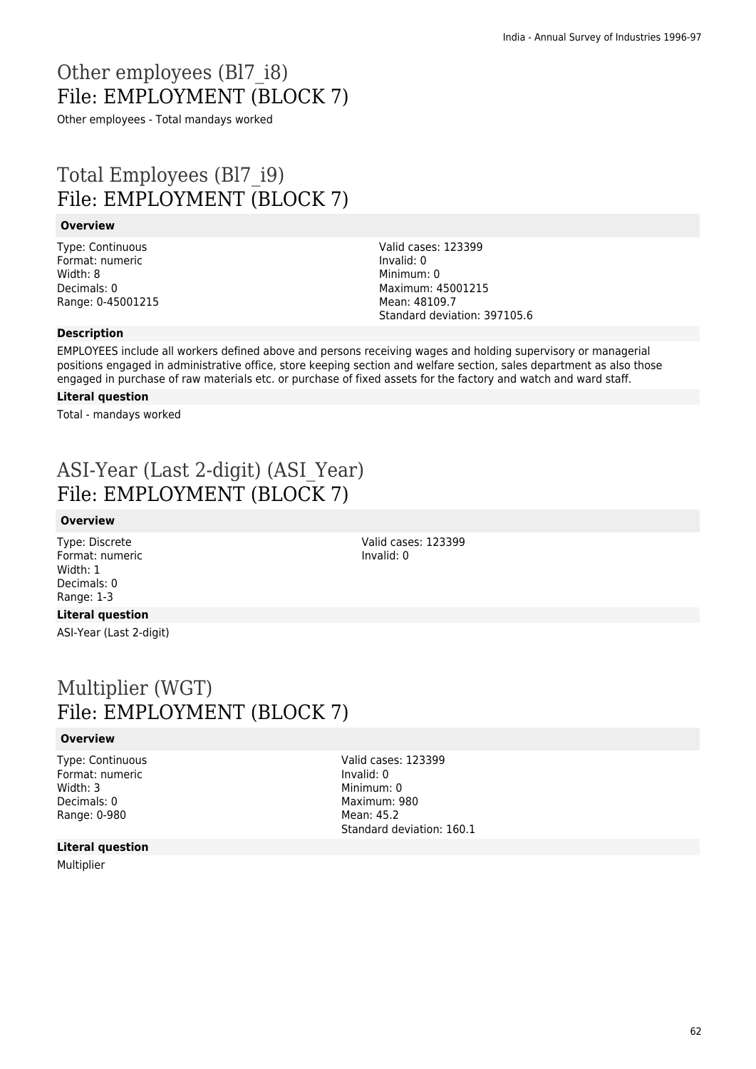# Other employees (Bl7_i8)
File: EMPLOYMENT (BLOCK 7)

Other employees - Total mandays worked

# Total Employees (Bl7_i9)
File: EMPLOYMENT (BLOCK 7)

### Overview

Type: Continuous
Format: numeric
Width: 8
Decimals: 0
Range: 0-45001215

Valid cases: 123399
Invalid: 0
Minimum: 0
Maximum: 45001215
Mean: 48109.7
Standard deviation: 397105.6

### Description

EMPLOYEES include all workers defined above and persons receiving wages and holding supervisory or managerial positions engaged in administrative office, store keeping section and welfare section, sales department as also those engaged in purchase of raw materials etc. or purchase of fixed assets for the factory and watch and ward staff.

### Literal question

Total - mandays worked

# ASI-Year (Last 2-digit) (ASI_Year)
File: EMPLOYMENT (BLOCK 7)

### Overview

Type: Discrete
Format: numeric
Width: 1
Decimals: 0
Range: 1-3

Valid cases: 123399
Invalid: 0

### Literal question

ASI-Year (Last 2-digit)

# Multiplier (WGT)
File: EMPLOYMENT (BLOCK 7)

### Overview

Type: Continuous
Format: numeric
Width: 3
Decimals: 0
Range: 0-980

Valid cases: 123399
Invalid: 0
Minimum: 0
Maximum: 980
Mean: 45.2
Standard deviation: 160.1

### Literal question

Multiplier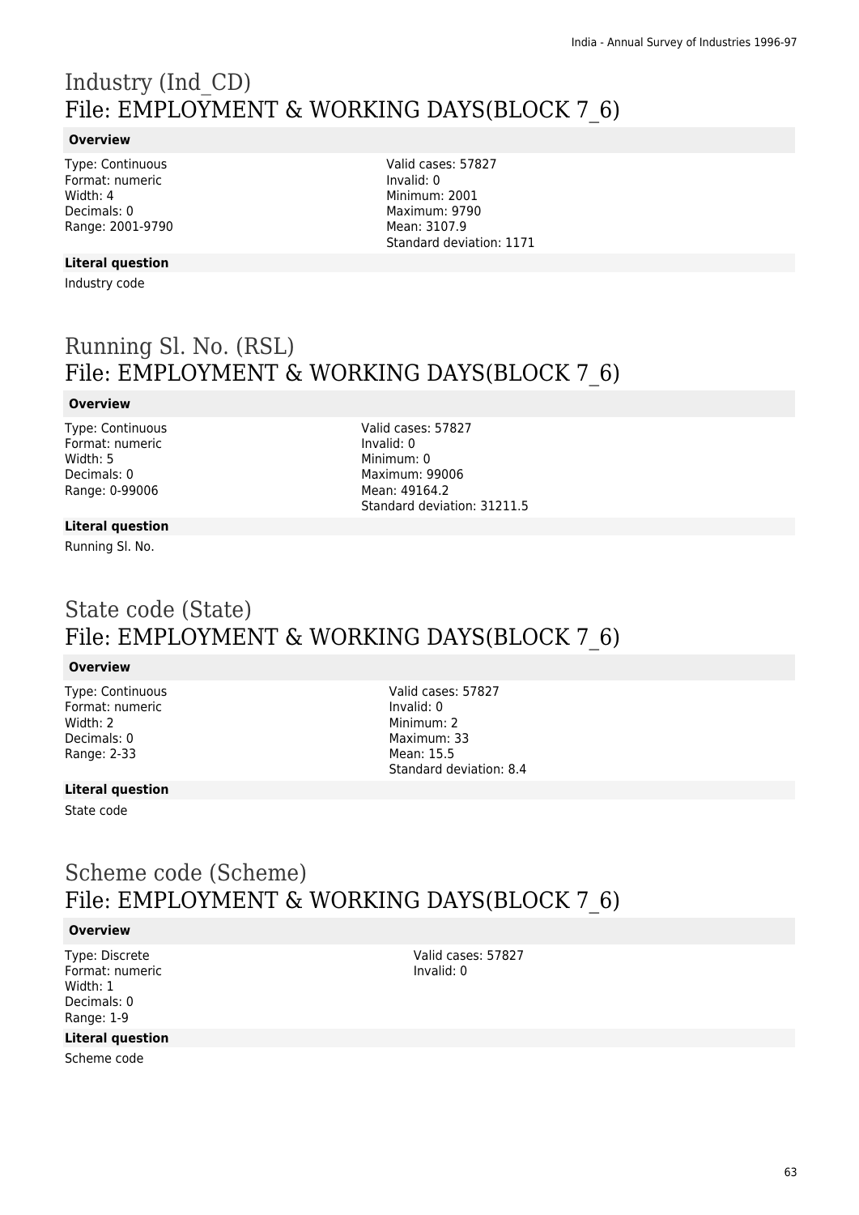# Industry (Ind_CD)
# File: EMPLOYMENT & WORKING DAYS(BLOCK 7_6)

**Overview**

Type: Continuous
Format: numeric
Width: 4
Decimals: 0
Range: 2001-9790

Valid cases: 57827
Invalid: 0
Minimum: 2001
Maximum: 9790
Mean: 3107.9
Standard deviation: 1171

**Literal question**

Industry code

# Running Sl. No. (RSL)
# File: EMPLOYMENT & WORKING DAYS(BLOCK 7_6)

**Overview**

Type: Continuous
Format: numeric
Width: 5
Decimals: 0
Range: 0-99006

Valid cases: 57827
Invalid: 0
Minimum: 0
Maximum: 99006
Mean: 49164.2
Standard deviation: 31211.5

**Literal question**

Running Sl. No.

# State code (State)
# File: EMPLOYMENT & WORKING DAYS(BLOCK 7_6)

**Overview**

Type: Continuous
Format: numeric
Width: 2
Decimals: 0
Range: 2-33

Valid cases: 57827
Invalid: 0
Minimum: 2
Maximum: 33
Mean: 15.5
Standard deviation: 8.4

**Literal question**

State code

# Scheme code (Scheme)
# File: EMPLOYMENT & WORKING DAYS(BLOCK 7_6)

**Overview**

Type: Discrete
Format: numeric
Width: 1
Decimals: 0
Range: 1-9

Valid cases: 57827
Invalid: 0

**Literal question**

Scheme code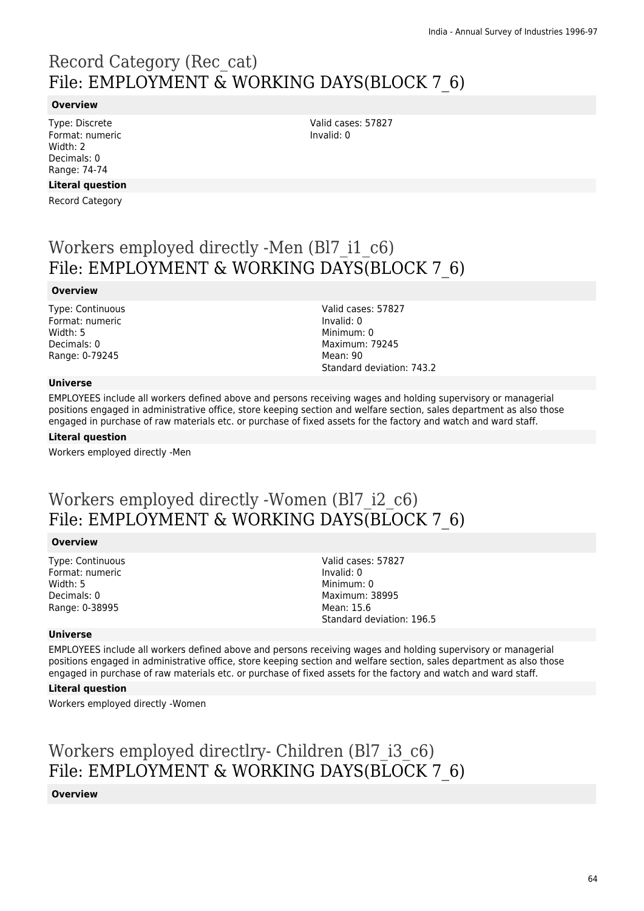# Record Category (Rec_cat)
File: EMPLOYMENT & WORKING DAYS(BLOCK 7_6)

**Overview**

Type: Discrete
Format: numeric
Width: 2
Decimals: 0
Range: 74-74

Valid cases: 57827
Invalid: 0

**Literal question**

Record Category

# Workers employed directly -Men (Bl7_i1_c6)
File: EMPLOYMENT & WORKING DAYS(BLOCK 7_6)

**Overview**

Type: Continuous
Format: numeric
Width: 5
Decimals: 0
Range: 0-79245

Valid cases: 57827
Invalid: 0
Minimum: 0
Maximum: 79245
Mean: 90
Standard deviation: 743.2

**Universe**

EMPLOYEES include all workers defined above and persons receiving wages and holding supervisory or managerial positions engaged in administrative office, store keeping section and welfare section, sales department as also those engaged in purchase of raw materials etc. or purchase of fixed assets for the factory and watch and ward staff.

**Literal question**

Workers employed directly -Men

# Workers employed directly -Women (Bl7_i2_c6)
File: EMPLOYMENT & WORKING DAYS(BLOCK 7_6)

**Overview**

Type: Continuous
Format: numeric
Width: 5
Decimals: 0
Range: 0-38995

Valid cases: 57827
Invalid: 0
Minimum: 0
Maximum: 38995
Mean: 15.6
Standard deviation: 196.5

**Universe**

EMPLOYEES include all workers defined above and persons receiving wages and holding supervisory or managerial positions engaged in administrative office, store keeping section and welfare section, sales department as also those engaged in purchase of raw materials etc. or purchase of fixed assets for the factory and watch and ward staff.

**Literal question**

Workers employed directly -Women

# Workers employed directlry- Children (Bl7_i3_c6)
File: EMPLOYMENT & WORKING DAYS(BLOCK 7_6)

**Overview**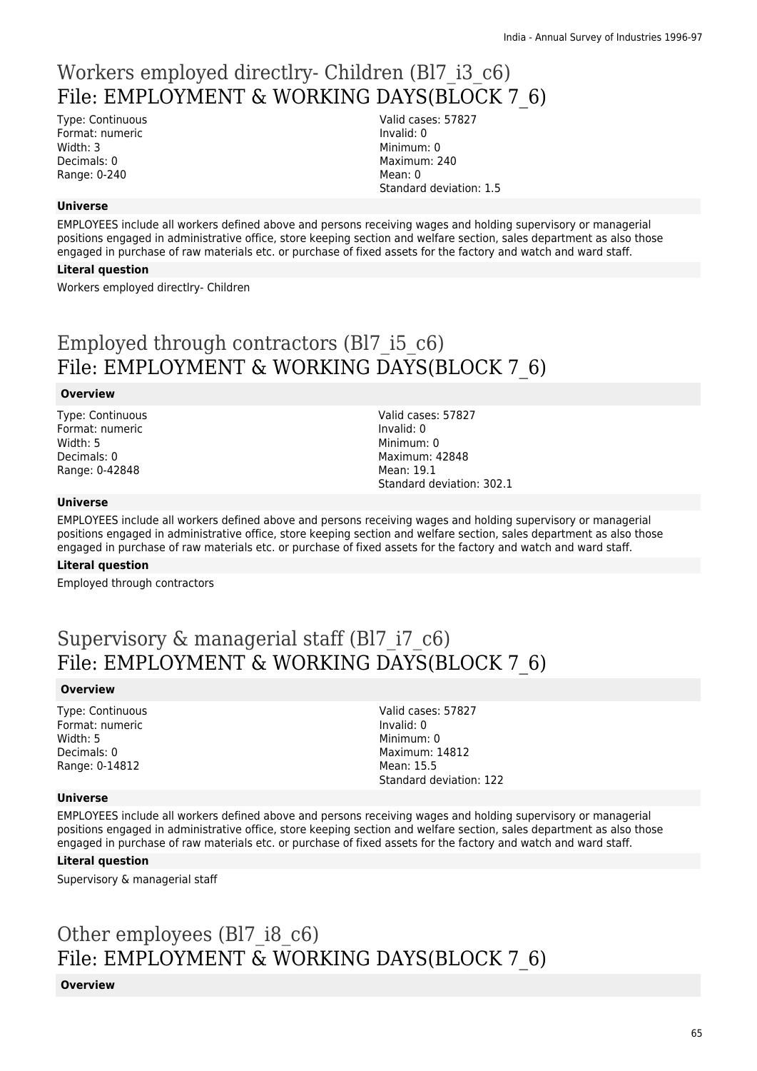# Workers employed directlry- Children (Bl7_i3_c6)
# File: EMPLOYMENT & WORKING DAYS(BLOCK 7_6)

Type: Continuous
Format: numeric
Width: 3
Decimals: 0
Range: 0-240

Valid cases: 57827
Invalid: 0
Minimum: 0
Maximum: 240
Mean: 0
Standard deviation: 1.5

**Universe**

EMPLOYEES include all workers defined above and persons receiving wages and holding supervisory or managerial positions engaged in administrative office, store keeping section and welfare section, sales department as also those engaged in purchase of raw materials etc. or purchase of fixed assets for the factory and watch and ward staff.

**Literal question**

Workers employed directlry- Children

# Employed through contractors (Bl7_i5_c6)
# File: EMPLOYMENT & WORKING DAYS(BLOCK 7_6)

**Overview**

Type: Continuous
Format: numeric
Width: 5
Decimals: 0
Range: 0-42848

Valid cases: 57827
Invalid: 0
Minimum: 0
Maximum: 42848
Mean: 19.1
Standard deviation: 302.1

**Universe**

EMPLOYEES include all workers defined above and persons receiving wages and holding supervisory or managerial positions engaged in administrative office, store keeping section and welfare section, sales department as also those engaged in purchase of raw materials etc. or purchase of fixed assets for the factory and watch and ward staff.

**Literal question**

Employed through contractors

# Supervisory & managerial staff (Bl7_i7_c6)
# File: EMPLOYMENT & WORKING DAYS(BLOCK 7_6)

**Overview**

Type: Continuous
Format: numeric
Width: 5
Decimals: 0
Range: 0-14812

Valid cases: 57827
Invalid: 0
Minimum: 0
Maximum: 14812
Mean: 15.5
Standard deviation: 122

**Universe**

EMPLOYEES include all workers defined above and persons receiving wages and holding supervisory or managerial positions engaged in administrative office, store keeping section and welfare section, sales department as also those engaged in purchase of raw materials etc. or purchase of fixed assets for the factory and watch and ward staff.

**Literal question**

Supervisory & managerial staff

# Other employees (Bl7_i8_c6)
# File: EMPLOYMENT & WORKING DAYS(BLOCK 7_6)

**Overview**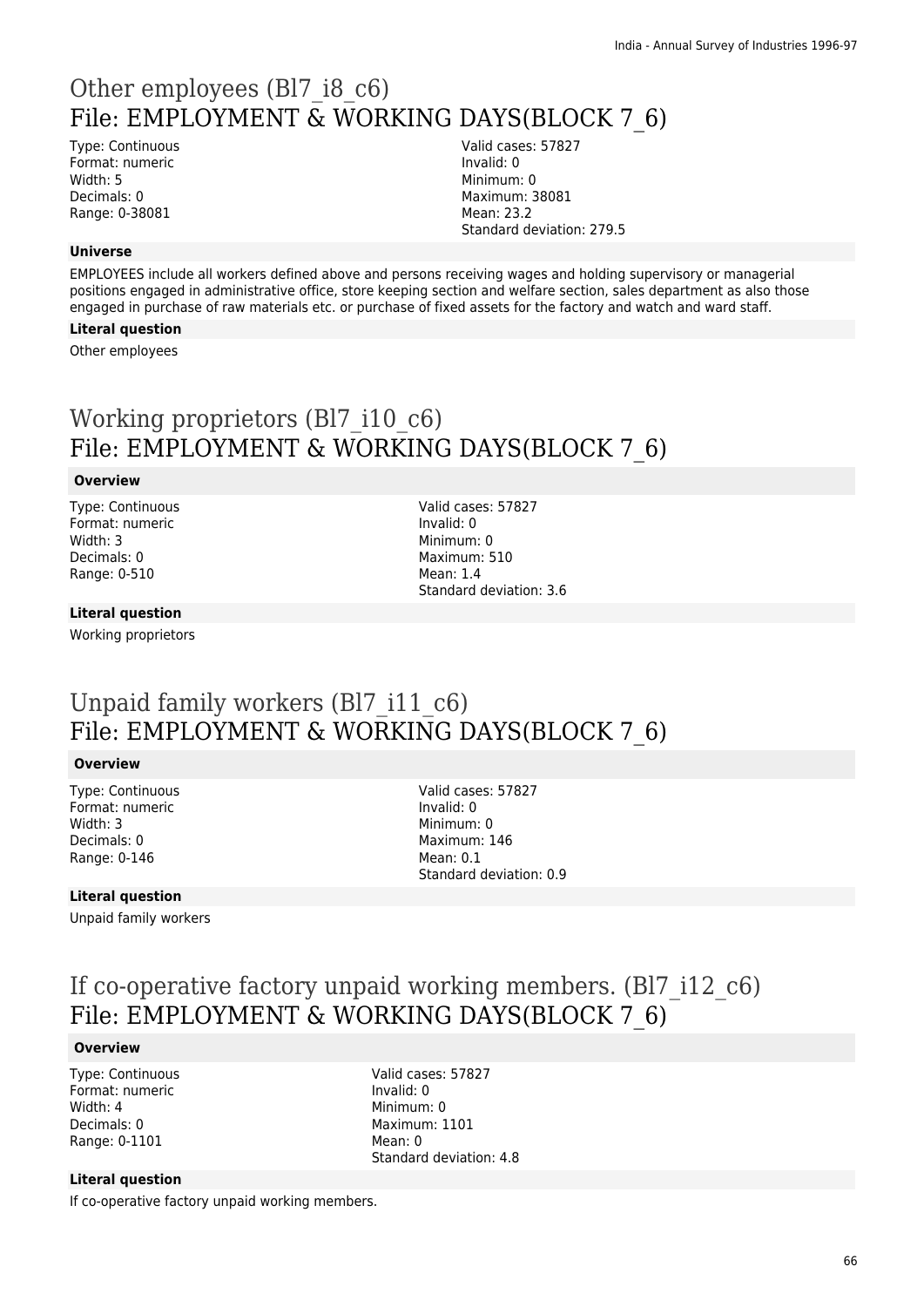# Other employees (Bl7_i8_c6)
## File: EMPLOYMENT & WORKING DAYS(BLOCK 7_6)

Type: Continuous
Format: numeric
Width: 5
Decimals: 0
Range: 0-38081

Valid cases: 57827
Invalid: 0
Minimum: 0
Maximum: 38081
Mean: 23.2
Standard deviation: 279.5

**Universe**

EMPLOYEES include all workers defined above and persons receiving wages and holding supervisory or managerial positions engaged in administrative office, store keeping section and welfare section, sales department as also those engaged in purchase of raw materials etc. or purchase of fixed assets for the factory and watch and ward staff.

**Literal question**

Other employees

# Working proprietors (Bl7_i10_c6)
## File: EMPLOYMENT & WORKING DAYS(BLOCK 7_6)

**Overview**

Type: Continuous
Format: numeric
Width: 3
Decimals: 0
Range: 0-510

Valid cases: 57827
Invalid: 0
Minimum: 0
Maximum: 510
Mean: 1.4
Standard deviation: 3.6

**Literal question**

Working proprietors

# Unpaid family workers (Bl7_i11_c6)
## File: EMPLOYMENT & WORKING DAYS(BLOCK 7_6)

**Overview**

Type: Continuous
Format: numeric
Width: 3
Decimals: 0
Range: 0-146

Valid cases: 57827
Invalid: 0
Minimum: 0
Maximum: 146
Mean: 0.1
Standard deviation: 0.9

**Literal question**

Unpaid family workers

# If co-operative factory unpaid working members. (Bl7_i12_c6)
## File: EMPLOYMENT & WORKING DAYS(BLOCK 7_6)

**Overview**

Type: Continuous
Format: numeric
Width: 4
Decimals: 0
Range: 0-1101

Valid cases: 57827
Invalid: 0
Minimum: 0
Maximum: 1101
Mean: 0
Standard deviation: 4.8

**Literal question**

If co-operative factory unpaid working members.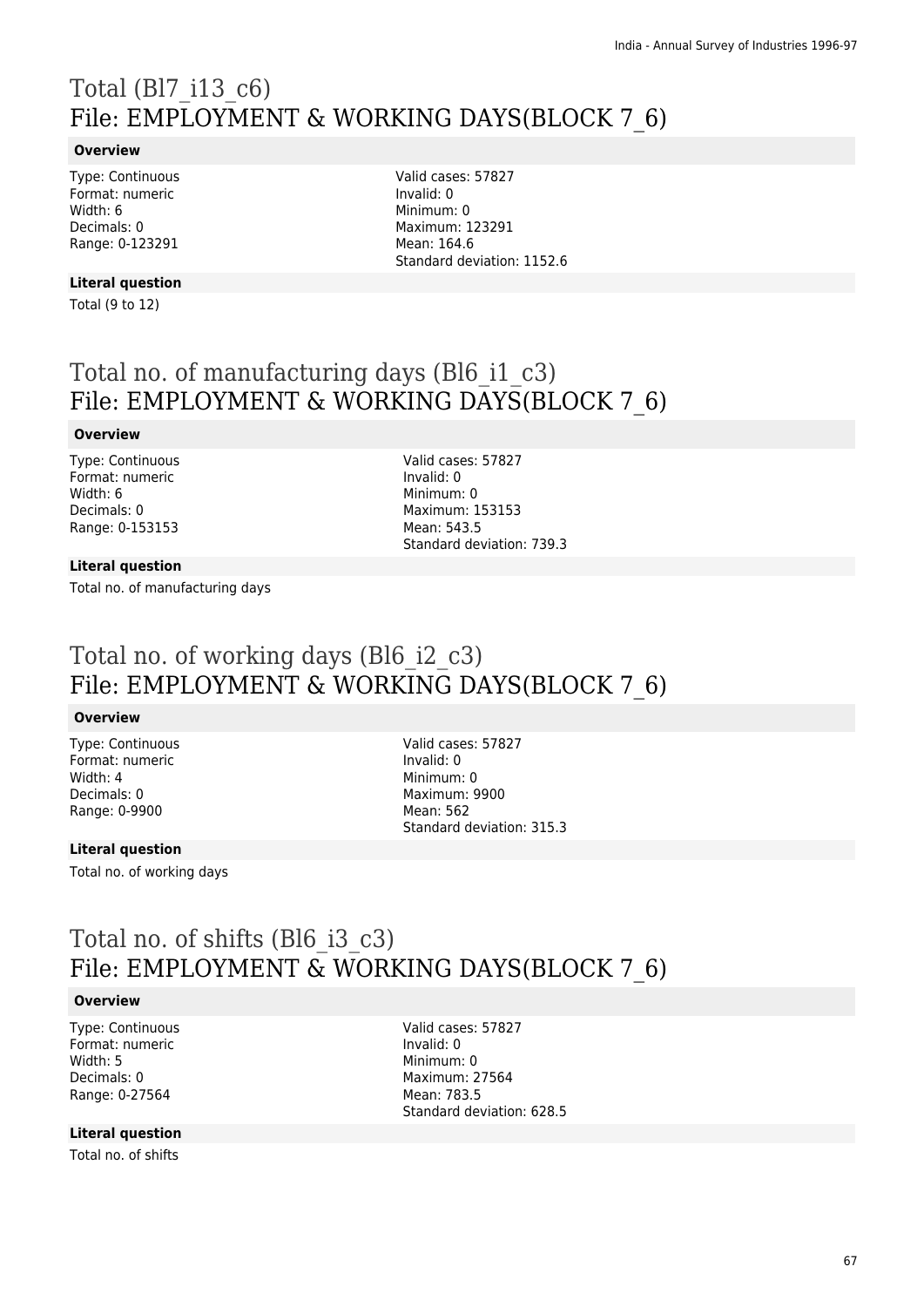# Total (Bl7_i13_c6)
## File: EMPLOYMENT & WORKING DAYS(BLOCK 7_6)

**Overview**

Type: Continuous
Format: numeric
Width: 6
Decimals: 0
Range: 0-123291

Valid cases: 57827
Invalid: 0
Minimum: 0
Maximum: 123291
Mean: 164.6
Standard deviation: 1152.6

**Literal question**

Total (9 to 12)

# Total no. of manufacturing days (Bl6_i1_c3)
## File: EMPLOYMENT & WORKING DAYS(BLOCK 7_6)

**Overview**

Type: Continuous
Format: numeric
Width: 6
Decimals: 0
Range: 0-153153

Valid cases: 57827
Invalid: 0
Minimum: 0
Maximum: 153153
Mean: 543.5
Standard deviation: 739.3

**Literal question**

Total no. of manufacturing days

# Total no. of working days (Bl6_i2_c3)
## File: EMPLOYMENT & WORKING DAYS(BLOCK 7_6)

**Overview**

Type: Continuous
Format: numeric
Width: 4
Decimals: 0
Range: 0-9900

Valid cases: 57827
Invalid: 0
Minimum: 0
Maximum: 9900
Mean: 562
Standard deviation: 315.3

**Literal question**

Total no. of working days

# Total no. of shifts (Bl6_i3_c3)
## File: EMPLOYMENT & WORKING DAYS(BLOCK 7_6)

**Overview**

Type: Continuous
Format: numeric
Width: 5
Decimals: 0
Range: 0-27564

Valid cases: 57827
Invalid: 0
Minimum: 0
Maximum: 27564
Mean: 783.5
Standard deviation: 628.5

**Literal question**

Total no. of shifts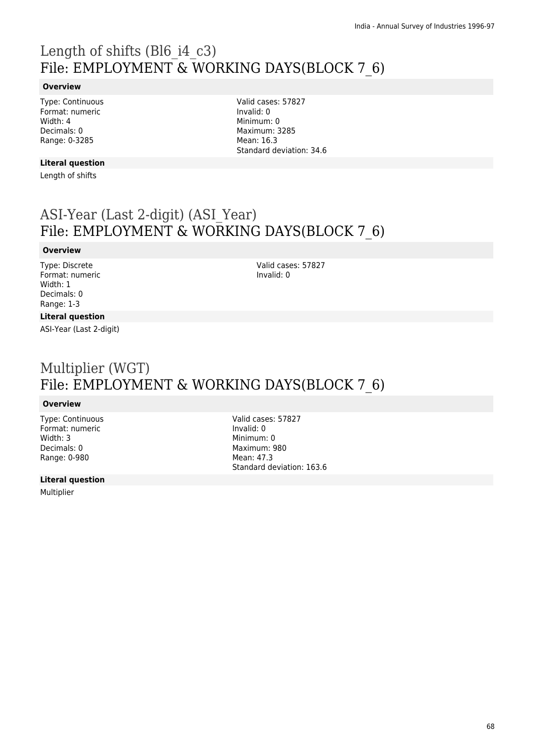# Length of shifts (Bl6_i4_c3)
# File: EMPLOYMENT & WORKING DAYS(BLOCK 7_6)

**Overview**

Type: Continuous
Format: numeric
Width: 4
Decimals: 0
Range: 0-3285

Valid cases: 57827
Invalid: 0
Minimum: 0
Maximum: 3285
Mean: 16.3
Standard deviation: 34.6

**Literal question**

Length of shifts

# ASI-Year (Last 2-digit) (ASI_Year)
# File: EMPLOYMENT & WORKING DAYS(BLOCK 7_6)

**Overview**

Type: Discrete
Format: numeric
Width: 1
Decimals: 0
Range: 1-3

Valid cases: 57827
Invalid: 0

**Literal question**

ASI-Year (Last 2-digit)

# Multiplier (WGT)
# File: EMPLOYMENT & WORKING DAYS(BLOCK 7_6)

**Overview**

Type: Continuous
Format: numeric
Width: 3
Decimals: 0
Range: 0-980

Valid cases: 57827
Invalid: 0
Minimum: 0
Maximum: 980
Mean: 47.3
Standard deviation: 163.6

**Literal question**

Multiplier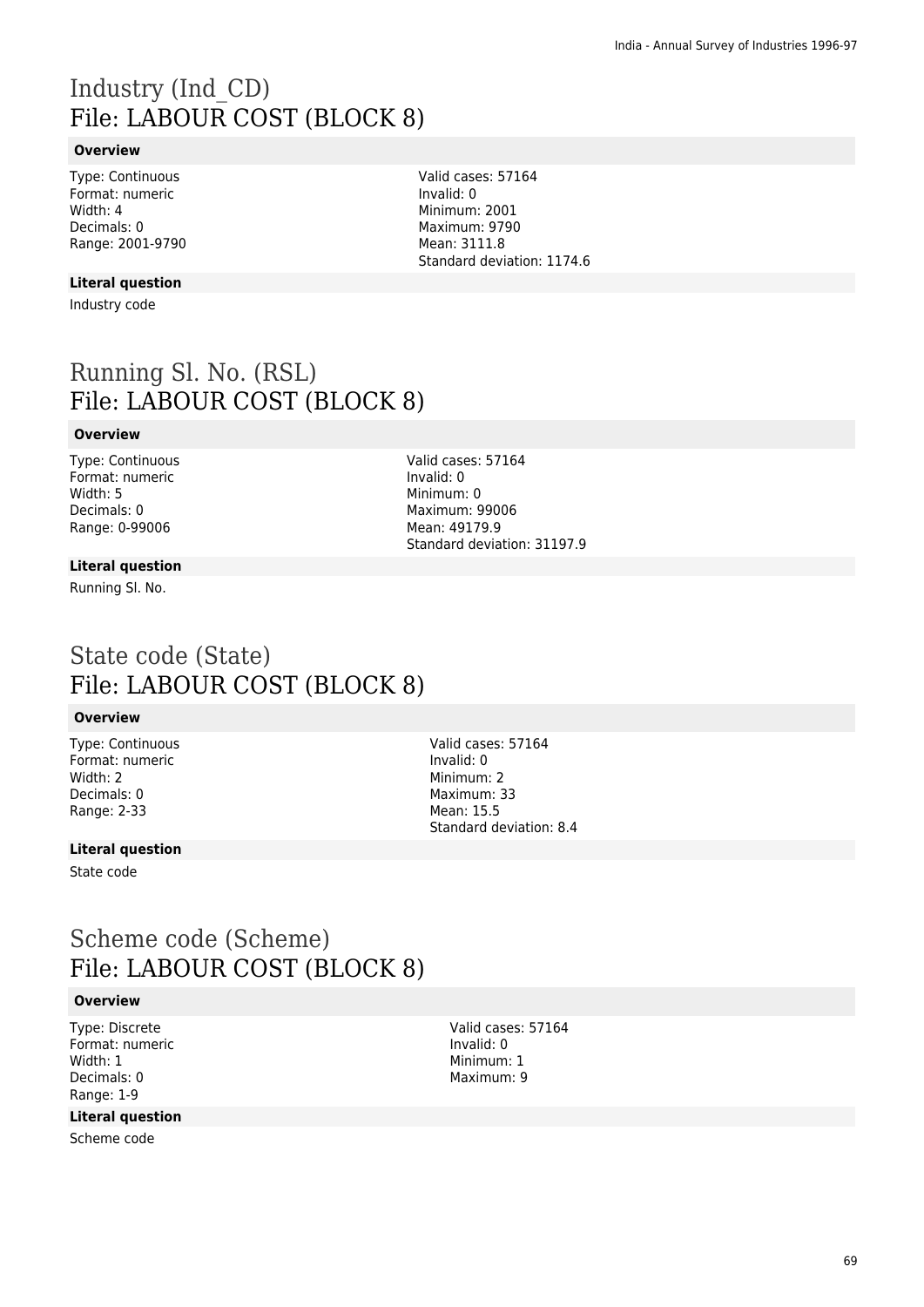# Industry (Ind_CD)
## File: LABOUR COST (BLOCK 8)

**Overview**

Type: Continuous
Format: numeric
Width: 4
Decimals: 0
Range: 2001-9790

Valid cases: 57164
Invalid: 0
Minimum: 2001
Maximum: 9790
Mean: 3111.8
Standard deviation: 1174.6

**Literal question**

Industry code

# Running Sl. No. (RSL)
## File: LABOUR COST (BLOCK 8)

**Overview**

Type: Continuous
Format: numeric
Width: 5
Decimals: 0
Range: 0-99006

Valid cases: 57164
Invalid: 0
Minimum: 0
Maximum: 99006
Mean: 49179.9
Standard deviation: 31197.9

**Literal question**

Running Sl. No.

# State code (State)
## File: LABOUR COST (BLOCK 8)

**Overview**

Type: Continuous
Format: numeric
Width: 2
Decimals: 0
Range: 2-33

Valid cases: 57164
Invalid: 0
Minimum: 2
Maximum: 33
Mean: 15.5
Standard deviation: 8.4

**Literal question**

State code

# Scheme code (Scheme)
## File: LABOUR COST (BLOCK 8)

**Overview**

Type: Discrete
Format: numeric
Width: 1
Decimals: 0
Range: 1-9

Valid cases: 57164
Invalid: 0
Minimum: 1
Maximum: 9

**Literal question**

Scheme code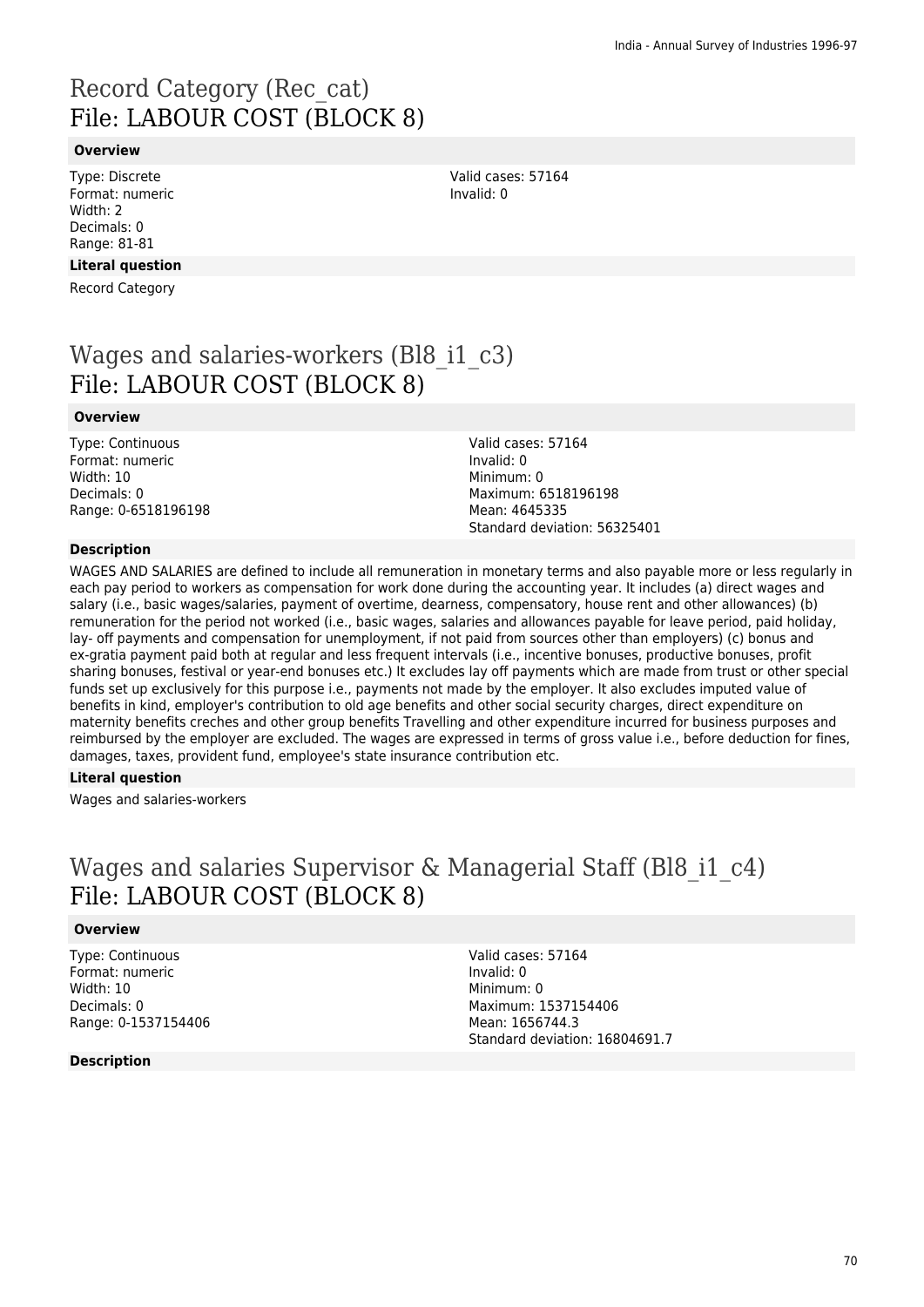# Record Category (Rec_cat)
File: LABOUR COST (BLOCK 8)

**Overview**

Type: Discrete
Format: numeric
Width: 2
Decimals: 0
Range: 81-81

Valid cases: 57164
Invalid: 0

**Literal question**

Record Category

# Wages and salaries-workers (Bl8_i1_c3)
File: LABOUR COST (BLOCK 8)

**Overview**

Type: Continuous
Format: numeric
Width: 10
Decimals: 0
Range: 0-6518196198

Valid cases: 57164
Invalid: 0
Minimum: 0
Maximum: 6518196198
Mean: 4645335
Standard deviation: 56325401

**Description**

WAGES AND SALARIES are defined to include all remuneration in monetary terms and also payable more or less regularly in each pay period to workers as compensation for work done during the accounting year. It includes (a) direct wages and salary (i.e., basic wages/salaries, payment of overtime, dearness, compensatory, house rent and other allowances) (b) remuneration for the period not worked (i.e., basic wages, salaries and allowances payable for leave period, paid holiday, lay- off payments and compensation for unemployment, if not paid from sources other than employers) (c) bonus and ex-gratia payment paid both at regular and less frequent intervals (i.e., incentive bonuses, productive bonuses, profit sharing bonuses, festival or year-end bonuses etc.) It excludes lay off payments which are made from trust or other special funds set up exclusively for this purpose i.e., payments not made by the employer. It also excludes imputed value of benefits in kind, employer's contribution to old age benefits and other social security charges, direct expenditure on maternity benefits creches and other group benefits Travelling and other expenditure incurred for business purposes and reimbursed by the employer are excluded. The wages are expressed in terms of gross value i.e., before deduction for fines, damages, taxes, provident fund, employee's state insurance contribution etc.

**Literal question**

Wages and salaries-workers

# Wages and salaries Supervisor & Managerial Staff (Bl8_i1_c4)
File: LABOUR COST (BLOCK 8)

**Overview**

Type: Continuous
Format: numeric
Width: 10
Decimals: 0
Range: 0-1537154406

Valid cases: 57164
Invalid: 0
Minimum: 0
Maximum: 1537154406
Mean: 1656744.3
Standard deviation: 16804691.7

**Description**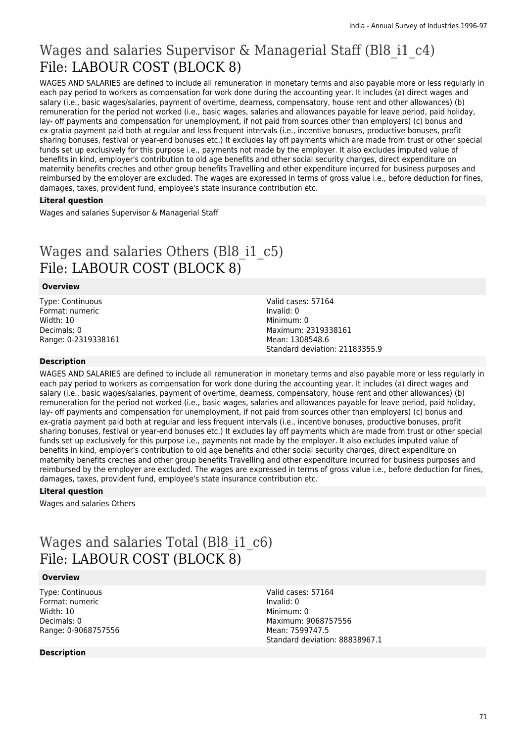# Wages and salaries Supervisor & Managerial Staff (Bl8_i1_c4)
# File: LABOUR COST (BLOCK 8)

WAGES AND SALARIES are defined to include all remuneration in monetary terms and also payable more or less regularly in each pay period to workers as compensation for work done during the accounting year. It includes (a) direct wages and salary (i.e., basic wages/salaries, payment of overtime, dearness, compensatory, house rent and other allowances) (b) remuneration for the period not worked (i.e., basic wages, salaries and allowances payable for leave period, paid holiday, lay- off payments and compensation for unemployment, if not paid from sources other than employers) (c) bonus and ex-gratia payment paid both at regular and less frequent intervals (i.e., incentive bonuses, productive bonuses, profit sharing bonuses, festival or year-end bonuses etc.) It excludes lay off payments which are made from trust or other special funds set up exclusively for this purpose i.e., payments not made by the employer. It also excludes imputed value of benefits in kind, employer's contribution to old age benefits and other social security charges, direct expenditure on maternity benefits creches and other group benefits Travelling and other expenditure incurred for business purposes and reimbursed by the employer are excluded. The wages are expressed in terms of gross value i.e., before deduction for fines, damages, taxes, provident fund, employee's state insurance contribution etc.

**Literal question**

Wages and salaries Supervisor & Managerial Staff

# Wages and salaries Others (Bl8_i1_c5)
# File: LABOUR COST (BLOCK 8)

**Overview**

Type: Continuous
Format: numeric
Width: 10
Decimals: 0
Range: 0-2319338161

Valid cases: 57164
Invalid: 0
Minimum: 0
Maximum: 2319338161
Mean: 1308548.6
Standard deviation: 21183355.9

**Description**

WAGES AND SALARIES are defined to include all remuneration in monetary terms and also payable more or less regularly in each pay period to workers as compensation for work done during the accounting year. It includes (a) direct wages and salary (i.e., basic wages/salaries, payment of overtime, dearness, compensatory, house rent and other allowances) (b) remuneration for the period not worked (i.e., basic wages, salaries and allowances payable for leave period, paid holiday, lay- off payments and compensation for unemployment, if not paid from sources other than employers) (c) bonus and ex-gratia payment paid both at regular and less frequent intervals (i.e., incentive bonuses, productive bonuses, profit sharing bonuses, festival or year-end bonuses etc.) It excludes lay off payments which are made from trust or other special funds set up exclusively for this purpose i.e., payments not made by the employer. It also excludes imputed value of benefits in kind, employer's contribution to old age benefits and other social security charges, direct expenditure on maternity benefits creches and other group benefits Travelling and other expenditure incurred for business purposes and reimbursed by the employer are excluded. The wages are expressed in terms of gross value i.e., before deduction for fines, damages, taxes, provident fund, employee's state insurance contribution etc.

**Literal question**

Wages and salaries Others

# Wages and salaries Total (Bl8_i1_c6)
# File: LABOUR COST (BLOCK 8)

**Overview**

Type: Continuous
Format: numeric
Width: 10
Decimals: 0
Range: 0-9068757556

Valid cases: 57164
Invalid: 0
Minimum: 0
Maximum: 9068757556
Mean: 7599747.5
Standard deviation: 88838967.1

**Description**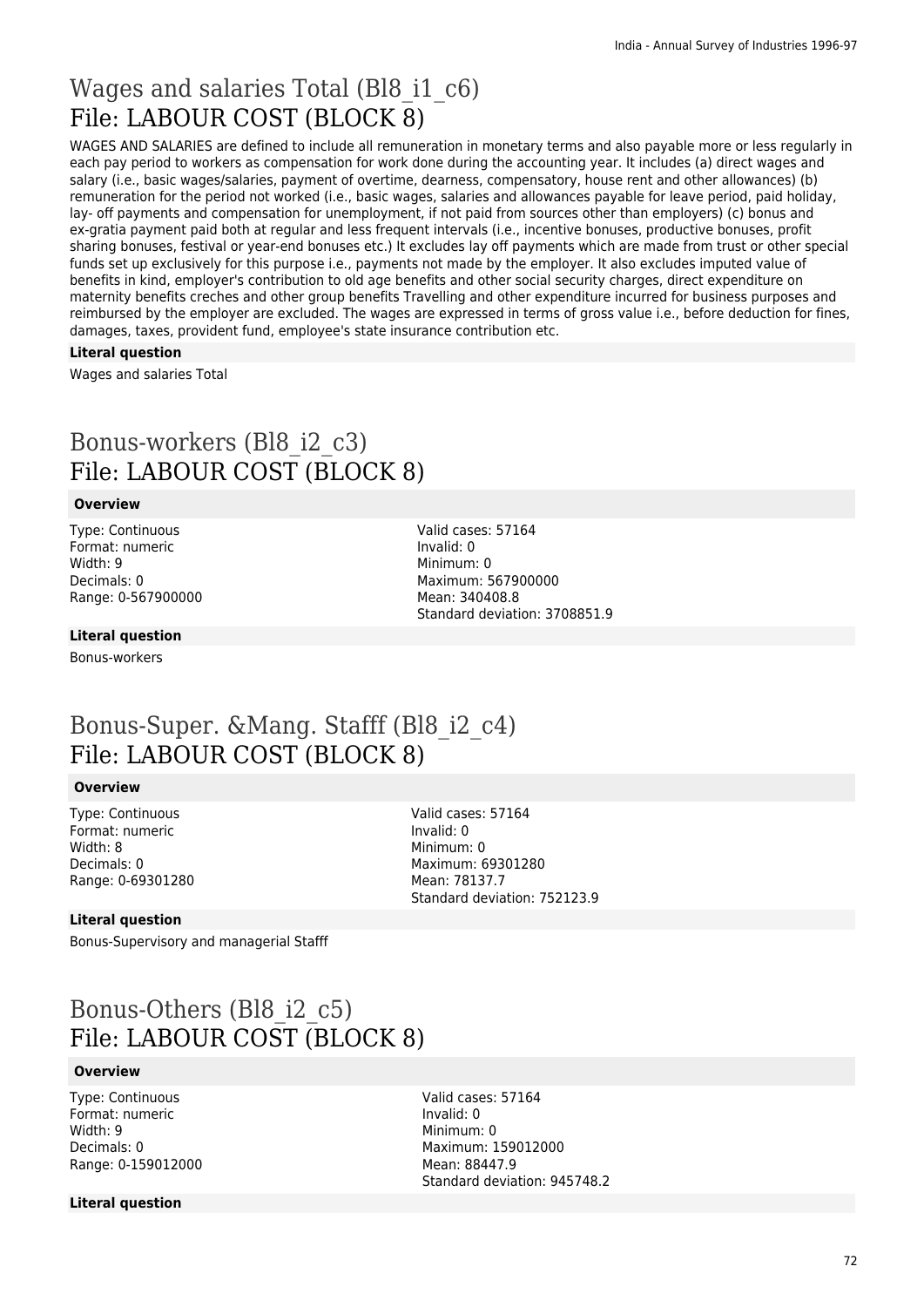# Wages and salaries Total (Bl8_i1_c6)
File: LABOUR COST (BLOCK 8)

WAGES AND SALARIES are defined to include all remuneration in monetary terms and also payable more or less regularly in each pay period to workers as compensation for work done during the accounting year. It includes (a) direct wages and salary (i.e., basic wages/salaries, payment of overtime, dearness, compensatory, house rent and other allowances) (b) remuneration for the period not worked (i.e., basic wages, salaries and allowances payable for leave period, paid holiday, lay- off payments and compensation for unemployment, if not paid from sources other than employers) (c) bonus and ex-gratia payment paid both at regular and less frequent intervals (i.e., incentive bonuses, productive bonuses, profit sharing bonuses, festival or year-end bonuses etc.) It excludes lay off payments which are made from trust or other special funds set up exclusively for this purpose i.e., payments not made by the employer. It also excludes imputed value of benefits in kind, employer's contribution to old age benefits and other social security charges, direct expenditure on maternity benefits creches and other group benefits Travelling and other expenditure incurred for business purposes and reimbursed by the employer are excluded. The wages are expressed in terms of gross value i.e., before deduction for fines, damages, taxes, provident fund, employee's state insurance contribution etc.

**Literal question**

Wages and salaries Total

# Bonus-workers (Bl8_i2_c3)
File: LABOUR COST (BLOCK 8)

**Overview**

Type: Continuous
Format: numeric
Width: 9
Decimals: 0
Range: 0-567900000

Valid cases: 57164
Invalid: 0
Minimum: 0
Maximum: 567900000
Mean: 340408.8
Standard deviation: 3708851.9

**Literal question**

Bonus-workers

# Bonus-Super. &Mang. Stafff (Bl8_i2_c4)
File: LABOUR COST (BLOCK 8)

**Overview**

Type: Continuous
Format: numeric
Width: 8
Decimals: 0
Range: 0-69301280

Valid cases: 57164
Invalid: 0
Minimum: 0
Maximum: 69301280
Mean: 78137.7
Standard deviation: 752123.9

**Literal question**

Bonus-Supervisory and managerial Stafff

# Bonus-Others (Bl8_i2_c5)
File: LABOUR COST (BLOCK 8)

**Overview**

Type: Continuous
Format: numeric
Width: 9
Decimals: 0
Range: 0-159012000

Valid cases: 57164
Invalid: 0
Minimum: 0
Maximum: 159012000
Mean: 88447.9
Standard deviation: 945748.2

**Literal question**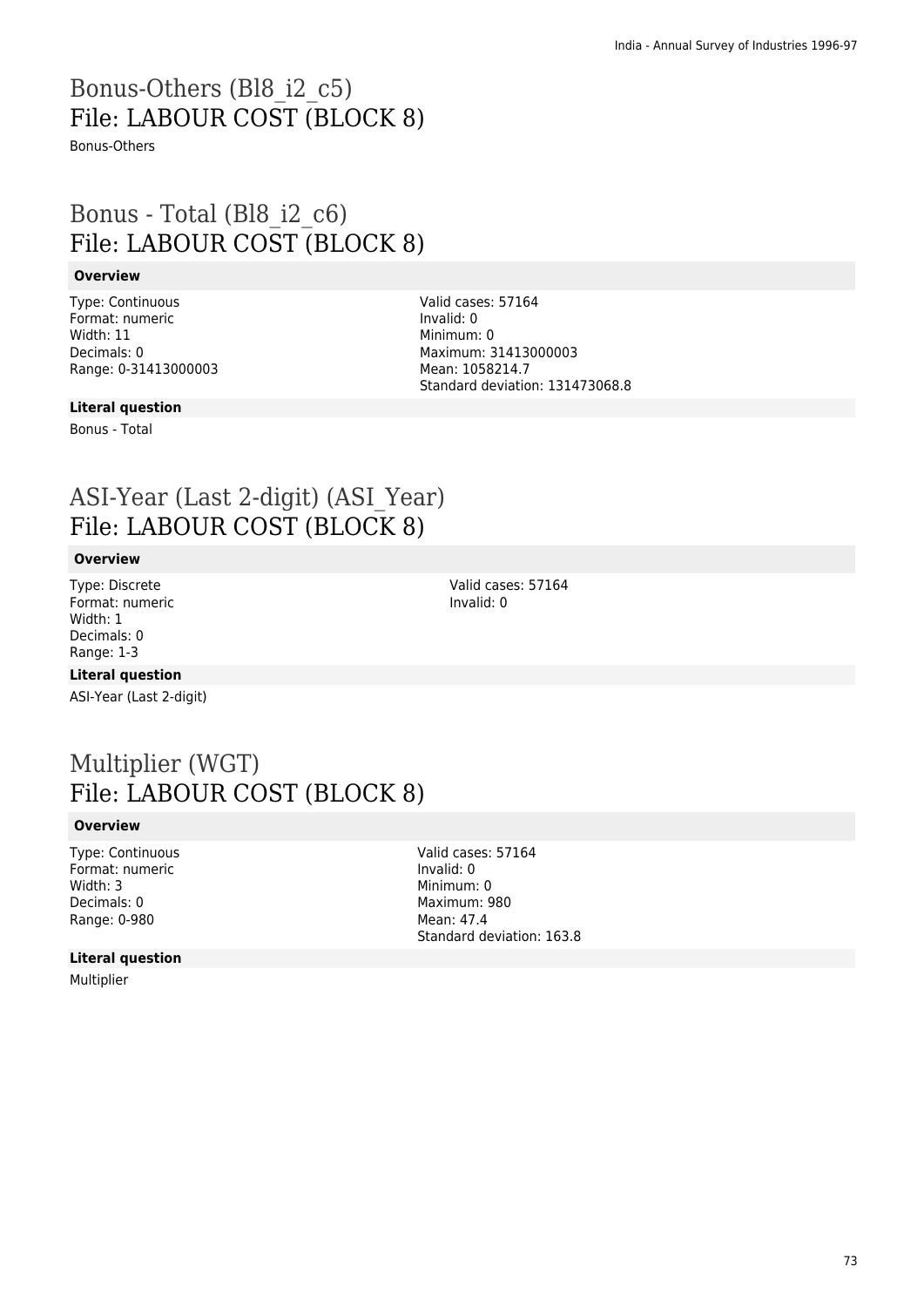# Bonus-Others (Bl8_i2_c5)
## File: LABOUR COST (BLOCK 8)

Bonus-Others

# Bonus - Total (Bl8_i2_c6)
## File: LABOUR COST (BLOCK 8)

**Overview**

Type: Continuous
Format: numeric
Width: 11
Decimals: 0
Range: 0-31413000003

Valid cases: 57164
Invalid: 0
Minimum: 0
Maximum: 31413000003
Mean: 1058214.7
Standard deviation: 131473068.8

**Literal question**

Bonus - Total

# ASI-Year (Last 2-digit) (ASI_Year)
## File: LABOUR COST (BLOCK 8)

**Overview**

Type: Discrete
Format: numeric
Width: 1
Decimals: 0
Range: 1-3

Valid cases: 57164
Invalid: 0

**Literal question**

ASI-Year (Last 2-digit)

# Multiplier (WGT)
## File: LABOUR COST (BLOCK 8)

**Overview**

Type: Continuous
Format: numeric
Width: 3
Decimals: 0
Range: 0-980

Valid cases: 57164
Invalid: 0
Minimum: 0
Maximum: 980
Mean: 47.4
Standard deviation: 163.8

**Literal question**

Multiplier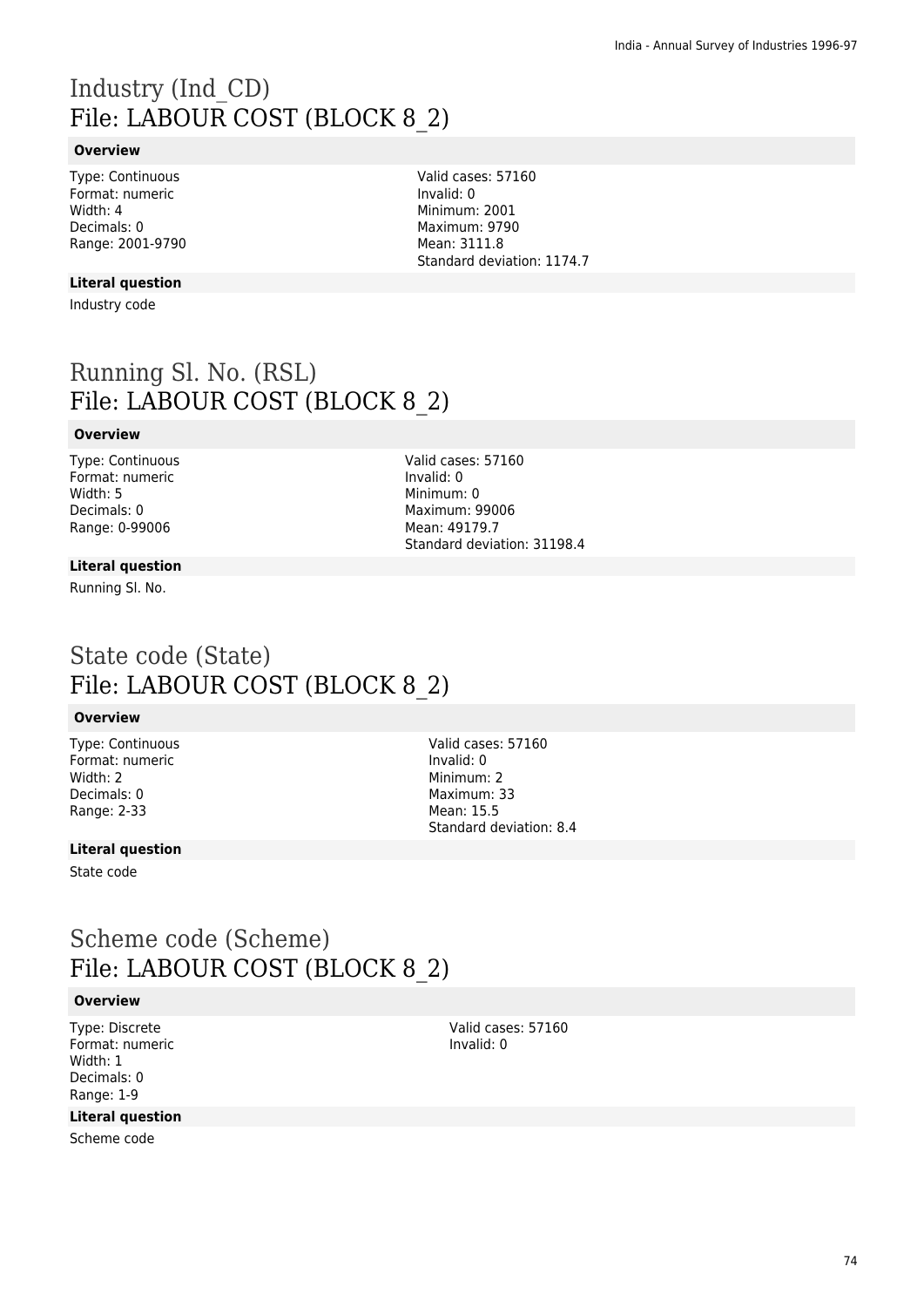# Industry (Ind_CD)
## File: LABOUR COST (BLOCK 8_2)

### Overview

Type: Continuous
Format: numeric
Width: 4
Decimals: 0
Range: 2001-9790

Valid cases: 57160
Invalid: 0
Minimum: 2001
Maximum: 9790
Mean: 3111.8
Standard deviation: 1174.7

### Literal question

Industry code

# Running Sl. No. (RSL)
## File: LABOUR COST (BLOCK 8_2)

### Overview

Type: Continuous
Format: numeric
Width: 5
Decimals: 0
Range: 0-99006

Valid cases: 57160
Invalid: 0
Minimum: 0
Maximum: 99006
Mean: 49179.7
Standard deviation: 31198.4

### Literal question

Running Sl. No.

# State code (State)
## File: LABOUR COST (BLOCK 8_2)

### Overview

Type: Continuous
Format: numeric
Width: 2
Decimals: 0
Range: 2-33

Valid cases: 57160
Invalid: 0
Minimum: 2
Maximum: 33
Mean: 15.5
Standard deviation: 8.4

### Literal question

State code

# Scheme code (Scheme)
## File: LABOUR COST (BLOCK 8_2)

### Overview

Type: Discrete
Format: numeric
Width: 1
Decimals: 0
Range: 1-9

Valid cases: 57160
Invalid: 0

### Literal question

Scheme code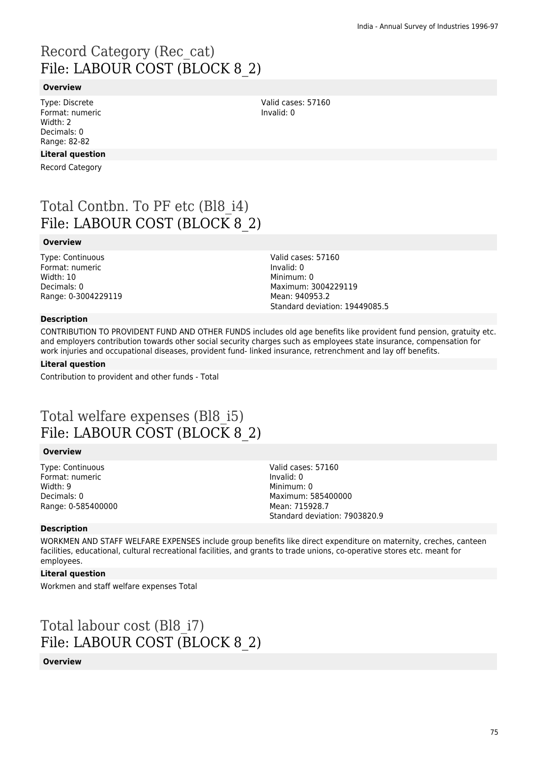# Record Category (Rec_cat)
# File: LABOUR COST (BLOCK 8_2)

**Overview**

Type: Discrete
Format: numeric
Width: 2
Decimals: 0
Range: 82-82

Valid cases: 57160
Invalid: 0

**Literal question**

Record Category

# Total Contbn. To PF etc (Bl8_i4)
# File: LABOUR COST (BLOCK 8_2)

**Overview**

Type: Continuous
Format: numeric
Width: 10
Decimals: 0
Range: 0-3004229119

Valid cases: 57160
Invalid: 0
Minimum: 0
Maximum: 3004229119
Mean: 940953.2
Standard deviation: 19449085.5

**Description**

CONTRIBUTION TO PROVIDENT FUND AND OTHER FUNDS includes old age benefits like provident fund pension, gratuity etc. and employers contribution towards other social security charges such as employees state insurance, compensation for work injuries and occupational diseases, provident fund- linked insurance, retrenchment and lay off benefits.

**Literal question**

Contribution to provident and other funds - Total

# Total welfare expenses (Bl8_i5)
# File: LABOUR COST (BLOCK 8_2)

**Overview**

Type: Continuous
Format: numeric
Width: 9
Decimals: 0
Range: 0-585400000

Valid cases: 57160
Invalid: 0
Minimum: 0
Maximum: 585400000
Mean: 715928.7
Standard deviation: 7903820.9

**Description**

WORKMEN AND STAFF WELFARE EXPENSES include group benefits like direct expenditure on maternity, creches, canteen facilities, educational, cultural recreational facilities, and grants to trade unions, co-operative stores etc. meant for employees.

**Literal question**

Workmen and staff welfare expenses Total

# Total labour cost (Bl8_i7)
# File: LABOUR COST (BLOCK 8_2)

**Overview**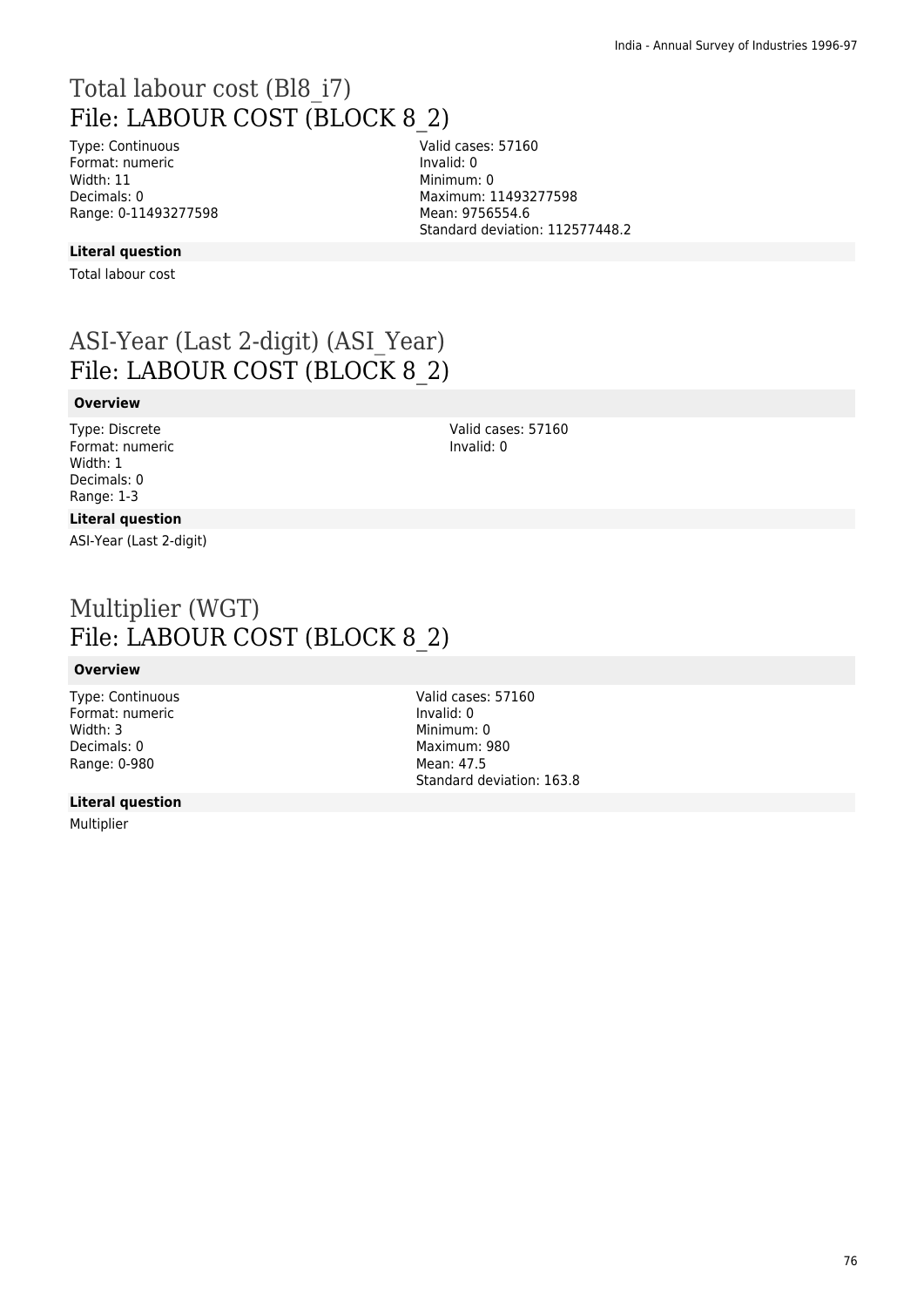# Total labour cost (Bl8_i7)
# File: LABOUR COST (BLOCK 8_2)

Type: Continuous
Format: numeric
Width: 11
Decimals: 0
Range: 0-11493277598

Valid cases: 57160
Invalid: 0
Minimum: 0
Maximum: 11493277598
Mean: 9756554.6
Standard deviation: 112577448.2

**Literal question**

Total labour cost

# ASI-Year (Last 2-digit) (ASI_Year)
# File: LABOUR COST (BLOCK 8_2)

**Overview**

Type: Discrete
Format: numeric
Width: 1
Decimals: 0
Range: 1-3

Valid cases: 57160
Invalid: 0

**Literal question**

ASI-Year (Last 2-digit)

# Multiplier (WGT)
# File: LABOUR COST (BLOCK 8_2)

**Overview**

Type: Continuous
Format: numeric
Width: 3
Decimals: 0
Range: 0-980

Valid cases: 57160
Invalid: 0
Minimum: 0
Maximum: 980
Mean: 47.5
Standard deviation: 163.8

**Literal question**

Multiplier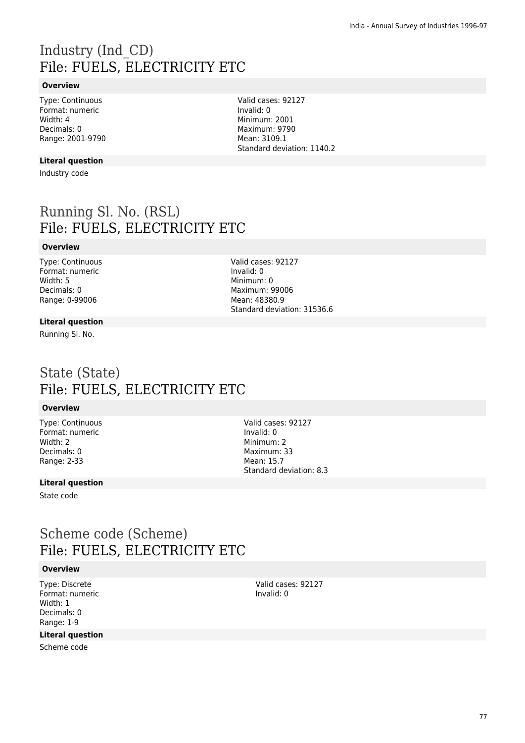# Industry (Ind_CD)
## File: FUELS, ELECTRICITY ETC

### Overview

Type: Continuous
Format: numeric
Width: 4
Decimals: 0
Range: 2001-9790

Valid cases: 92127
Invalid: 0
Minimum: 2001
Maximum: 9790
Mean: 3109.1
Standard deviation: 1140.2

### Literal question

Industry code

# Running Sl. No. (RSL)
## File: FUELS, ELECTRICITY ETC

### Overview

Type: Continuous
Format: numeric
Width: 5
Decimals: 0
Range: 0-99006

Valid cases: 92127
Invalid: 0
Minimum: 0
Maximum: 99006
Mean: 48380.9
Standard deviation: 31536.6

### Literal question

Running Sl. No.

# State (State)
## File: FUELS, ELECTRICITY ETC

### Overview

Type: Continuous
Format: numeric
Width: 2
Decimals: 0
Range: 2-33

Valid cases: 92127
Invalid: 0
Minimum: 2
Maximum: 33
Mean: 15.7
Standard deviation: 8.3

### Literal question

State code

# Scheme code (Scheme)
## File: FUELS, ELECTRICITY ETC

### Overview

Type: Discrete
Format: numeric
Width: 1
Decimals: 0
Range: 1-9

Valid cases: 92127
Invalid: 0

### Literal question

Scheme code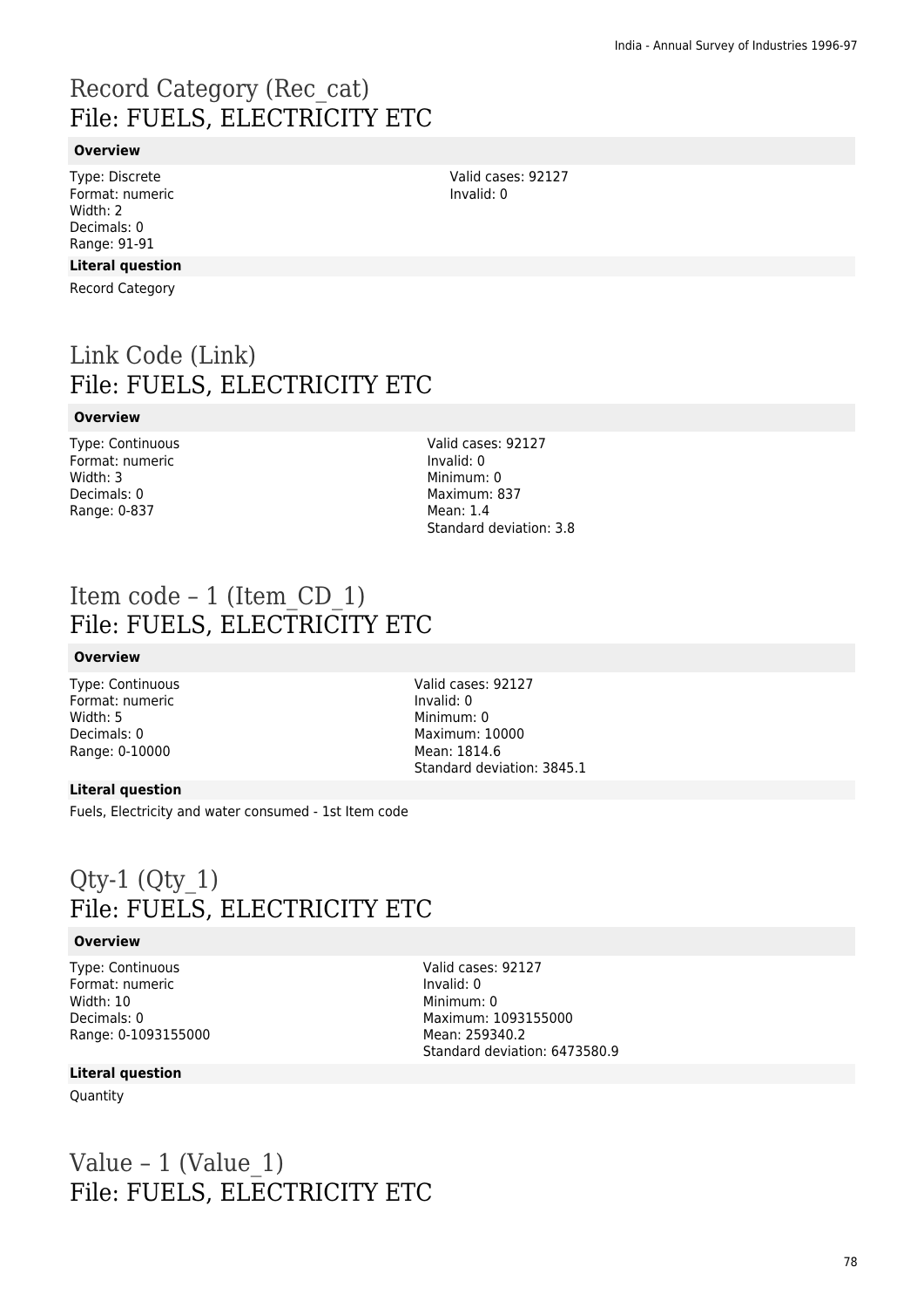# Record Category (Rec_cat)
## File: FUELS, ELECTRICITY ETC

**Overview**

Type: Discrete
Format: numeric
Width: 2
Decimals: 0
Range: 91-91

Valid cases: 92127
Invalid: 0

**Literal question**

Record Category

# Link Code (Link)
## File: FUELS, ELECTRICITY ETC

**Overview**

Type: Continuous
Format: numeric
Width: 3
Decimals: 0
Range: 0-837

Valid cases: 92127
Invalid: 0
Minimum: 0
Maximum: 837
Mean: 1.4
Standard deviation: 3.8

# Item code – 1 (Item_CD_1)
## File: FUELS, ELECTRICITY ETC

**Overview**

Type: Continuous
Format: numeric
Width: 5
Decimals: 0
Range: 0-10000

Valid cases: 92127
Invalid: 0
Minimum: 0
Maximum: 10000
Mean: 1814.6
Standard deviation: 3845.1

**Literal question**

Fuels, Electricity and water consumed - 1st Item code

# Qty-1 (Qty_1)
## File: FUELS, ELECTRICITY ETC

**Overview**

Type: Continuous
Format: numeric
Width: 10
Decimals: 0
Range: 0-1093155000

Valid cases: 92127
Invalid: 0
Minimum: 0
Maximum: 1093155000
Mean: 259340.2
Standard deviation: 6473580.9

**Literal question**

Quantity

# Value – 1 (Value_1)
## File: FUELS, ELECTRICITY ETC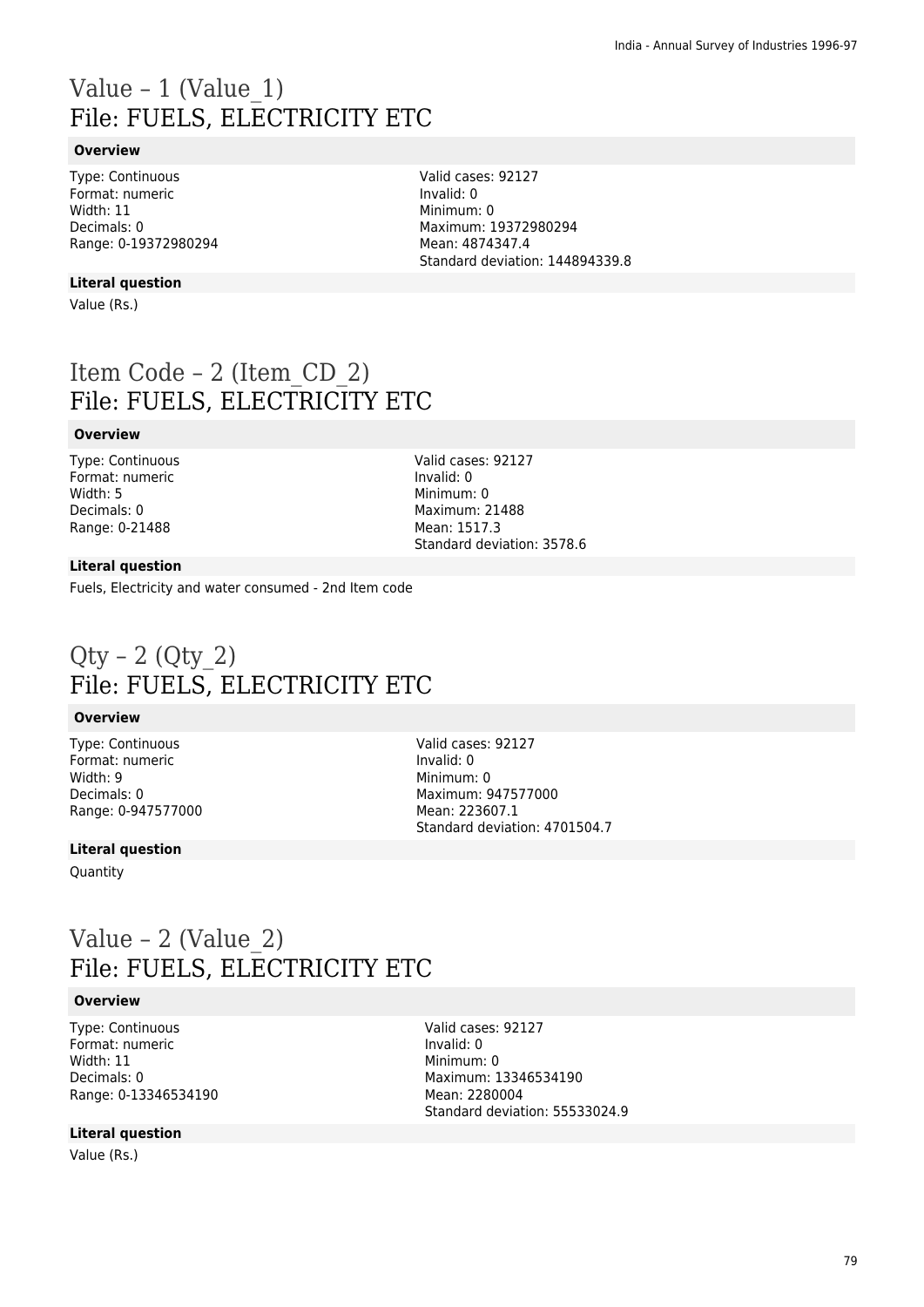# Value – 1 (Value_1)
## File: FUELS, ELECTRICITY ETC

**Overview**

Type: Continuous
Format: numeric
Width: 11
Decimals: 0
Range: 0-19372980294

Valid cases: 92127
Invalid: 0
Minimum: 0
Maximum: 19372980294
Mean: 4874347.4
Standard deviation: 144894339.8

**Literal question**

Value (Rs.)

# Item Code – 2 (Item_CD_2)
## File: FUELS, ELECTRICITY ETC

**Overview**

Type: Continuous
Format: numeric
Width: 5
Decimals: 0
Range: 0-21488

Valid cases: 92127
Invalid: 0
Minimum: 0
Maximum: 21488
Mean: 1517.3
Standard deviation: 3578.6

**Literal question**

Fuels, Electricity and water consumed - 2nd Item code

# Qty – 2 (Qty_2)
## File: FUELS, ELECTRICITY ETC

**Overview**

Type: Continuous
Format: numeric
Width: 9
Decimals: 0
Range: 0-947577000

Valid cases: 92127
Invalid: 0
Minimum: 0
Maximum: 947577000
Mean: 223607.1
Standard deviation: 4701504.7

**Literal question**

Quantity

# Value – 2 (Value_2)
## File: FUELS, ELECTRICITY ETC

**Overview**

Type: Continuous
Format: numeric
Width: 11
Decimals: 0
Range: 0-13346534190

Valid cases: 92127
Invalid: 0
Minimum: 0
Maximum: 13346534190
Mean: 2280004
Standard deviation: 55533024.9

**Literal question**

Value (Rs.)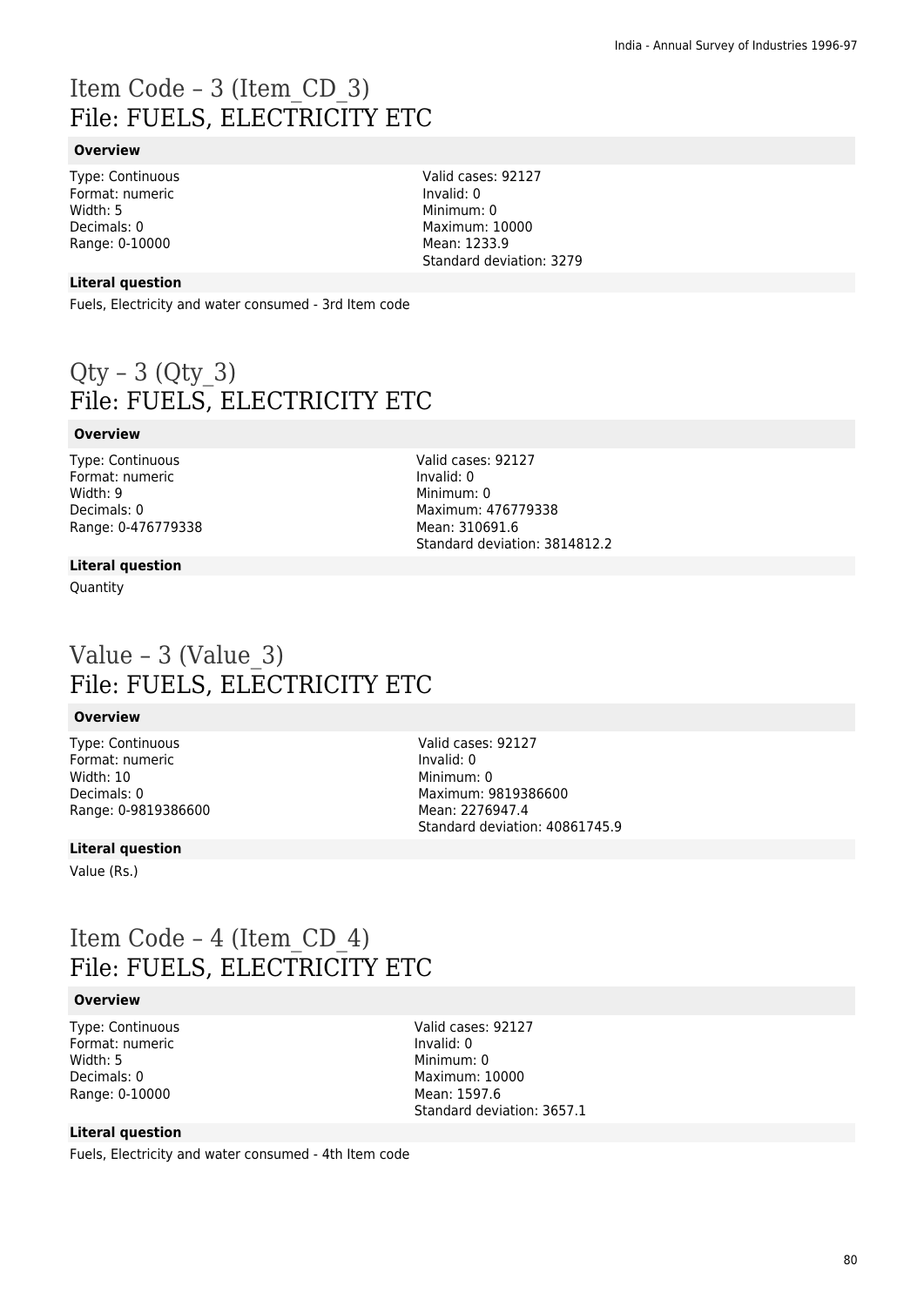# Item Code – 3 (Item_CD_3)
## File: FUELS, ELECTRICITY ETC

**Overview**

Type: Continuous
Format: numeric
Width: 5
Decimals: 0
Range: 0-10000

Valid cases: 92127
Invalid: 0
Minimum: 0
Maximum: 10000
Mean: 1233.9
Standard deviation: 3279

**Literal question**

Fuels, Electricity and water consumed - 3rd Item code

# Qty – 3 (Qty_3)
## File: FUELS, ELECTRICITY ETC

**Overview**

Type: Continuous
Format: numeric
Width: 9
Decimals: 0
Range: 0-476779338

Valid cases: 92127
Invalid: 0
Minimum: 0
Maximum: 476779338
Mean: 310691.6
Standard deviation: 3814812.2

**Literal question**

Quantity

# Value – 3 (Value_3)
## File: FUELS, ELECTRICITY ETC

**Overview**

Type: Continuous
Format: numeric
Width: 10
Decimals: 0
Range: 0-9819386600

Valid cases: 92127
Invalid: 0
Minimum: 0
Maximum: 9819386600
Mean: 2276947.4
Standard deviation: 40861745.9

**Literal question**

Value (Rs.)

# Item Code – 4 (Item_CD_4)
## File: FUELS, ELECTRICITY ETC

**Overview**

Type: Continuous
Format: numeric
Width: 5
Decimals: 0
Range: 0-10000

Valid cases: 92127
Invalid: 0
Minimum: 0
Maximum: 10000
Mean: 1597.6
Standard deviation: 3657.1

**Literal question**

Fuels, Electricity and water consumed - 4th Item code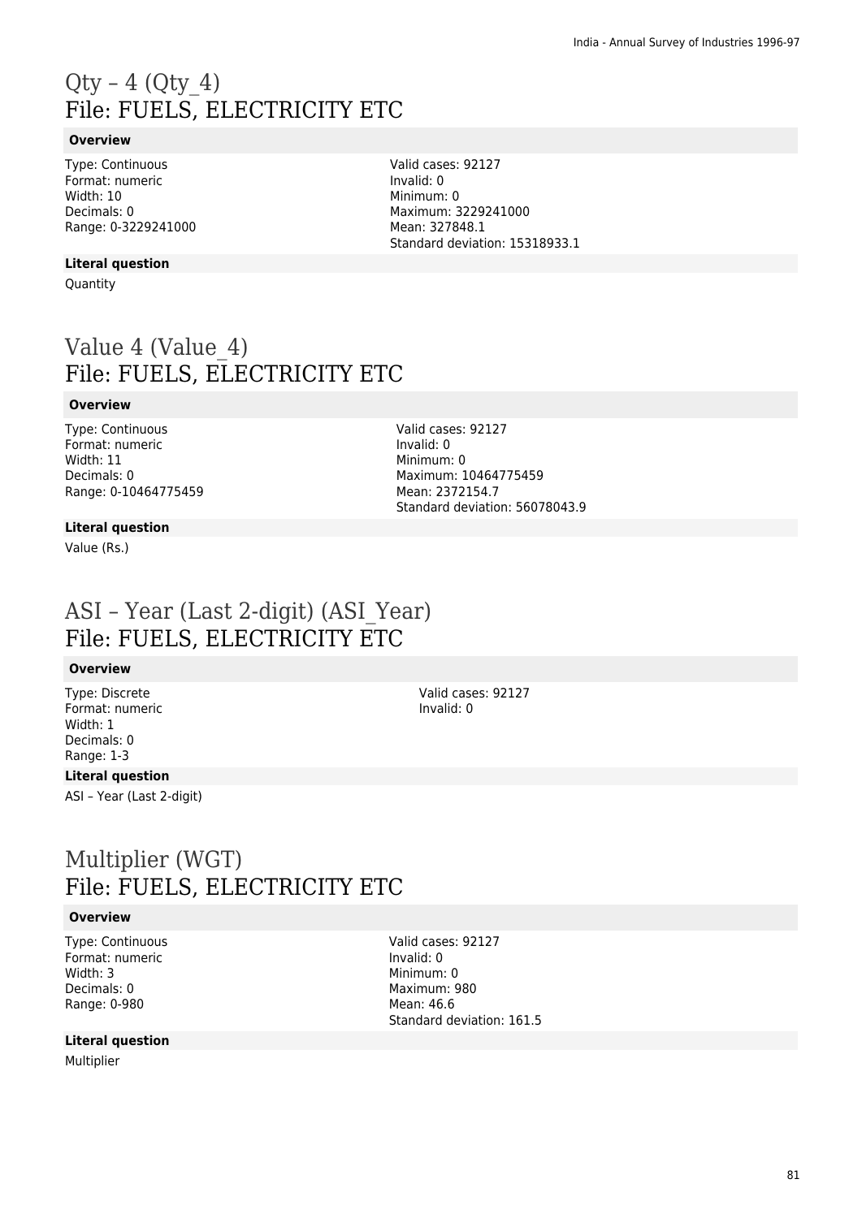# Qty – 4 (Qty_4)
## File: FUELS, ELECTRICITY ETC

### Overview

Type: Continuous
Format: numeric
Width: 10
Decimals: 0
Range: 0-3229241000

Valid cases: 92127
Invalid: 0
Minimum: 0
Maximum: 3229241000
Mean: 327848.1
Standard deviation: 15318933.1

### Literal question

Quantity

# Value 4 (Value_4)
## File: FUELS, ELECTRICITY ETC

### Overview

Type: Continuous
Format: numeric
Width: 11
Decimals: 0
Range: 0-10464775459

Valid cases: 92127
Invalid: 0
Minimum: 0
Maximum: 10464775459
Mean: 2372154.7
Standard deviation: 56078043.9

### Literal question

Value (Rs.)

# ASI – Year (Last 2-digit) (ASI_Year)
## File: FUELS, ELECTRICITY ETC

### Overview

Type: Discrete
Format: numeric
Width: 1
Decimals: 0
Range: 1-3

Valid cases: 92127
Invalid: 0

### Literal question

ASI – Year (Last 2-digit)

# Multiplier (WGT)
## File: FUELS, ELECTRICITY ETC

### Overview

Type: Continuous
Format: numeric
Width: 3
Decimals: 0
Range: 0-980

Valid cases: 92127
Invalid: 0
Minimum: 0
Maximum: 980
Mean: 46.6
Standard deviation: 161.5

### Literal question

Multiplier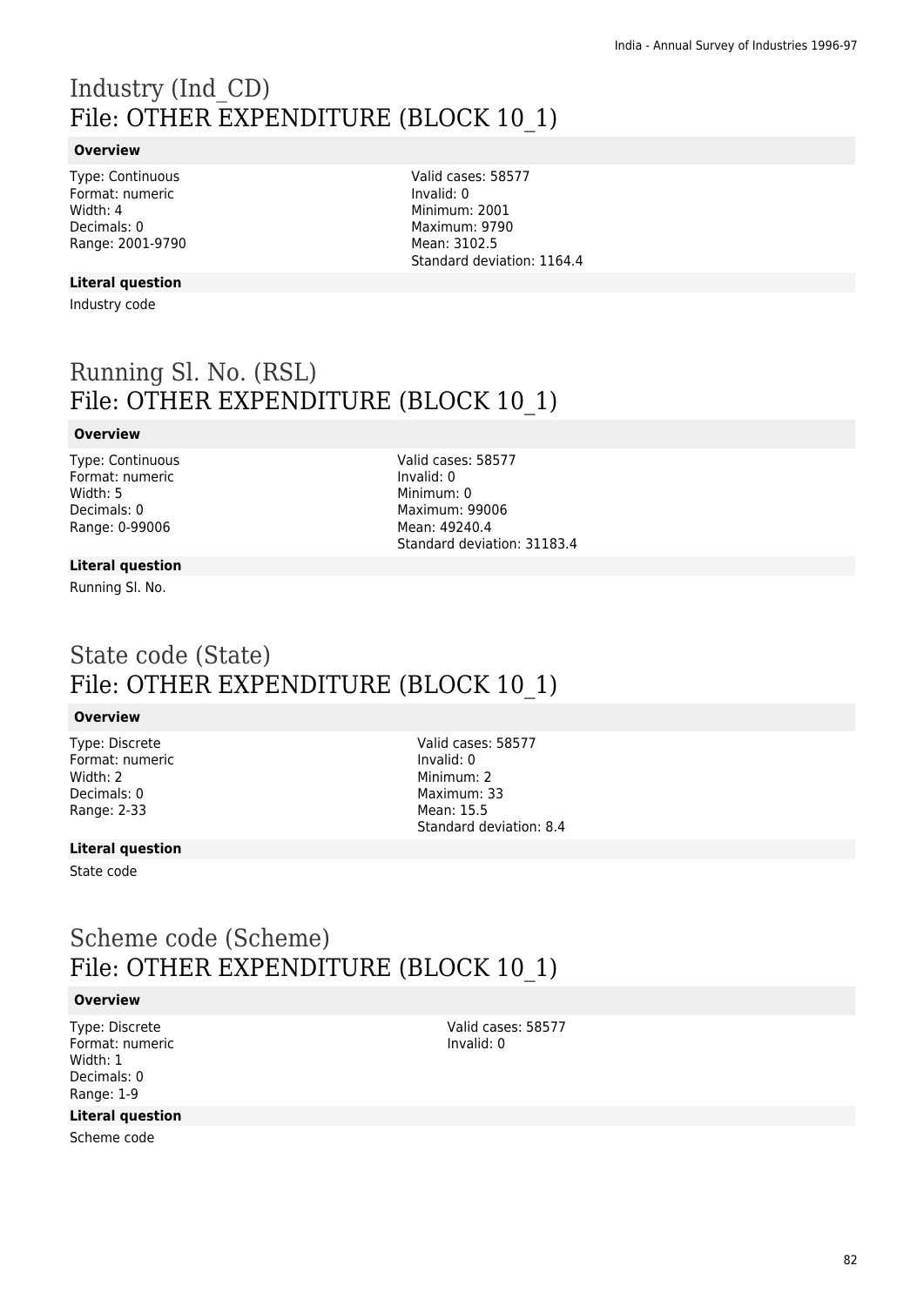# Industry (Ind_CD)
## File: OTHER EXPENDITURE (BLOCK 10_1)

### Overview

Type: Continuous
Format: numeric
Width: 4
Decimals: 0
Range: 2001-9790

Valid cases: 58577
Invalid: 0
Minimum: 2001
Maximum: 9790
Mean: 3102.5
Standard deviation: 1164.4

### Literal question

Industry code

# Running Sl. No. (RSL)
## File: OTHER EXPENDITURE (BLOCK 10_1)

### Overview

Type: Continuous
Format: numeric
Width: 5
Decimals: 0
Range: 0-99006

Valid cases: 58577
Invalid: 0
Minimum: 0
Maximum: 99006
Mean: 49240.4
Standard deviation: 31183.4

### Literal question

Running Sl. No.

# State code (State)
## File: OTHER EXPENDITURE (BLOCK 10_1)

### Overview

Type: Discrete
Format: numeric
Width: 2
Decimals: 0
Range: 2-33

Valid cases: 58577
Invalid: 0
Minimum: 2
Maximum: 33
Mean: 15.5
Standard deviation: 8.4

### Literal question

State code

# Scheme code (Scheme)
## File: OTHER EXPENDITURE (BLOCK 10_1)

### Overview

Type: Discrete
Format: numeric
Width: 1
Decimals: 0
Range: 1-9

Valid cases: 58577
Invalid: 0

### Literal question

Scheme code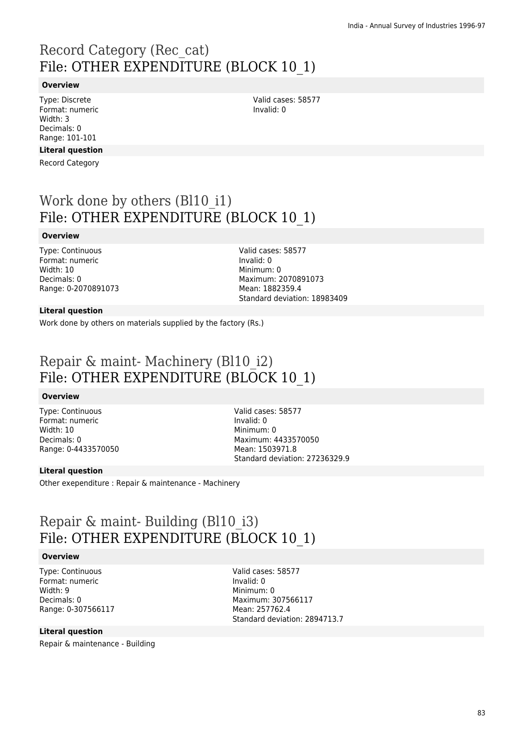# Record Category (Rec_cat)
## File: OTHER EXPENDITURE (BLOCK 10_1)

**Overview**

Type: Discrete
Format: numeric
Width: 3
Decimals: 0
Range: 101-101

Valid cases: 58577
Invalid: 0

**Literal question**

Record Category

# Work done by others (Bl10_i1)
## File: OTHER EXPENDITURE (BLOCK 10_1)

**Overview**

Type: Continuous
Format: numeric
Width: 10
Decimals: 0
Range: 0-2070891073

Valid cases: 58577
Invalid: 0
Minimum: 0
Maximum: 2070891073
Mean: 1882359.4
Standard deviation: 18983409

**Literal question**

Work done by others on materials supplied by the factory (Rs.)

# Repair & maint- Machinery (Bl10_i2)
## File: OTHER EXPENDITURE (BLOCK 10_1)

**Overview**

Type: Continuous
Format: numeric
Width: 10
Decimals: 0
Range: 0-4433570050

Valid cases: 58577
Invalid: 0
Minimum: 0
Maximum: 4433570050
Mean: 1503971.8
Standard deviation: 27236329.9

**Literal question**

Other exependiture : Repair & maintenance - Machinery

# Repair & maint- Building (Bl10_i3)
## File: OTHER EXPENDITURE (BLOCK 10_1)

**Overview**

Type: Continuous
Format: numeric
Width: 9
Decimals: 0
Range: 0-307566117

Valid cases: 58577
Invalid: 0
Minimum: 0
Maximum: 307566117
Mean: 257762.4
Standard deviation: 2894713.7

**Literal question**

Repair & maintenance - Building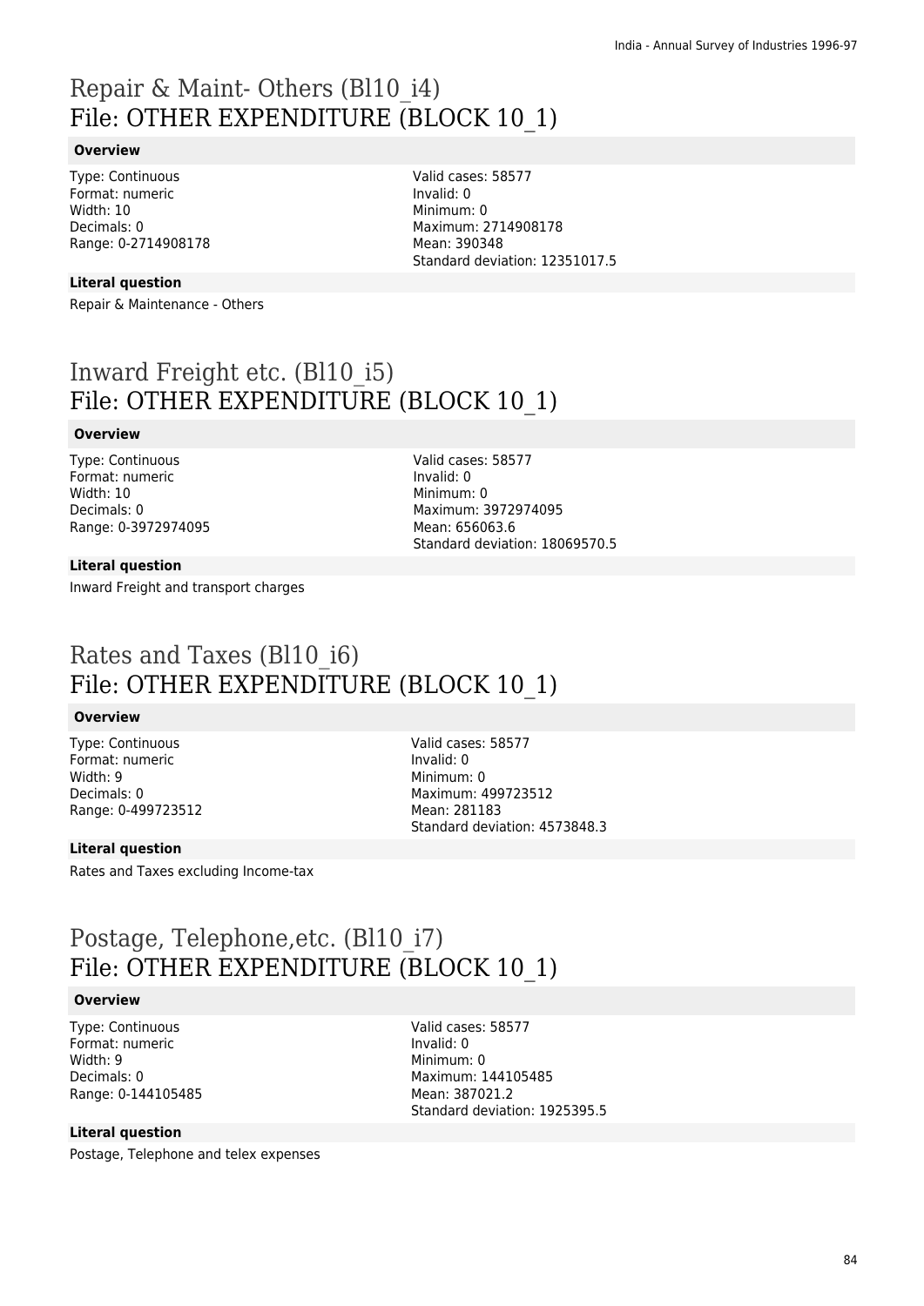# Repair & Maint- Others (Bl10_i4)
## File: OTHER EXPENDITURE (BLOCK 10_1)

**Overview**

Type: Continuous
Format: numeric
Width: 10
Decimals: 0
Range: 0-2714908178

Valid cases: 58577
Invalid: 0
Minimum: 0
Maximum: 2714908178
Mean: 390348
Standard deviation: 12351017.5

**Literal question**

Repair & Maintenance - Others

# Inward Freight etc. (Bl10_i5)
## File: OTHER EXPENDITURE (BLOCK 10_1)

**Overview**

Type: Continuous
Format: numeric
Width: 10
Decimals: 0
Range: 0-3972974095

Valid cases: 58577
Invalid: 0
Minimum: 0
Maximum: 3972974095
Mean: 656063.6
Standard deviation: 18069570.5

**Literal question**

Inward Freight and transport charges

# Rates and Taxes (Bl10_i6)
## File: OTHER EXPENDITURE (BLOCK 10_1)

**Overview**

Type: Continuous
Format: numeric
Width: 9
Decimals: 0
Range: 0-499723512

Valid cases: 58577
Invalid: 0
Minimum: 0
Maximum: 499723512
Mean: 281183
Standard deviation: 4573848.3

**Literal question**

Rates and Taxes excluding Income-tax

# Postage, Telephone,etc. (Bl10_i7)
## File: OTHER EXPENDITURE (BLOCK 10_1)

**Overview**

Type: Continuous
Format: numeric
Width: 9
Decimals: 0
Range: 0-144105485

Valid cases: 58577
Invalid: 0
Minimum: 0
Maximum: 144105485
Mean: 387021.2
Standard deviation: 1925395.5

**Literal question**

Postage, Telephone and telex expenses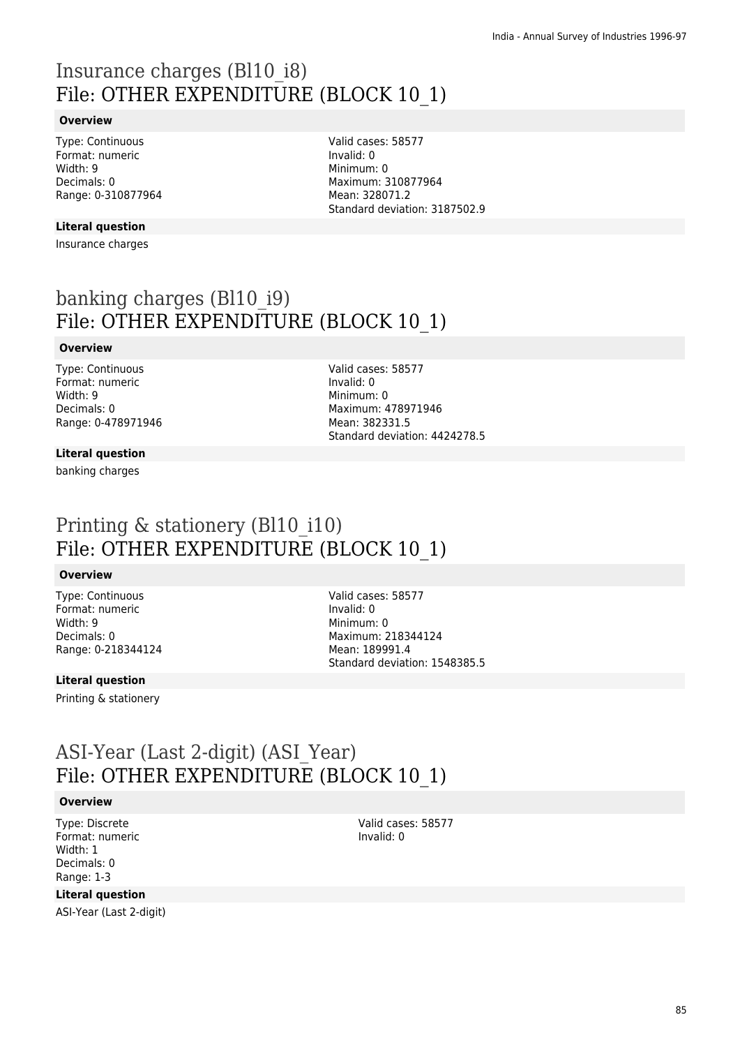# Insurance charges (Bl10_i8)
## File: OTHER EXPENDITURE (BLOCK 10_1)

### Overview

Type: Continuous
Format: numeric
Width: 9
Decimals: 0
Range: 0-310877964

Valid cases: 58577
Invalid: 0
Minimum: 0
Maximum: 310877964
Mean: 328071.2
Standard deviation: 3187502.9

### Literal question

Insurance charges

# banking charges (Bl10_i9)
## File: OTHER EXPENDITURE (BLOCK 10_1)

### Overview

Type: Continuous
Format: numeric
Width: 9
Decimals: 0
Range: 0-478971946

Valid cases: 58577
Invalid: 0
Minimum: 0
Maximum: 478971946
Mean: 382331.5
Standard deviation: 4424278.5

### Literal question

banking charges

# Printing & stationery (Bl10_i10)
## File: OTHER EXPENDITURE (BLOCK 10_1)

### Overview

Type: Continuous
Format: numeric
Width: 9
Decimals: 0
Range: 0-218344124

Valid cases: 58577
Invalid: 0
Minimum: 0
Maximum: 218344124
Mean: 189991.4
Standard deviation: 1548385.5

### Literal question

Printing & stationery

# ASI-Year (Last 2-digit) (ASI_Year)
## File: OTHER EXPENDITURE (BLOCK 10_1)

### Overview

Type: Discrete
Format: numeric
Width: 1
Decimals: 0
Range: 1-3

Valid cases: 58577
Invalid: 0

### Literal question

ASI-Year (Last 2-digit)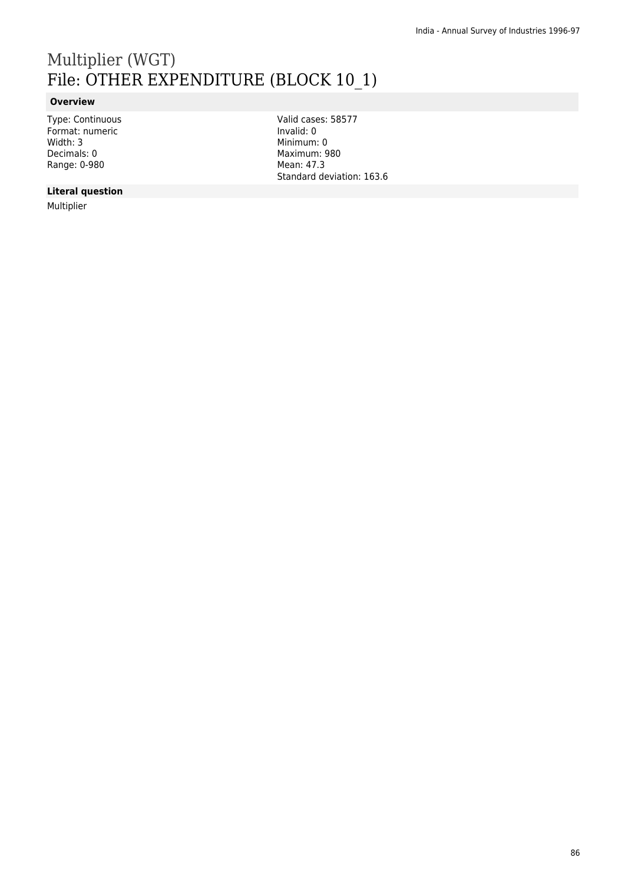# Multiplier (WGT)
## File: OTHER EXPENDITURE (BLOCK 10_1)

### Overview

Type: Continuous
Format: numeric
Width: 3
Decimals: 0
Range: 0-980

Valid cases: 58577
Invalid: 0
Minimum: 0
Maximum: 980
Mean: 47.3
Standard deviation: 163.6

### Literal question

Multiplier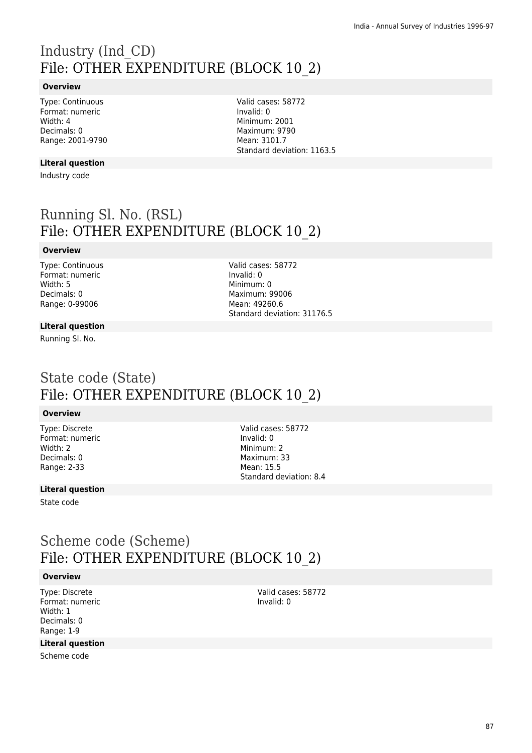# Industry (Ind_CD)
File: OTHER EXPENDITURE (BLOCK 10_2)

#### Overview

Type: Continuous
Format: numeric
Width: 4
Decimals: 0
Range: 2001-9790

Valid cases: 58772
Invalid: 0
Minimum: 2001
Maximum: 9790
Mean: 3101.7
Standard deviation: 1163.5

#### Literal question

Industry code

# Running Sl. No. (RSL)
File: OTHER EXPENDITURE (BLOCK 10_2)

#### Overview

Type: Continuous
Format: numeric
Width: 5
Decimals: 0
Range: 0-99006

Valid cases: 58772
Invalid: 0
Minimum: 0
Maximum: 99006
Mean: 49260.6
Standard deviation: 31176.5

#### Literal question

Running Sl. No.

# State code (State)
File: OTHER EXPENDITURE (BLOCK 10_2)

#### Overview

Type: Discrete
Format: numeric
Width: 2
Decimals: 0
Range: 2-33

Valid cases: 58772
Invalid: 0
Minimum: 2
Maximum: 33
Mean: 15.5
Standard deviation: 8.4

#### Literal question

State code

# Scheme code (Scheme)
File: OTHER EXPENDITURE (BLOCK 10_2)

#### Overview

Type: Discrete
Format: numeric
Width: 1
Decimals: 0
Range: 1-9

Valid cases: 58772
Invalid: 0

#### Literal question

Scheme code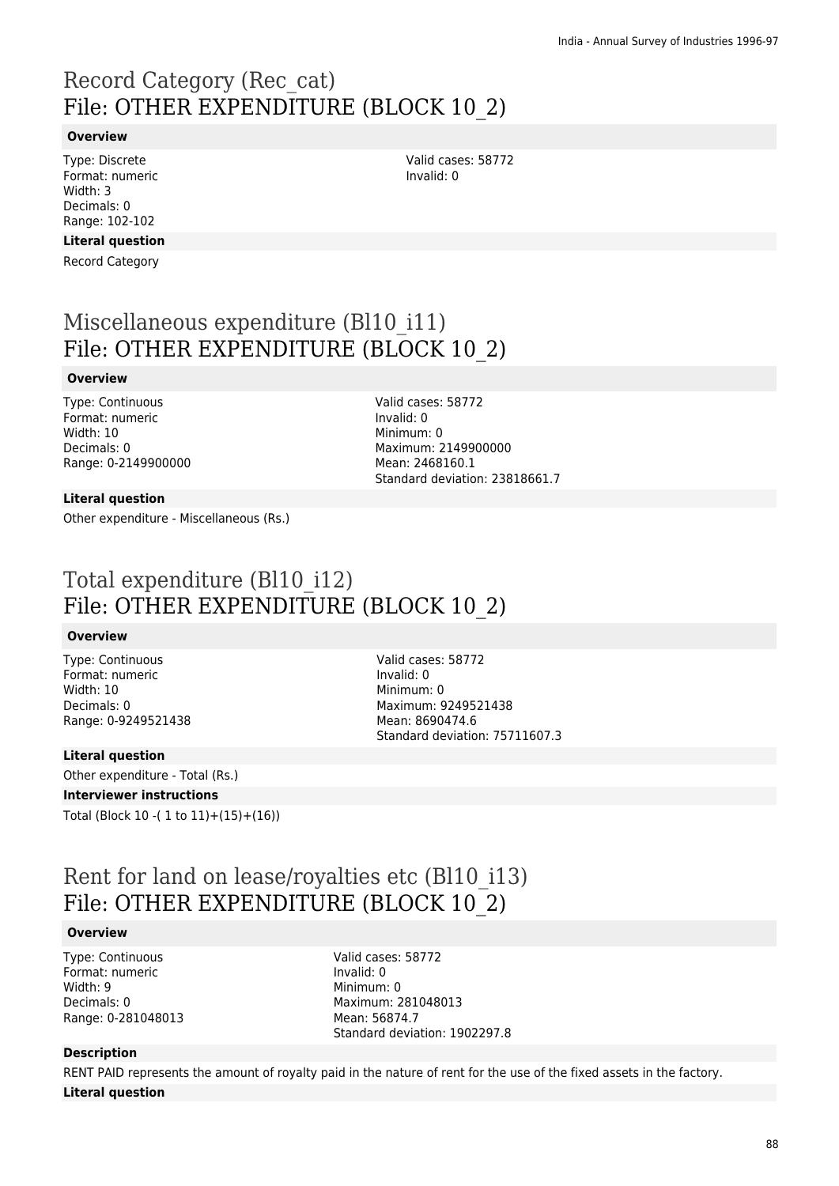# Record Category (Rec_cat)
# File: OTHER EXPENDITURE (BLOCK 10_2)

**Overview**

Type: Discrete
Format: numeric
Width: 3
Decimals: 0
Range: 102-102

Valid cases: 58772
Invalid: 0

**Literal question**

Record Category

# Miscellaneous expenditure (Bl10_i11)
# File: OTHER EXPENDITURE (BLOCK 10_2)

**Overview**

Type: Continuous
Format: numeric
Width: 10
Decimals: 0
Range: 0-2149900000

Valid cases: 58772
Invalid: 0
Minimum: 0
Maximum: 2149900000
Mean: 2468160.1
Standard deviation: 23818661.7

**Literal question**

Other expenditure - Miscellaneous (Rs.)

# Total expenditure (Bl10_i12)
# File: OTHER EXPENDITURE (BLOCK 10_2)

**Overview**

Type: Continuous
Format: numeric
Width: 10
Decimals: 0
Range: 0-9249521438

Valid cases: 58772
Invalid: 0
Minimum: 0
Maximum: 9249521438
Mean: 8690474.6
Standard deviation: 75711607.3

**Literal question**

Other expenditure - Total (Rs.)

**Interviewer instructions**

Total (Block 10 -( 1 to 11)+(15)+(16))

# Rent for land on lease/royalties etc (Bl10_i13)
# File: OTHER EXPENDITURE (BLOCK 10_2)

**Overview**

Type: Continuous
Format: numeric
Width: 9
Decimals: 0
Range: 0-281048013

Valid cases: 58772
Invalid: 0
Minimum: 0
Maximum: 281048013
Mean: 56874.7
Standard deviation: 1902297.8

**Description**

RENT PAID represents the amount of royalty paid in the nature of rent for the use of the fixed assets in the factory.

**Literal question**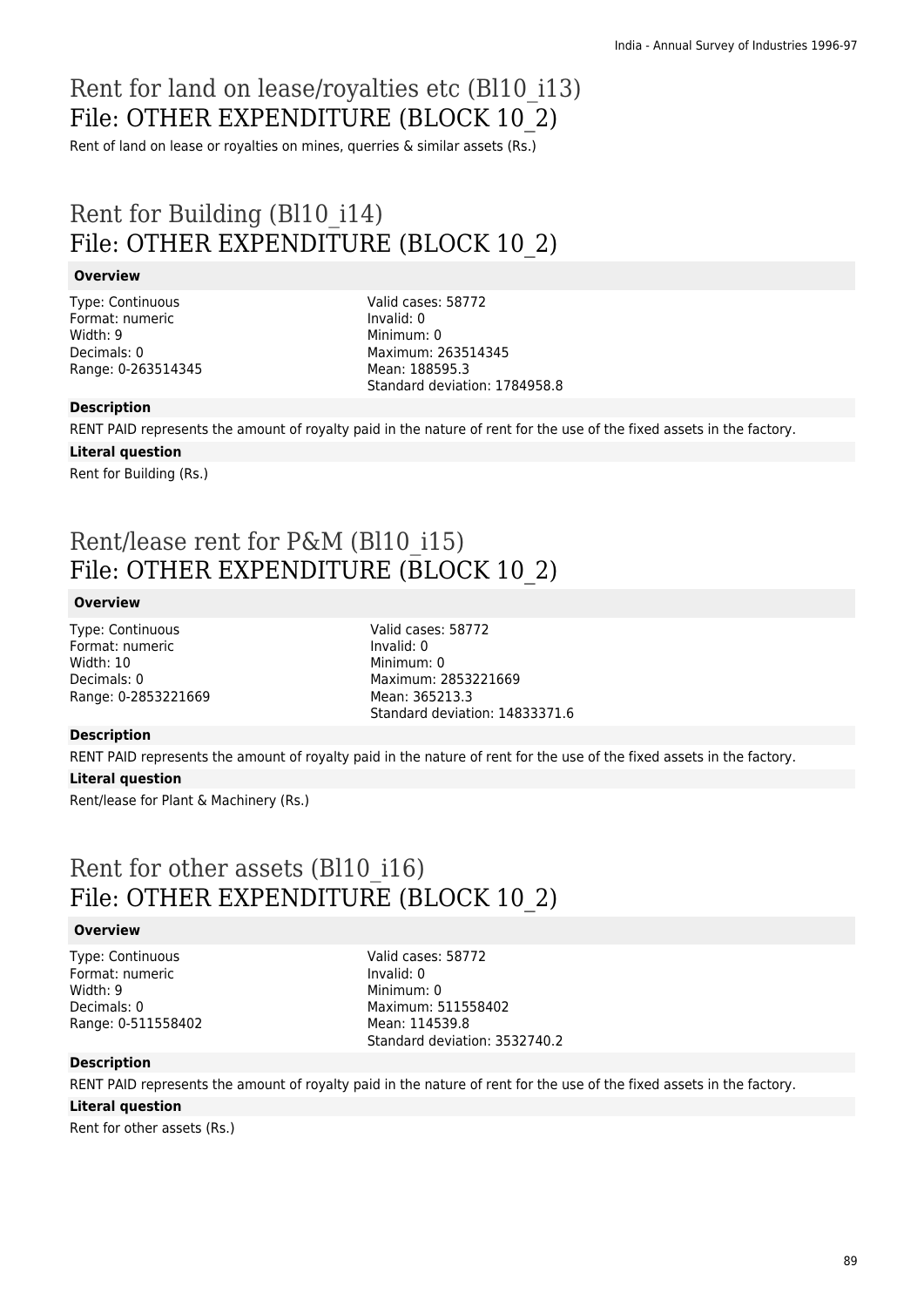# Rent for land on lease/royalties etc (Bl10_i13)
# File: OTHER EXPENDITURE (BLOCK 10_2)

Rent of land on lease or royalties on mines, querries & similar assets (Rs.)

# Rent for Building (Bl10_i14)
# File: OTHER EXPENDITURE (BLOCK 10_2)

**Overview**

Type: Continuous
Format: numeric
Width: 9
Decimals: 0
Range: 0-263514345

Valid cases: 58772
Invalid: 0
Minimum: 0
Maximum: 263514345
Mean: 188595.3
Standard deviation: 1784958.8

**Description**

RENT PAID represents the amount of royalty paid in the nature of rent for the use of the fixed assets in the factory.

**Literal question**

Rent for Building (Rs.)

# Rent/lease rent for P&M (Bl10_i15)
# File: OTHER EXPENDITURE (BLOCK 10_2)

**Overview**

Type: Continuous
Format: numeric
Width: 10
Decimals: 0
Range: 0-2853221669

Valid cases: 58772
Invalid: 0
Minimum: 0
Maximum: 2853221669
Mean: 365213.3
Standard deviation: 14833371.6

**Description**

RENT PAID represents the amount of royalty paid in the nature of rent for the use of the fixed assets in the factory.

**Literal question**

Rent/lease for Plant & Machinery (Rs.)

# Rent for other assets (Bl10_i16)
# File: OTHER EXPENDITURE (BLOCK 10_2)

**Overview**

Type: Continuous
Format: numeric
Width: 9
Decimals: 0
Range: 0-511558402

Valid cases: 58772
Invalid: 0
Minimum: 0
Maximum: 511558402
Mean: 114539.8
Standard deviation: 3532740.2

**Description**

RENT PAID represents the amount of royalty paid in the nature of rent for the use of the fixed assets in the factory.

**Literal question**

Rent for other assets (Rs.)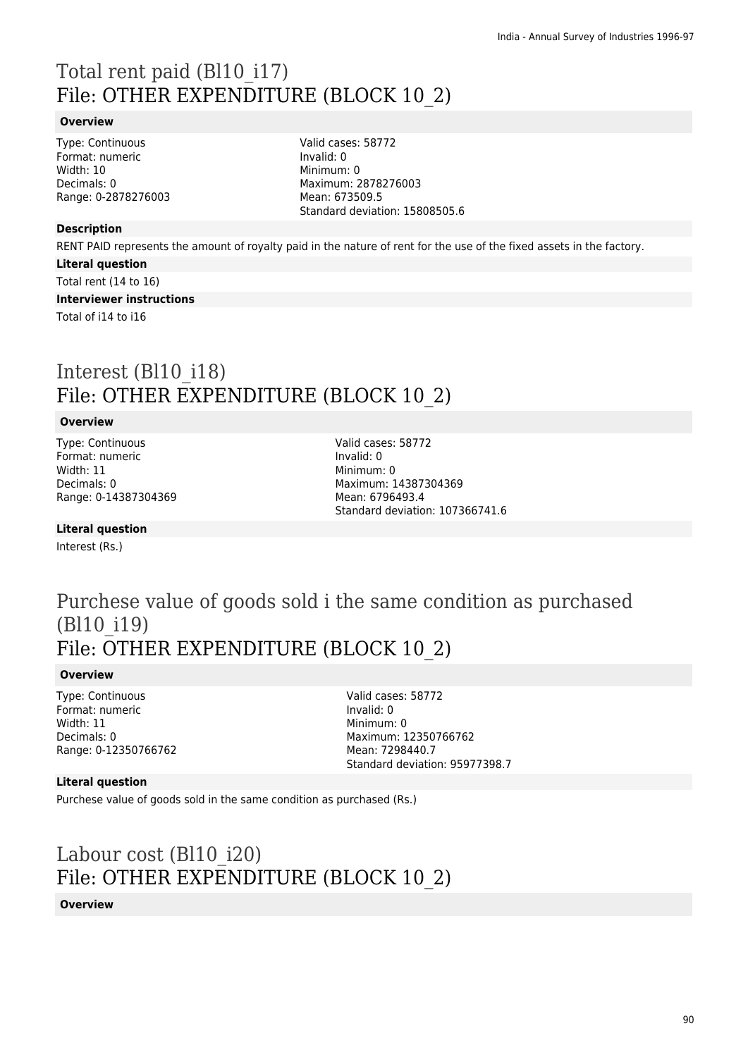# Total rent paid (Bl10_i17)
## File: OTHER EXPENDITURE (BLOCK 10_2)

**Overview**

Type: Continuous
Format: numeric
Width: 10
Decimals: 0
Range: 0-2878276003

Valid cases: 58772
Invalid: 0
Minimum: 0
Maximum: 2878276003
Mean: 673509.5
Standard deviation: 15808505.6

**Description**

RENT PAID represents the amount of royalty paid in the nature of rent for the use of the fixed assets in the factory.

**Literal question**

Total rent (14 to 16)

**Interviewer instructions**

Total of i14 to i16

# Interest (Bl10_i18)
## File: OTHER EXPENDITURE (BLOCK 10_2)

**Overview**

Type: Continuous
Format: numeric
Width: 11
Decimals: 0
Range: 0-14387304369

Valid cases: 58772
Invalid: 0
Minimum: 0
Maximum: 14387304369
Mean: 6796493.4
Standard deviation: 107366741.6

**Literal question**

Interest (Rs.)

# Purchese value of goods sold i the same condition as purchased (Bl10_i19)
## File: OTHER EXPENDITURE (BLOCK 10_2)

**Overview**

Type: Continuous
Format: numeric
Width: 11
Decimals: 0
Range: 0-12350766762

Valid cases: 58772
Invalid: 0
Minimum: 0
Maximum: 12350766762
Mean: 7298440.7
Standard deviation: 95977398.7

**Literal question**

Purchese value of goods sold in the same condition as purchased (Rs.)

# Labour cost (Bl10_i20)
## File: OTHER EXPENDITURE (BLOCK 10_2)

**Overview**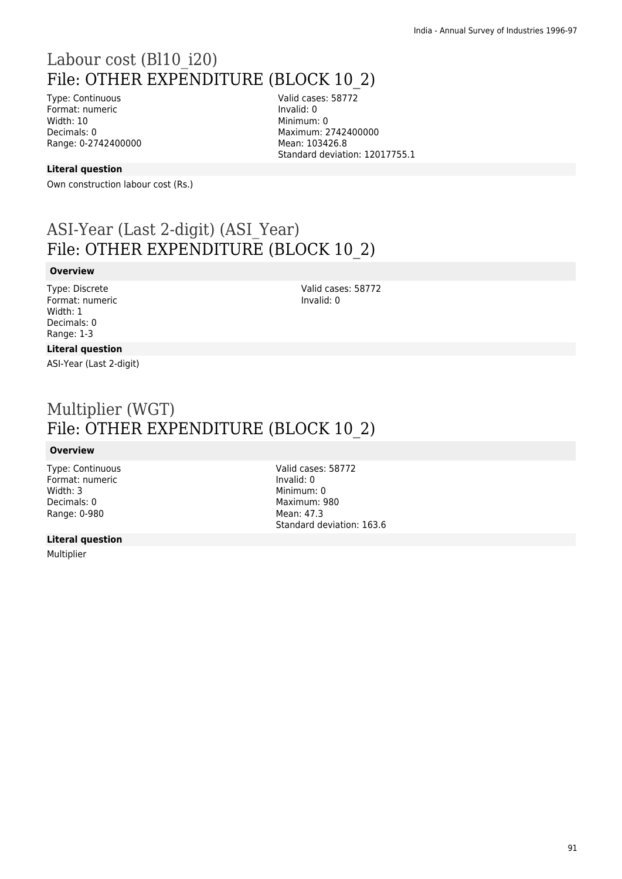# Labour cost (Bl10_i20)
# File: OTHER EXPENDITURE (BLOCK 10_2)

Type: Continuous
Format: numeric
Width: 10
Decimals: 0
Range: 0-2742400000

Valid cases: 58772
Invalid: 0
Minimum: 0
Maximum: 2742400000
Mean: 103426.8
Standard deviation: 12017755.1

**Literal question**

Own construction labour cost (Rs.)

# ASI-Year (Last 2-digit) (ASI_Year)
# File: OTHER EXPENDITURE (BLOCK 10_2)

**Overview**

Type: Discrete
Format: numeric
Width: 1
Decimals: 0
Range: 1-3

Valid cases: 58772
Invalid: 0

**Literal question**

ASI-Year (Last 2-digit)

# Multiplier (WGT)
# File: OTHER EXPENDITURE (BLOCK 10_2)

**Overview**

Type: Continuous
Format: numeric
Width: 3
Decimals: 0
Range: 0-980

Valid cases: 58772
Invalid: 0
Minimum: 0
Maximum: 980
Mean: 47.3
Standard deviation: 163.6

**Literal question**

Multiplier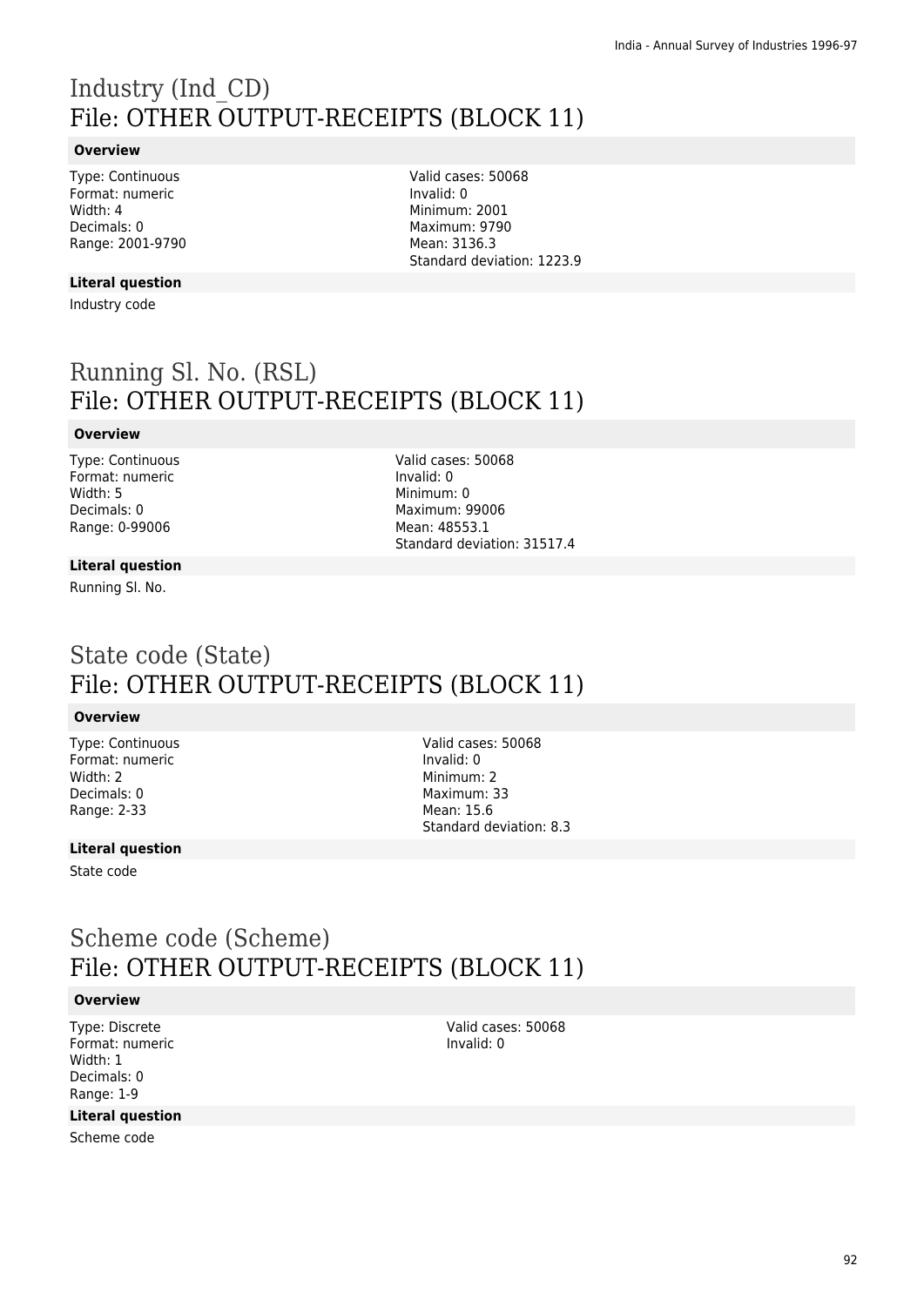# Industry (Ind_CD)
## File: OTHER OUTPUT-RECEIPTS (BLOCK 11)

### Overview

Type: Continuous
Format: numeric
Width: 4
Decimals: 0
Range: 2001-9790

Valid cases: 50068
Invalid: 0
Minimum: 2001
Maximum: 9790
Mean: 3136.3
Standard deviation: 1223.9

### Literal question

Industry code

# Running Sl. No. (RSL)
## File: OTHER OUTPUT-RECEIPTS (BLOCK 11)

### Overview

Type: Continuous
Format: numeric
Width: 5
Decimals: 0
Range: 0-99006

Valid cases: 50068
Invalid: 0
Minimum: 0
Maximum: 99006
Mean: 48553.1
Standard deviation: 31517.4

### Literal question

Running Sl. No.

# State code (State)
## File: OTHER OUTPUT-RECEIPTS (BLOCK 11)

### Overview

Type: Continuous
Format: numeric
Width: 2
Decimals: 0
Range: 2-33

Valid cases: 50068
Invalid: 0
Minimum: 2
Maximum: 33
Mean: 15.6
Standard deviation: 8.3

### Literal question

State code

# Scheme code (Scheme)
## File: OTHER OUTPUT-RECEIPTS (BLOCK 11)

### Overview

Type: Discrete
Format: numeric
Width: 1
Decimals: 0
Range: 1-9

Valid cases: 50068
Invalid: 0

### Literal question

Scheme code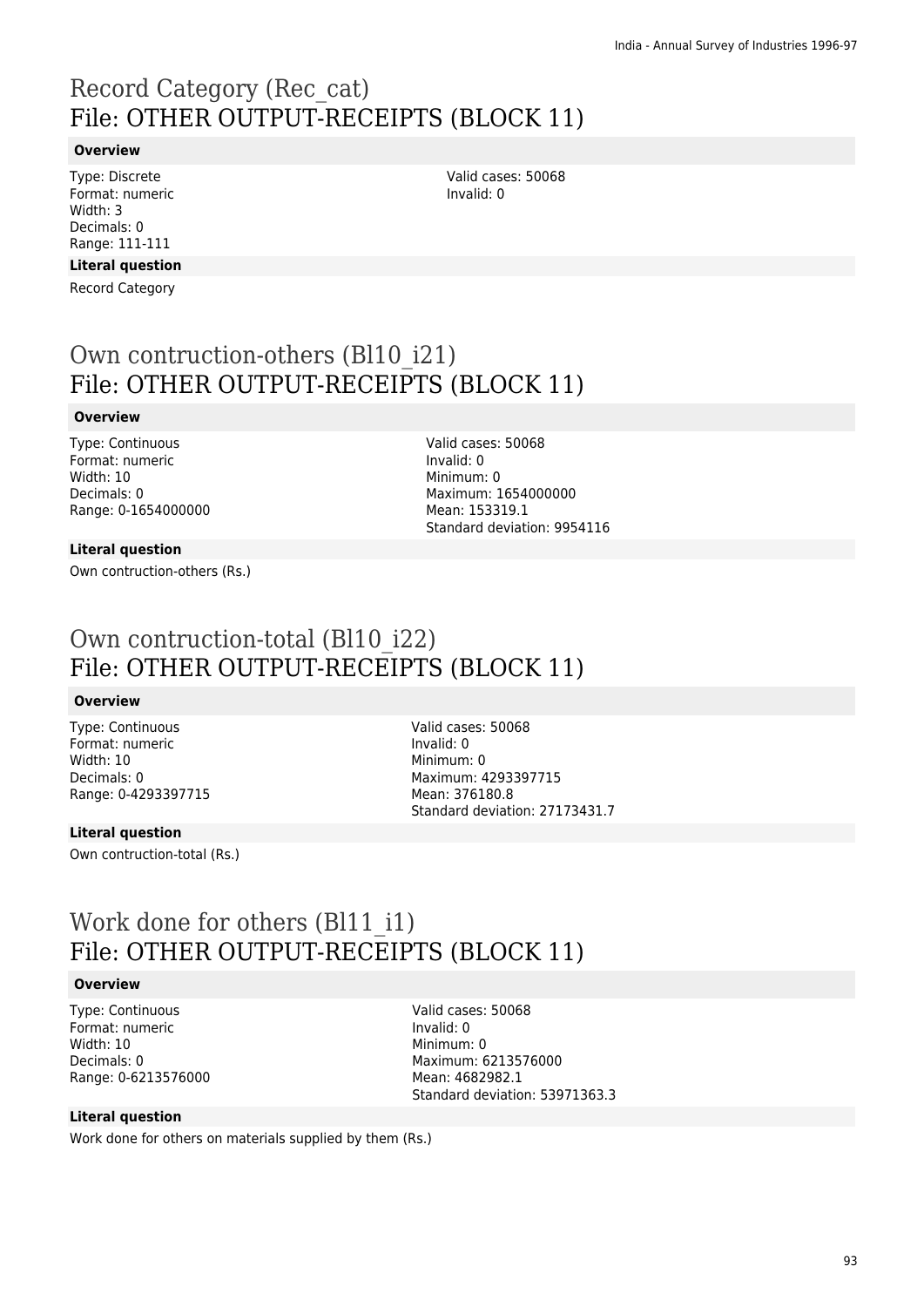# Record Category (Rec_cat)
## File: OTHER OUTPUT-RECEIPTS (BLOCK 11)

**Overview**

Type: Discrete
Format: numeric
Width: 3
Decimals: 0
Range: 111-111

Valid cases: 50068
Invalid: 0

**Literal question**

Record Category

# Own contruction-others (Bl10_i21)
## File: OTHER OUTPUT-RECEIPTS (BLOCK 11)

**Overview**

Type: Continuous
Format: numeric
Width: 10
Decimals: 0
Range: 0-1654000000

Valid cases: 50068
Invalid: 0
Minimum: 0
Maximum: 1654000000
Mean: 153319.1
Standard deviation: 9954116

**Literal question**

Own contruction-others (Rs.)

# Own contruction-total (Bl10_i22)
## File: OTHER OUTPUT-RECEIPTS (BLOCK 11)

**Overview**

Type: Continuous
Format: numeric
Width: 10
Decimals: 0
Range: 0-4293397715

Valid cases: 50068
Invalid: 0
Minimum: 0
Maximum: 4293397715
Mean: 376180.8
Standard deviation: 27173431.7

**Literal question**

Own contruction-total (Rs.)

# Work done for others (Bl11_i1)
## File: OTHER OUTPUT-RECEIPTS (BLOCK 11)

**Overview**

Type: Continuous
Format: numeric
Width: 10
Decimals: 0
Range: 0-6213576000

Valid cases: 50068
Invalid: 0
Minimum: 0
Maximum: 6213576000
Mean: 4682982.1
Standard deviation: 53971363.3

**Literal question**

Work done for others on materials supplied by them (Rs.)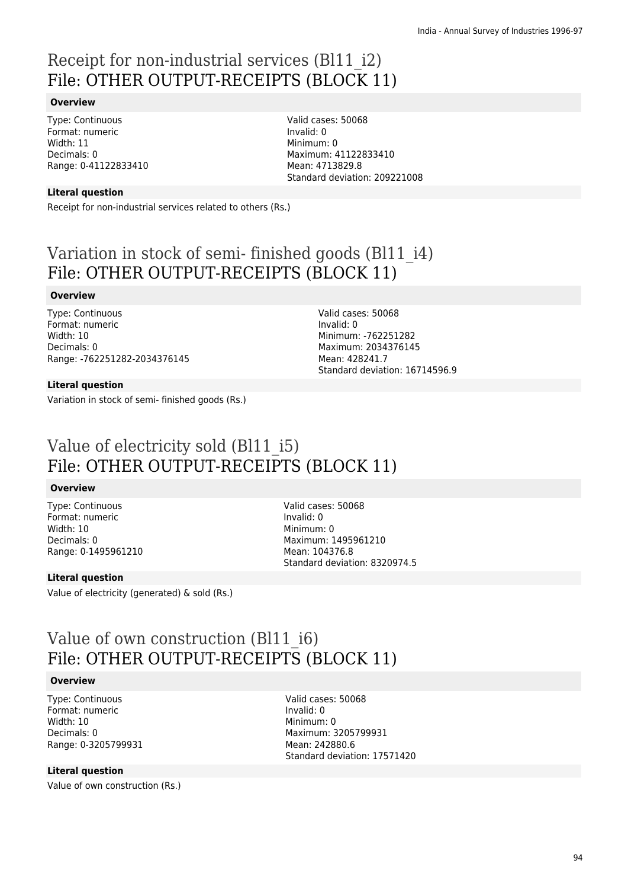# Receipt for non-industrial services (Bl11_i2)
## File: OTHER OUTPUT-RECEIPTS (BLOCK 11)

### Overview

Type: Continuous
Format: numeric
Width: 11
Decimals: 0
Range: 0-41122833410

Valid cases: 50068
Invalid: 0
Minimum: 0
Maximum: 41122833410
Mean: 4713829.8
Standard deviation: 209221008

### Literal question

Receipt for non-industrial services related to others (Rs.)

# Variation in stock of semi- finished goods (Bl11_i4)
## File: OTHER OUTPUT-RECEIPTS (BLOCK 11)

### Overview

Type: Continuous
Format: numeric
Width: 10
Decimals: 0
Range: -762251282-2034376145

Valid cases: 50068
Invalid: 0
Minimum: -762251282
Maximum: 2034376145
Mean: 428241.7
Standard deviation: 16714596.9

### Literal question

Variation in stock of semi- finished goods (Rs.)

# Value of electricity sold (Bl11_i5)
## File: OTHER OUTPUT-RECEIPTS (BLOCK 11)

### Overview

Type: Continuous
Format: numeric
Width: 10
Decimals: 0
Range: 0-1495961210

Valid cases: 50068
Invalid: 0
Minimum: 0
Maximum: 1495961210
Mean: 104376.8
Standard deviation: 8320974.5

### Literal question

Value of electricity (generated) & sold (Rs.)

# Value of own construction (Bl11_i6)
## File: OTHER OUTPUT-RECEIPTS (BLOCK 11)

### Overview

Type: Continuous
Format: numeric
Width: 10
Decimals: 0
Range: 0-3205799931

Valid cases: 50068
Invalid: 0
Minimum: 0
Maximum: 3205799931
Mean: 242880.6
Standard deviation: 17571420

### Literal question

Value of own construction (Rs.)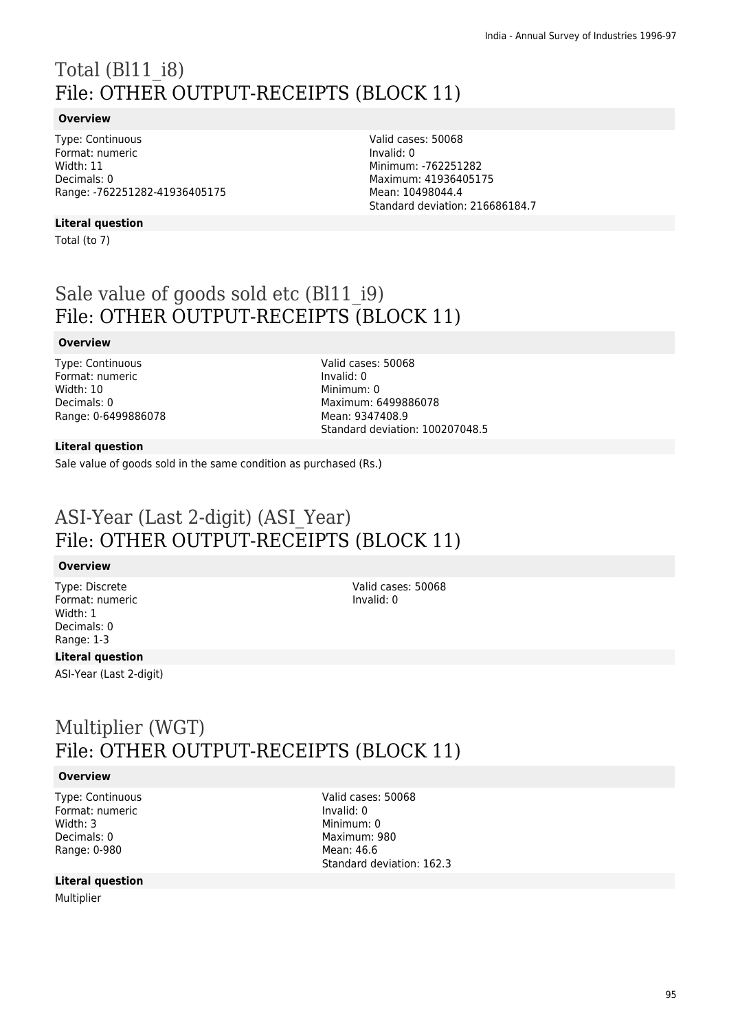# Total (Bl11_i8)
## File: OTHER OUTPUT-RECEIPTS (BLOCK 11)

**Overview**

Type: Continuous
Format: numeric
Width: 11
Decimals: 0
Range: -762251282-41936405175

Valid cases: 50068
Invalid: 0
Minimum: -762251282
Maximum: 41936405175
Mean: 10498044.4
Standard deviation: 216686184.7

**Literal question**

Total (to 7)

# Sale value of goods sold etc (Bl11_i9)
## File: OTHER OUTPUT-RECEIPTS (BLOCK 11)

**Overview**

Type: Continuous
Format: numeric
Width: 10
Decimals: 0
Range: 0-6499886078

Valid cases: 50068
Invalid: 0
Minimum: 0
Maximum: 6499886078
Mean: 9347408.9
Standard deviation: 100207048.5

**Literal question**

Sale value of goods sold in the same condition as purchased (Rs.)

# ASI-Year (Last 2-digit) (ASI_Year)
## File: OTHER OUTPUT-RECEIPTS (BLOCK 11)

**Overview**

Type: Discrete
Format: numeric
Width: 1
Decimals: 0
Range: 1-3

Valid cases: 50068
Invalid: 0

**Literal question**

ASI-Year (Last 2-digit)

# Multiplier (WGT)
## File: OTHER OUTPUT-RECEIPTS (BLOCK 11)

**Overview**

Type: Continuous
Format: numeric
Width: 3
Decimals: 0
Range: 0-980

Valid cases: 50068
Invalid: 0
Minimum: 0
Maximum: 980
Mean: 46.6
Standard deviation: 162.3

**Literal question**

Multiplier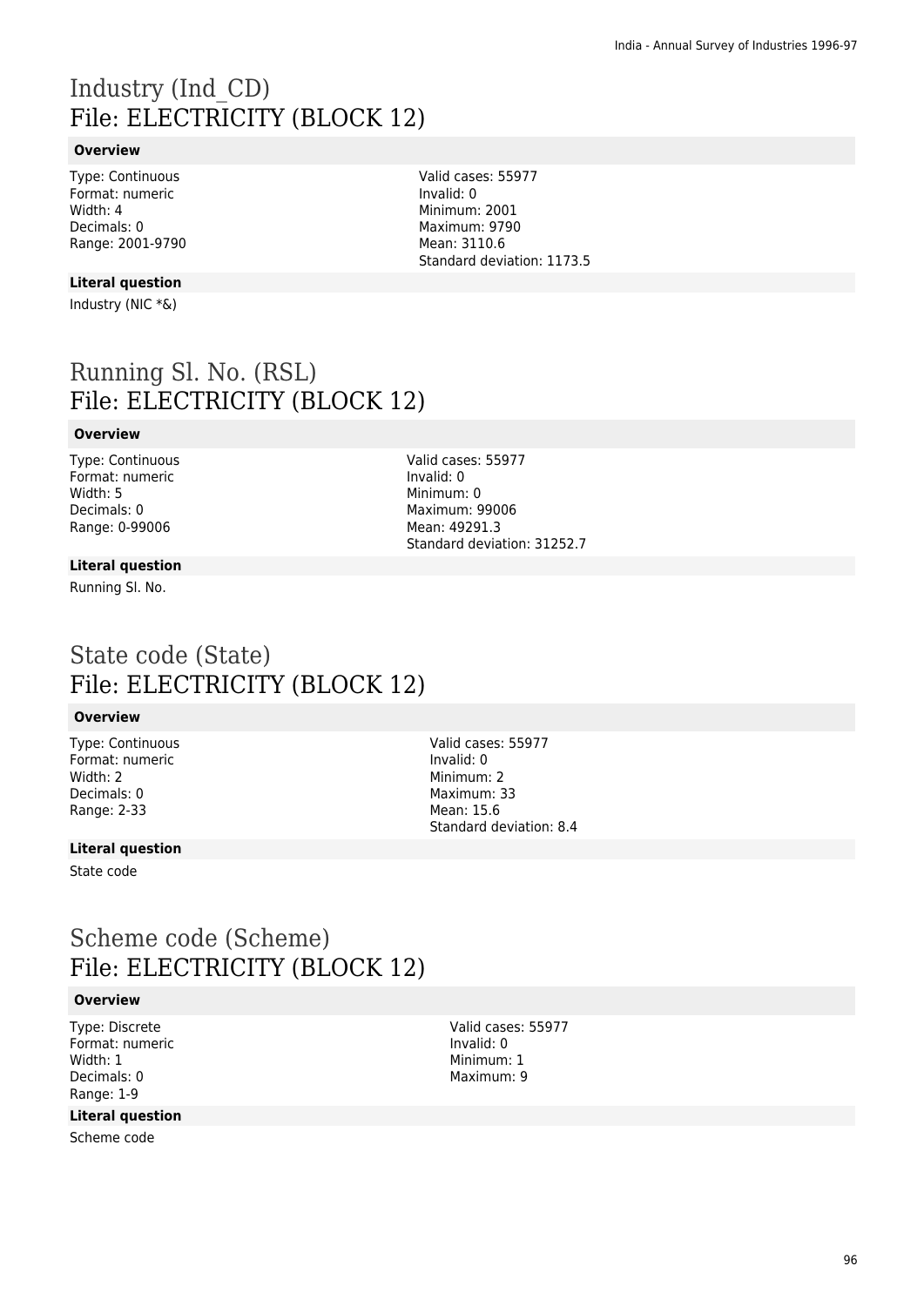# Industry (Ind_CD)
# File: ELECTRICITY (BLOCK 12)

**Overview**

Type: Continuous
Format: numeric
Width: 4
Decimals: 0
Range: 2001-9790

Valid cases: 55977
Invalid: 0
Minimum: 2001
Maximum: 9790
Mean: 3110.6
Standard deviation: 1173.5

**Literal question**

Industry (NIC *&)

# Running Sl. No. (RSL)
# File: ELECTRICITY (BLOCK 12)

**Overview**

Type: Continuous
Format: numeric
Width: 5
Decimals: 0
Range: 0-99006

Valid cases: 55977
Invalid: 0
Minimum: 0
Maximum: 99006
Mean: 49291.3
Standard deviation: 31252.7

**Literal question**

Running Sl. No.

# State code (State)
# File: ELECTRICITY (BLOCK 12)

**Overview**

Type: Continuous
Format: numeric
Width: 2
Decimals: 0
Range: 2-33

Valid cases: 55977
Invalid: 0
Minimum: 2
Maximum: 33
Mean: 15.6
Standard deviation: 8.4

**Literal question**

State code

# Scheme code (Scheme)
# File: ELECTRICITY (BLOCK 12)

**Overview**

Type: Discrete
Format: numeric
Width: 1
Decimals: 0
Range: 1-9

Valid cases: 55977
Invalid: 0
Minimum: 1
Maximum: 9

**Literal question**

Scheme code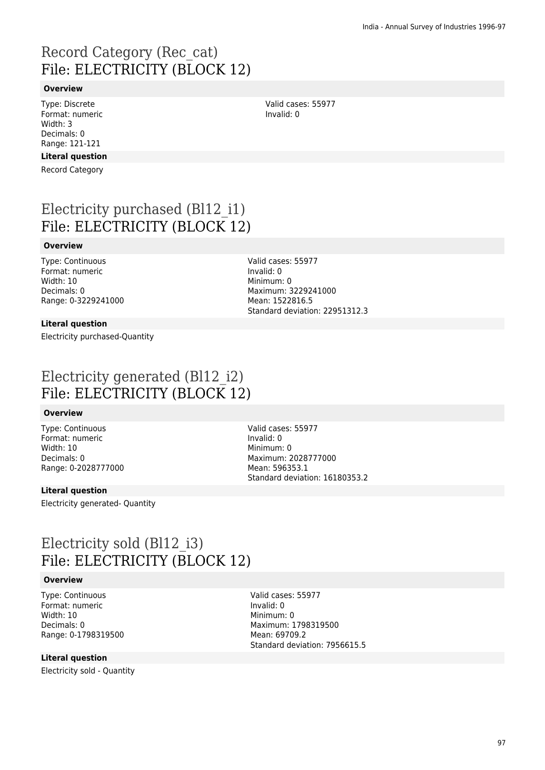# Record Category (Rec_cat)
# File: ELECTRICITY (BLOCK 12)

**Overview**

Type: Discrete
Format: numeric
Width: 3
Decimals: 0
Range: 121-121

Valid cases: 55977
Invalid: 0

**Literal question**

Record Category

# Electricity purchased (Bl12_i1)
# File: ELECTRICITY (BLOCK 12)

**Overview**

Type: Continuous
Format: numeric
Width: 10
Decimals: 0
Range: 0-3229241000

Valid cases: 55977
Invalid: 0
Minimum: 0
Maximum: 3229241000
Mean: 1522816.5
Standard deviation: 22951312.3

**Literal question**

Electricity purchased-Quantity

# Electricity generated (Bl12_i2)
# File: ELECTRICITY (BLOCK 12)

**Overview**

Type: Continuous
Format: numeric
Width: 10
Decimals: 0
Range: 0-2028777000

Valid cases: 55977
Invalid: 0
Minimum: 0
Maximum: 2028777000
Mean: 596353.1
Standard deviation: 16180353.2

**Literal question**

Electricity generated- Quantity

# Electricity sold (Bl12_i3)
# File: ELECTRICITY (BLOCK 12)

**Overview**

Type: Continuous
Format: numeric
Width: 10
Decimals: 0
Range: 0-1798319500

Valid cases: 55977
Invalid: 0
Minimum: 0
Maximum: 1798319500
Mean: 69709.2
Standard deviation: 7956615.5

**Literal question**

Electricity sold - Quantity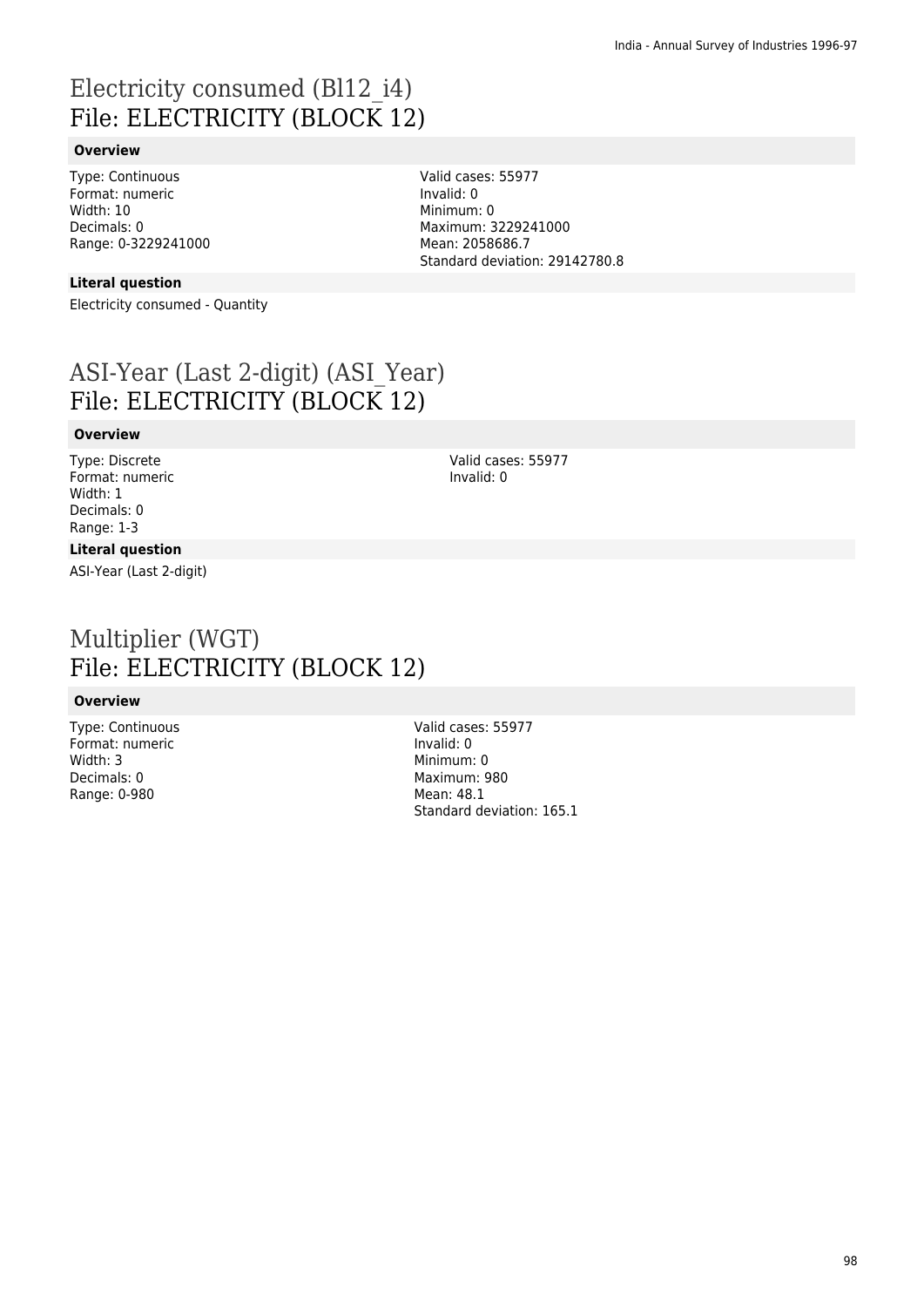# Electricity consumed (Bl12_i4)
## File: ELECTRICITY (BLOCK 12)

### Overview

Type: Continuous
Format: numeric
Width: 10
Decimals: 0
Range: 0-3229241000

Valid cases: 55977
Invalid: 0
Minimum: 0
Maximum: 3229241000
Mean: 2058686.7
Standard deviation: 29142780.8

### Literal question

Electricity consumed - Quantity

# ASI-Year (Last 2-digit) (ASI_Year)
## File: ELECTRICITY (BLOCK 12)

### Overview

Type: Discrete
Format: numeric
Width: 1
Decimals: 0
Range: 1-3

Valid cases: 55977
Invalid: 0

### Literal question

ASI-Year (Last 2-digit)

# Multiplier (WGT)
## File: ELECTRICITY (BLOCK 12)

### Overview

Type: Continuous
Format: numeric
Width: 3
Decimals: 0
Range: 0-980

Valid cases: 55977
Invalid: 0
Minimum: 0
Maximum: 980
Mean: 48.1
Standard deviation: 165.1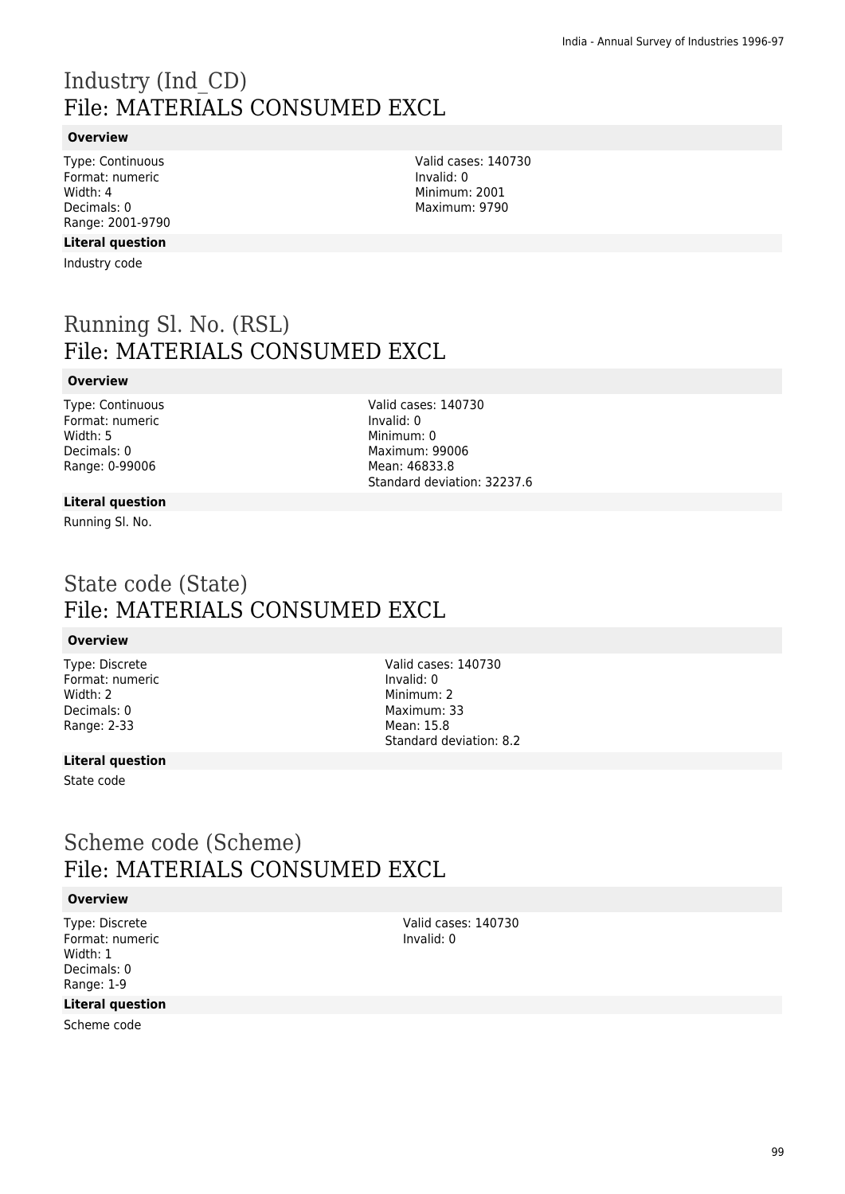# Industry (Ind_CD)
## File: MATERIALS CONSUMED EXCL

**Overview**

Type: Continuous
Format: numeric
Width: 4
Decimals: 0
Range: 2001-9790

Valid cases: 140730
Invalid: 0
Minimum: 2001
Maximum: 9790

**Literal question**

Industry code

# Running Sl. No. (RSL)
## File: MATERIALS CONSUMED EXCL

**Overview**

Type: Continuous
Format: numeric
Width: 5
Decimals: 0
Range: 0-99006

Valid cases: 140730
Invalid: 0
Minimum: 0
Maximum: 99006
Mean: 46833.8
Standard deviation: 32237.6

**Literal question**

Running Sl. No.

# State code (State)
## File: MATERIALS CONSUMED EXCL

**Overview**

Type: Discrete
Format: numeric
Width: 2
Decimals: 0
Range: 2-33

Valid cases: 140730
Invalid: 0
Minimum: 2
Maximum: 33
Mean: 15.8
Standard deviation: 8.2

**Literal question**

State code

# Scheme code (Scheme)
## File: MATERIALS CONSUMED EXCL

**Overview**

Type: Discrete
Format: numeric
Width: 1
Decimals: 0
Range: 1-9

Valid cases: 140730
Invalid: 0

**Literal question**

Scheme code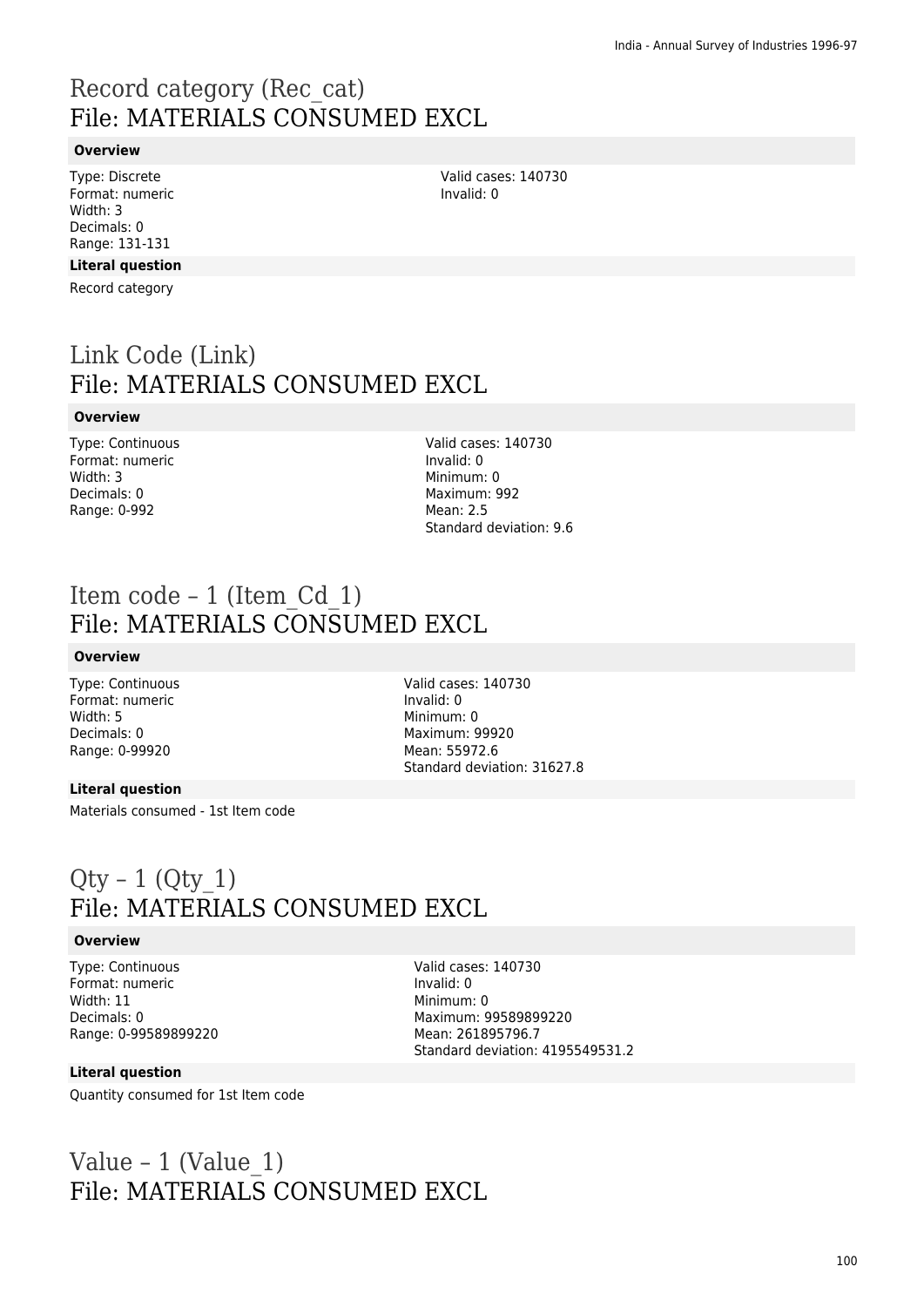# Record category (Rec_cat)
# File: MATERIALS CONSUMED EXCL

#### Overview

Type: Discrete
Format: numeric
Width: 3
Decimals: 0
Range: 131-131

Valid cases: 140730
Invalid: 0

#### Literal question

Record category

# Link Code (Link)
# File: MATERIALS CONSUMED EXCL

#### Overview

Type: Continuous
Format: numeric
Width: 3
Decimals: 0
Range: 0-992

Valid cases: 140730
Invalid: 0
Minimum: 0
Maximum: 992
Mean: 2.5
Standard deviation: 9.6

# Item code – 1 (Item_Cd_1)
# File: MATERIALS CONSUMED EXCL

#### Overview

Type: Continuous
Format: numeric
Width: 5
Decimals: 0
Range: 0-99920

Valid cases: 140730
Invalid: 0
Minimum: 0
Maximum: 99920
Mean: 55972.6
Standard deviation: 31627.8

#### Literal question

Materials consumed - 1st Item code

# Qty – 1 (Qty_1)
# File: MATERIALS CONSUMED EXCL

#### Overview

Type: Continuous
Format: numeric
Width: 11
Decimals: 0
Range: 0-99589899220

Valid cases: 140730
Invalid: 0
Minimum: 0
Maximum: 99589899220
Mean: 261895796.7
Standard deviation: 4195549531.2

#### Literal question

Quantity consumed for 1st Item code

# Value – 1 (Value_1)
# File: MATERIALS CONSUMED EXCL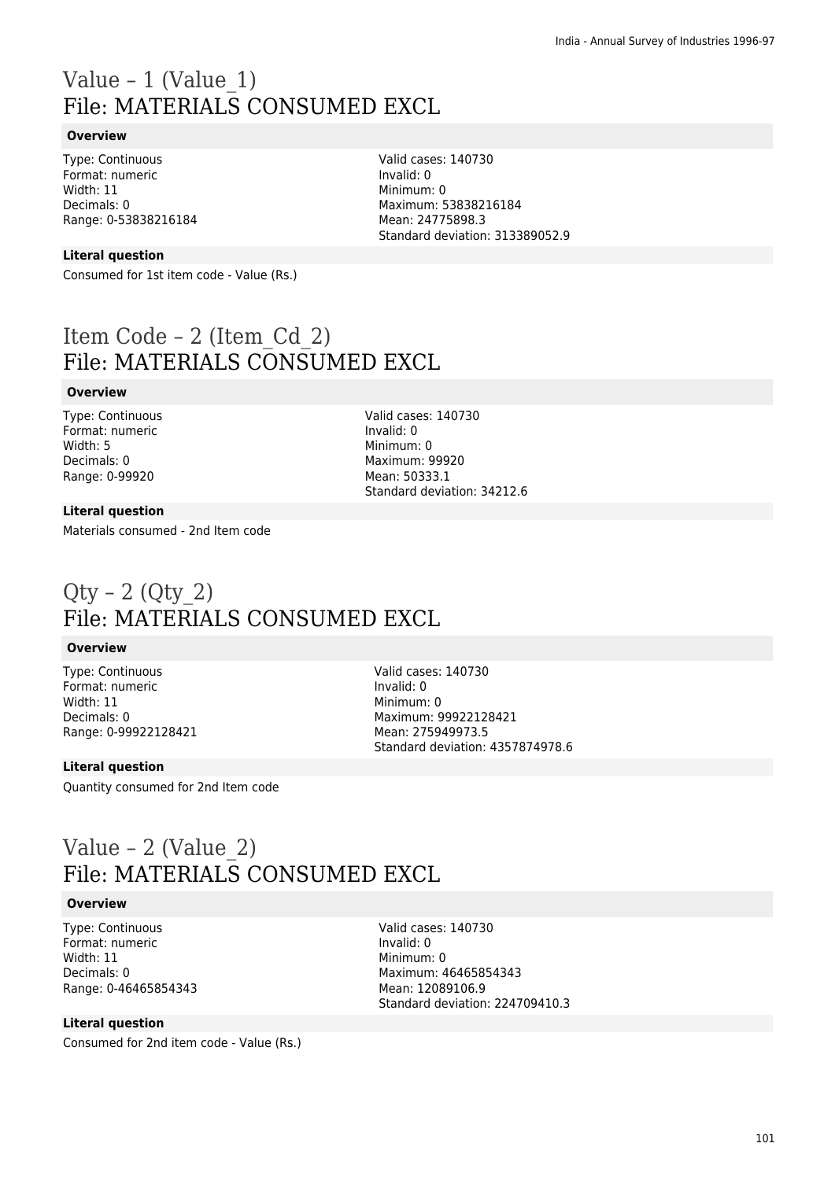# Value – 1 (Value_1)
## File: MATERIALS CONSUMED EXCL

### Overview

Type: Continuous
Format: numeric
Width: 11
Decimals: 0
Range: 0-53838216184

Valid cases: 140730
Invalid: 0
Minimum: 0
Maximum: 53838216184
Mean: 24775898.3
Standard deviation: 313389052.9

### Literal question

Consumed for 1st item code - Value (Rs.)

# Item Code – 2 (Item_Cd_2)
## File: MATERIALS CONSUMED EXCL

### Overview

Type: Continuous
Format: numeric
Width: 5
Decimals: 0
Range: 0-99920

Valid cases: 140730
Invalid: 0
Minimum: 0
Maximum: 99920
Mean: 50333.1
Standard deviation: 34212.6

### Literal question

Materials consumed - 2nd Item code

# Qty – 2 (Qty_2)
## File: MATERIALS CONSUMED EXCL

### Overview

Type: Continuous
Format: numeric
Width: 11
Decimals: 0
Range: 0-99922128421

Valid cases: 140730
Invalid: 0
Minimum: 0
Maximum: 99922128421
Mean: 275949973.5
Standard deviation: 4357874978.6

### Literal question

Quantity consumed for 2nd Item code

# Value – 2 (Value_2)
## File: MATERIALS CONSUMED EXCL

### Overview

Type: Continuous
Format: numeric
Width: 11
Decimals: 0
Range: 0-46465854343

Valid cases: 140730
Invalid: 0
Minimum: 0
Maximum: 46465854343
Mean: 12089106.9
Standard deviation: 224709410.3

### Literal question

Consumed for 2nd item code - Value (Rs.)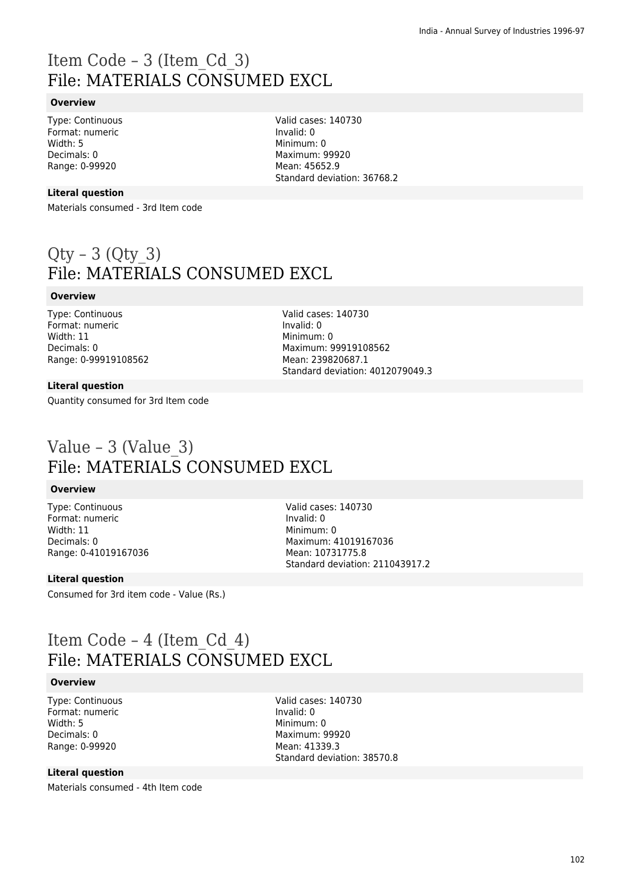# Item Code – 3 (Item_Cd_3)
## File: MATERIALS CONSUMED EXCL

### Overview

Type: Continuous
Format: numeric
Width: 5
Decimals: 0
Range: 0-99920

Valid cases: 140730
Invalid: 0
Minimum: 0
Maximum: 99920
Mean: 45652.9
Standard deviation: 36768.2

### Literal question

Materials consumed - 3rd Item code

# Qty – 3 (Qty_3)
## File: MATERIALS CONSUMED EXCL

### Overview

Type: Continuous
Format: numeric
Width: 11
Decimals: 0
Range: 0-99919108562

Valid cases: 140730
Invalid: 0
Minimum: 0
Maximum: 99919108562
Mean: 239820687.1
Standard deviation: 4012079049.3

### Literal question

Quantity consumed for 3rd Item code

# Value – 3 (Value_3)
## File: MATERIALS CONSUMED EXCL

### Overview

Type: Continuous
Format: numeric
Width: 11
Decimals: 0
Range: 0-41019167036

Valid cases: 140730
Invalid: 0
Minimum: 0
Maximum: 41019167036
Mean: 10731775.8
Standard deviation: 211043917.2

### Literal question

Consumed for 3rd item code - Value (Rs.)

# Item Code – 4 (Item_Cd_4)
## File: MATERIALS CONSUMED EXCL

### Overview

Type: Continuous
Format: numeric
Width: 5
Decimals: 0
Range: 0-99920

Valid cases: 140730
Invalid: 0
Minimum: 0
Maximum: 99920
Mean: 41339.3
Standard deviation: 38570.8

### Literal question

Materials consumed - 4th Item code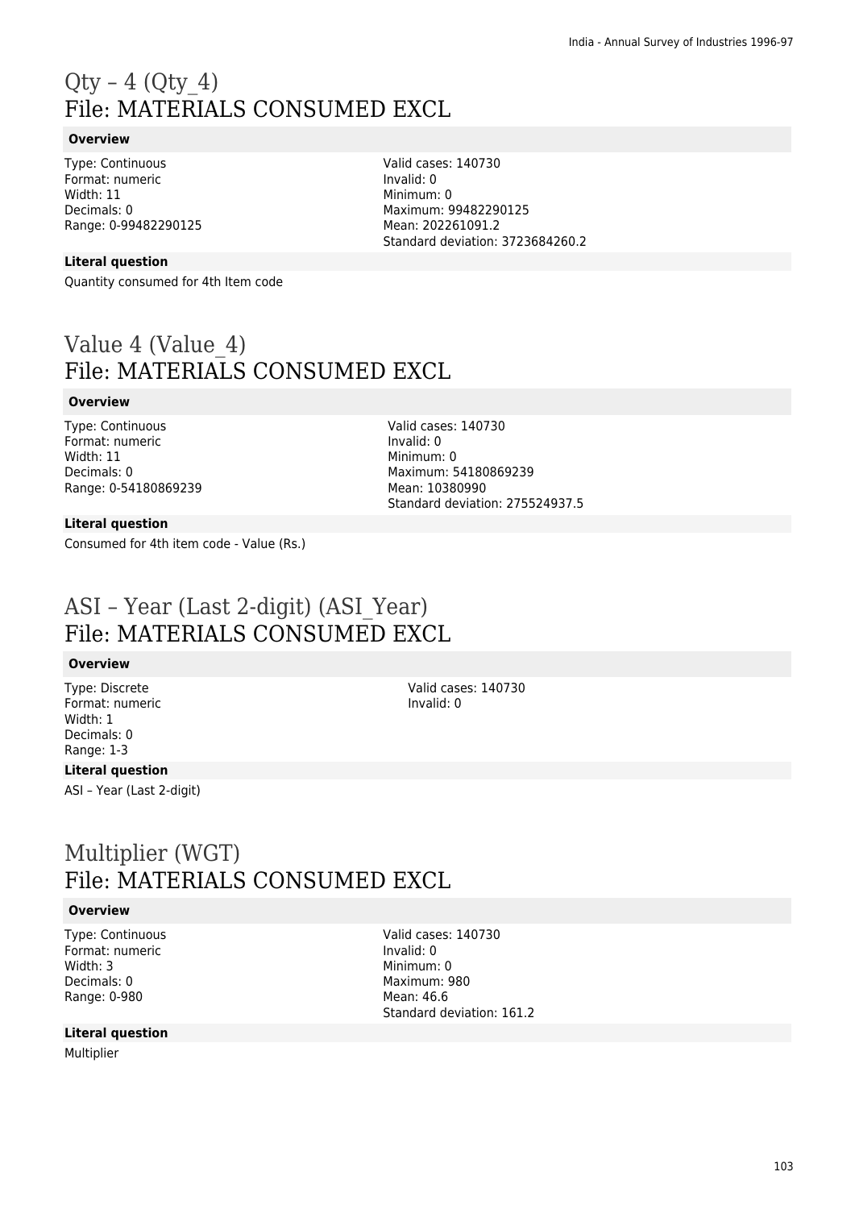# Qty – 4 (Qty_4)
# File: MATERIALS CONSUMED EXCL

**Overview**

Type: Continuous
Format: numeric
Width: 11
Decimals: 0
Range: 0-99482290125

Valid cases: 140730
Invalid: 0
Minimum: 0
Maximum: 99482290125
Mean: 202261091.2
Standard deviation: 3723684260.2

**Literal question**

Quantity consumed for 4th Item code

# Value 4 (Value_4)
# File: MATERIALS CONSUMED EXCL

**Overview**

Type: Continuous
Format: numeric
Width: 11
Decimals: 0
Range: 0-54180869239

Valid cases: 140730
Invalid: 0
Minimum: 0
Maximum: 54180869239
Mean: 10380990
Standard deviation: 275524937.5

**Literal question**

Consumed for 4th item code - Value (Rs.)

# ASI – Year (Last 2-digit) (ASI_Year)
# File: MATERIALS CONSUMED EXCL

**Overview**

Type: Discrete
Format: numeric
Width: 1
Decimals: 0
Range: 1-3

Valid cases: 140730
Invalid: 0

**Literal question**

ASI – Year (Last 2-digit)

# Multiplier (WGT)
# File: MATERIALS CONSUMED EXCL

**Overview**

Type: Continuous
Format: numeric
Width: 3
Decimals: 0
Range: 0-980

Valid cases: 140730
Invalid: 0
Minimum: 0
Maximum: 980
Mean: 46.6
Standard deviation: 161.2

**Literal question**

Multiplier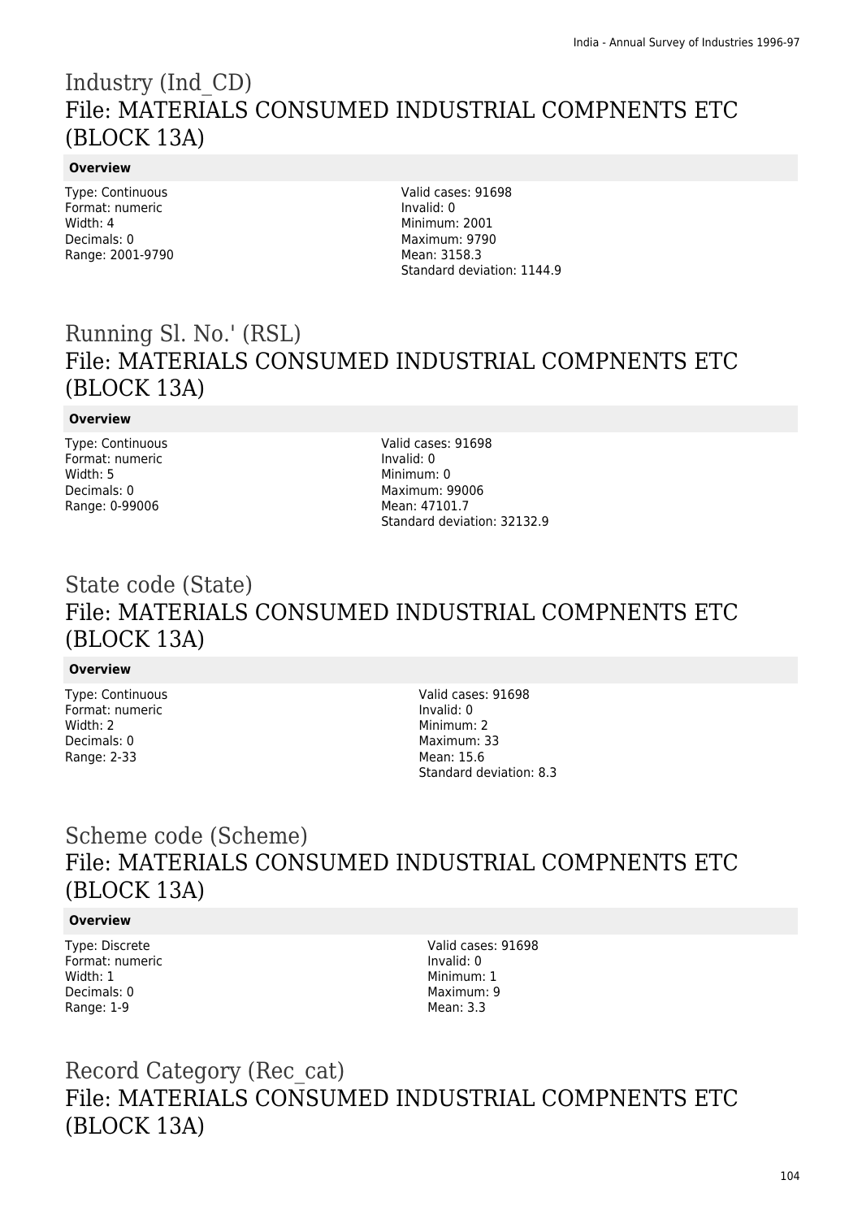# Industry (Ind_CD)
## File: MATERIALS CONSUMED INDUSTRIAL COMPNENTS ETC (BLOCK 13A)

### Overview

Type: Continuous
Format: numeric
Width: 4
Decimals: 0
Range: 2001-9790

Valid cases: 91698
Invalid: 0
Minimum: 2001
Maximum: 9790
Mean: 3158.3
Standard deviation: 1144.9

# Running Sl. No.' (RSL)
## File: MATERIALS CONSUMED INDUSTRIAL COMPNENTS ETC (BLOCK 13A)

### Overview

Type: Continuous
Format: numeric
Width: 5
Decimals: 0
Range: 0-99006

Valid cases: 91698
Invalid: 0
Minimum: 0
Maximum: 99006
Mean: 47101.7
Standard deviation: 32132.9

# State code (State)
## File: MATERIALS CONSUMED INDUSTRIAL COMPNENTS ETC (BLOCK 13A)

### Overview

Type: Continuous
Format: numeric
Width: 2
Decimals: 0
Range: 2-33

Valid cases: 91698
Invalid: 0
Minimum: 2
Maximum: 33
Mean: 15.6
Standard deviation: 8.3

# Scheme code (Scheme)
## File: MATERIALS CONSUMED INDUSTRIAL COMPNENTS ETC (BLOCK 13A)

### Overview

Type: Discrete
Format: numeric
Width: 1
Decimals: 0
Range: 1-9

Valid cases: 91698
Invalid: 0
Minimum: 1
Maximum: 9
Mean: 3.3

# Record Category (Rec_cat)
## File: MATERIALS CONSUMED INDUSTRIAL COMPNENTS ETC (BLOCK 13A)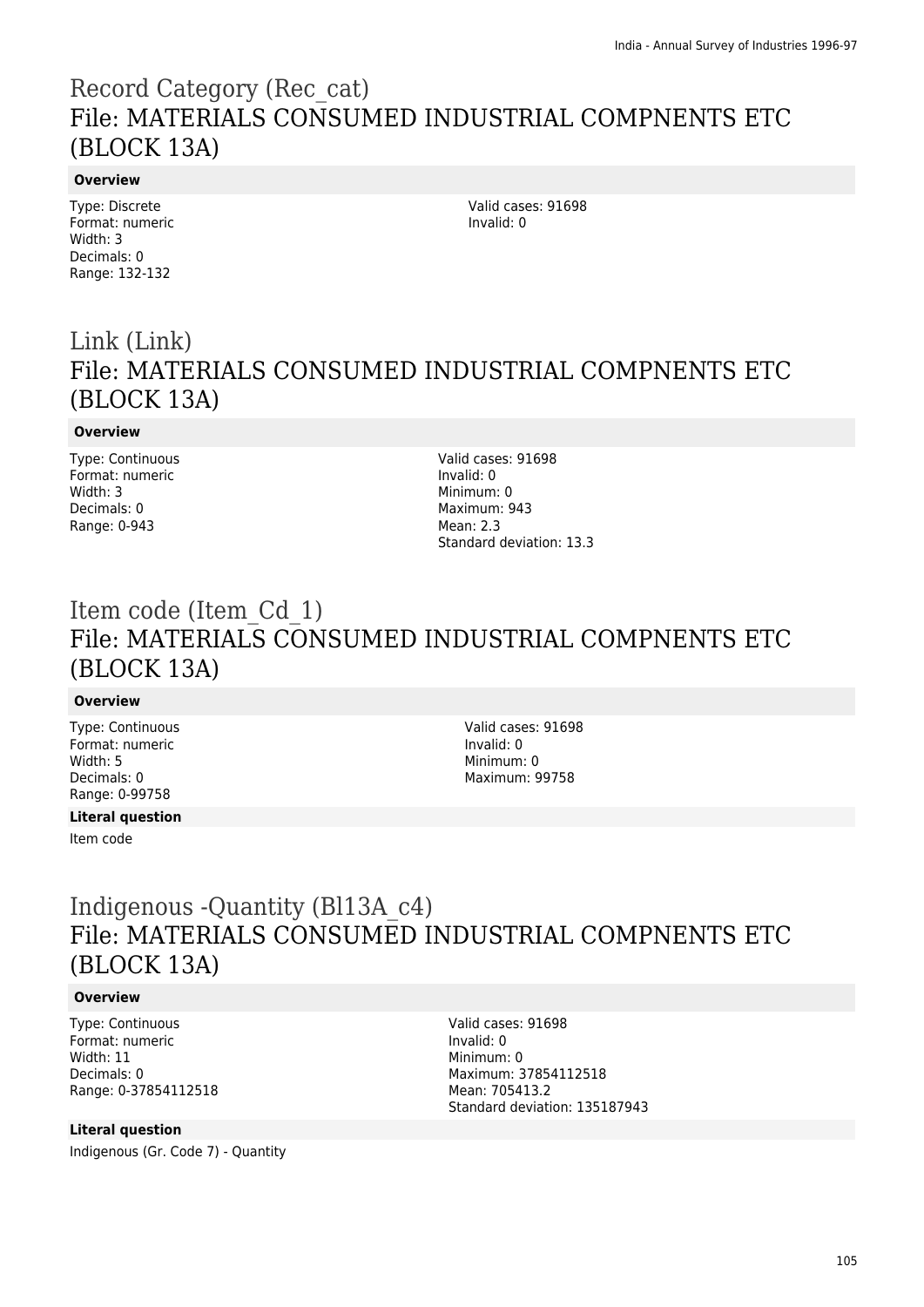# Record Category (Rec_cat)
## File: MATERIALS CONSUMED INDUSTRIAL COMPNENTS ETC (BLOCK 13A)

**Overview**

Type: Discrete
Format: numeric
Width: 3
Decimals: 0
Range: 132-132

Valid cases: 91698
Invalid: 0

# Link (Link)
## File: MATERIALS CONSUMED INDUSTRIAL COMPNENTS ETC (BLOCK 13A)

**Overview**

Type: Continuous
Format: numeric
Width: 3
Decimals: 0
Range: 0-943

Valid cases: 91698
Invalid: 0
Minimum: 0
Maximum: 943
Mean: 2.3
Standard deviation: 13.3

# Item code (Item_Cd_1)
## File: MATERIALS CONSUMED INDUSTRIAL COMPNENTS ETC (BLOCK 13A)

**Overview**

Type: Continuous
Format: numeric
Width: 5
Decimals: 0
Range: 0-99758

Valid cases: 91698
Invalid: 0
Minimum: 0
Maximum: 99758

**Literal question**

Item code

# Indigenous -Quantity (Bl13A_c4)
## File: MATERIALS CONSUMED INDUSTRIAL COMPNENTS ETC (BLOCK 13A)

**Overview**

Type: Continuous
Format: numeric
Width: 11
Decimals: 0
Range: 0-37854112518

Valid cases: 91698
Invalid: 0
Minimum: 0
Maximum: 37854112518
Mean: 705413.2
Standard deviation: 135187943

**Literal question**

Indigenous (Gr. Code 7) - Quantity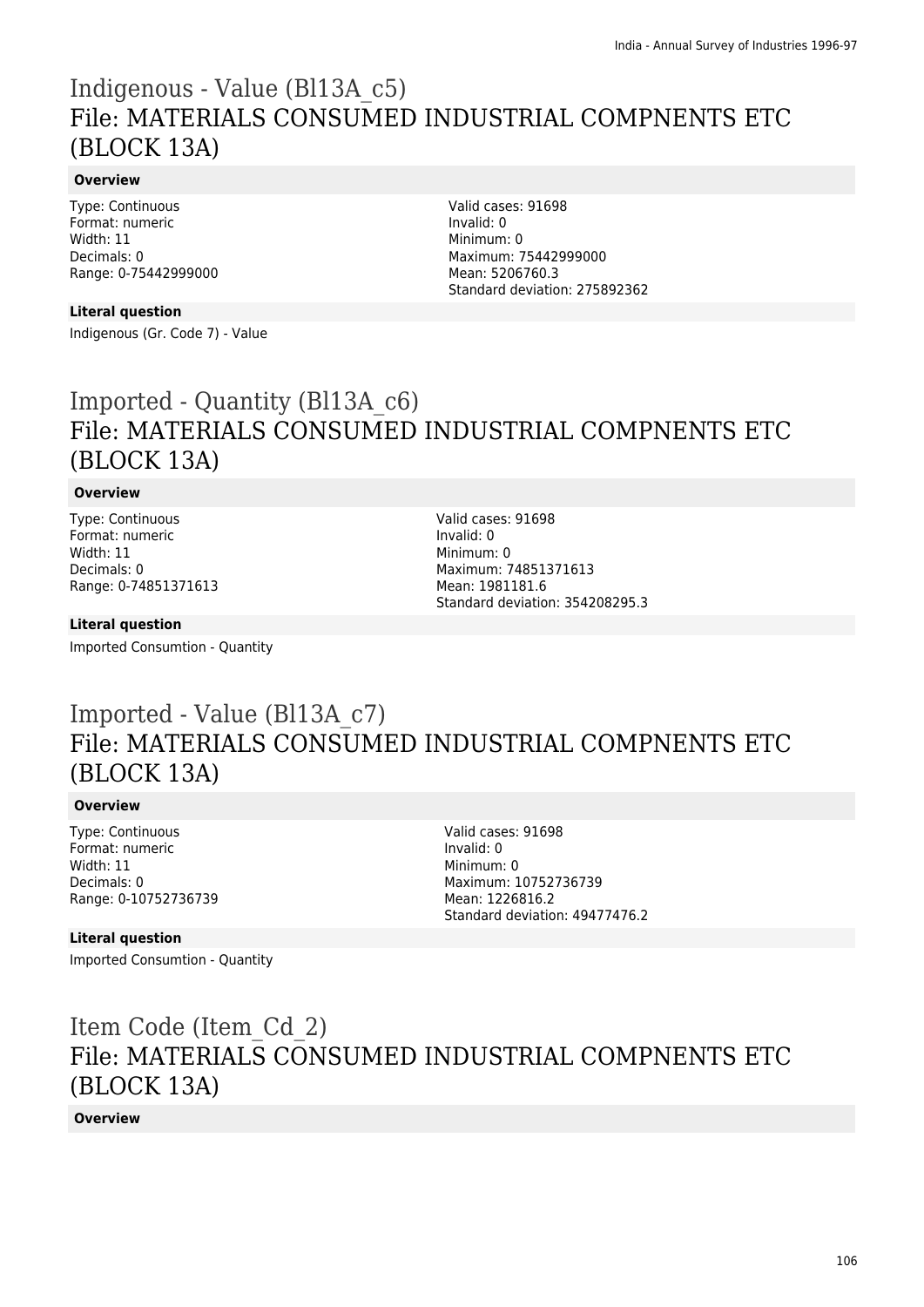# Indigenous - Value (Bl13A_c5)
# File: MATERIALS CONSUMED INDUSTRIAL COMPNENTS ETC (BLOCK 13A)

### Overview

Type: Continuous
Format: numeric
Width: 11
Decimals: 0
Range: 0-75442999000

Valid cases: 91698
Invalid: 0
Minimum: 0
Maximum: 75442999000
Mean: 5206760.3
Standard deviation: 275892362

### Literal question

Indigenous (Gr. Code 7) - Value

# Imported - Quantity (Bl13A_c6)
# File: MATERIALS CONSUMED INDUSTRIAL COMPNENTS ETC (BLOCK 13A)

### Overview

Type: Continuous
Format: numeric
Width: 11
Decimals: 0
Range: 0-74851371613

Valid cases: 91698
Invalid: 0
Minimum: 0
Maximum: 74851371613
Mean: 1981181.6
Standard deviation: 354208295.3

### Literal question

Imported Consumtion - Quantity

# Imported - Value (Bl13A_c7)
# File: MATERIALS CONSUMED INDUSTRIAL COMPNENTS ETC (BLOCK 13A)

### Overview

Type: Continuous
Format: numeric
Width: 11
Decimals: 0
Range: 0-10752736739

Valid cases: 91698
Invalid: 0
Minimum: 0
Maximum: 10752736739
Mean: 1226816.2
Standard deviation: 49477476.2

### Literal question

Imported Consumtion - Quantity

# Item Code (Item_Cd_2)
# File: MATERIALS CONSUMED INDUSTRIAL COMPNENTS ETC (BLOCK 13A)

### Overview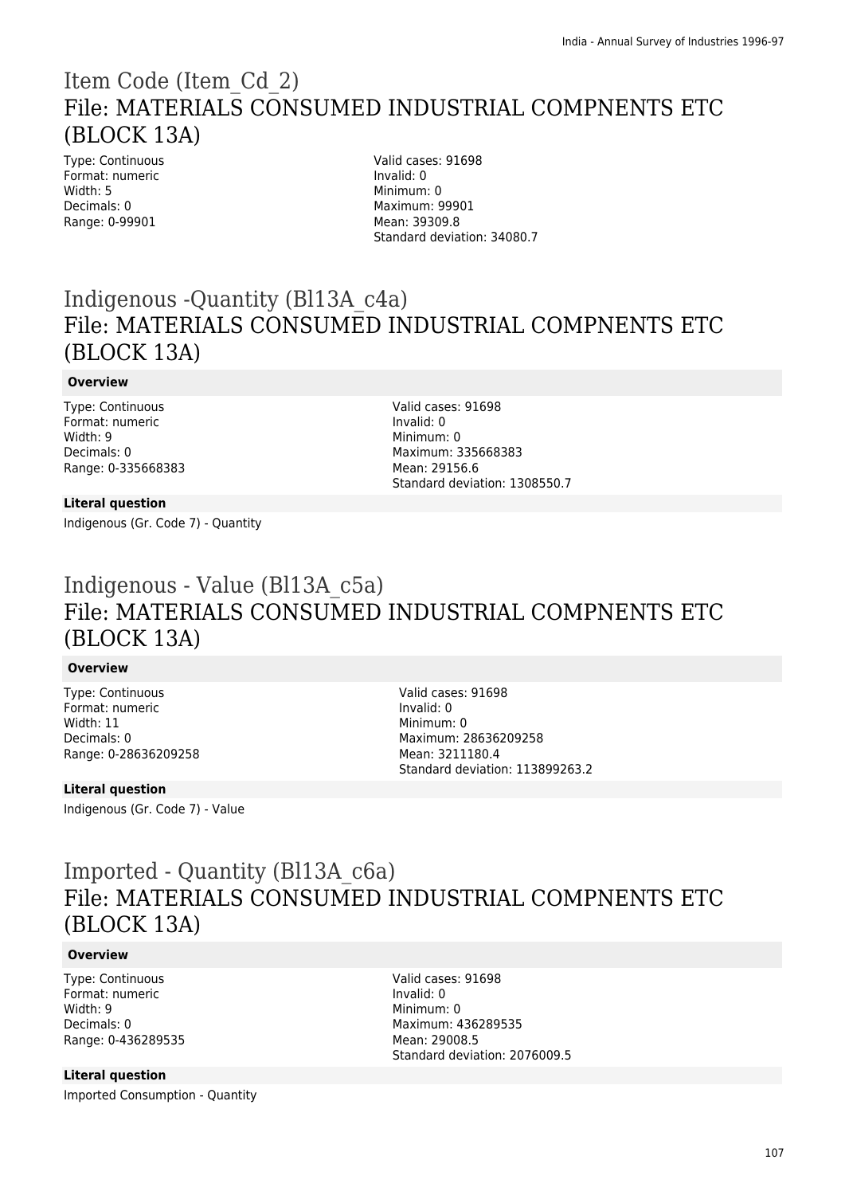# Item Code (Item_Cd_2)
## File: MATERIALS CONSUMED INDUSTRIAL COMPNENTS ETC (BLOCK 13A)

Type: Continuous
Format: numeric
Width: 5
Decimals: 0
Range: 0-99901

Valid cases: 91698
Invalid: 0
Minimum: 0
Maximum: 99901
Mean: 39309.8
Standard deviation: 34080.7

# Indigenous -Quantity (Bl13A_c4a)
## File: MATERIALS CONSUMED INDUSTRIAL COMPNENTS ETC (BLOCK 13A)

**Overview**

Type: Continuous
Format: numeric
Width: 9
Decimals: 0
Range: 0-335668383

Valid cases: 91698
Invalid: 0
Minimum: 0
Maximum: 335668383
Mean: 29156.6
Standard deviation: 1308550.7

**Literal question**

Indigenous (Gr. Code 7) - Quantity

# Indigenous - Value (Bl13A_c5a)
## File: MATERIALS CONSUMED INDUSTRIAL COMPNENTS ETC (BLOCK 13A)

**Overview**

Type: Continuous
Format: numeric
Width: 11
Decimals: 0
Range: 0-28636209258

Valid cases: 91698
Invalid: 0
Minimum: 0
Maximum: 28636209258
Mean: 3211180.4
Standard deviation: 113899263.2

**Literal question**

Indigenous (Gr. Code 7) - Value

# Imported - Quantity (Bl13A_c6a)
## File: MATERIALS CONSUMED INDUSTRIAL COMPNENTS ETC (BLOCK 13A)

**Overview**

Type: Continuous
Format: numeric
Width: 9
Decimals: 0
Range: 0-436289535

Valid cases: 91698
Invalid: 0
Minimum: 0
Maximum: 436289535
Mean: 29008.5
Standard deviation: 2076009.5

**Literal question**

Imported Consumption - Quantity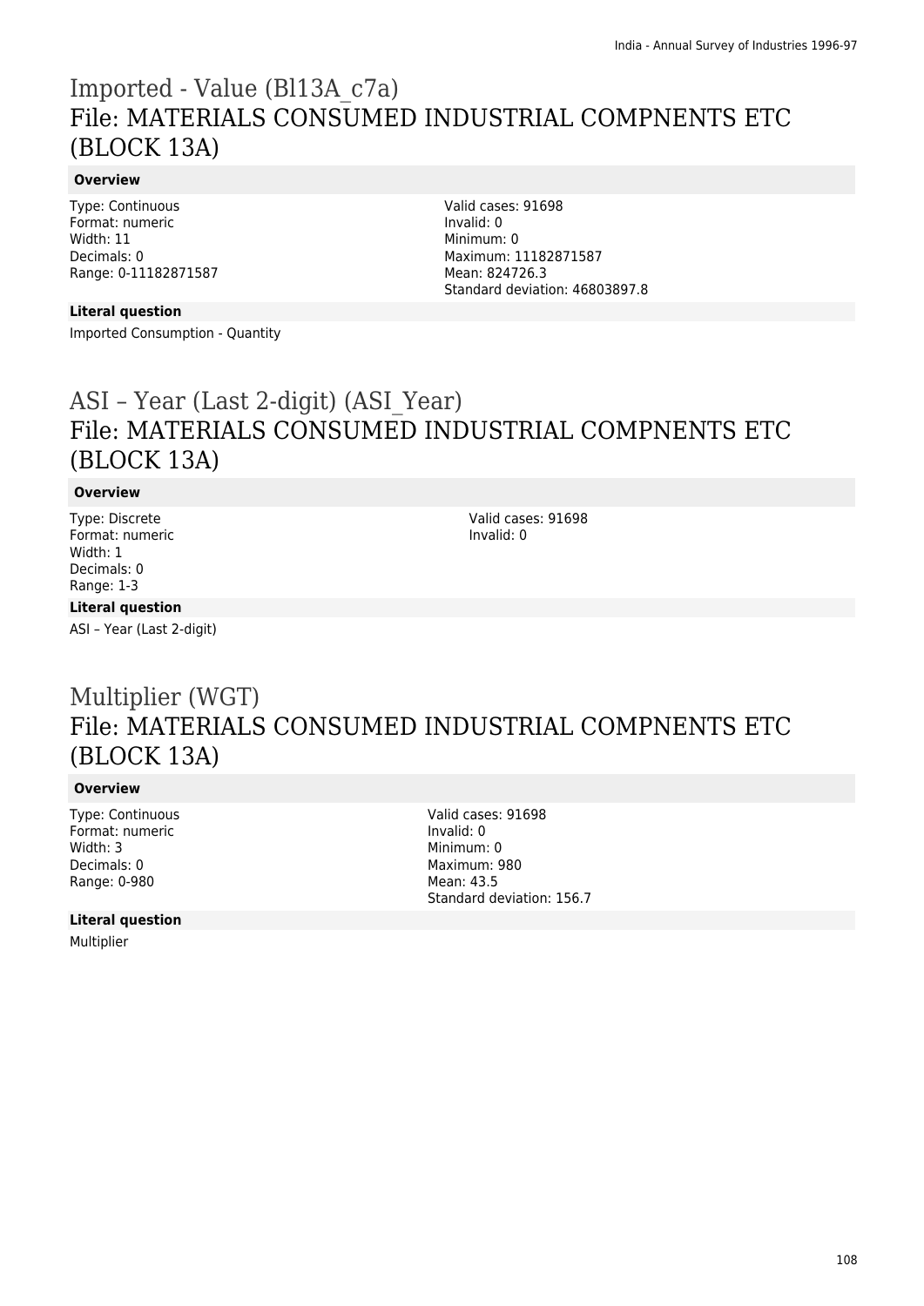# Imported - Value (Bl13A_c7a)
## File: MATERIALS CONSUMED INDUSTRIAL COMPNENTS ETC (BLOCK 13A)

**Overview**

Type: Continuous
Format: numeric
Width: 11
Decimals: 0
Range: 0-11182871587

Valid cases: 91698
Invalid: 0
Minimum: 0
Maximum: 11182871587
Mean: 824726.3
Standard deviation: 46803897.8

**Literal question**

Imported Consumption - Quantity

# ASI – Year (Last 2-digit) (ASI_Year)
## File: MATERIALS CONSUMED INDUSTRIAL COMPNENTS ETC (BLOCK 13A)

**Overview**

Type: Discrete
Format: numeric
Width: 1
Decimals: 0
Range: 1-3

Valid cases: 91698
Invalid: 0

**Literal question**

ASI – Year (Last 2-digit)

# Multiplier (WGT)
## File: MATERIALS CONSUMED INDUSTRIAL COMPNENTS ETC (BLOCK 13A)

**Overview**

Type: Continuous
Format: numeric
Width: 3
Decimals: 0
Range: 0-980

Valid cases: 91698
Invalid: 0
Minimum: 0
Maximum: 980
Mean: 43.5
Standard deviation: 156.7

**Literal question**

Multiplier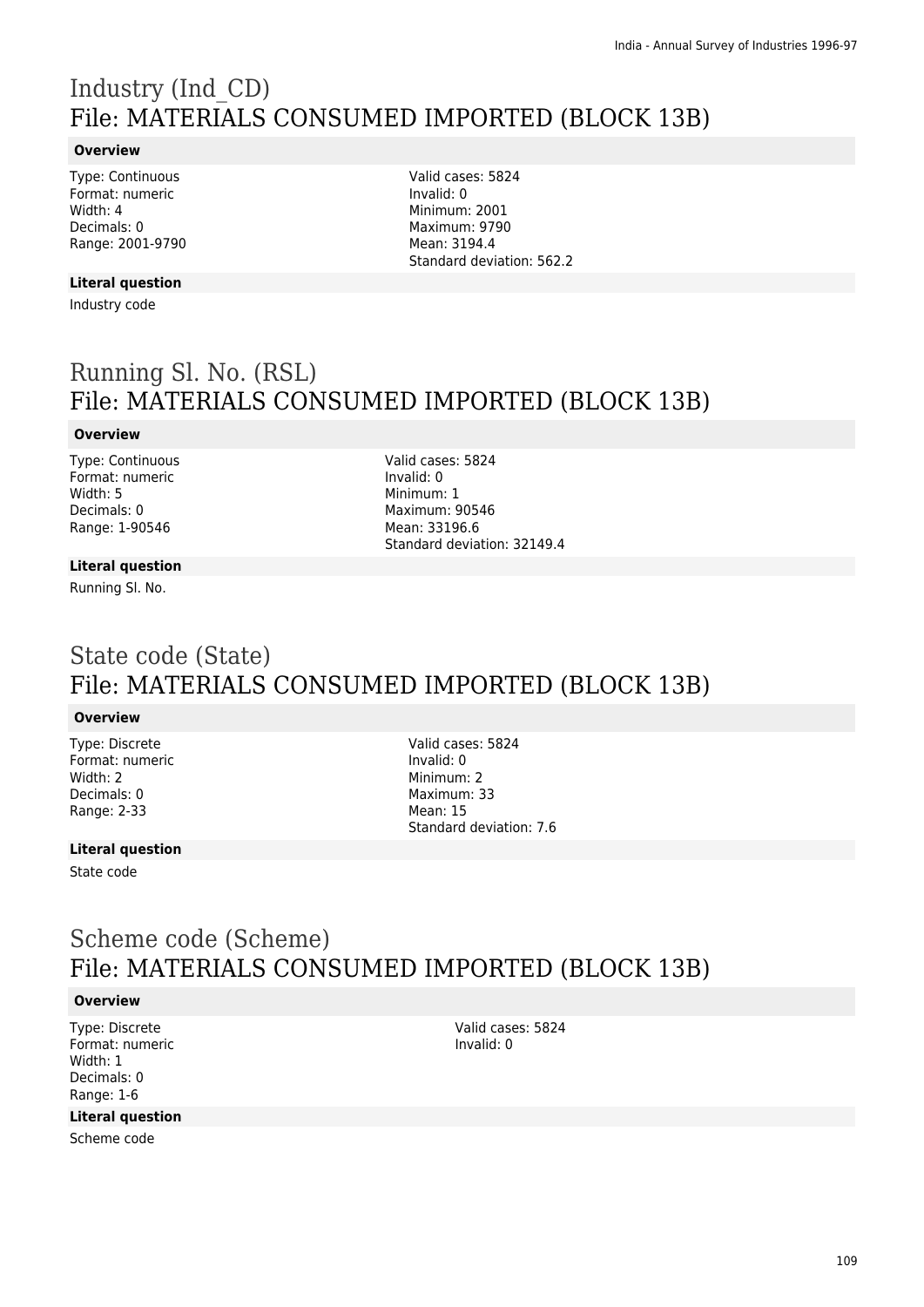# Industry (Ind_CD)
## File: MATERIALS CONSUMED IMPORTED (BLOCK 13B)

**Overview**

Type: Continuous
Format: numeric
Width: 4
Decimals: 0
Range: 2001-9790

Valid cases: 5824
Invalid: 0
Minimum: 2001
Maximum: 9790
Mean: 3194.4
Standard deviation: 562.2

**Literal question**

Industry code

# Running Sl. No. (RSL)
## File: MATERIALS CONSUMED IMPORTED (BLOCK 13B)

**Overview**

Type: Continuous
Format: numeric
Width: 5
Decimals: 0
Range: 1-90546

Valid cases: 5824
Invalid: 0
Minimum: 1
Maximum: 90546
Mean: 33196.6
Standard deviation: 32149.4

**Literal question**

Running Sl. No.

# State code (State)
## File: MATERIALS CONSUMED IMPORTED (BLOCK 13B)

**Overview**

Type: Discrete
Format: numeric
Width: 2
Decimals: 0
Range: 2-33

Valid cases: 5824
Invalid: 0
Minimum: 2
Maximum: 33
Mean: 15
Standard deviation: 7.6

**Literal question**

State code

# Scheme code (Scheme)
## File: MATERIALS CONSUMED IMPORTED (BLOCK 13B)

**Overview**

Type: Discrete
Format: numeric
Width: 1
Decimals: 0
Range: 1-6

Valid cases: 5824
Invalid: 0

**Literal question**

Scheme code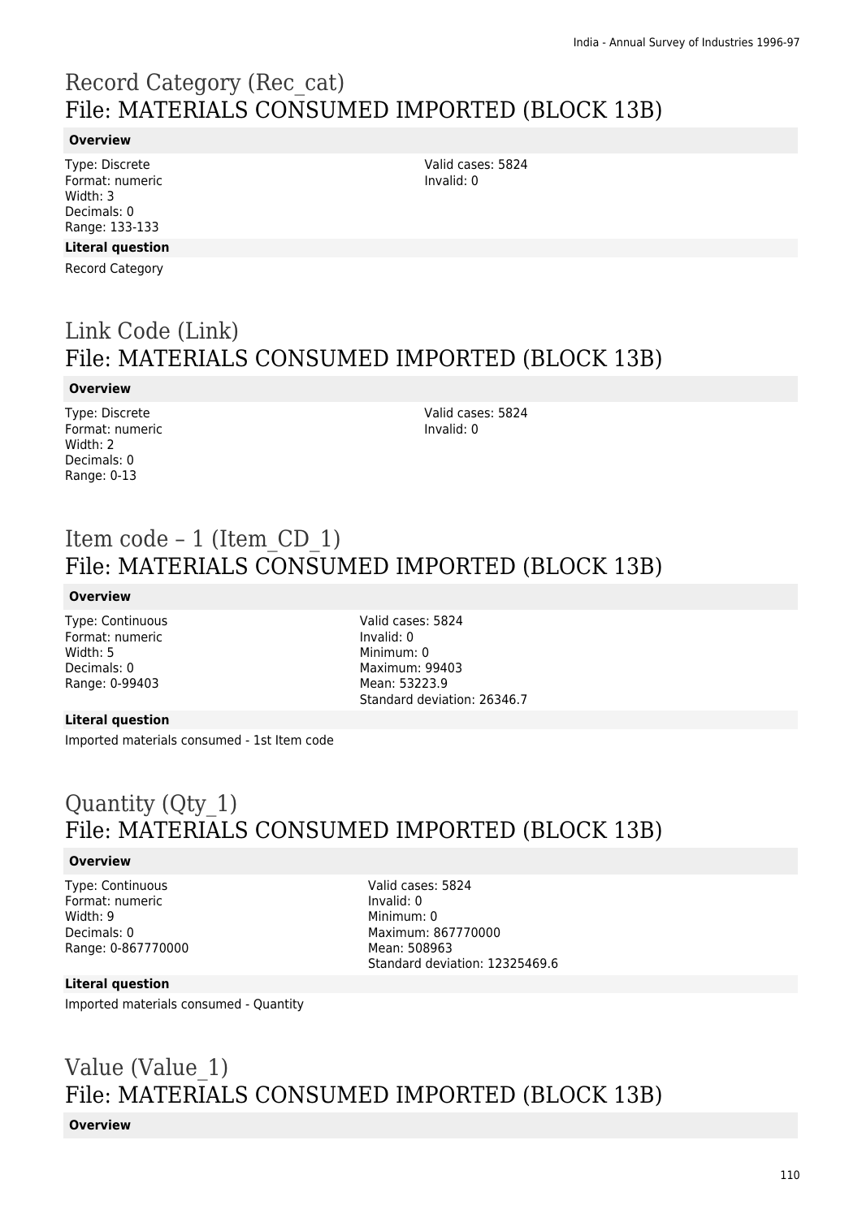# Record Category (Rec_cat)
## File: MATERIALS CONSUMED IMPORTED (BLOCK 13B)

**Overview**

Type: Discrete
Format: numeric
Width: 3
Decimals: 0
Range: 133-133

Valid cases: 5824
Invalid: 0

**Literal question**

Record Category

# Link Code (Link)
## File: MATERIALS CONSUMED IMPORTED (BLOCK 13B)

**Overview**

Type: Discrete
Format: numeric
Width: 2
Decimals: 0
Range: 0-13

Valid cases: 5824
Invalid: 0

# Item code – 1 (Item_CD_1)
## File: MATERIALS CONSUMED IMPORTED (BLOCK 13B)

**Overview**

Type: Continuous
Format: numeric
Width: 5
Decimals: 0
Range: 0-99403

Valid cases: 5824
Invalid: 0
Minimum: 0
Maximum: 99403
Mean: 53223.9
Standard deviation: 26346.7

**Literal question**

Imported materials consumed - 1st Item code

# Quantity (Qty_1)
## File: MATERIALS CONSUMED IMPORTED (BLOCK 13B)

**Overview**

Type: Continuous
Format: numeric
Width: 9
Decimals: 0
Range: 0-867770000

Valid cases: 5824
Invalid: 0
Minimum: 0
Maximum: 867770000
Mean: 508963
Standard deviation: 12325469.6

**Literal question**

Imported materials consumed - Quantity

# Value (Value_1)
## File: MATERIALS CONSUMED IMPORTED (BLOCK 13B)

**Overview**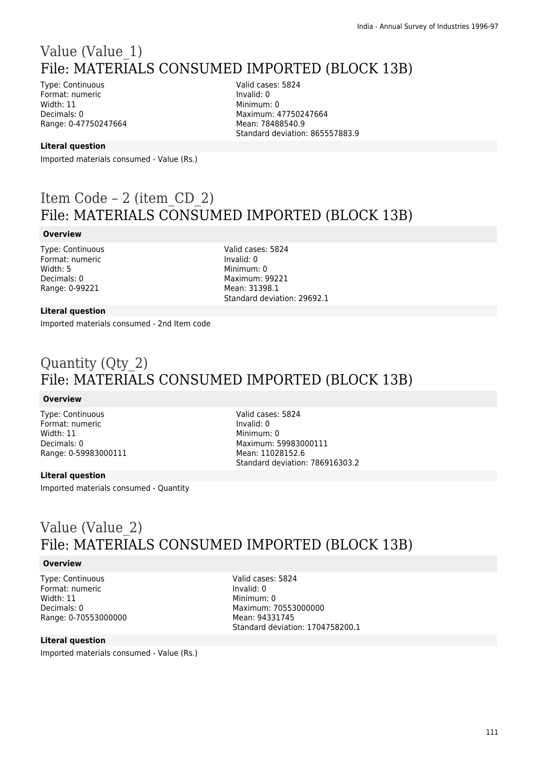# Value (Value_1)
## File: MATERIALS CONSUMED IMPORTED (BLOCK 13B)

Type: Continuous
Format: numeric
Width: 11
Decimals: 0
Range: 0-47750247664

Valid cases: 5824
Invalid: 0
Minimum: 0
Maximum: 47750247664
Mean: 78488540.9
Standard deviation: 865557883.9

**Literal question**

Imported materials consumed - Value (Rs.)

# Item Code – 2 (item_CD_2)
## File: MATERIALS CONSUMED IMPORTED (BLOCK 13B)

**Overview**

Type: Continuous
Format: numeric
Width: 5
Decimals: 0
Range: 0-99221

Valid cases: 5824
Invalid: 0
Minimum: 0
Maximum: 99221
Mean: 31398.1
Standard deviation: 29692.1

**Literal question**

Imported materials consumed - 2nd Item code

# Quantity (Qty_2)
## File: MATERIALS CONSUMED IMPORTED (BLOCK 13B)

**Overview**

Type: Continuous
Format: numeric
Width: 11
Decimals: 0
Range: 0-59983000111

Valid cases: 5824
Invalid: 0
Minimum: 0
Maximum: 59983000111
Mean: 11028152.6
Standard deviation: 786916303.2

**Literal question**

Imported materials consumed - Quantity

# Value (Value_2)
## File: MATERIALS CONSUMED IMPORTED (BLOCK 13B)

**Overview**

Type: Continuous
Format: numeric
Width: 11
Decimals: 0
Range: 0-70553000000

Valid cases: 5824
Invalid: 0
Minimum: 0
Maximum: 70553000000
Mean: 94331745
Standard deviation: 1704758200.1

**Literal question**

Imported materials consumed - Value (Rs.)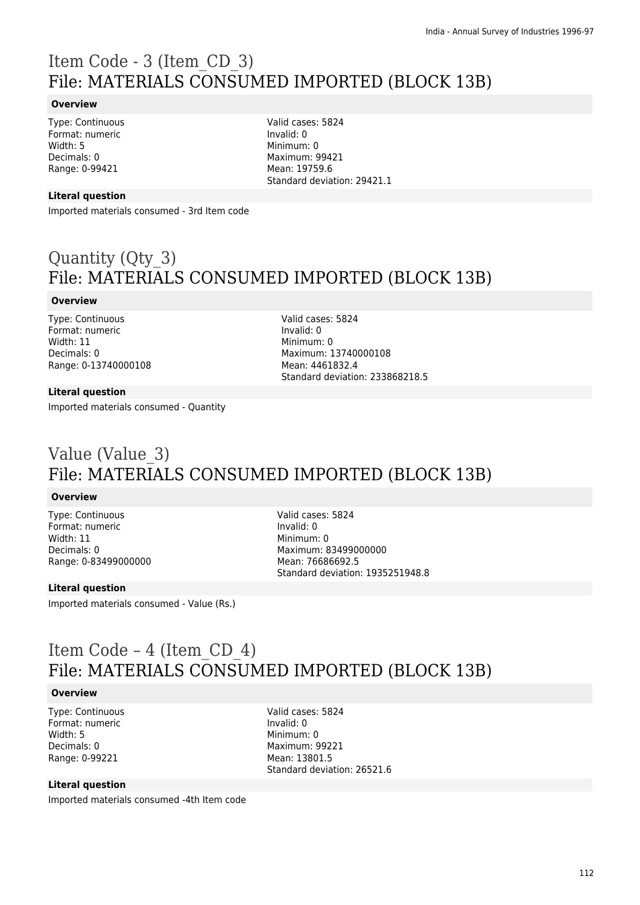# Item Code - 3 (Item_CD_3)
# File: MATERIALS CONSUMED IMPORTED (BLOCK 13B)

**Overview**

Type: Continuous
Format: numeric
Width: 5
Decimals: 0
Range: 0-99421

Valid cases: 5824
Invalid: 0
Minimum: 0
Maximum: 99421
Mean: 19759.6
Standard deviation: 29421.1

**Literal question**

Imported materials consumed - 3rd Item code

# Quantity (Qty_3)
# File: MATERIALS CONSUMED IMPORTED (BLOCK 13B)

**Overview**

Type: Continuous
Format: numeric
Width: 11
Decimals: 0
Range: 0-13740000108

Valid cases: 5824
Invalid: 0
Minimum: 0
Maximum: 13740000108
Mean: 4461832.4
Standard deviation: 233868218.5

**Literal question**

Imported materials consumed - Quantity

# Value (Value_3)
# File: MATERIALS CONSUMED IMPORTED (BLOCK 13B)

**Overview**

Type: Continuous
Format: numeric
Width: 11
Decimals: 0
Range: 0-83499000000

Valid cases: 5824
Invalid: 0
Minimum: 0
Maximum: 83499000000
Mean: 76686692.5
Standard deviation: 1935251948.8

**Literal question**

Imported materials consumed - Value (Rs.)

# Item Code – 4 (Item_CD_4)
# File: MATERIALS CONSUMED IMPORTED (BLOCK 13B)

**Overview**

Type: Continuous
Format: numeric
Width: 5
Decimals: 0
Range: 0-99221

Valid cases: 5824
Invalid: 0
Minimum: 0
Maximum: 99221
Mean: 13801.5
Standard deviation: 26521.6

**Literal question**

Imported materials consumed -4th Item code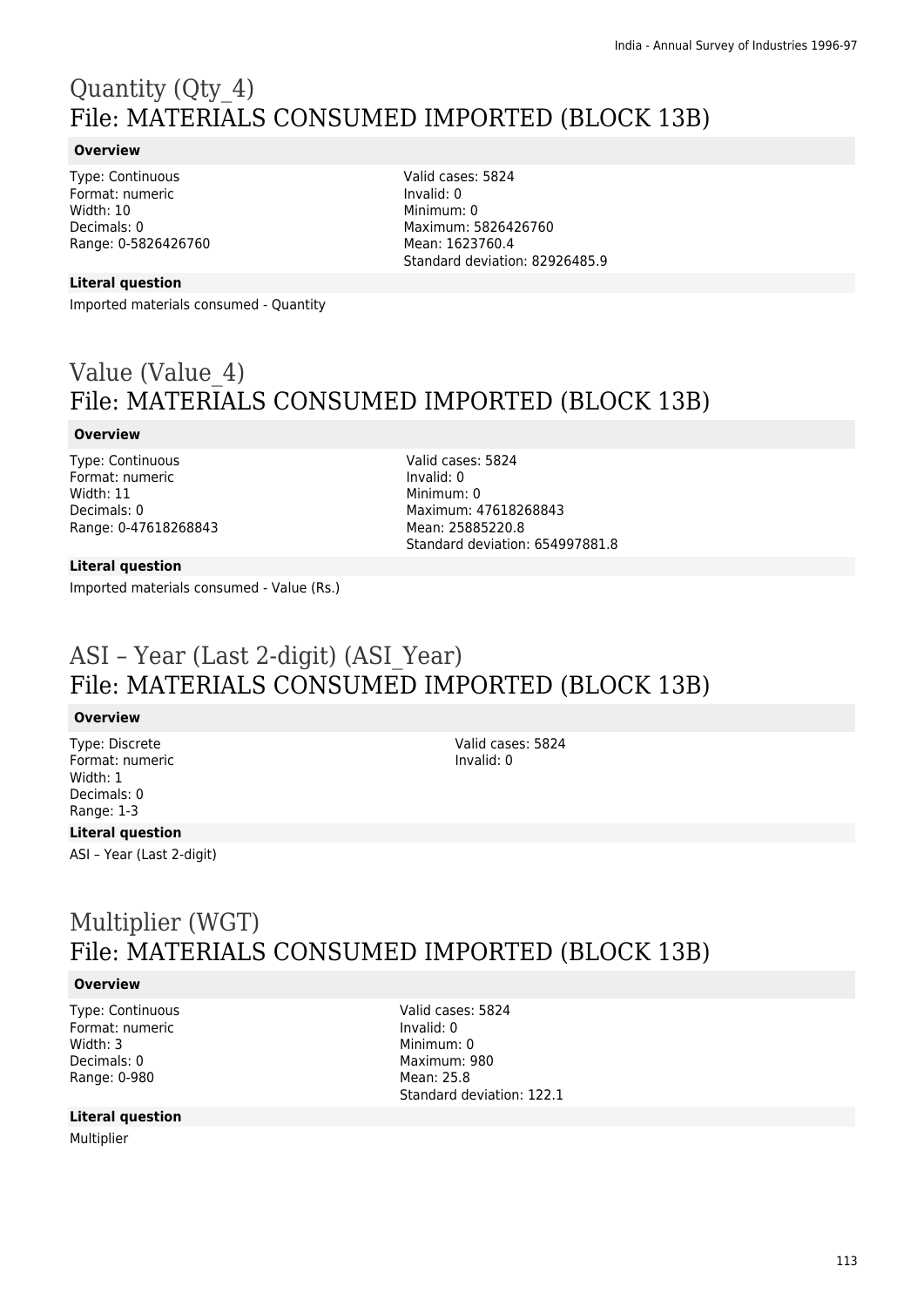# Quantity (Qty_4)
## File: MATERIALS CONSUMED IMPORTED (BLOCK 13B)

**Overview**

Type: Continuous
Format: numeric
Width: 10
Decimals: 0
Range: 0-5826426760

Valid cases: 5824
Invalid: 0
Minimum: 0
Maximum: 5826426760
Mean: 1623760.4
Standard deviation: 82926485.9

**Literal question**

Imported materials consumed - Quantity

# Value (Value_4)
## File: MATERIALS CONSUMED IMPORTED (BLOCK 13B)

**Overview**

Type: Continuous
Format: numeric
Width: 11
Decimals: 0
Range: 0-47618268843

Valid cases: 5824
Invalid: 0
Minimum: 0
Maximum: 47618268843
Mean: 25885220.8
Standard deviation: 654997881.8

**Literal question**

Imported materials consumed - Value (Rs.)

# ASI – Year (Last 2-digit) (ASI_Year)
## File: MATERIALS CONSUMED IMPORTED (BLOCK 13B)

**Overview**

Type: Discrete
Format: numeric
Width: 1
Decimals: 0
Range: 1-3

Valid cases: 5824
Invalid: 0

**Literal question**

ASI – Year (Last 2-digit)

# Multiplier (WGT)
## File: MATERIALS CONSUMED IMPORTED (BLOCK 13B)

**Overview**

Type: Continuous
Format: numeric
Width: 3
Decimals: 0
Range: 0-980

Valid cases: 5824
Invalid: 0
Minimum: 0
Maximum: 980
Mean: 25.8
Standard deviation: 122.1

**Literal question**

Multiplier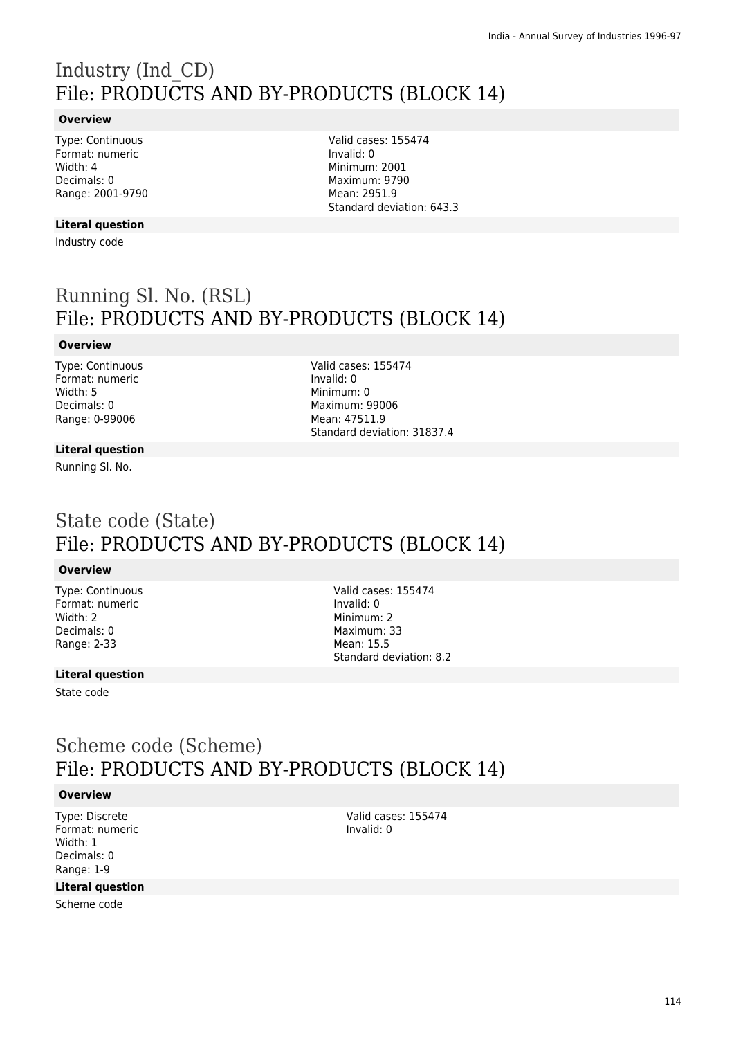# Industry (Ind_CD)
## File: PRODUCTS AND BY-PRODUCTS (BLOCK 14)

### Overview

Type: Continuous
Format: numeric
Width: 4
Decimals: 0
Range: 2001-9790

Valid cases: 155474
Invalid: 0
Minimum: 2001
Maximum: 9790
Mean: 2951.9
Standard deviation: 643.3

### Literal question

Industry code

# Running Sl. No. (RSL)
## File: PRODUCTS AND BY-PRODUCTS (BLOCK 14)

### Overview

Type: Continuous
Format: numeric
Width: 5
Decimals: 0
Range: 0-99006

Valid cases: 155474
Invalid: 0
Minimum: 0
Maximum: 99006
Mean: 47511.9
Standard deviation: 31837.4

### Literal question

Running Sl. No.

# State code (State)
## File: PRODUCTS AND BY-PRODUCTS (BLOCK 14)

### Overview

Type: Continuous
Format: numeric
Width: 2
Decimals: 0
Range: 2-33

Valid cases: 155474
Invalid: 0
Minimum: 2
Maximum: 33
Mean: 15.5
Standard deviation: 8.2

### Literal question

State code

# Scheme code (Scheme)
## File: PRODUCTS AND BY-PRODUCTS (BLOCK 14)

### Overview

Type: Discrete
Format: numeric
Width: 1
Decimals: 0
Range: 1-9

Valid cases: 155474
Invalid: 0

### Literal question

Scheme code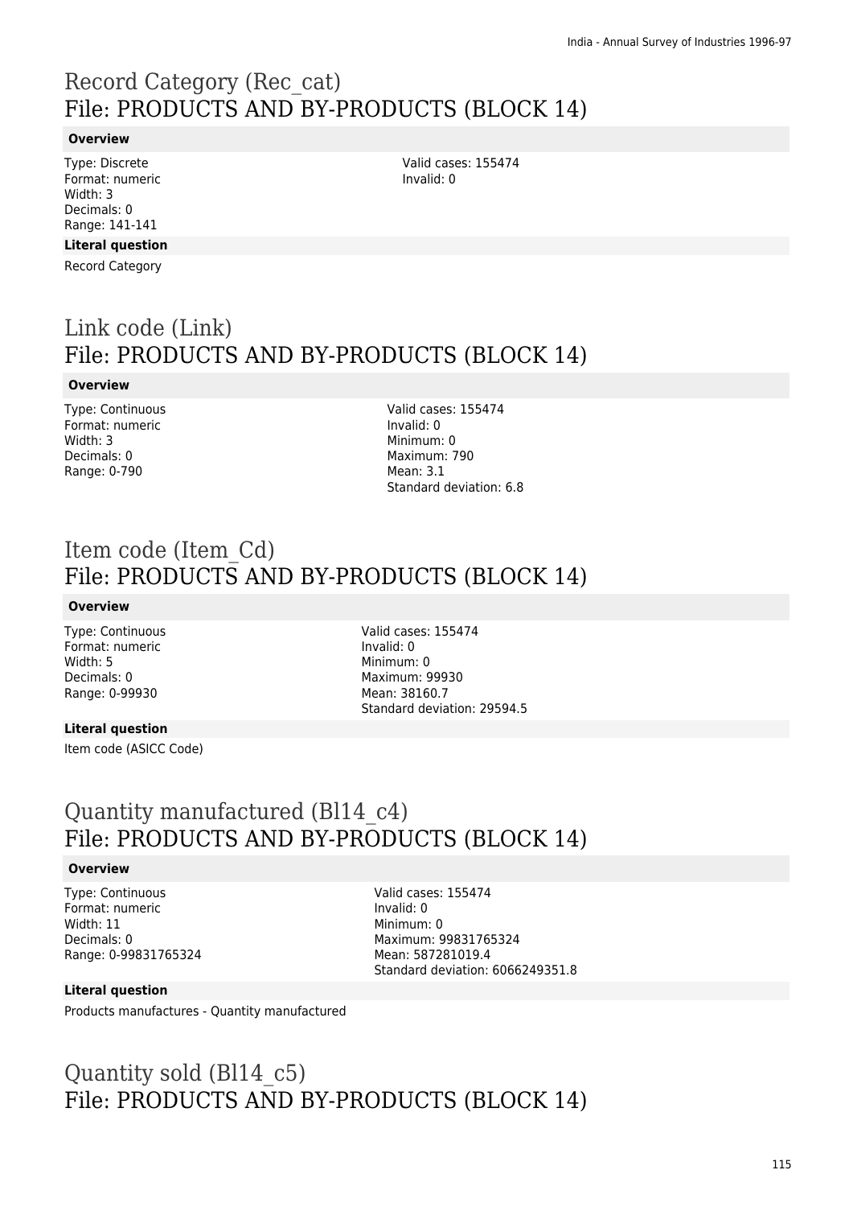# Record Category (Rec_cat)
File: PRODUCTS AND BY-PRODUCTS (BLOCK 14)

**Overview**

Type: Discrete
Format: numeric
Width: 3
Decimals: 0
Range: 141-141

Valid cases: 155474
Invalid: 0

**Literal question**

Record Category

# Link code (Link)
File: PRODUCTS AND BY-PRODUCTS (BLOCK 14)

**Overview**

Type: Continuous
Format: numeric
Width: 3
Decimals: 0
Range: 0-790

Valid cases: 155474
Invalid: 0
Minimum: 0
Maximum: 790
Mean: 3.1
Standard deviation: 6.8

# Item code (Item_Cd)
File: PRODUCTS AND BY-PRODUCTS (BLOCK 14)

**Overview**

Type: Continuous
Format: numeric
Width: 5
Decimals: 0
Range: 0-99930

Valid cases: 155474
Invalid: 0
Minimum: 0
Maximum: 99930
Mean: 38160.7
Standard deviation: 29594.5

**Literal question**

Item code (ASICC Code)

# Quantity manufactured (Bl14_c4)
File: PRODUCTS AND BY-PRODUCTS (BLOCK 14)

**Overview**

Type: Continuous
Format: numeric
Width: 11
Decimals: 0
Range: 0-99831765324

Valid cases: 155474
Invalid: 0
Minimum: 0
Maximum: 99831765324
Mean: 587281019.4
Standard deviation: 6066249351.8

**Literal question**

Products manufactures - Quantity manufactured

# Quantity sold (Bl14_c5)
File: PRODUCTS AND BY-PRODUCTS (BLOCK 14)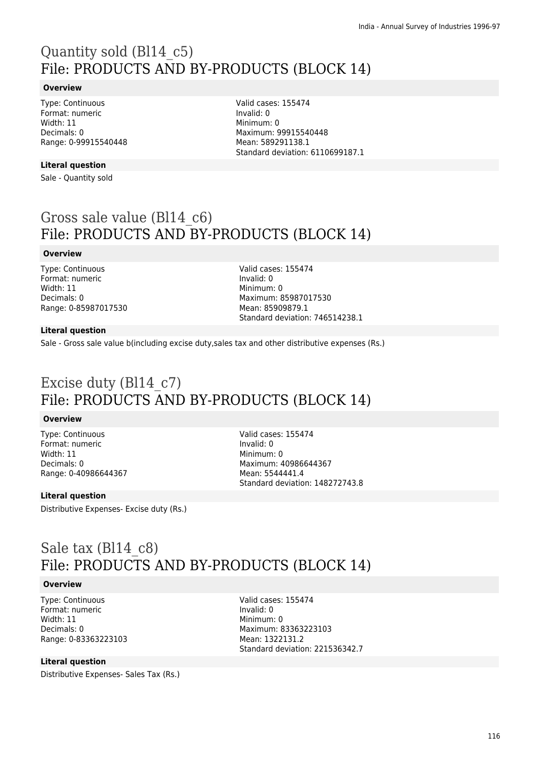# Quantity sold (Bl14_c5)
## File: PRODUCTS AND BY-PRODUCTS (BLOCK 14)

### Overview

Type: Continuous
Format: numeric
Width: 11
Decimals: 0
Range: 0-99915540448

Valid cases: 155474
Invalid: 0
Minimum: 0
Maximum: 99915540448
Mean: 589291138.1
Standard deviation: 6110699187.1

### Literal question

Sale - Quantity sold

# Gross sale value (Bl14_c6)
## File: PRODUCTS AND BY-PRODUCTS (BLOCK 14)

### Overview

Type: Continuous
Format: numeric
Width: 11
Decimals: 0
Range: 0-85987017530

Valid cases: 155474
Invalid: 0
Minimum: 0
Maximum: 85987017530
Mean: 85909879.1
Standard deviation: 746514238.1

### Literal question

Sale - Gross sale value b(including excise duty,sales tax and other distributive expenses (Rs.)

# Excise duty (Bl14_c7)
## File: PRODUCTS AND BY-PRODUCTS (BLOCK 14)

### Overview

Type: Continuous
Format: numeric
Width: 11
Decimals: 0
Range: 0-40986644367

Valid cases: 155474
Invalid: 0
Minimum: 0
Maximum: 40986644367
Mean: 5544441.4
Standard deviation: 148272743.8

### Literal question

Distributive Expenses- Excise duty (Rs.)

# Sale tax (Bl14_c8)
## File: PRODUCTS AND BY-PRODUCTS (BLOCK 14)

### Overview

Type: Continuous
Format: numeric
Width: 11
Decimals: 0
Range: 0-83363223103

Valid cases: 155474
Invalid: 0
Minimum: 0
Maximum: 83363223103
Mean: 1322131.2
Standard deviation: 221536342.7

### Literal question

Distributive Expenses- Sales Tax (Rs.)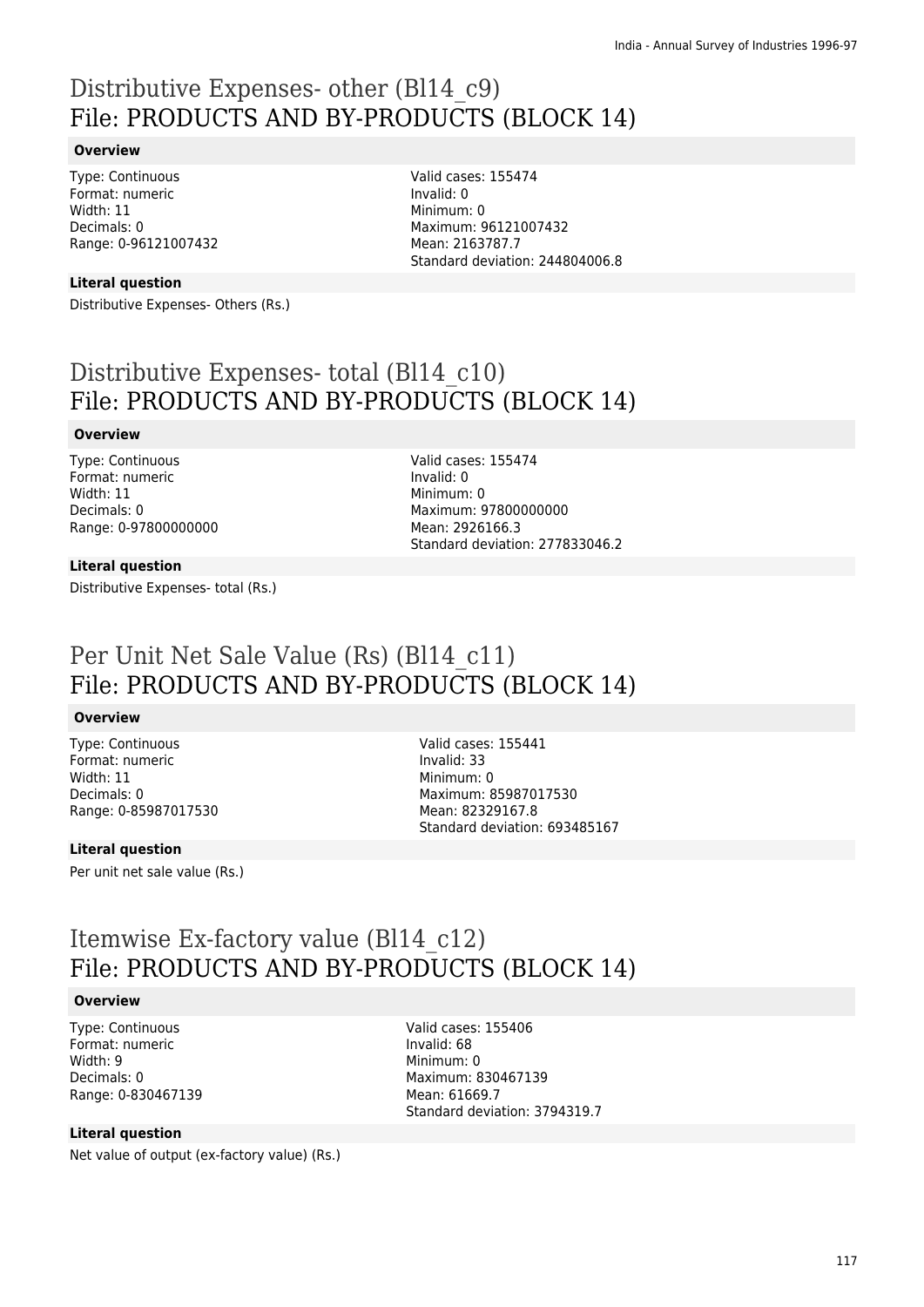# Distributive Expenses- other (Bl14_c9)
# File: PRODUCTS AND BY-PRODUCTS (BLOCK 14)

**Overview**

Type: Continuous
Format: numeric
Width: 11
Decimals: 0
Range: 0-96121007432

Valid cases: 155474
Invalid: 0
Minimum: 0
Maximum: 96121007432
Mean: 2163787.7
Standard deviation: 244804006.8

**Literal question**

Distributive Expenses- Others (Rs.)

# Distributive Expenses- total (Bl14_c10)
# File: PRODUCTS AND BY-PRODUCTS (BLOCK 14)

**Overview**

Type: Continuous
Format: numeric
Width: 11
Decimals: 0
Range: 0-97800000000

Valid cases: 155474
Invalid: 0
Minimum: 0
Maximum: 97800000000
Mean: 2926166.3
Standard deviation: 277833046.2

**Literal question**

Distributive Expenses- total (Rs.)

# Per Unit Net Sale Value (Rs) (Bl14_c11)
# File: PRODUCTS AND BY-PRODUCTS (BLOCK 14)

**Overview**

Type: Continuous
Format: numeric
Width: 11
Decimals: 0
Range: 0-85987017530

Valid cases: 155441
Invalid: 33
Minimum: 0
Maximum: 85987017530
Mean: 82329167.8
Standard deviation: 693485167

**Literal question**

Per unit net sale value (Rs.)

# Itemwise Ex-factory value (Bl14_c12)
# File: PRODUCTS AND BY-PRODUCTS (BLOCK 14)

**Overview**

Type: Continuous
Format: numeric
Width: 9
Decimals: 0
Range: 0-830467139

Valid cases: 155406
Invalid: 68
Minimum: 0
Maximum: 830467139
Mean: 61669.7
Standard deviation: 3794319.7

**Literal question**

Net value of output (ex-factory value) (Rs.)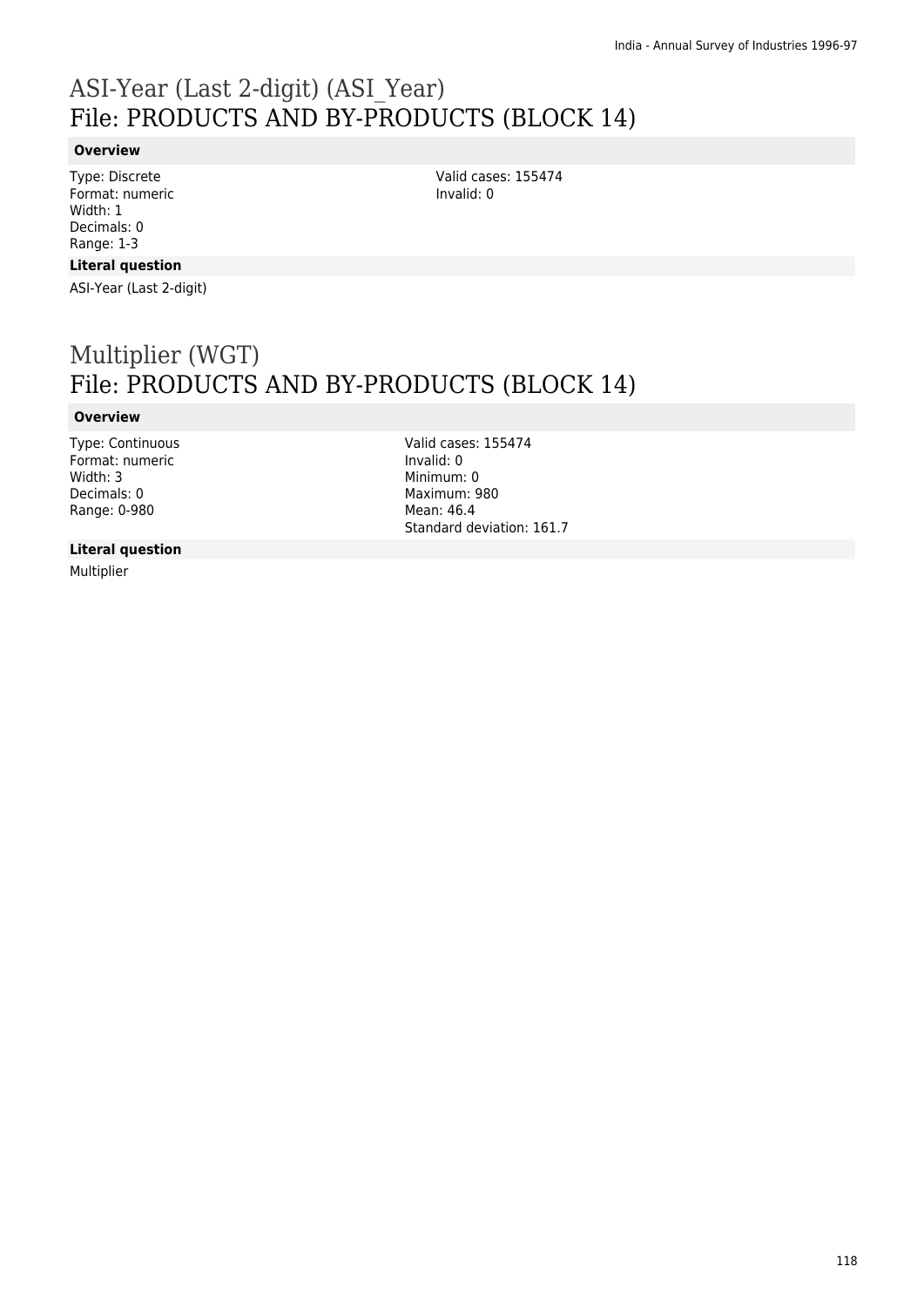# ASI-Year (Last 2-digit) (ASI_Year)
## File: PRODUCTS AND BY-PRODUCTS (BLOCK 14)

### Overview

Type: Discrete
Format: numeric
Width: 1
Decimals: 0
Range: 1-3

Valid cases: 155474
Invalid: 0

### Literal question

ASI-Year (Last 2-digit)

# Multiplier (WGT)
## File: PRODUCTS AND BY-PRODUCTS (BLOCK 14)

### Overview

Type: Continuous
Format: numeric
Width: 3
Decimals: 0
Range: 0-980

Valid cases: 155474
Invalid: 0
Minimum: 0
Maximum: 980
Mean: 46.4
Standard deviation: 161.7

### Literal question

Multiplier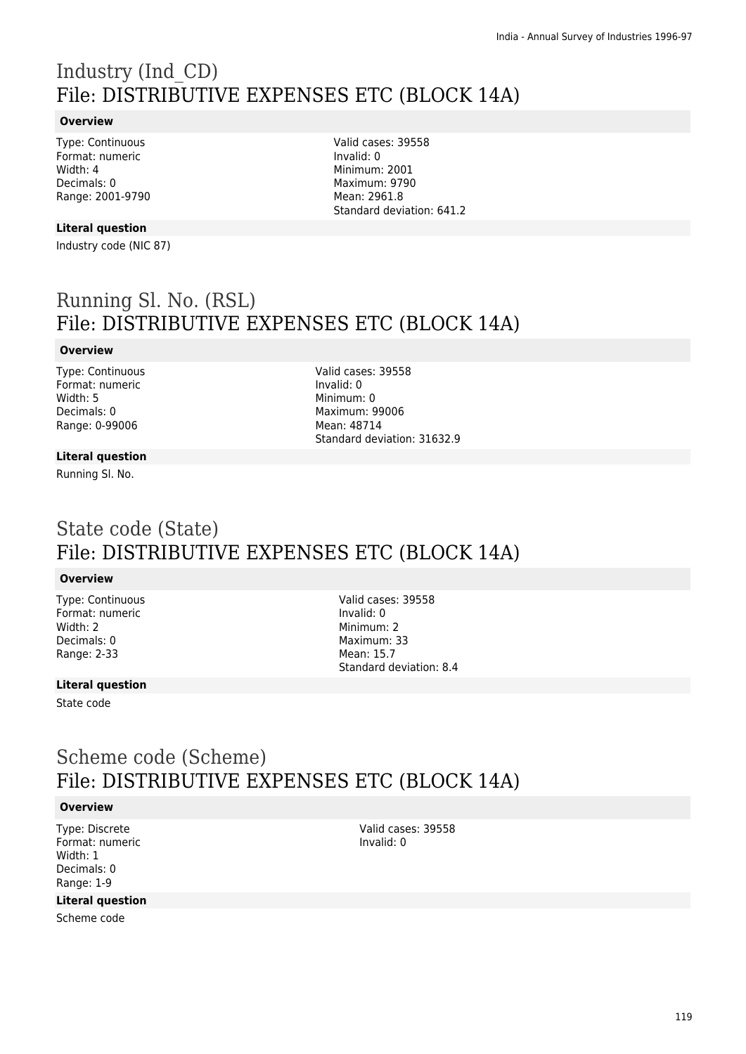# Industry (Ind_CD)
## File: DISTRIBUTIVE EXPENSES ETC (BLOCK 14A)

### Overview

Type: Continuous
Format: numeric
Width: 4
Decimals: 0
Range: 2001-9790

Valid cases: 39558
Invalid: 0
Minimum: 2001
Maximum: 9790
Mean: 2961.8
Standard deviation: 641.2

### Literal question

Industry code (NIC 87)

# Running Sl. No. (RSL)
## File: DISTRIBUTIVE EXPENSES ETC (BLOCK 14A)

### Overview

Type: Continuous
Format: numeric
Width: 5
Decimals: 0
Range: 0-99006

Valid cases: 39558
Invalid: 0
Minimum: 0
Maximum: 99006
Mean: 48714
Standard deviation: 31632.9

### Literal question

Running Sl. No.

# State code (State)
## File: DISTRIBUTIVE EXPENSES ETC (BLOCK 14A)

### Overview

Type: Continuous
Format: numeric
Width: 2
Decimals: 0
Range: 2-33

Valid cases: 39558
Invalid: 0
Minimum: 2
Maximum: 33
Mean: 15.7
Standard deviation: 8.4

### Literal question

State code

# Scheme code (Scheme)
## File: DISTRIBUTIVE EXPENSES ETC (BLOCK 14A)

### Overview

Type: Discrete
Format: numeric
Width: 1
Decimals: 0
Range: 1-9

Valid cases: 39558
Invalid: 0

### Literal question

Scheme code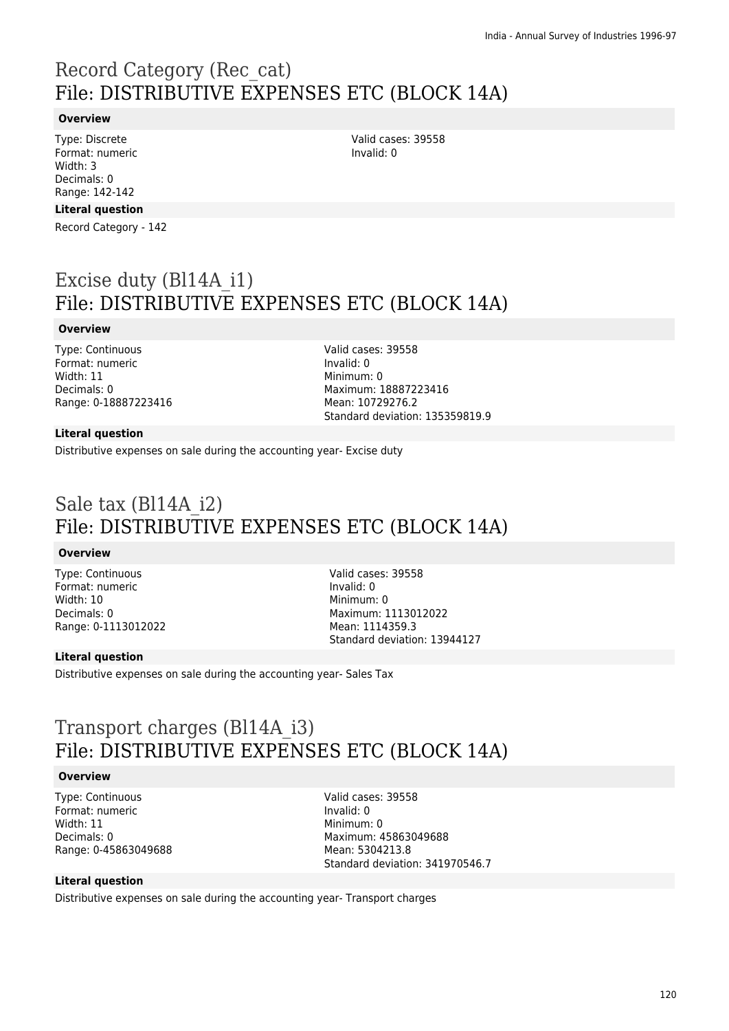# Record Category (Rec_cat)
# File: DISTRIBUTIVE EXPENSES ETC (BLOCK 14A)

**Overview**

Type: Discrete
Format: numeric
Width: 3
Decimals: 0
Range: 142-142

Valid cases: 39558
Invalid: 0

**Literal question**

Record Category - 142

# Excise duty (Bl14A_i1)
# File: DISTRIBUTIVE EXPENSES ETC (BLOCK 14A)

**Overview**

Type: Continuous
Format: numeric
Width: 11
Decimals: 0
Range: 0-18887223416

Valid cases: 39558
Invalid: 0
Minimum: 0
Maximum: 18887223416
Mean: 10729276.2
Standard deviation: 135359819.9

**Literal question**

Distributive expenses on sale during the accounting year- Excise duty

# Sale tax (Bl14A_i2)
# File: DISTRIBUTIVE EXPENSES ETC (BLOCK 14A)

**Overview**

Type: Continuous
Format: numeric
Width: 10
Decimals: 0
Range: 0-1113012022

Valid cases: 39558
Invalid: 0
Minimum: 0
Maximum: 1113012022
Mean: 1114359.3
Standard deviation: 13944127

**Literal question**

Distributive expenses on sale during the accounting year- Sales Tax

# Transport charges (Bl14A_i3)
# File: DISTRIBUTIVE EXPENSES ETC (BLOCK 14A)

**Overview**

Type: Continuous
Format: numeric
Width: 11
Decimals: 0
Range: 0-45863049688

Valid cases: 39558
Invalid: 0
Minimum: 0
Maximum: 45863049688
Mean: 5304213.8
Standard deviation: 341970546.7

**Literal question**

Distributive expenses on sale during the accounting year- Transport charges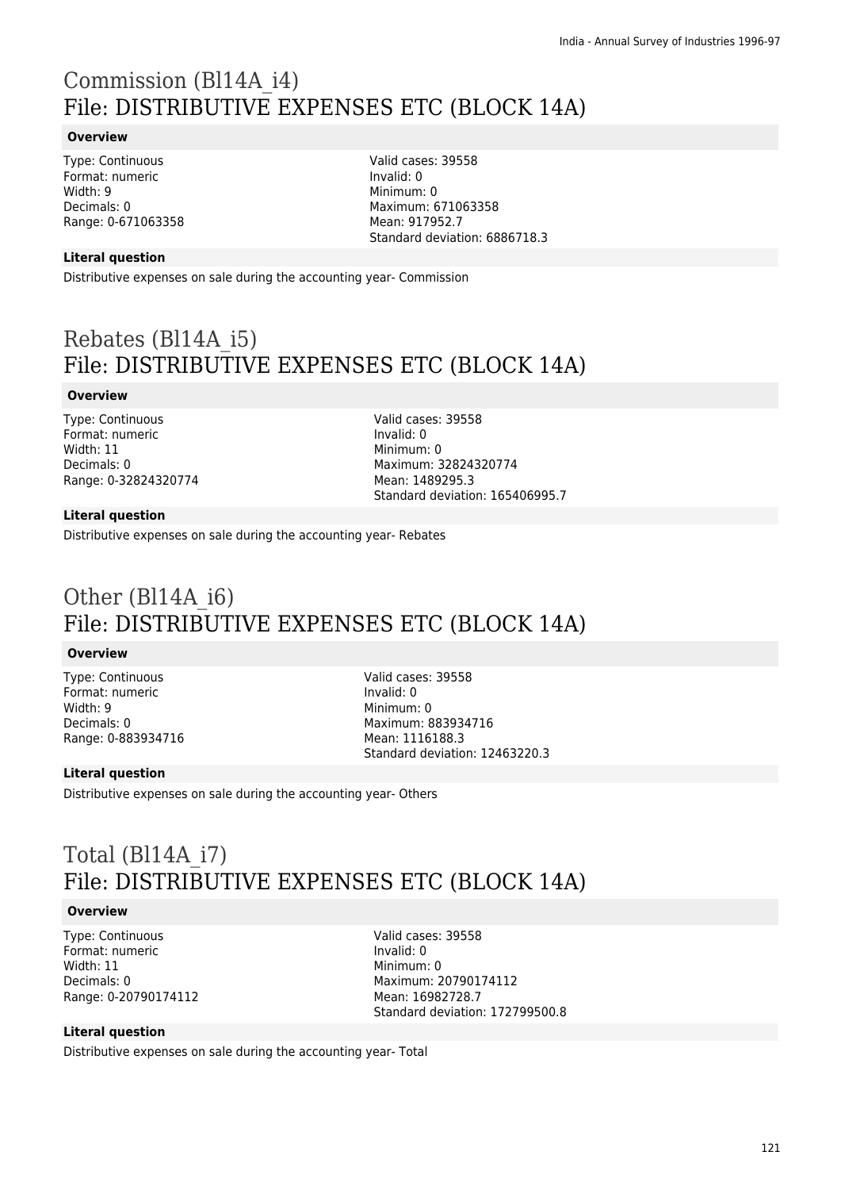# Commission (Bl14A_i4)
# File: DISTRIBUTIVE EXPENSES ETC (BLOCK 14A)

**Overview**

Type: Continuous
Format: numeric
Width: 9
Decimals: 0
Range: 0-671063358

Valid cases: 39558
Invalid: 0
Minimum: 0
Maximum: 671063358
Mean: 917952.7
Standard deviation: 6886718.3

**Literal question**

Distributive expenses on sale during the accounting year- Commission

# Rebates (Bl14A_i5)
# File: DISTRIBUTIVE EXPENSES ETC (BLOCK 14A)

**Overview**

Type: Continuous
Format: numeric
Width: 11
Decimals: 0
Range: 0-32824320774

Valid cases: 39558
Invalid: 0
Minimum: 0
Maximum: 32824320774
Mean: 1489295.3
Standard deviation: 165406995.7

**Literal question**

Distributive expenses on sale during the accounting year- Rebates

# Other (Bl14A_i6)
# File: DISTRIBUTIVE EXPENSES ETC (BLOCK 14A)

**Overview**

Type: Continuous
Format: numeric
Width: 9
Decimals: 0
Range: 0-883934716

Valid cases: 39558
Invalid: 0
Minimum: 0
Maximum: 883934716
Mean: 1116188.3
Standard deviation: 12463220.3

**Literal question**

Distributive expenses on sale during the accounting year- Others

# Total (Bl14A_i7)
# File: DISTRIBUTIVE EXPENSES ETC (BLOCK 14A)

**Overview**

Type: Continuous
Format: numeric
Width: 11
Decimals: 0
Range: 0-20790174112

Valid cases: 39558
Invalid: 0
Minimum: 0
Maximum: 20790174112
Mean: 16982728.7
Standard deviation: 172799500.8

**Literal question**

Distributive expenses on sale during the accounting year- Total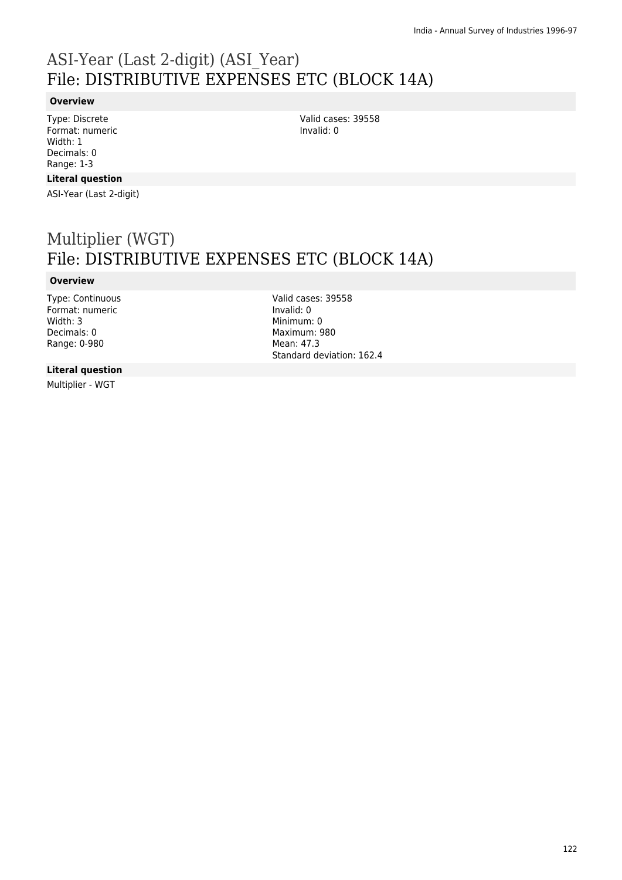# ASI-Year (Last 2-digit) (ASI_Year)
# File: DISTRIBUTIVE EXPENSES ETC (BLOCK 14A)

### Overview

Type: Discrete
Format: numeric
Width: 1
Decimals: 0
Range: 1-3

Valid cases: 39558
Invalid: 0

### Literal question

ASI-Year (Last 2-digit)

# Multiplier (WGT)
# File: DISTRIBUTIVE EXPENSES ETC (BLOCK 14A)

### Overview

Type: Continuous
Format: numeric
Width: 3
Decimals: 0
Range: 0-980

Valid cases: 39558
Invalid: 0
Minimum: 0
Maximum: 980
Mean: 47.3
Standard deviation: 162.4

### Literal question

Multiplier - WGT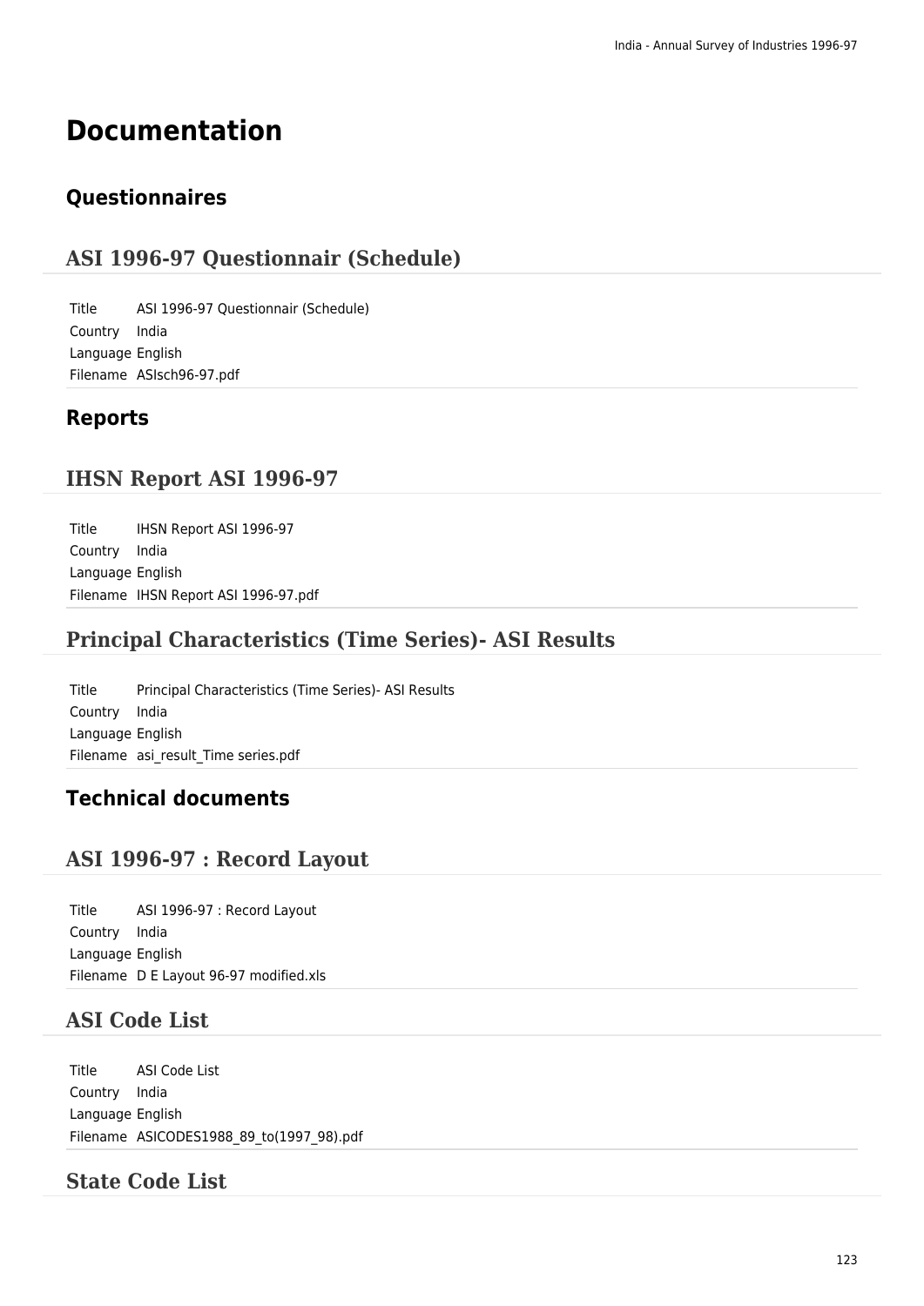# Documentation

## Questionnaires

### ASI 1996-97 Questionnair (Schedule)

| | |
|---|---|
| Title | ASI 1996-97 Questionnair (Schedule) |
| Country | India |
| Language | English |
| Filename | ASIsch96-97.pdf |

## Reports

### IHSN Report ASI 1996-97

| | |
|---|---|
| Title | IHSN Report ASI 1996-97 |
| Country | India |
| Language | English |
| Filename | IHSN Report ASI 1996-97.pdf |

### Principal Characteristics (Time Series)- ASI Results

| | |
|---|---|
| Title | Principal Characteristics (Time Series)- ASI Results |
| Country | India |
| Language | English |
| Filename | asi_result_Time series.pdf |

## Technical documents

### ASI 1996-97 : Record Layout

| | |
|---|---|
| Title | ASI 1996-97 : Record Layout |
| Country | India |
| Language | English |
| Filename | D E Layout 96-97 modified.xls |

### ASI Code List

| | |
|---|---|
| Title | ASI Code List |
| Country | India |
| Language | English |
| Filename | ASICODES1988_89_to(1997_98).pdf |

### State Code List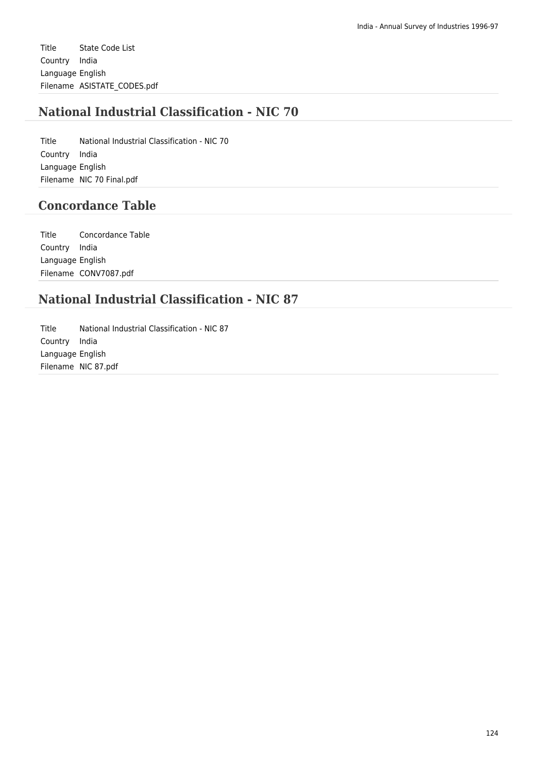| | |
|---|---|
| Title | State Code List |
| Country | India |
| Language | English |
| Filename | ASISTATE_CODES.pdf |

## National Industrial Classification - NIC 70

| | |
|---|---|
| Title | National Industrial Classification - NIC 70 |
| Country | India |
| Language | English |
| Filename | NIC 70 Final.pdf |

## Concordance Table

| | |
|---|---|
| Title | Concordance Table |
| Country | India |
| Language | English |
| Filename | CONV7087.pdf |

## National Industrial Classification - NIC 87

| | |
|---|---|
| Title | National Industrial Classification - NIC 87 |
| Country | India |
| Language | English |
| Filename | NIC 87.pdf |